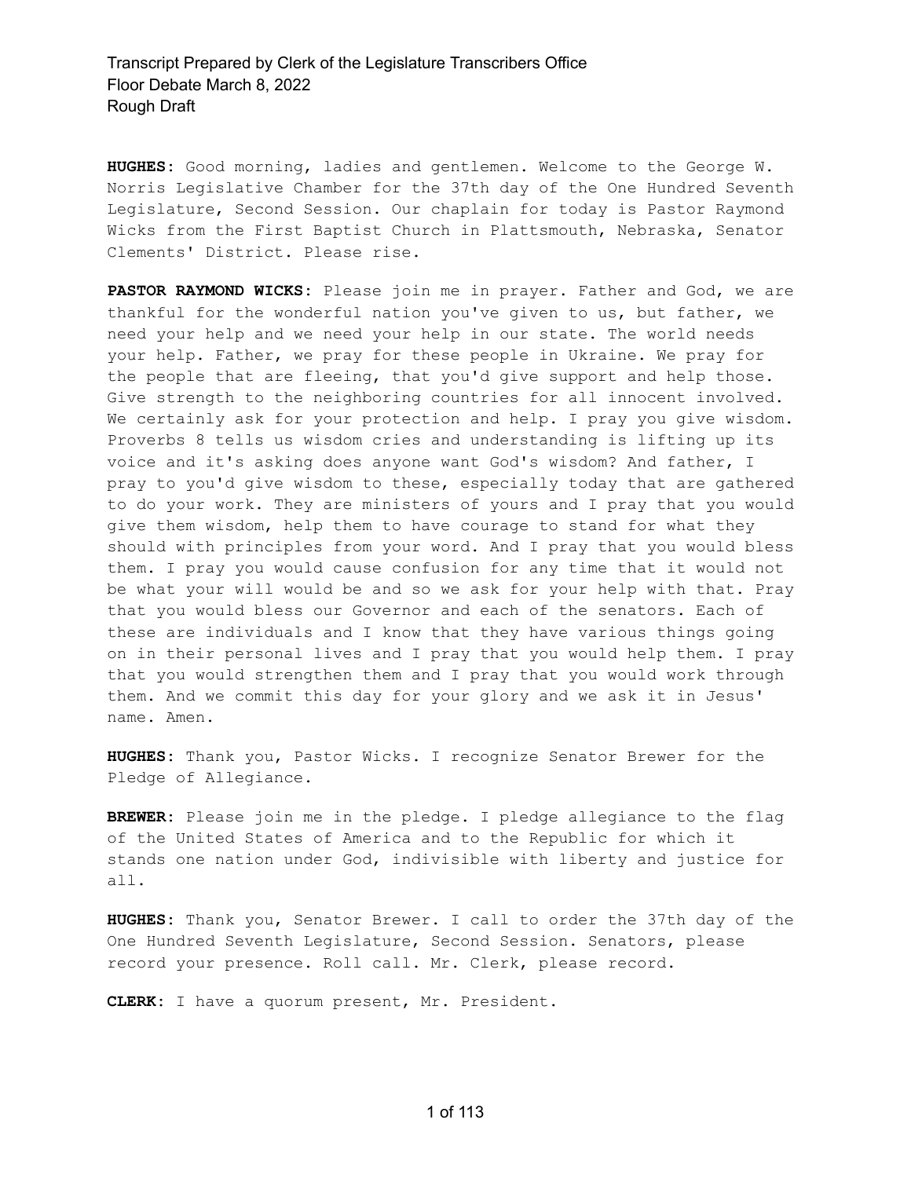**HUGHES:** Good morning, ladies and gentlemen. Welcome to the George W. Norris Legislative Chamber for the 37th day of the One Hundred Seventh Legislature, Second Session. Our chaplain for today is Pastor Raymond Wicks from the First Baptist Church in Plattsmouth, Nebraska, Senator Clements' District. Please rise.

**PASTOR RAYMOND WICKS:** Please join me in prayer. Father and God, we are thankful for the wonderful nation you've given to us, but father, we need your help and we need your help in our state. The world needs your help. Father, we pray for these people in Ukraine. We pray for the people that are fleeing, that you'd give support and help those. Give strength to the neighboring countries for all innocent involved. We certainly ask for your protection and help. I pray you give wisdom. Proverbs 8 tells us wisdom cries and understanding is lifting up its voice and it's asking does anyone want God's wisdom? And father, I pray to you'd give wisdom to these, especially today that are gathered to do your work. They are ministers of yours and I pray that you would give them wisdom, help them to have courage to stand for what they should with principles from your word. And I pray that you would bless them. I pray you would cause confusion for any time that it would not be what your will would be and so we ask for your help with that. Pray that you would bless our Governor and each of the senators. Each of these are individuals and I know that they have various things going on in their personal lives and I pray that you would help them. I pray that you would strengthen them and I pray that you would work through them. And we commit this day for your glory and we ask it in Jesus' name. Amen.

**HUGHES:** Thank you, Pastor Wicks. I recognize Senator Brewer for the Pledge of Allegiance.

**BREWER:** Please join me in the pledge. I pledge allegiance to the flag of the United States of America and to the Republic for which it stands one nation under God, indivisible with liberty and justice for all.

**HUGHES:** Thank you, Senator Brewer. I call to order the 37th day of the One Hundred Seventh Legislature, Second Session. Senators, please record your presence. Roll call. Mr. Clerk, please record.

**CLERK:** I have a quorum present, Mr. President.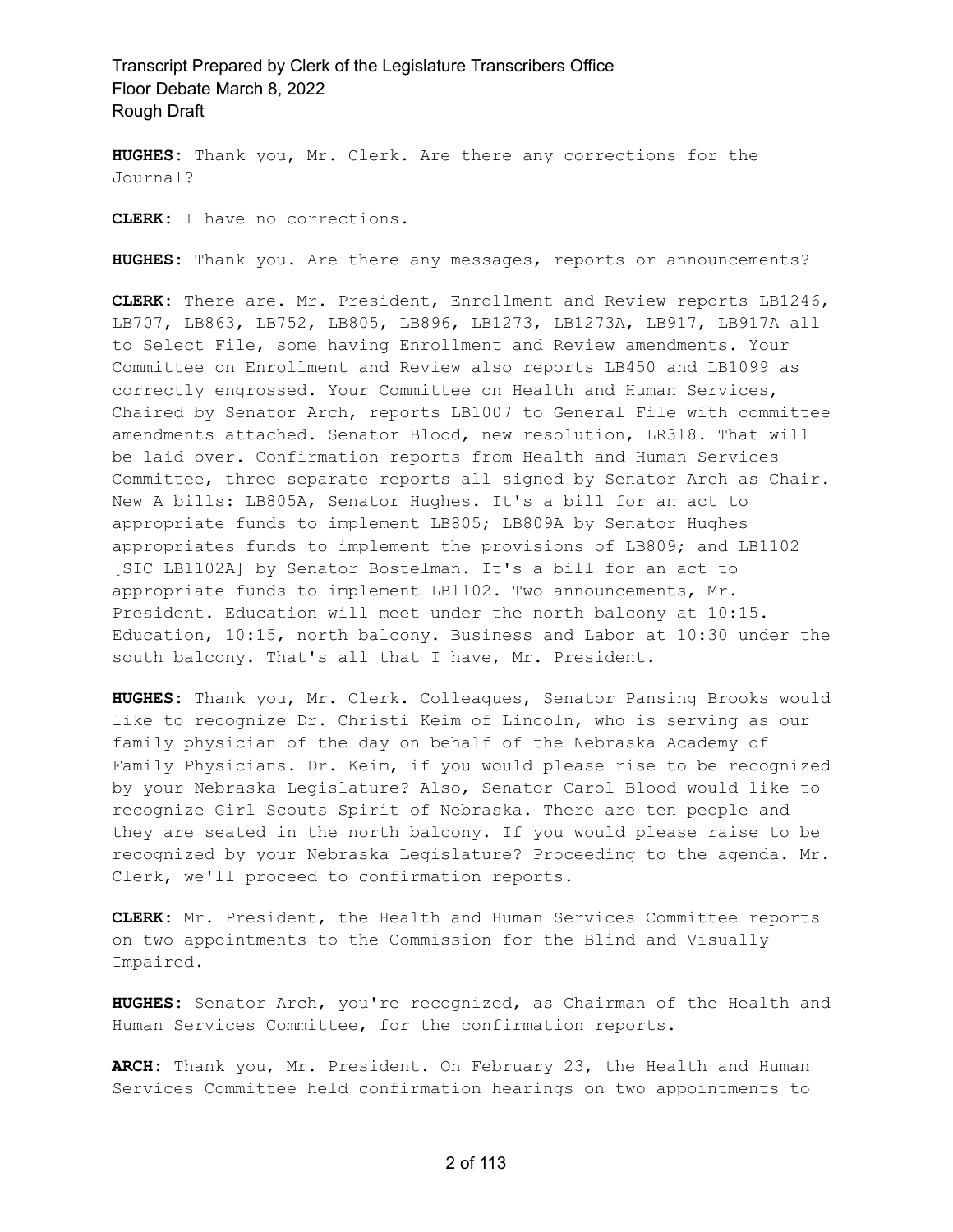**HUGHES:** Thank you, Mr. Clerk. Are there any corrections for the Journal?

**CLERK:** I have no corrections.

**HUGHES:** Thank you. Are there any messages, reports or announcements?

**CLERK:** There are. Mr. President, Enrollment and Review reports LB1246, LB707, LB863, LB752, LB805, LB896, LB1273, LB1273A, LB917, LB917A all to Select File, some having Enrollment and Review amendments. Your Committee on Enrollment and Review also reports LB450 and LB1099 as correctly engrossed. Your Committee on Health and Human Services, Chaired by Senator Arch, reports LB1007 to General File with committee amendments attached. Senator Blood, new resolution, LR318. That will be laid over. Confirmation reports from Health and Human Services Committee, three separate reports all signed by Senator Arch as Chair. New A bills: LB805A, Senator Hughes. It's a bill for an act to appropriate funds to implement LB805; LB809A by Senator Hughes appropriates funds to implement the provisions of LB809; and LB1102 [SIC LB1102A] by Senator Bostelman. It's a bill for an act to appropriate funds to implement LB1102. Two announcements, Mr. President. Education will meet under the north balcony at 10:15. Education, 10:15, north balcony. Business and Labor at 10:30 under the south balcony. That's all that I have, Mr. President.

**HUGHES:** Thank you, Mr. Clerk. Colleagues, Senator Pansing Brooks would like to recognize Dr. Christi Keim of Lincoln, who is serving as our family physician of the day on behalf of the Nebraska Academy of Family Physicians. Dr. Keim, if you would please rise to be recognized by your Nebraska Legislature? Also, Senator Carol Blood would like to recognize Girl Scouts Spirit of Nebraska. There are ten people and they are seated in the north balcony. If you would please raise to be recognized by your Nebraska Legislature? Proceeding to the agenda. Mr. Clerk, we'll proceed to confirmation reports.

**CLERK:** Mr. President, the Health and Human Services Committee reports on two appointments to the Commission for the Blind and Visually Impaired.

**HUGHES:** Senator Arch, you're recognized, as Chairman of the Health and Human Services Committee, for the confirmation reports.

**ARCH:** Thank you, Mr. President. On February 23, the Health and Human Services Committee held confirmation hearings on two appointments to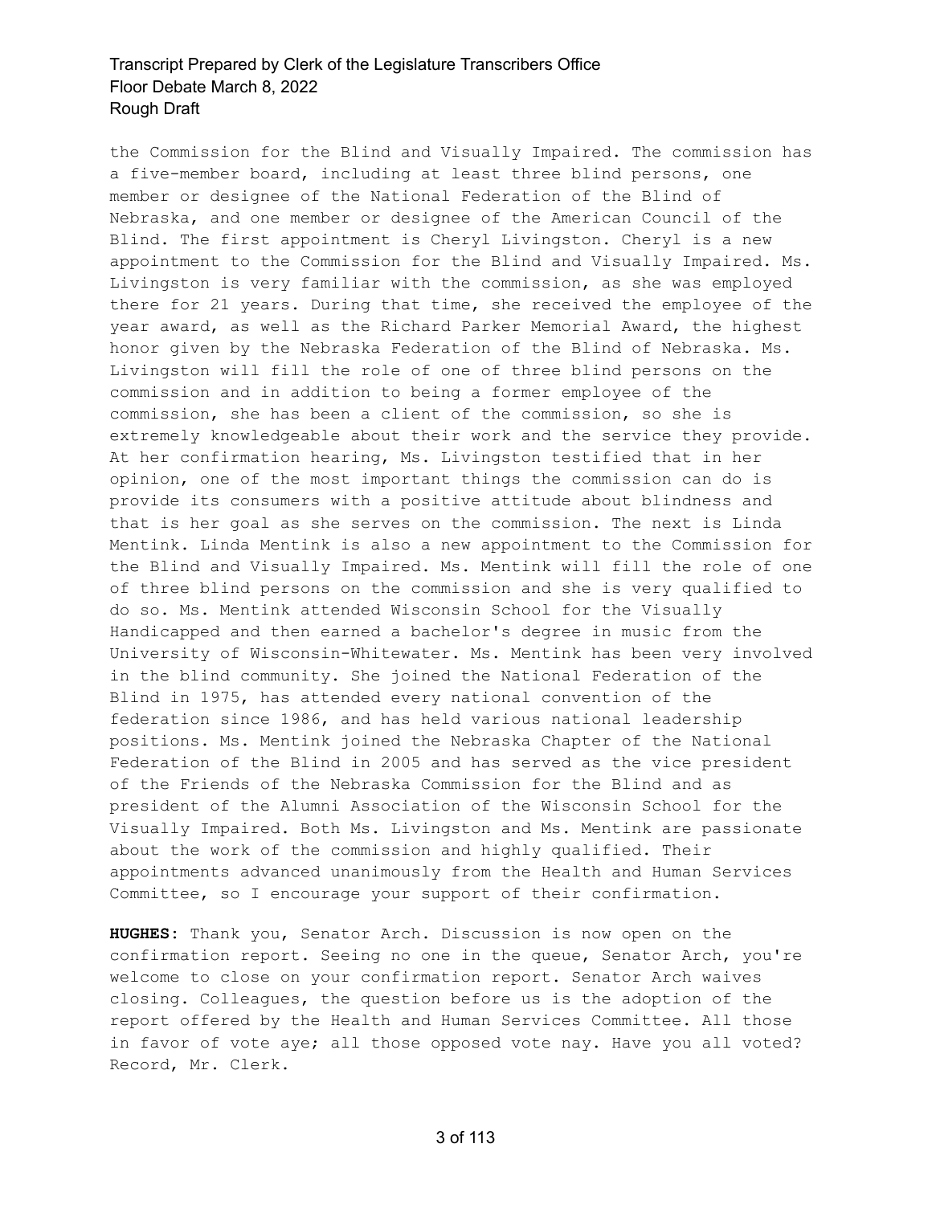the Commission for the Blind and Visually Impaired. The commission has a five-member board, including at least three blind persons, one member or designee of the National Federation of the Blind of Nebraska, and one member or designee of the American Council of the Blind. The first appointment is Cheryl Livingston. Cheryl is a new appointment to the Commission for the Blind and Visually Impaired. Ms. Livingston is very familiar with the commission, as she was employed there for 21 years. During that time, she received the employee of the year award, as well as the Richard Parker Memorial Award, the highest honor given by the Nebraska Federation of the Blind of Nebraska. Ms. Livingston will fill the role of one of three blind persons on the commission and in addition to being a former employee of the commission, she has been a client of the commission, so she is extremely knowledgeable about their work and the service they provide. At her confirmation hearing, Ms. Livingston testified that in her opinion, one of the most important things the commission can do is provide its consumers with a positive attitude about blindness and that is her goal as she serves on the commission. The next is Linda Mentink. Linda Mentink is also a new appointment to the Commission for the Blind and Visually Impaired. Ms. Mentink will fill the role of one of three blind persons on the commission and she is very qualified to do so. Ms. Mentink attended Wisconsin School for the Visually Handicapped and then earned a bachelor's degree in music from the University of Wisconsin-Whitewater. Ms. Mentink has been very involved in the blind community. She joined the National Federation of the Blind in 1975, has attended every national convention of the federation since 1986, and has held various national leadership positions. Ms. Mentink joined the Nebraska Chapter of the National Federation of the Blind in 2005 and has served as the vice president of the Friends of the Nebraska Commission for the Blind and as president of the Alumni Association of the Wisconsin School for the Visually Impaired. Both Ms. Livingston and Ms. Mentink are passionate about the work of the commission and highly qualified. Their appointments advanced unanimously from the Health and Human Services Committee, so I encourage your support of their confirmation.

**HUGHES:** Thank you, Senator Arch. Discussion is now open on the confirmation report. Seeing no one in the queue, Senator Arch, you're welcome to close on your confirmation report. Senator Arch waives closing. Colleagues, the question before us is the adoption of the report offered by the Health and Human Services Committee. All those in favor of vote aye; all those opposed vote nay. Have you all voted? Record, Mr. Clerk.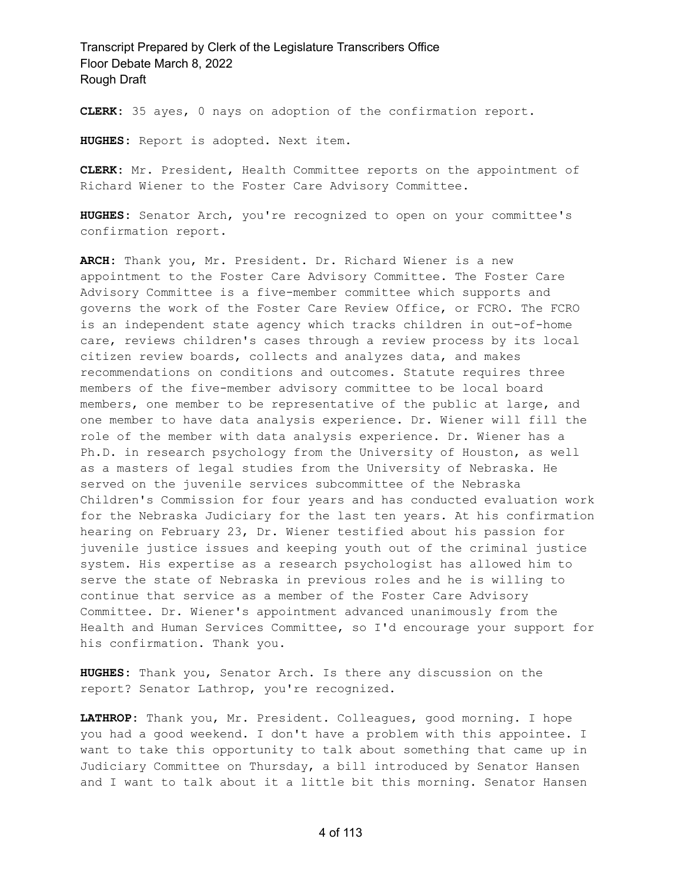**CLERK:** 35 ayes, 0 nays on adoption of the confirmation report.

**HUGHES:** Report is adopted. Next item.

**CLERK:** Mr. President, Health Committee reports on the appointment of Richard Wiener to the Foster Care Advisory Committee.

**HUGHES:** Senator Arch, you're recognized to open on your committee's confirmation report.

**ARCH:** Thank you, Mr. President. Dr. Richard Wiener is a new appointment to the Foster Care Advisory Committee. The Foster Care Advisory Committee is a five-member committee which supports and governs the work of the Foster Care Review Office, or FCRO. The FCRO is an independent state agency which tracks children in out-of-home care, reviews children's cases through a review process by its local citizen review boards, collects and analyzes data, and makes recommendations on conditions and outcomes. Statute requires three members of the five-member advisory committee to be local board members, one member to be representative of the public at large, and one member to have data analysis experience. Dr. Wiener will fill the role of the member with data analysis experience. Dr. Wiener has a Ph.D. in research psychology from the University of Houston, as well as a masters of legal studies from the University of Nebraska. He served on the juvenile services subcommittee of the Nebraska Children's Commission for four years and has conducted evaluation work for the Nebraska Judiciary for the last ten years. At his confirmation hearing on February 23, Dr. Wiener testified about his passion for juvenile justice issues and keeping youth out of the criminal justice system. His expertise as a research psychologist has allowed him to serve the state of Nebraska in previous roles and he is willing to continue that service as a member of the Foster Care Advisory Committee. Dr. Wiener's appointment advanced unanimously from the Health and Human Services Committee, so I'd encourage your support for his confirmation. Thank you.

**HUGHES:** Thank you, Senator Arch. Is there any discussion on the report? Senator Lathrop, you're recognized.

**LATHROP:** Thank you, Mr. President. Colleagues, good morning. I hope you had a good weekend. I don't have a problem with this appointee. I want to take this opportunity to talk about something that came up in Judiciary Committee on Thursday, a bill introduced by Senator Hansen and I want to talk about it a little bit this morning. Senator Hansen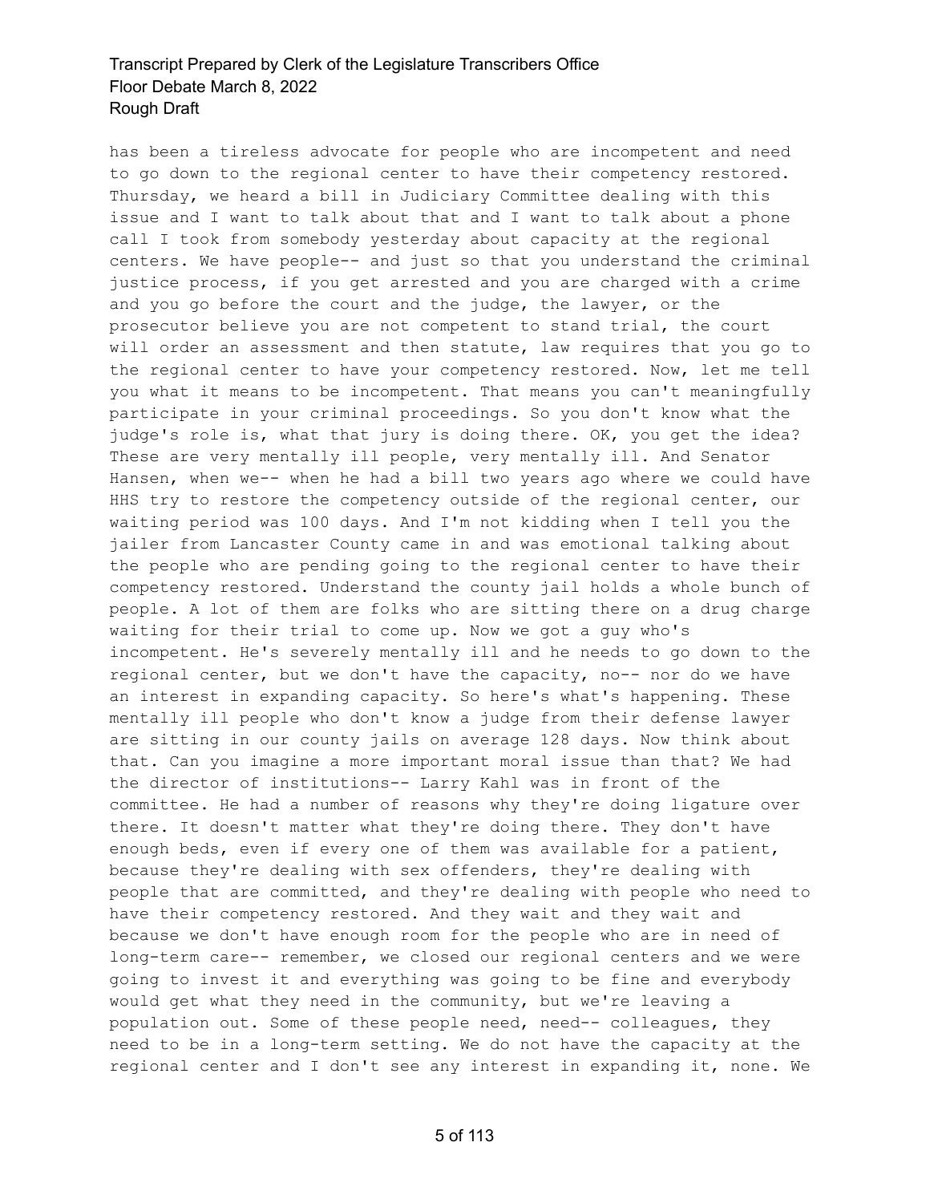has been a tireless advocate for people who are incompetent and need to go down to the regional center to have their competency restored. Thursday, we heard a bill in Judiciary Committee dealing with this issue and I want to talk about that and I want to talk about a phone call I took from somebody yesterday about capacity at the regional centers. We have people-- and just so that you understand the criminal justice process, if you get arrested and you are charged with a crime and you go before the court and the judge, the lawyer, or the prosecutor believe you are not competent to stand trial, the court will order an assessment and then statute, law requires that you go to the regional center to have your competency restored. Now, let me tell you what it means to be incompetent. That means you can't meaningfully participate in your criminal proceedings. So you don't know what the judge's role is, what that jury is doing there. OK, you get the idea? These are very mentally ill people, very mentally ill. And Senator Hansen, when we-- when he had a bill two years ago where we could have HHS try to restore the competency outside of the regional center, our waiting period was 100 days. And I'm not kidding when I tell you the jailer from Lancaster County came in and was emotional talking about the people who are pending going to the regional center to have their competency restored. Understand the county jail holds a whole bunch of people. A lot of them are folks who are sitting there on a drug charge waiting for their trial to come up. Now we got a guy who's incompetent. He's severely mentally ill and he needs to go down to the regional center, but we don't have the capacity, no-- nor do we have an interest in expanding capacity. So here's what's happening. These mentally ill people who don't know a judge from their defense lawyer are sitting in our county jails on average 128 days. Now think about that. Can you imagine a more important moral issue than that? We had the director of institutions-- Larry Kahl was in front of the committee. He had a number of reasons why they're doing ligature over there. It doesn't matter what they're doing there. They don't have enough beds, even if every one of them was available for a patient, because they're dealing with sex offenders, they're dealing with people that are committed, and they're dealing with people who need to have their competency restored. And they wait and they wait and because we don't have enough room for the people who are in need of long-term care-- remember, we closed our regional centers and we were going to invest it and everything was going to be fine and everybody would get what they need in the community, but we're leaving a population out. Some of these people need, need-- colleagues, they need to be in a long-term setting. We do not have the capacity at the regional center and I don't see any interest in expanding it, none. We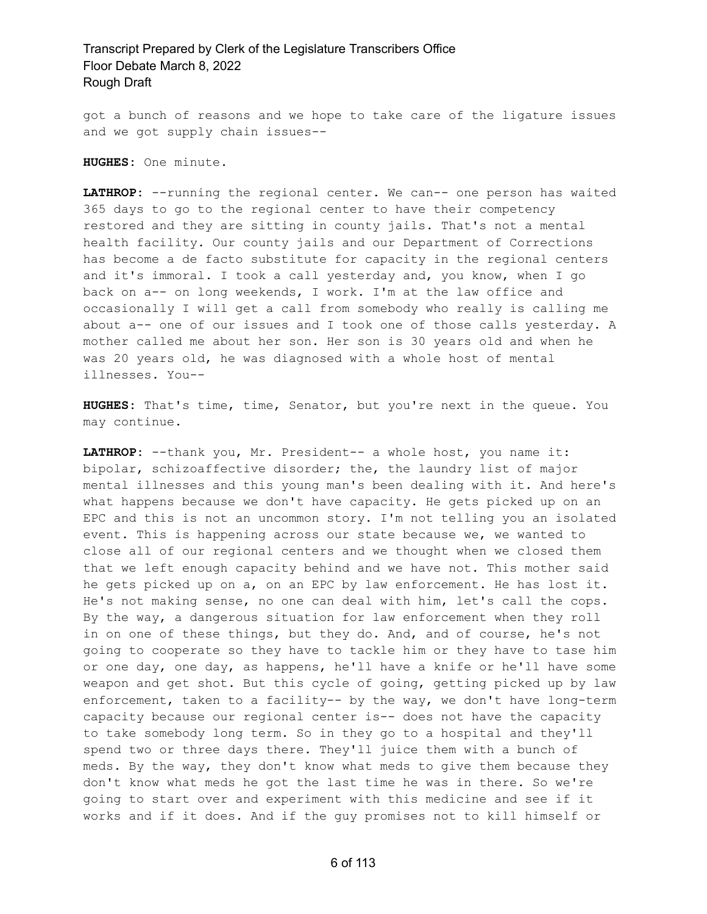got a bunch of reasons and we hope to take care of the ligature issues and we got supply chain issues--

**HUGHES:** One minute.

**LATHROP:** --running the regional center. We can-- one person has waited 365 days to go to the regional center to have their competency restored and they are sitting in county jails. That's not a mental health facility. Our county jails and our Department of Corrections has become a de facto substitute for capacity in the regional centers and it's immoral. I took a call yesterday and, you know, when I go back on a-- on long weekends, I work. I'm at the law office and occasionally I will get a call from somebody who really is calling me about a-- one of our issues and I took one of those calls yesterday. A mother called me about her son. Her son is 30 years old and when he was 20 years old, he was diagnosed with a whole host of mental illnesses. You--

**HUGHES:** That's time, time, Senator, but you're next in the queue. You may continue.

**LATHROP:** --thank you, Mr. President-- a whole host, you name it: bipolar, schizoaffective disorder; the, the laundry list of major mental illnesses and this young man's been dealing with it. And here's what happens because we don't have capacity. He gets picked up on an EPC and this is not an uncommon story. I'm not telling you an isolated event. This is happening across our state because we, we wanted to close all of our regional centers and we thought when we closed them that we left enough capacity behind and we have not. This mother said he gets picked up on a, on an EPC by law enforcement. He has lost it. He's not making sense, no one can deal with him, let's call the cops. By the way, a dangerous situation for law enforcement when they roll in on one of these things, but they do. And, and of course, he's not going to cooperate so they have to tackle him or they have to tase him or one day, one day, as happens, he'll have a knife or he'll have some weapon and get shot. But this cycle of going, getting picked up by law enforcement, taken to a facility-- by the way, we don't have long-term capacity because our regional center is-- does not have the capacity to take somebody long term. So in they go to a hospital and they'll spend two or three days there. They'll juice them with a bunch of meds. By the way, they don't know what meds to give them because they don't know what meds he got the last time he was in there. So we're going to start over and experiment with this medicine and see if it works and if it does. And if the guy promises not to kill himself or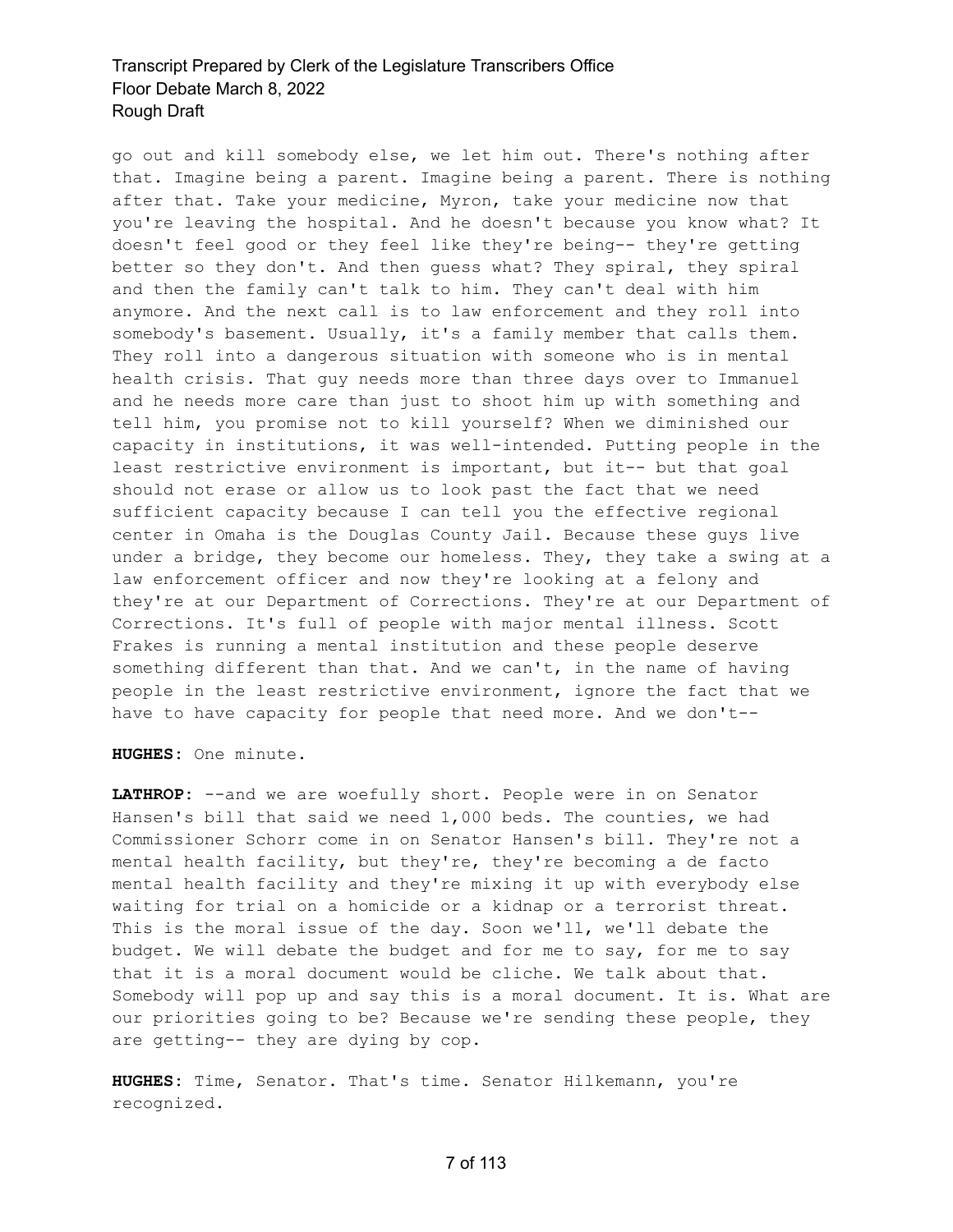go out and kill somebody else, we let him out. There's nothing after that. Imagine being a parent. Imagine being a parent. There is nothing after that. Take your medicine, Myron, take your medicine now that you're leaving the hospital. And he doesn't because you know what? It doesn't feel good or they feel like they're being-- they're getting better so they don't. And then guess what? They spiral, they spiral and then the family can't talk to him. They can't deal with him anymore. And the next call is to law enforcement and they roll into somebody's basement. Usually, it's a family member that calls them. They roll into a dangerous situation with someone who is in mental health crisis. That guy needs more than three days over to Immanuel and he needs more care than just to shoot him up with something and tell him, you promise not to kill yourself? When we diminished our capacity in institutions, it was well-intended. Putting people in the least restrictive environment is important, but it-- but that goal should not erase or allow us to look past the fact that we need sufficient capacity because I can tell you the effective regional center in Omaha is the Douglas County Jail. Because these guys live under a bridge, they become our homeless. They, they take a swing at a law enforcement officer and now they're looking at a felony and they're at our Department of Corrections. They're at our Department of Corrections. It's full of people with major mental illness. Scott Frakes is running a mental institution and these people deserve something different than that. And we can't, in the name of having people in the least restrictive environment, ignore the fact that we have to have capacity for people that need more. And we don't--

**HUGHES:** One minute.

**LATHROP:** --and we are woefully short. People were in on Senator Hansen's bill that said we need 1,000 beds. The counties, we had Commissioner Schorr come in on Senator Hansen's bill. They're not a mental health facility, but they're, they're becoming a de facto mental health facility and they're mixing it up with everybody else waiting for trial on a homicide or a kidnap or a terrorist threat. This is the moral issue of the day. Soon we'll, we'll debate the budget. We will debate the budget and for me to say, for me to say that it is a moral document would be cliche. We talk about that. Somebody will pop up and say this is a moral document. It is. What are our priorities going to be? Because we're sending these people, they are getting-- they are dying by cop.

**HUGHES:** Time, Senator. That's time. Senator Hilkemann, you're recognized.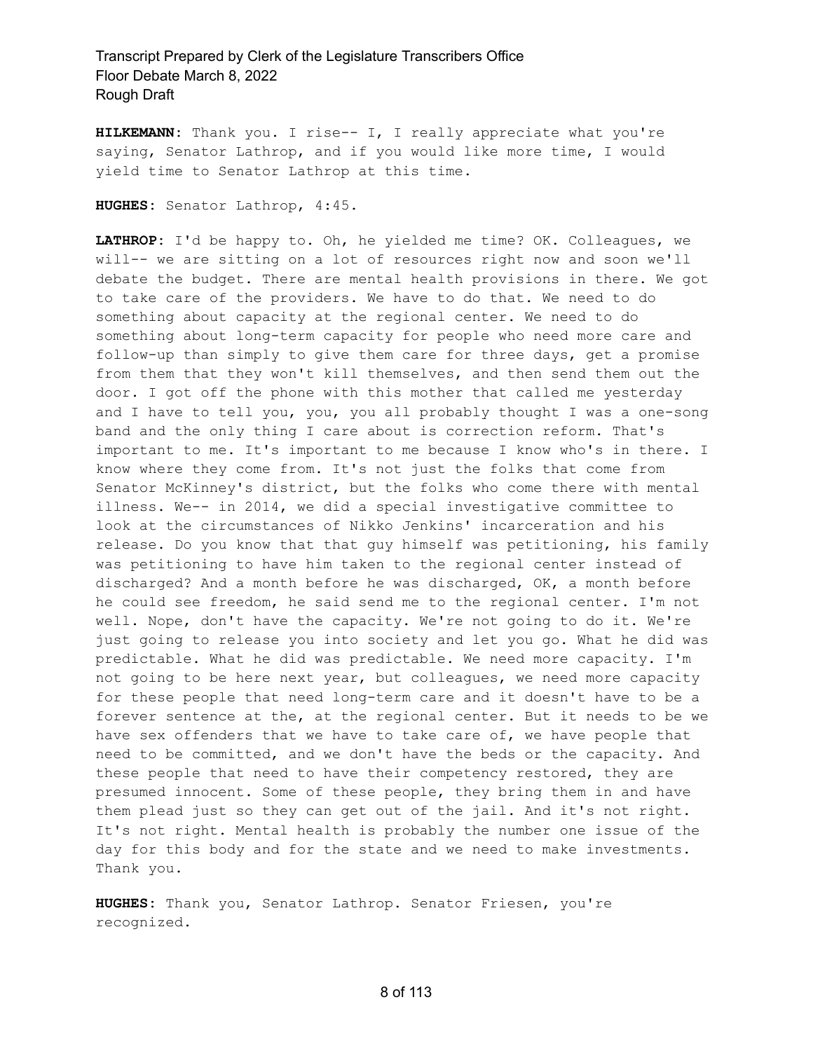**HILKEMANN:** Thank you. I rise-- I, I really appreciate what you're saying, Senator Lathrop, and if you would like more time, I would yield time to Senator Lathrop at this time.

**HUGHES:** Senator Lathrop, 4:45.

**LATHROP:** I'd be happy to. Oh, he yielded me time? OK. Colleagues, we will-- we are sitting on a lot of resources right now and soon we'll debate the budget. There are mental health provisions in there. We got to take care of the providers. We have to do that. We need to do something about capacity at the regional center. We need to do something about long-term capacity for people who need more care and follow-up than simply to give them care for three days, get a promise from them that they won't kill themselves, and then send them out the door. I got off the phone with this mother that called me yesterday and I have to tell you, you, you all probably thought I was a one-song band and the only thing I care about is correction reform. That's important to me. It's important to me because I know who's in there. I know where they come from. It's not just the folks that come from Senator McKinney's district, but the folks who come there with mental illness. We-- in 2014, we did a special investigative committee to look at the circumstances of Nikko Jenkins' incarceration and his release. Do you know that that guy himself was petitioning, his family was petitioning to have him taken to the regional center instead of discharged? And a month before he was discharged, OK, a month before he could see freedom, he said send me to the regional center. I'm not well. Nope, don't have the capacity. We're not going to do it. We're just going to release you into society and let you go. What he did was predictable. What he did was predictable. We need more capacity. I'm not going to be here next year, but colleagues, we need more capacity for these people that need long-term care and it doesn't have to be a forever sentence at the, at the regional center. But it needs to be we have sex offenders that we have to take care of, we have people that need to be committed, and we don't have the beds or the capacity. And these people that need to have their competency restored, they are presumed innocent. Some of these people, they bring them in and have them plead just so they can get out of the jail. And it's not right. It's not right. Mental health is probably the number one issue of the day for this body and for the state and we need to make investments. Thank you.

**HUGHES:** Thank you, Senator Lathrop. Senator Friesen, you're recognized.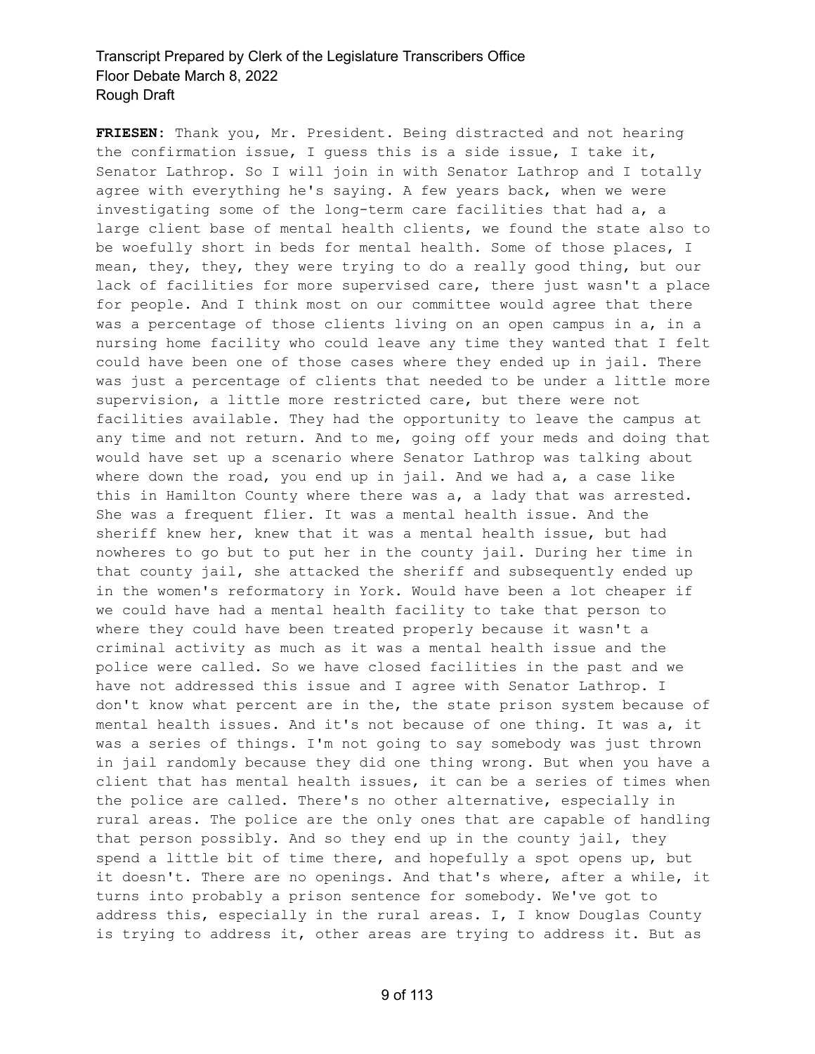**FRIESEN:** Thank you, Mr. President. Being distracted and not hearing the confirmation issue, I guess this is a side issue, I take it, Senator Lathrop. So I will join in with Senator Lathrop and I totally agree with everything he's saying. A few years back, when we were investigating some of the long-term care facilities that had a, a large client base of mental health clients, we found the state also to be woefully short in beds for mental health. Some of those places, I mean, they, they, they were trying to do a really good thing, but our lack of facilities for more supervised care, there just wasn't a place for people. And I think most on our committee would agree that there was a percentage of those clients living on an open campus in a, in a nursing home facility who could leave any time they wanted that I felt could have been one of those cases where they ended up in jail. There was just a percentage of clients that needed to be under a little more supervision, a little more restricted care, but there were not facilities available. They had the opportunity to leave the campus at any time and not return. And to me, going off your meds and doing that would have set up a scenario where Senator Lathrop was talking about where down the road, you end up in jail. And we had a, a case like this in Hamilton County where there was a, a lady that was arrested. She was a frequent flier. It was a mental health issue. And the sheriff knew her, knew that it was a mental health issue, but had nowheres to go but to put her in the county jail. During her time in that county jail, she attacked the sheriff and subsequently ended up in the women's reformatory in York. Would have been a lot cheaper if we could have had a mental health facility to take that person to where they could have been treated properly because it wasn't a criminal activity as much as it was a mental health issue and the police were called. So we have closed facilities in the past and we have not addressed this issue and I agree with Senator Lathrop. I don't know what percent are in the, the state prison system because of mental health issues. And it's not because of one thing. It was a, it was a series of things. I'm not going to say somebody was just thrown in jail randomly because they did one thing wrong. But when you have a client that has mental health issues, it can be a series of times when the police are called. There's no other alternative, especially in rural areas. The police are the only ones that are capable of handling that person possibly. And so they end up in the county jail, they spend a little bit of time there, and hopefully a spot opens up, but it doesn't. There are no openings. And that's where, after a while, it turns into probably a prison sentence for somebody. We've got to address this, especially in the rural areas. I, I know Douglas County is trying to address it, other areas are trying to address it. But as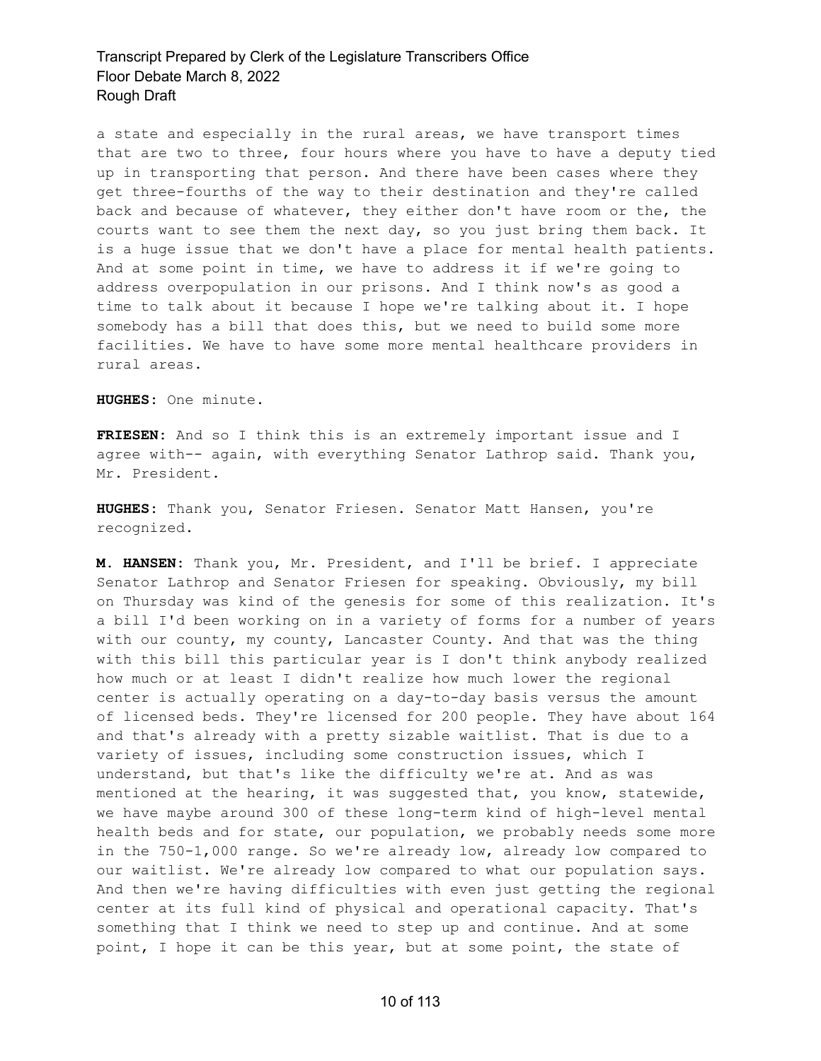a state and especially in the rural areas, we have transport times that are two to three, four hours where you have to have a deputy tied up in transporting that person. And there have been cases where they get three-fourths of the way to their destination and they're called back and because of whatever, they either don't have room or the, the courts want to see them the next day, so you just bring them back. It is a huge issue that we don't have a place for mental health patients. And at some point in time, we have to address it if we're going to address overpopulation in our prisons. And I think now's as good a time to talk about it because I hope we're talking about it. I hope somebody has a bill that does this, but we need to build some more facilities. We have to have some more mental healthcare providers in rural areas.

**HUGHES:** One minute.

**FRIESEN:** And so I think this is an extremely important issue and I agree with-- again, with everything Senator Lathrop said. Thank you, Mr. President.

**HUGHES:** Thank you, Senator Friesen. Senator Matt Hansen, you're recognized.

**M. HANSEN:** Thank you, Mr. President, and I'll be brief. I appreciate Senator Lathrop and Senator Friesen for speaking. Obviously, my bill on Thursday was kind of the genesis for some of this realization. It's a bill I'd been working on in a variety of forms for a number of years with our county, my county, Lancaster County. And that was the thing with this bill this particular year is I don't think anybody realized how much or at least I didn't realize how much lower the regional center is actually operating on a day-to-day basis versus the amount of licensed beds. They're licensed for 200 people. They have about 164 and that's already with a pretty sizable waitlist. That is due to a variety of issues, including some construction issues, which I understand, but that's like the difficulty we're at. And as was mentioned at the hearing, it was suggested that, you know, statewide, we have maybe around 300 of these long-term kind of high-level mental health beds and for state, our population, we probably needs some more in the 750-1,000 range. So we're already low, already low compared to our waitlist. We're already low compared to what our population says. And then we're having difficulties with even just getting the regional center at its full kind of physical and operational capacity. That's something that I think we need to step up and continue. And at some point, I hope it can be this year, but at some point, the state of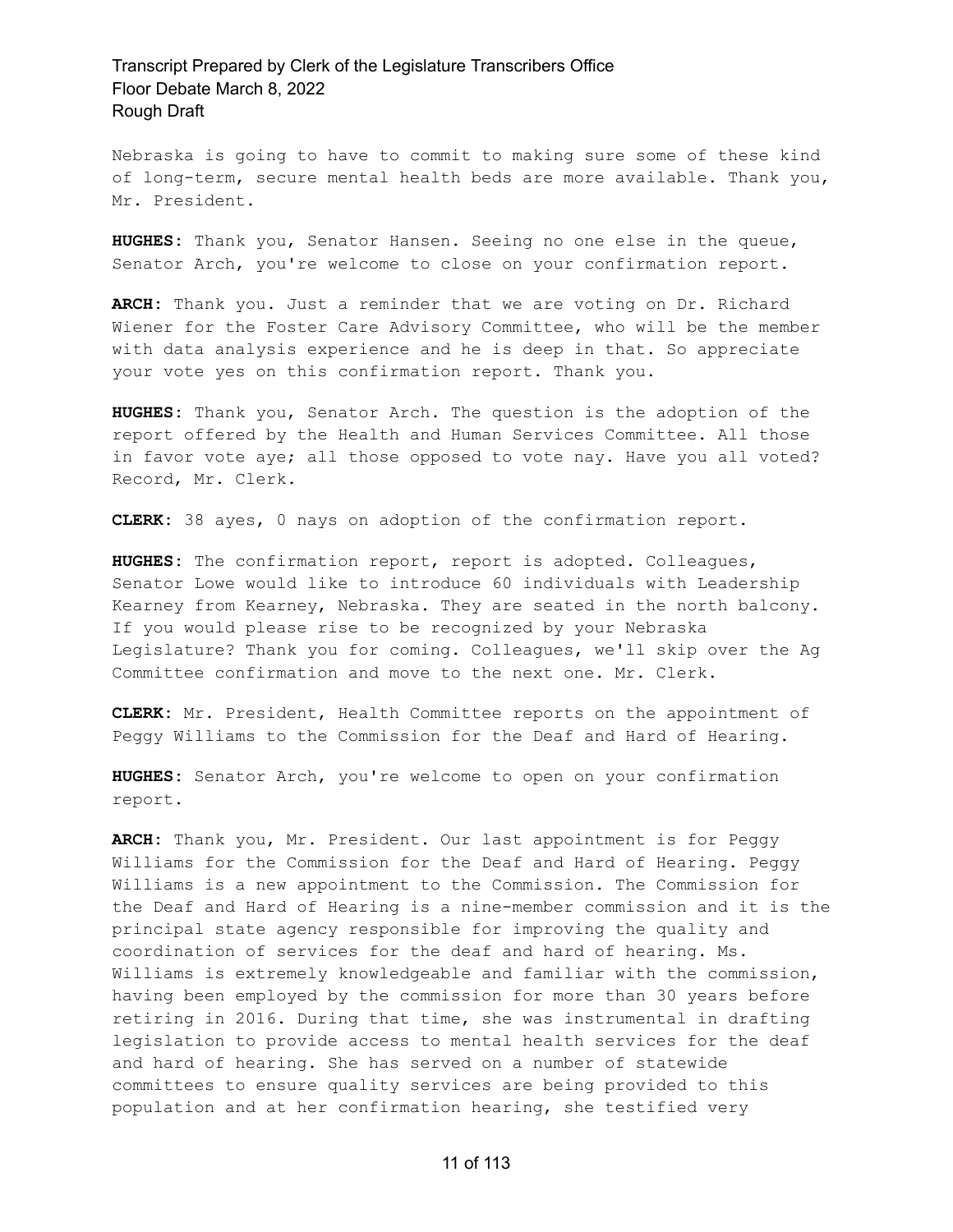Nebraska is going to have to commit to making sure some of these kind of long-term, secure mental health beds are more available. Thank you, Mr. President.

**HUGHES:** Thank you, Senator Hansen. Seeing no one else in the queue, Senator Arch, you're welcome to close on your confirmation report.

**ARCH:** Thank you. Just a reminder that we are voting on Dr. Richard Wiener for the Foster Care Advisory Committee, who will be the member with data analysis experience and he is deep in that. So appreciate your vote yes on this confirmation report. Thank you.

**HUGHES:** Thank you, Senator Arch. The question is the adoption of the report offered by the Health and Human Services Committee. All those in favor vote aye; all those opposed to vote nay. Have you all voted? Record, Mr. Clerk.

**CLERK:** 38 ayes, 0 nays on adoption of the confirmation report.

**HUGHES:** The confirmation report, report is adopted. Colleagues, Senator Lowe would like to introduce 60 individuals with Leadership Kearney from Kearney, Nebraska. They are seated in the north balcony. If you would please rise to be recognized by your Nebraska Legislature? Thank you for coming. Colleagues, we'll skip over the Ag Committee confirmation and move to the next one. Mr. Clerk.

**CLERK:** Mr. President, Health Committee reports on the appointment of Peggy Williams to the Commission for the Deaf and Hard of Hearing.

**HUGHES:** Senator Arch, you're welcome to open on your confirmation report.

**ARCH:** Thank you, Mr. President. Our last appointment is for Peggy Williams for the Commission for the Deaf and Hard of Hearing. Peggy Williams is a new appointment to the Commission. The Commission for the Deaf and Hard of Hearing is a nine-member commission and it is the principal state agency responsible for improving the quality and coordination of services for the deaf and hard of hearing. Ms. Williams is extremely knowledgeable and familiar with the commission, having been employed by the commission for more than 30 years before retiring in 2016. During that time, she was instrumental in drafting legislation to provide access to mental health services for the deaf and hard of hearing. She has served on a number of statewide committees to ensure quality services are being provided to this population and at her confirmation hearing, she testified very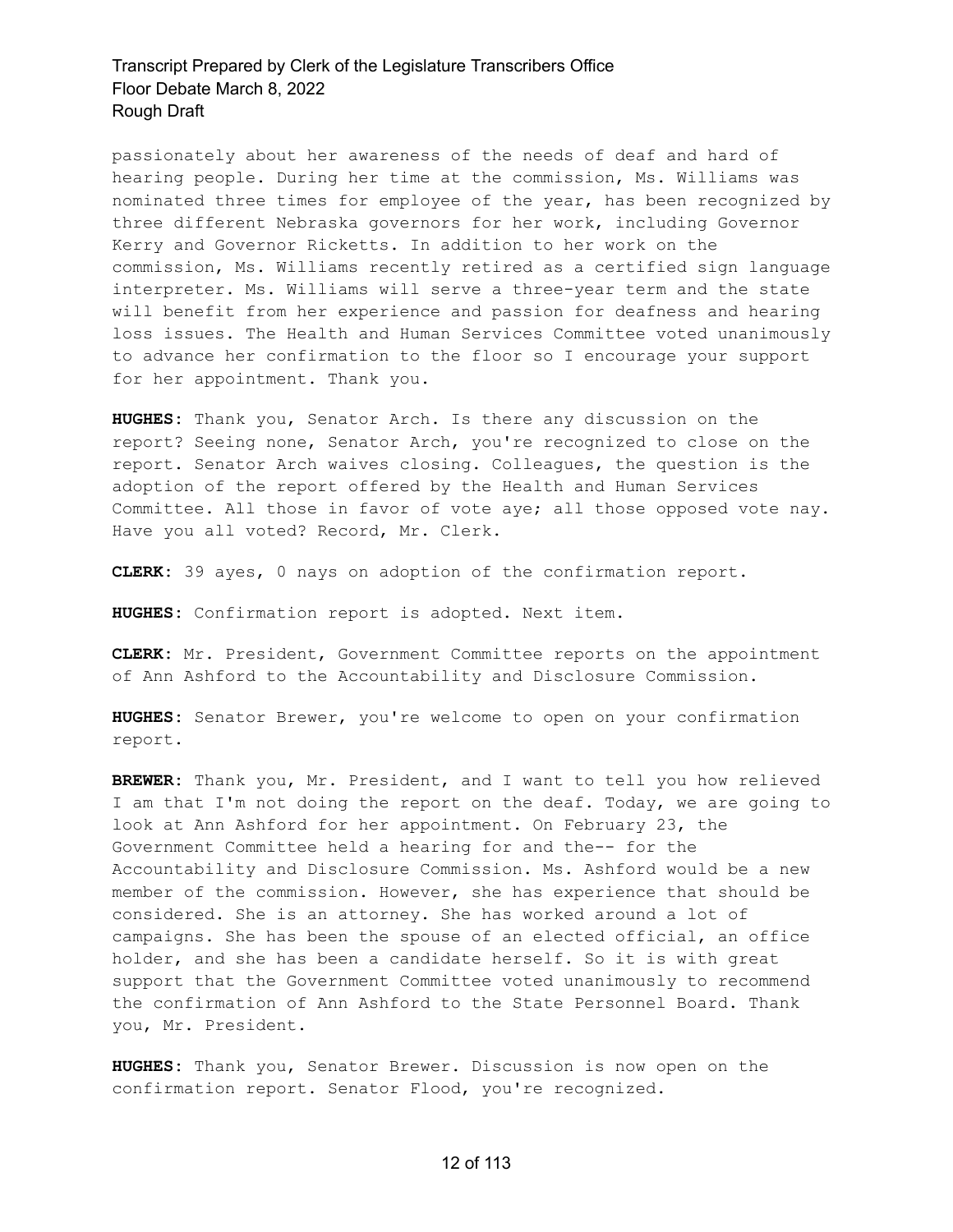passionately about her awareness of the needs of deaf and hard of hearing people. During her time at the commission, Ms. Williams was nominated three times for employee of the year, has been recognized by three different Nebraska governors for her work, including Governor Kerry and Governor Ricketts. In addition to her work on the commission, Ms. Williams recently retired as a certified sign language interpreter. Ms. Williams will serve a three-year term and the state will benefit from her experience and passion for deafness and hearing loss issues. The Health and Human Services Committee voted unanimously to advance her confirmation to the floor so I encourage your support for her appointment. Thank you.

**HUGHES:** Thank you, Senator Arch. Is there any discussion on the report? Seeing none, Senator Arch, you're recognized to close on the report. Senator Arch waives closing. Colleagues, the question is the adoption of the report offered by the Health and Human Services Committee. All those in favor of vote aye; all those opposed vote nay. Have you all voted? Record, Mr. Clerk.

**CLERK:** 39 ayes, 0 nays on adoption of the confirmation report.

**HUGHES:** Confirmation report is adopted. Next item.

**CLERK:** Mr. President, Government Committee reports on the appointment of Ann Ashford to the Accountability and Disclosure Commission.

**HUGHES:** Senator Brewer, you're welcome to open on your confirmation report.

**BREWER:** Thank you, Mr. President, and I want to tell you how relieved I am that I'm not doing the report on the deaf. Today, we are going to look at Ann Ashford for her appointment. On February 23, the Government Committee held a hearing for and the-- for the Accountability and Disclosure Commission. Ms. Ashford would be a new member of the commission. However, she has experience that should be considered. She is an attorney. She has worked around a lot of campaigns. She has been the spouse of an elected official, an office holder, and she has been a candidate herself. So it is with great support that the Government Committee voted unanimously to recommend the confirmation of Ann Ashford to the State Personnel Board. Thank you, Mr. President.

**HUGHES:** Thank you, Senator Brewer. Discussion is now open on the confirmation report. Senator Flood, you're recognized.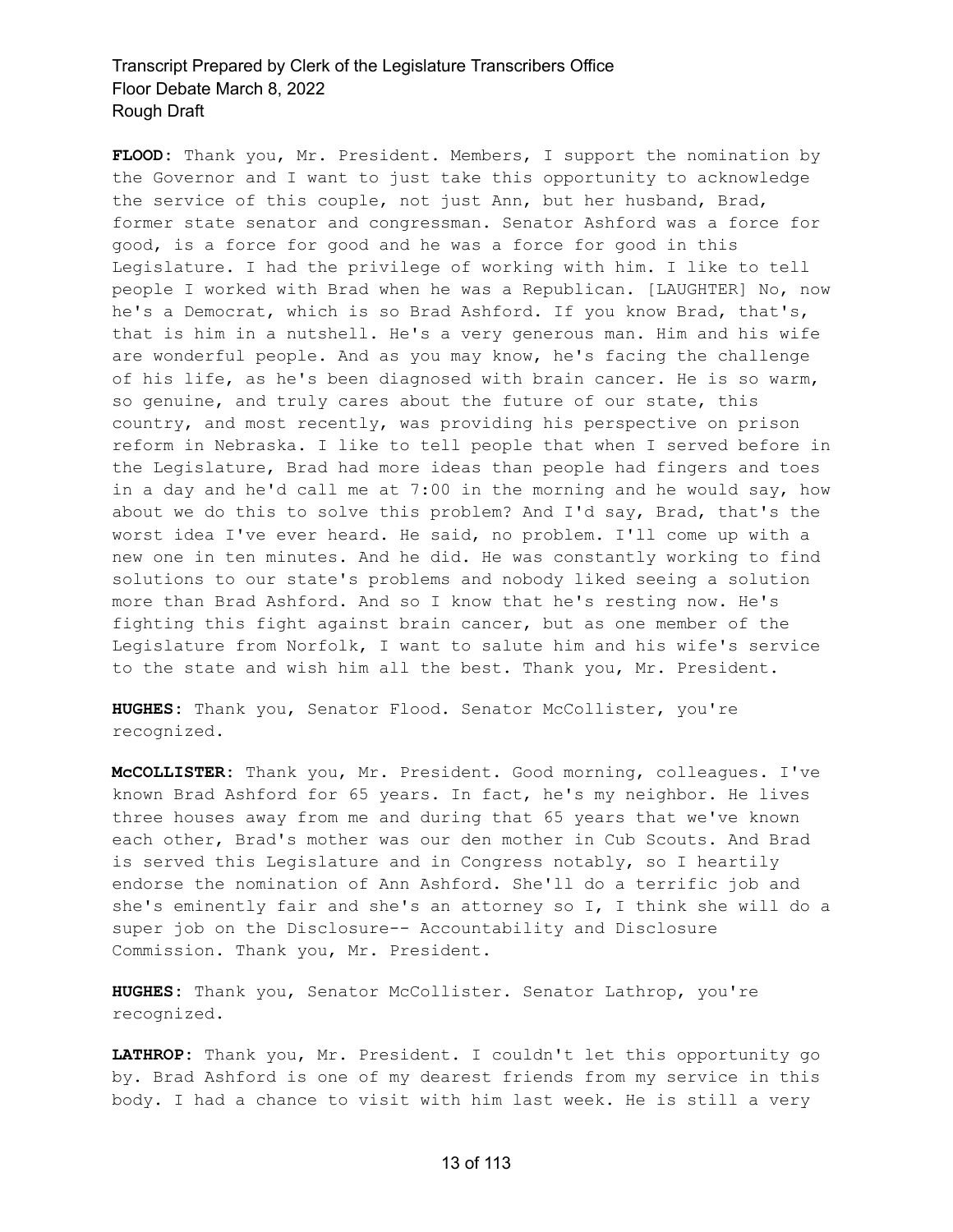**FLOOD:** Thank you, Mr. President. Members, I support the nomination by the Governor and I want to just take this opportunity to acknowledge the service of this couple, not just Ann, but her husband, Brad, former state senator and congressman. Senator Ashford was a force for good, is a force for good and he was a force for good in this Legislature. I had the privilege of working with him. I like to tell people I worked with Brad when he was a Republican. [LAUGHTER] No, now he's a Democrat, which is so Brad Ashford. If you know Brad, that's, that is him in a nutshell. He's a very generous man. Him and his wife are wonderful people. And as you may know, he's facing the challenge of his life, as he's been diagnosed with brain cancer. He is so warm, so genuine, and truly cares about the future of our state, this country, and most recently, was providing his perspective on prison reform in Nebraska. I like to tell people that when I served before in the Legislature, Brad had more ideas than people had fingers and toes in a day and he'd call me at 7:00 in the morning and he would say, how about we do this to solve this problem? And I'd say, Brad, that's the worst idea I've ever heard. He said, no problem. I'll come up with a new one in ten minutes. And he did. He was constantly working to find solutions to our state's problems and nobody liked seeing a solution more than Brad Ashford. And so I know that he's resting now. He's fighting this fight against brain cancer, but as one member of the Legislature from Norfolk, I want to salute him and his wife's service to the state and wish him all the best. Thank you, Mr. President.

**HUGHES:** Thank you, Senator Flood. Senator McCollister, you're recognized.

**McCOLLISTER:** Thank you, Mr. President. Good morning, colleagues. I've known Brad Ashford for 65 years. In fact, he's my neighbor. He lives three houses away from me and during that 65 years that we've known each other, Brad's mother was our den mother in Cub Scouts. And Brad is served this Legislature and in Congress notably, so I heartily endorse the nomination of Ann Ashford. She'll do a terrific job and she's eminently fair and she's an attorney so I, I think she will do a super job on the Disclosure-- Accountability and Disclosure Commission. Thank you, Mr. President.

**HUGHES:** Thank you, Senator McCollister. Senator Lathrop, you're recognized.

**LATHROP:** Thank you, Mr. President. I couldn't let this opportunity go by. Brad Ashford is one of my dearest friends from my service in this body. I had a chance to visit with him last week. He is still a very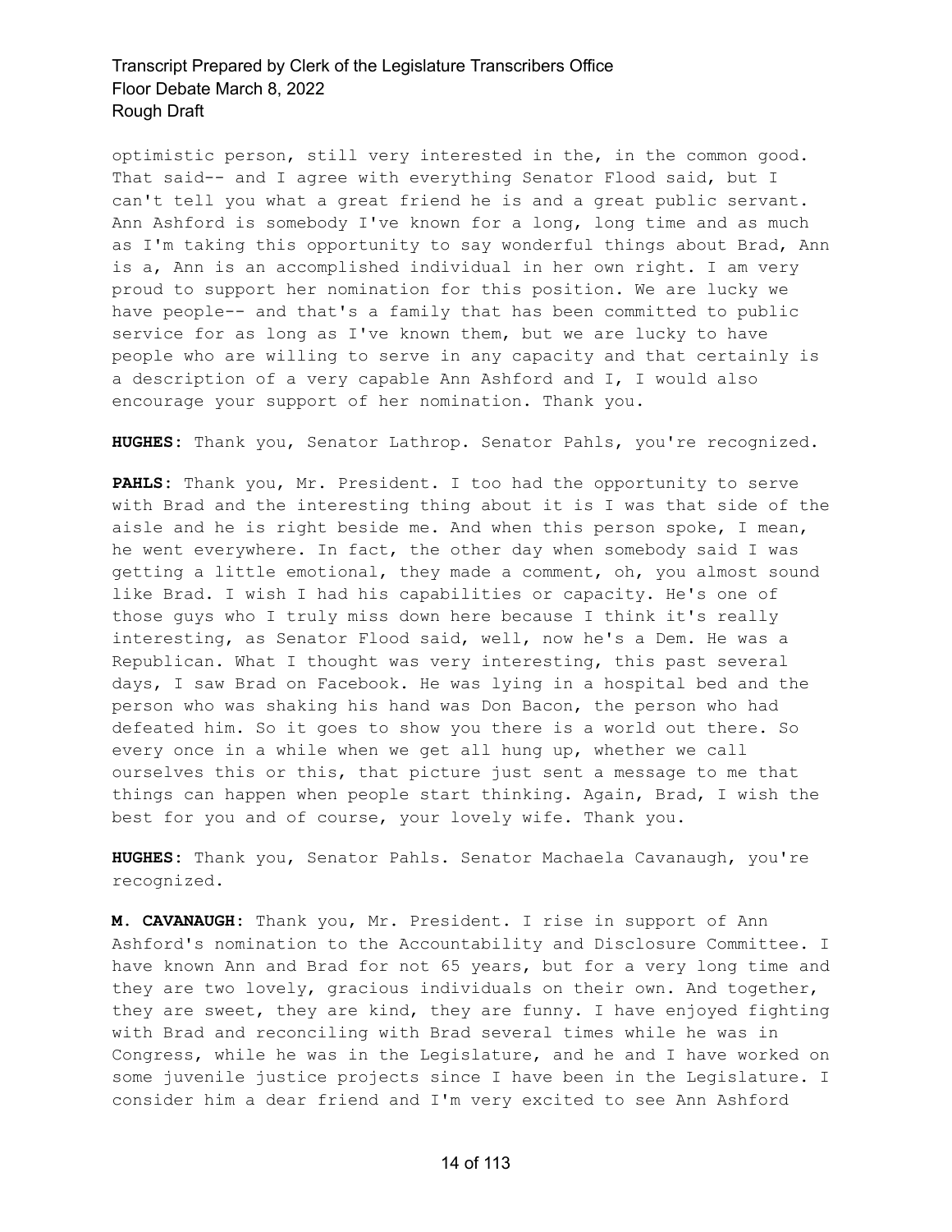optimistic person, still very interested in the, in the common good. That said-- and I agree with everything Senator Flood said, but I can't tell you what a great friend he is and a great public servant. Ann Ashford is somebody I've known for a long, long time and as much as I'm taking this opportunity to say wonderful things about Brad, Ann is a, Ann is an accomplished individual in her own right. I am very proud to support her nomination for this position. We are lucky we have people-- and that's a family that has been committed to public service for as long as I've known them, but we are lucky to have people who are willing to serve in any capacity and that certainly is a description of a very capable Ann Ashford and I, I would also encourage your support of her nomination. Thank you.

**HUGHES:** Thank you, Senator Lathrop. Senator Pahls, you're recognized.

**PAHLS:** Thank you, Mr. President. I too had the opportunity to serve with Brad and the interesting thing about it is I was that side of the aisle and he is right beside me. And when this person spoke, I mean, he went everywhere. In fact, the other day when somebody said I was getting a little emotional, they made a comment, oh, you almost sound like Brad. I wish I had his capabilities or capacity. He's one of those guys who I truly miss down here because I think it's really interesting, as Senator Flood said, well, now he's a Dem. He was a Republican. What I thought was very interesting, this past several days, I saw Brad on Facebook. He was lying in a hospital bed and the person who was shaking his hand was Don Bacon, the person who had defeated him. So it goes to show you there is a world out there. So every once in a while when we get all hung up, whether we call ourselves this or this, that picture just sent a message to me that things can happen when people start thinking. Again, Brad, I wish the best for you and of course, your lovely wife. Thank you.

**HUGHES:** Thank you, Senator Pahls. Senator Machaela Cavanaugh, you're recognized.

**M. CAVANAUGH:** Thank you, Mr. President. I rise in support of Ann Ashford's nomination to the Accountability and Disclosure Committee. I have known Ann and Brad for not 65 years, but for a very long time and they are two lovely, gracious individuals on their own. And together, they are sweet, they are kind, they are funny. I have enjoyed fighting with Brad and reconciling with Brad several times while he was in Congress, while he was in the Legislature, and he and I have worked on some juvenile justice projects since I have been in the Legislature. I consider him a dear friend and I'm very excited to see Ann Ashford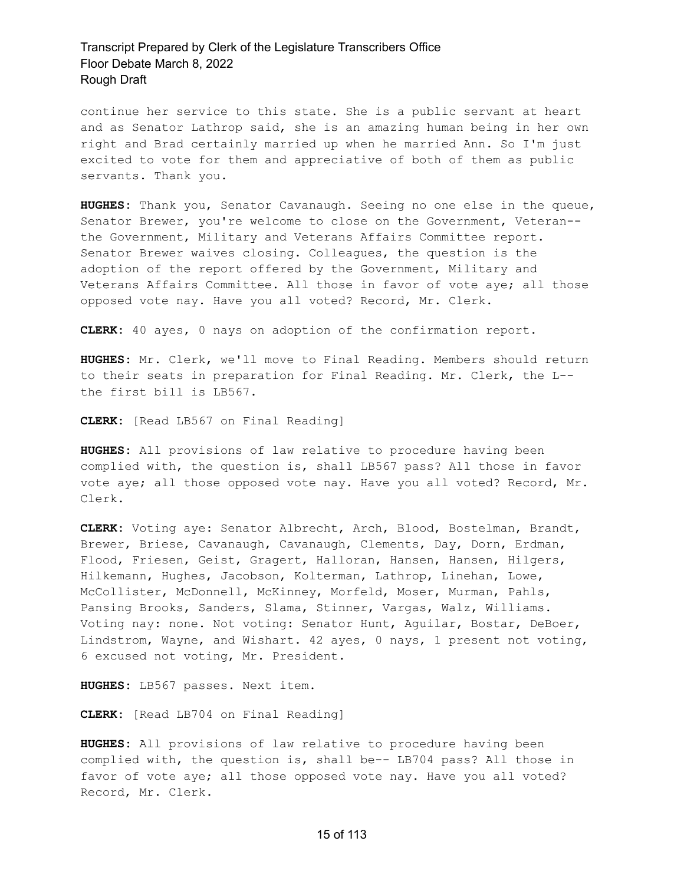continue her service to this state. She is a public servant at heart and as Senator Lathrop said, she is an amazing human being in her own right and Brad certainly married up when he married Ann. So I'm just excited to vote for them and appreciative of both of them as public servants. Thank you.

**HUGHES:** Thank you, Senator Cavanaugh. Seeing no one else in the queue, Senator Brewer, you're welcome to close on the Government, Veteran-- the Government, Military and Veterans Affairs Committee report. Senator Brewer waives closing. Colleagues, the question is the adoption of the report offered by the Government, Military and Veterans Affairs Committee. All those in favor of vote aye; all those opposed vote nay. Have you all voted? Record, Mr. Clerk.

**CLERK:** 40 ayes, 0 nays on adoption of the confirmation report.

**HUGHES:** Mr. Clerk, we'll move to Final Reading. Members should return to their seats in preparation for Final Reading. Mr. Clerk, the L-- the first bill is LB567.

**CLERK:** [Read LB567 on Final Reading]

**HUGHES:** All provisions of law relative to procedure having been complied with, the question is, shall LB567 pass? All those in favor vote aye; all those opposed vote nay. Have you all voted? Record, Mr. Clerk.

**CLERK:** Voting aye: Senator Albrecht, Arch, Blood, Bostelman, Brandt, Brewer, Briese, Cavanaugh, Cavanaugh, Clements, Day, Dorn, Erdman, Flood, Friesen, Geist, Gragert, Halloran, Hansen, Hansen, Hilgers, Hilkemann, Hughes, Jacobson, Kolterman, Lathrop, Linehan, Lowe, McCollister, McDonnell, McKinney, Morfeld, Moser, Murman, Pahls, Pansing Brooks, Sanders, Slama, Stinner, Vargas, Walz, Williams. Voting nay: none. Not voting: Senator Hunt, Aguilar, Bostar, DeBoer, Lindstrom, Wayne, and Wishart. 42 ayes, 0 nays, 1 present not voting, 6 excused not voting, Mr. President.

**HUGHES:** LB567 passes. Next item.

**CLERK:** [Read LB704 on Final Reading]

**HUGHES:** All provisions of law relative to procedure having been complied with, the question is, shall be-- LB704 pass? All those in favor of vote aye; all those opposed vote nay. Have you all voted? Record, Mr. Clerk.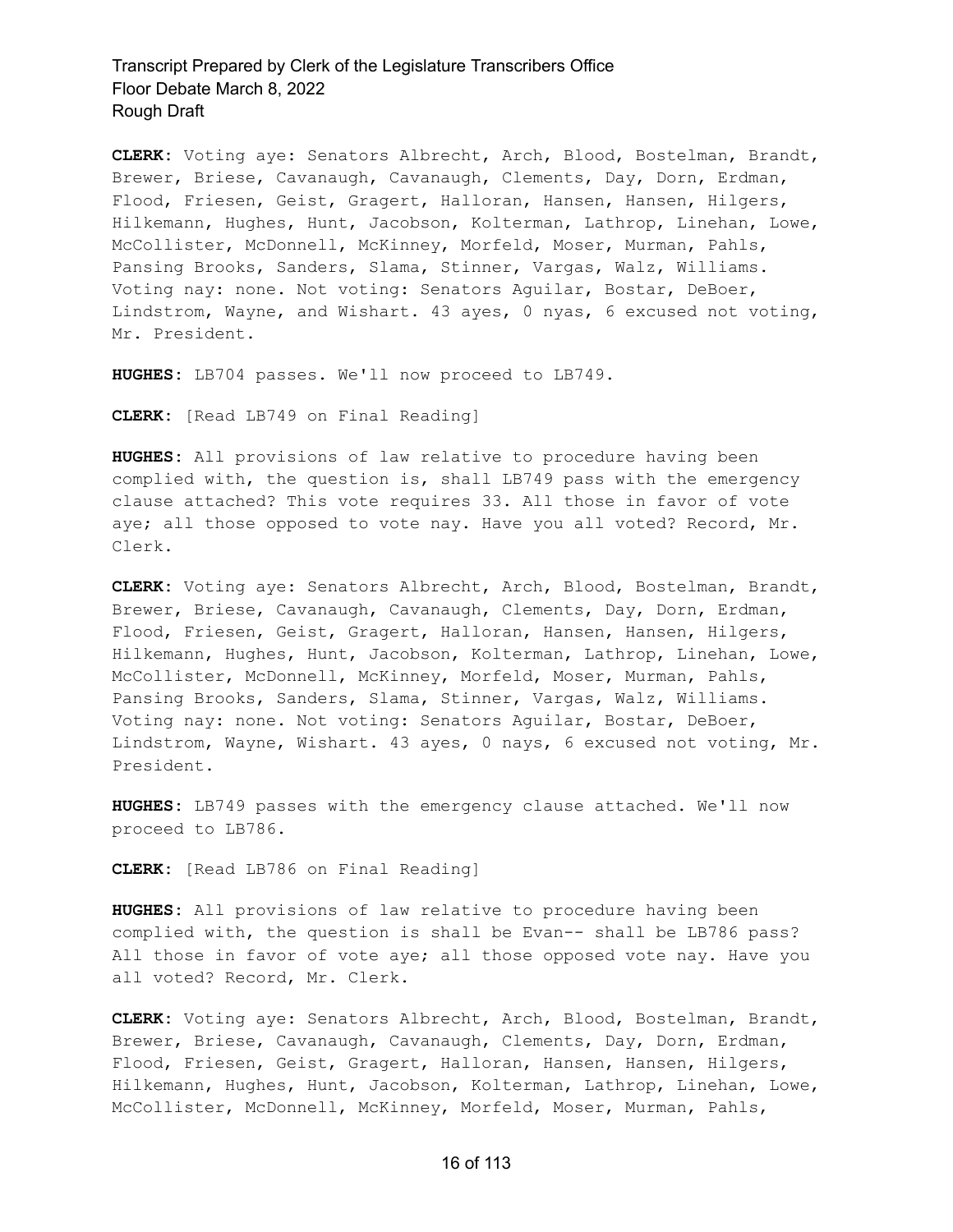**CLERK:** Voting aye: Senators Albrecht, Arch, Blood, Bostelman, Brandt, Brewer, Briese, Cavanaugh, Cavanaugh, Clements, Day, Dorn, Erdman, Flood, Friesen, Geist, Gragert, Halloran, Hansen, Hansen, Hilgers, Hilkemann, Hughes, Hunt, Jacobson, Kolterman, Lathrop, Linehan, Lowe, McCollister, McDonnell, McKinney, Morfeld, Moser, Murman, Pahls, Pansing Brooks, Sanders, Slama, Stinner, Vargas, Walz, Williams. Voting nay: none. Not voting: Senators Aguilar, Bostar, DeBoer, Lindstrom, Wayne, and Wishart. 43 ayes, 0 nyas, 6 excused not voting, Mr. President.

**HUGHES:** LB704 passes. We'll now proceed to LB749.

**CLERK:** [Read LB749 on Final Reading]

**HUGHES:** All provisions of law relative to procedure having been complied with, the question is, shall LB749 pass with the emergency clause attached? This vote requires 33. All those in favor of vote aye; all those opposed to vote nay. Have you all voted? Record, Mr. Clerk.

**CLERK:** Voting aye: Senators Albrecht, Arch, Blood, Bostelman, Brandt, Brewer, Briese, Cavanaugh, Cavanaugh, Clements, Day, Dorn, Erdman, Flood, Friesen, Geist, Gragert, Halloran, Hansen, Hansen, Hilgers, Hilkemann, Hughes, Hunt, Jacobson, Kolterman, Lathrop, Linehan, Lowe, McCollister, McDonnell, McKinney, Morfeld, Moser, Murman, Pahls, Pansing Brooks, Sanders, Slama, Stinner, Vargas, Walz, Williams. Voting nay: none. Not voting: Senators Aguilar, Bostar, DeBoer, Lindstrom, Wayne, Wishart. 43 ayes, 0 nays, 6 excused not voting, Mr. President.

**HUGHES:** LB749 passes with the emergency clause attached. We'll now proceed to LB786.

**CLERK:** [Read LB786 on Final Reading]

**HUGHES:** All provisions of law relative to procedure having been complied with, the question is shall be Evan-- shall be LB786 pass? All those in favor of vote aye; all those opposed vote nay. Have you all voted? Record, Mr. Clerk.

**CLERK:** Voting aye: Senators Albrecht, Arch, Blood, Bostelman, Brandt, Brewer, Briese, Cavanaugh, Cavanaugh, Clements, Day, Dorn, Erdman, Flood, Friesen, Geist, Gragert, Halloran, Hansen, Hansen, Hilgers, Hilkemann, Hughes, Hunt, Jacobson, Kolterman, Lathrop, Linehan, Lowe, McCollister, McDonnell, McKinney, Morfeld, Moser, Murman, Pahls,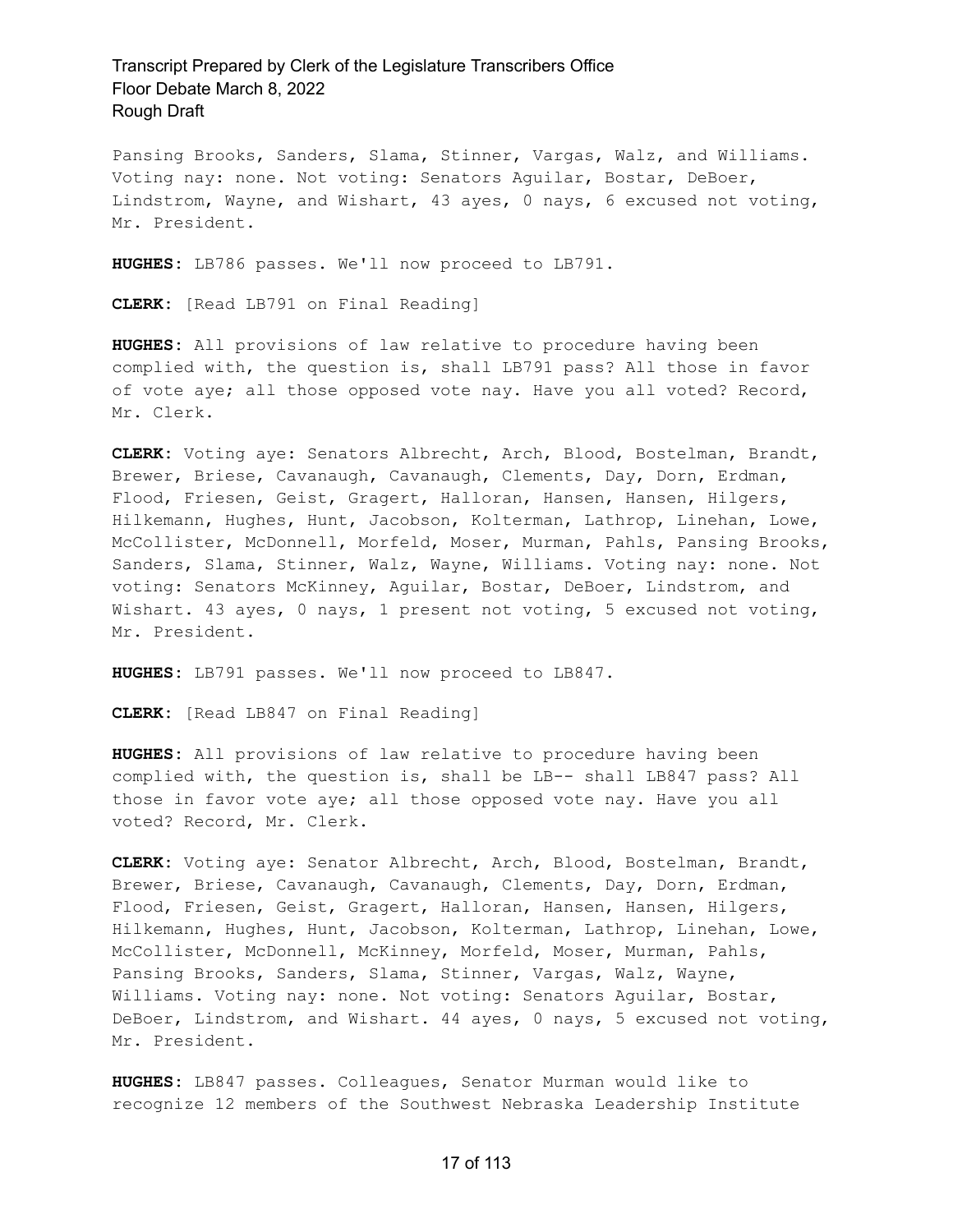Pansing Brooks, Sanders, Slama, Stinner, Vargas, Walz, and Williams. Voting nay: none. Not voting: Senators Aguilar, Bostar, DeBoer, Lindstrom, Wayne, and Wishart, 43 ayes, 0 nays, 6 excused not voting, Mr. President.

**HUGHES:** LB786 passes. We'll now proceed to LB791.

**CLERK:** [Read LB791 on Final Reading]

**HUGHES:** All provisions of law relative to procedure having been complied with, the question is, shall LB791 pass? All those in favor of vote aye; all those opposed vote nay. Have you all voted? Record, Mr. Clerk.

**CLERK:** Voting aye: Senators Albrecht, Arch, Blood, Bostelman, Brandt, Brewer, Briese, Cavanaugh, Cavanaugh, Clements, Day, Dorn, Erdman, Flood, Friesen, Geist, Gragert, Halloran, Hansen, Hansen, Hilgers, Hilkemann, Hughes, Hunt, Jacobson, Kolterman, Lathrop, Linehan, Lowe, McCollister, McDonnell, Morfeld, Moser, Murman, Pahls, Pansing Brooks, Sanders, Slama, Stinner, Walz, Wayne, Williams. Voting nay: none. Not voting: Senators McKinney, Aguilar, Bostar, DeBoer, Lindstrom, and Wishart. 43 ayes, 0 nays, 1 present not voting, 5 excused not voting, Mr. President.

**HUGHES:** LB791 passes. We'll now proceed to LB847.

**CLERK:** [Read LB847 on Final Reading]

**HUGHES:** All provisions of law relative to procedure having been complied with, the question is, shall be LB-- shall LB847 pass? All those in favor vote aye; all those opposed vote nay. Have you all voted? Record, Mr. Clerk.

**CLERK:** Voting aye: Senator Albrecht, Arch, Blood, Bostelman, Brandt, Brewer, Briese, Cavanaugh, Cavanaugh, Clements, Day, Dorn, Erdman, Flood, Friesen, Geist, Gragert, Halloran, Hansen, Hansen, Hilgers, Hilkemann, Hughes, Hunt, Jacobson, Kolterman, Lathrop, Linehan, Lowe, McCollister, McDonnell, McKinney, Morfeld, Moser, Murman, Pahls, Pansing Brooks, Sanders, Slama, Stinner, Vargas, Walz, Wayne, Williams. Voting nay: none. Not voting: Senators Aguilar, Bostar, DeBoer, Lindstrom, and Wishart. 44 ayes, 0 nays, 5 excused not voting, Mr. President.

**HUGHES:** LB847 passes. Colleagues, Senator Murman would like to recognize 12 members of the Southwest Nebraska Leadership Institute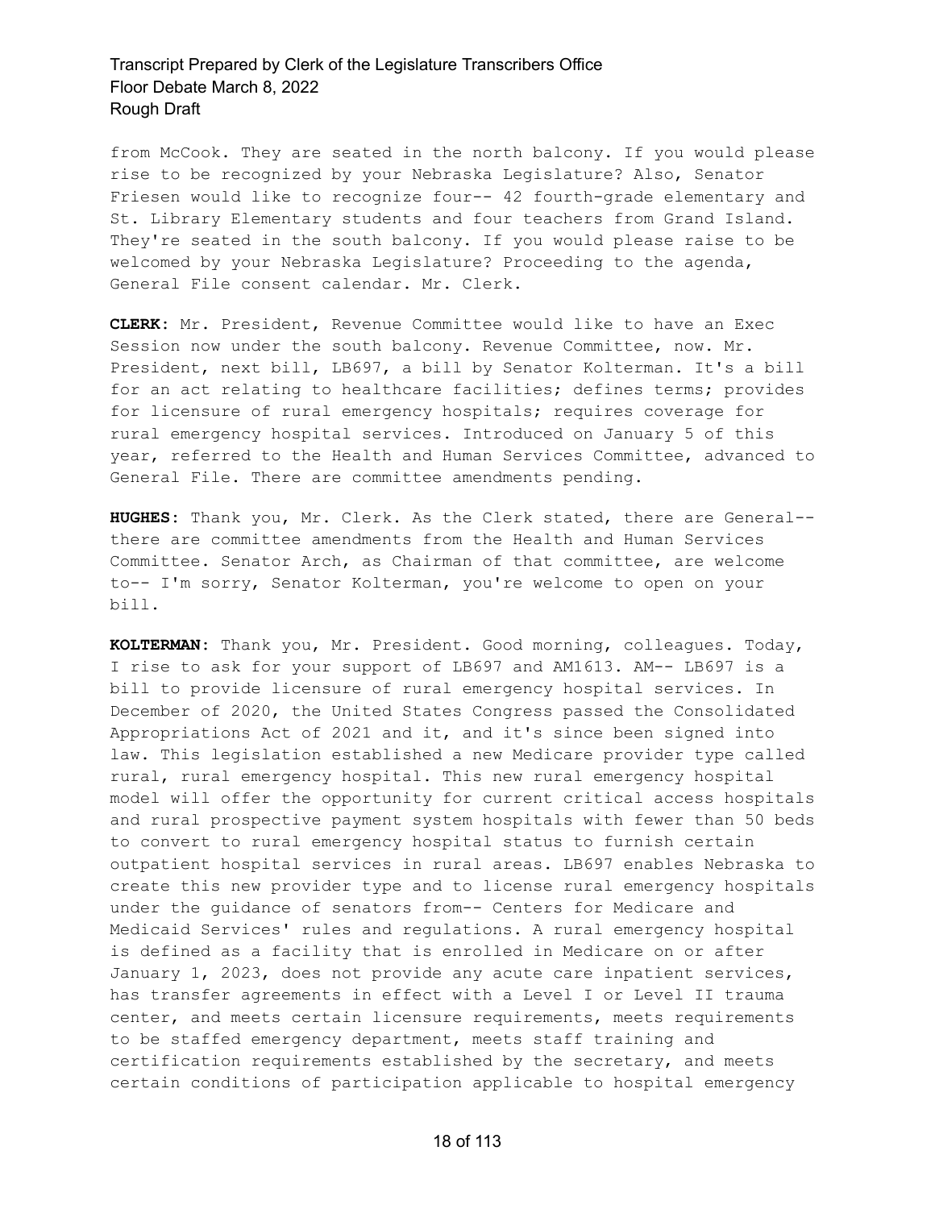from McCook. They are seated in the north balcony. If you would please rise to be recognized by your Nebraska Legislature? Also, Senator Friesen would like to recognize four-- 42 fourth-grade elementary and St. Library Elementary students and four teachers from Grand Island. They're seated in the south balcony. If you would please raise to be welcomed by your Nebraska Legislature? Proceeding to the agenda, General File consent calendar. Mr. Clerk.

**CLERK:** Mr. President, Revenue Committee would like to have an Exec Session now under the south balcony. Revenue Committee, now. Mr. President, next bill, LB697, a bill by Senator Kolterman. It's a bill for an act relating to healthcare facilities; defines terms; provides for licensure of rural emergency hospitals; requires coverage for rural emergency hospital services. Introduced on January 5 of this year, referred to the Health and Human Services Committee, advanced to General File. There are committee amendments pending.

**HUGHES:** Thank you, Mr. Clerk. As the Clerk stated, there are General-- there are committee amendments from the Health and Human Services Committee. Senator Arch, as Chairman of that committee, are welcome to-- I'm sorry, Senator Kolterman, you're welcome to open on your bill.

**KOLTERMAN:** Thank you, Mr. President. Good morning, colleagues. Today, I rise to ask for your support of LB697 and AM1613. AM-- LB697 is a bill to provide licensure of rural emergency hospital services. In December of 2020, the United States Congress passed the Consolidated Appropriations Act of 2021 and it, and it's since been signed into law. This legislation established a new Medicare provider type called rural, rural emergency hospital. This new rural emergency hospital model will offer the opportunity for current critical access hospitals and rural prospective payment system hospitals with fewer than 50 beds to convert to rural emergency hospital status to furnish certain outpatient hospital services in rural areas. LB697 enables Nebraska to create this new provider type and to license rural emergency hospitals under the guidance of senators from-- Centers for Medicare and Medicaid Services' rules and regulations. A rural emergency hospital is defined as a facility that is enrolled in Medicare on or after January 1, 2023, does not provide any acute care inpatient services, has transfer agreements in effect with a Level I or Level II trauma center, and meets certain licensure requirements, meets requirements to be staffed emergency department, meets staff training and certification requirements established by the secretary, and meets certain conditions of participation applicable to hospital emergency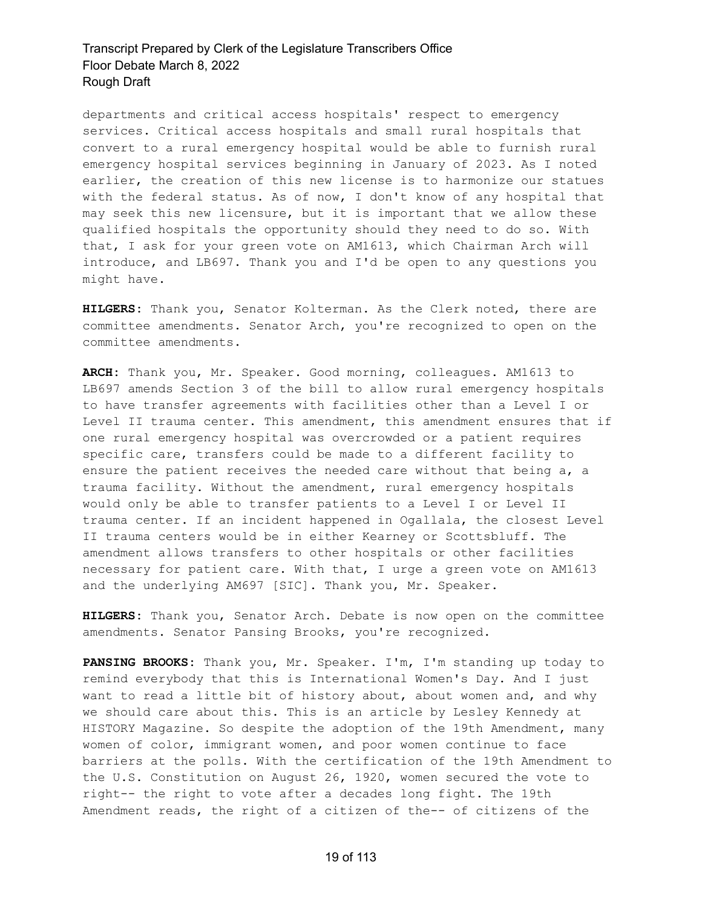departments and critical access hospitals' respect to emergency services. Critical access hospitals and small rural hospitals that convert to a rural emergency hospital would be able to furnish rural emergency hospital services beginning in January of 2023. As I noted earlier, the creation of this new license is to harmonize our statues with the federal status. As of now, I don't know of any hospital that may seek this new licensure, but it is important that we allow these qualified hospitals the opportunity should they need to do so. With that, I ask for your green vote on AM1613, which Chairman Arch will introduce, and LB697. Thank you and I'd be open to any questions you might have.

**HILGERS:** Thank you, Senator Kolterman. As the Clerk noted, there are committee amendments. Senator Arch, you're recognized to open on the committee amendments.

**ARCH:** Thank you, Mr. Speaker. Good morning, colleagues. AM1613 to LB697 amends Section 3 of the bill to allow rural emergency hospitals to have transfer agreements with facilities other than a Level I or Level II trauma center. This amendment, this amendment ensures that if one rural emergency hospital was overcrowded or a patient requires specific care, transfers could be made to a different facility to ensure the patient receives the needed care without that being a, a trauma facility. Without the amendment, rural emergency hospitals would only be able to transfer patients to a Level I or Level II trauma center. If an incident happened in Ogallala, the closest Level II trauma centers would be in either Kearney or Scottsbluff. The amendment allows transfers to other hospitals or other facilities necessary for patient care. With that, I urge a green vote on AM1613 and the underlying AM697 [SIC]. Thank you, Mr. Speaker.

**HILGERS:** Thank you, Senator Arch. Debate is now open on the committee amendments. Senator Pansing Brooks, you're recognized.

**PANSING BROOKS:** Thank you, Mr. Speaker. I'm, I'm standing up today to remind everybody that this is International Women's Day. And I just want to read a little bit of history about, about women and, and why we should care about this. This is an article by Lesley Kennedy at HISTORY Magazine. So despite the adoption of the 19th Amendment, many women of color, immigrant women, and poor women continue to face barriers at the polls. With the certification of the 19th Amendment to the U.S. Constitution on August 26, 1920, women secured the vote to right-- the right to vote after a decades long fight. The 19th Amendment reads, the right of a citizen of the-- of citizens of the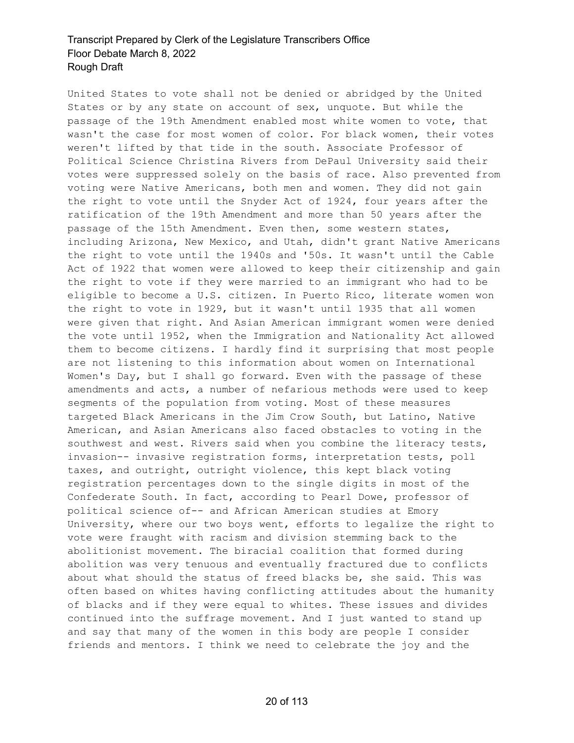United States to vote shall not be denied or abridged by the United States or by any state on account of sex, unquote. But while the passage of the 19th Amendment enabled most white women to vote, that wasn't the case for most women of color. For black women, their votes weren't lifted by that tide in the south. Associate Professor of Political Science Christina Rivers from DePaul University said their votes were suppressed solely on the basis of race. Also prevented from voting were Native Americans, both men and women. They did not gain the right to vote until the Snyder Act of 1924, four years after the ratification of the 19th Amendment and more than 50 years after the passage of the 15th Amendment. Even then, some western states, including Arizona, New Mexico, and Utah, didn't grant Native Americans the right to vote until the 1940s and '50s. It wasn't until the Cable Act of 1922 that women were allowed to keep their citizenship and gain the right to vote if they were married to an immigrant who had to be eligible to become a U.S. citizen. In Puerto Rico, literate women won the right to vote in 1929, but it wasn't until 1935 that all women were given that right. And Asian American immigrant women were denied the vote until 1952, when the Immigration and Nationality Act allowed them to become citizens. I hardly find it surprising that most people are not listening to this information about women on International Women's Day, but I shall go forward. Even with the passage of these amendments and acts, a number of nefarious methods were used to keep segments of the population from voting. Most of these measures targeted Black Americans in the Jim Crow South, but Latino, Native American, and Asian Americans also faced obstacles to voting in the southwest and west. Rivers said when you combine the literacy tests, invasion-- invasive registration forms, interpretation tests, poll taxes, and outright, outright violence, this kept black voting registration percentages down to the single digits in most of the Confederate South. In fact, according to Pearl Dowe, professor of political science of-- and African American studies at Emory University, where our two boys went, efforts to legalize the right to vote were fraught with racism and division stemming back to the abolitionist movement. The biracial coalition that formed during abolition was very tenuous and eventually fractured due to conflicts about what should the status of freed blacks be, she said. This was often based on whites having conflicting attitudes about the humanity of blacks and if they were equal to whites. These issues and divides continued into the suffrage movement. And I just wanted to stand up and say that many of the women in this body are people I consider friends and mentors. I think we need to celebrate the joy and the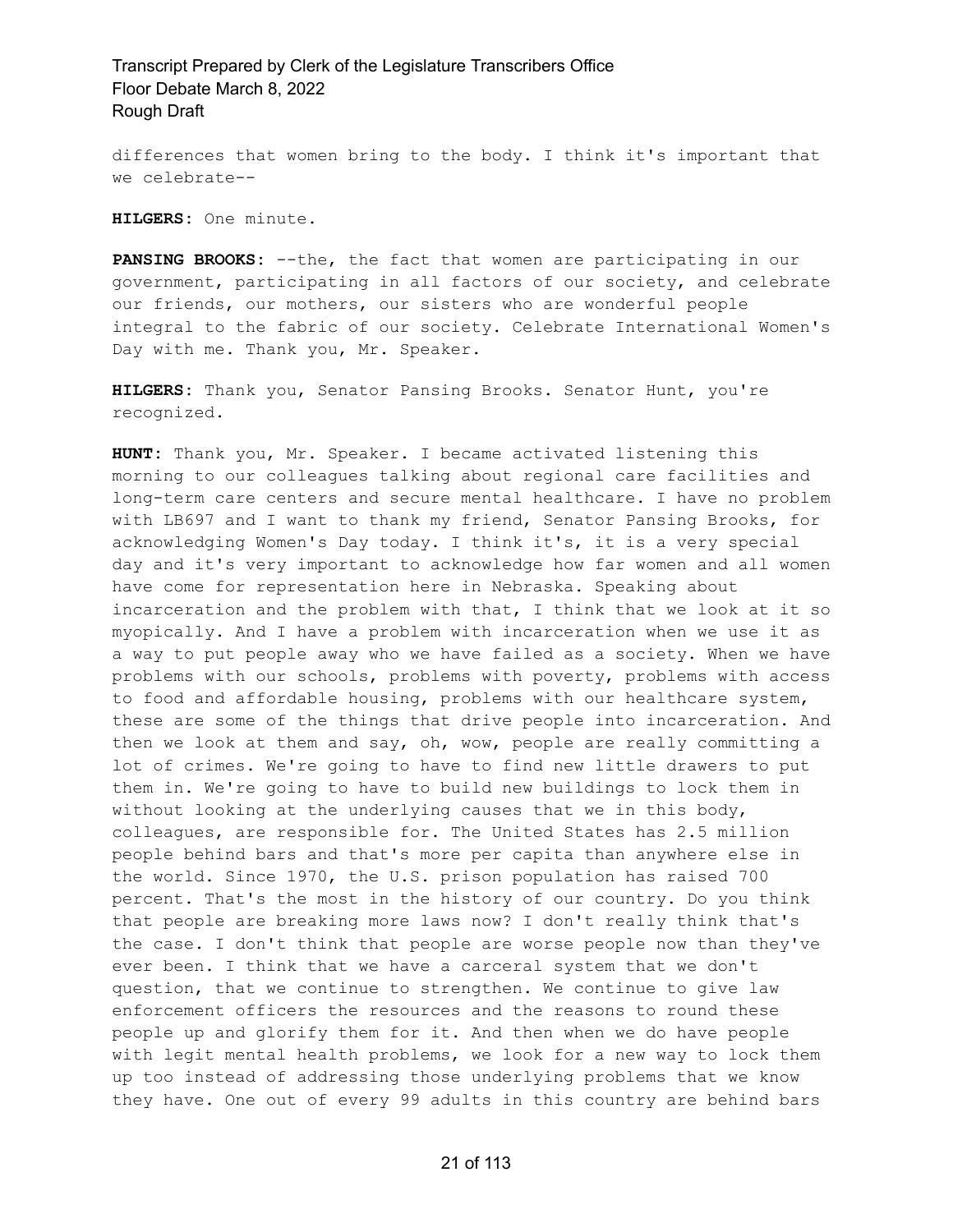differences that women bring to the body. I think it's important that we celebrate--

**HILGERS:** One minute.

**PANSING BROOKS:** --the, the fact that women are participating in our government, participating in all factors of our society, and celebrate our friends, our mothers, our sisters who are wonderful people integral to the fabric of our society. Celebrate International Women's Day with me. Thank you, Mr. Speaker.

**HILGERS:** Thank you, Senator Pansing Brooks. Senator Hunt, you're recognized.

**HUNT:** Thank you, Mr. Speaker. I became activated listening this morning to our colleagues talking about regional care facilities and long-term care centers and secure mental healthcare. I have no problem with LB697 and I want to thank my friend, Senator Pansing Brooks, for acknowledging Women's Day today. I think it's, it is a very special day and it's very important to acknowledge how far women and all women have come for representation here in Nebraska. Speaking about incarceration and the problem with that, I think that we look at it so myopically. And I have a problem with incarceration when we use it as a way to put people away who we have failed as a society. When we have problems with our schools, problems with poverty, problems with access to food and affordable housing, problems with our healthcare system, these are some of the things that drive people into incarceration. And then we look at them and say, oh, wow, people are really committing a lot of crimes. We're going to have to find new little drawers to put them in. We're going to have to build new buildings to lock them in without looking at the underlying causes that we in this body, colleagues, are responsible for. The United States has 2.5 million people behind bars and that's more per capita than anywhere else in the world. Since 1970, the U.S. prison population has raised 700 percent. That's the most in the history of our country. Do you think that people are breaking more laws now? I don't really think that's the case. I don't think that people are worse people now than they've ever been. I think that we have a carceral system that we don't question, that we continue to strengthen. We continue to give law enforcement officers the resources and the reasons to round these people up and glorify them for it. And then when we do have people with legit mental health problems, we look for a new way to lock them up too instead of addressing those underlying problems that we know they have. One out of every 99 adults in this country are behind bars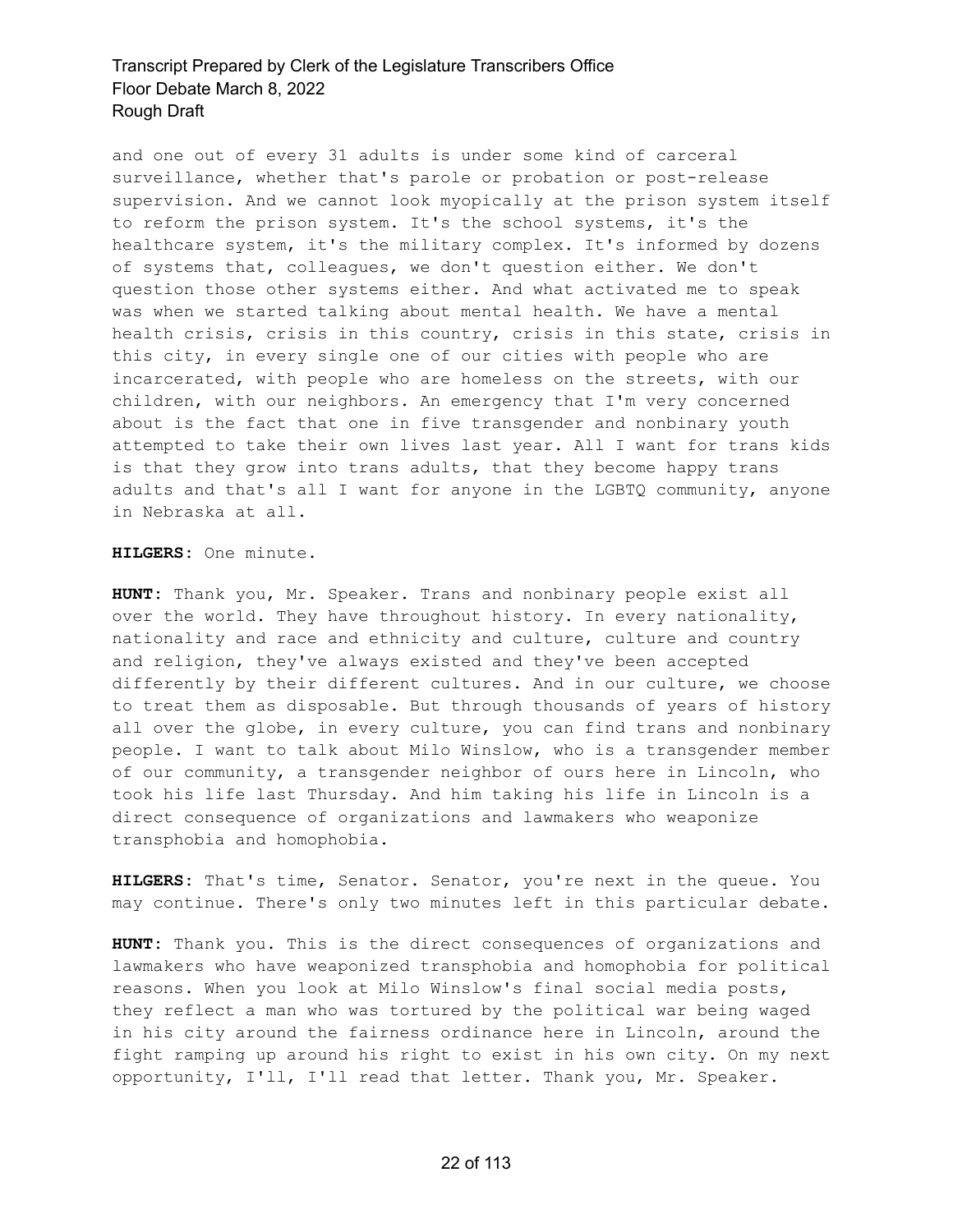and one out of every 31 adults is under some kind of carceral surveillance, whether that's parole or probation or post-release supervision. And we cannot look myopically at the prison system itself to reform the prison system. It's the school systems, it's the healthcare system, it's the military complex. It's informed by dozens of systems that, colleagues, we don't question either. We don't question those other systems either. And what activated me to speak was when we started talking about mental health. We have a mental health crisis, crisis in this country, crisis in this state, crisis in this city, in every single one of our cities with people who are incarcerated, with people who are homeless on the streets, with our children, with our neighbors. An emergency that I'm very concerned about is the fact that one in five transgender and nonbinary youth attempted to take their own lives last year. All I want for trans kids is that they grow into trans adults, that they become happy trans adults and that's all I want for anyone in the LGBTQ community, anyone in Nebraska at all.

**HILGERS:** One minute.

**HUNT:** Thank you, Mr. Speaker. Trans and nonbinary people exist all over the world. They have throughout history. In every nationality, nationality and race and ethnicity and culture, culture and country and religion, they've always existed and they've been accepted differently by their different cultures. And in our culture, we choose to treat them as disposable. But through thousands of years of history all over the globe, in every culture, you can find trans and nonbinary people. I want to talk about Milo Winslow, who is a transgender member of our community, a transgender neighbor of ours here in Lincoln, who took his life last Thursday. And him taking his life in Lincoln is a direct consequence of organizations and lawmakers who weaponize transphobia and homophobia.

**HILGERS:** That's time, Senator. Senator, you're next in the queue. You may continue. There's only two minutes left in this particular debate.

**HUNT:** Thank you. This is the direct consequences of organizations and lawmakers who have weaponized transphobia and homophobia for political reasons. When you look at Milo Winslow's final social media posts, they reflect a man who was tortured by the political war being waged in his city around the fairness ordinance here in Lincoln, around the fight ramping up around his right to exist in his own city. On my next opportunity, I'll, I'll read that letter. Thank you, Mr. Speaker.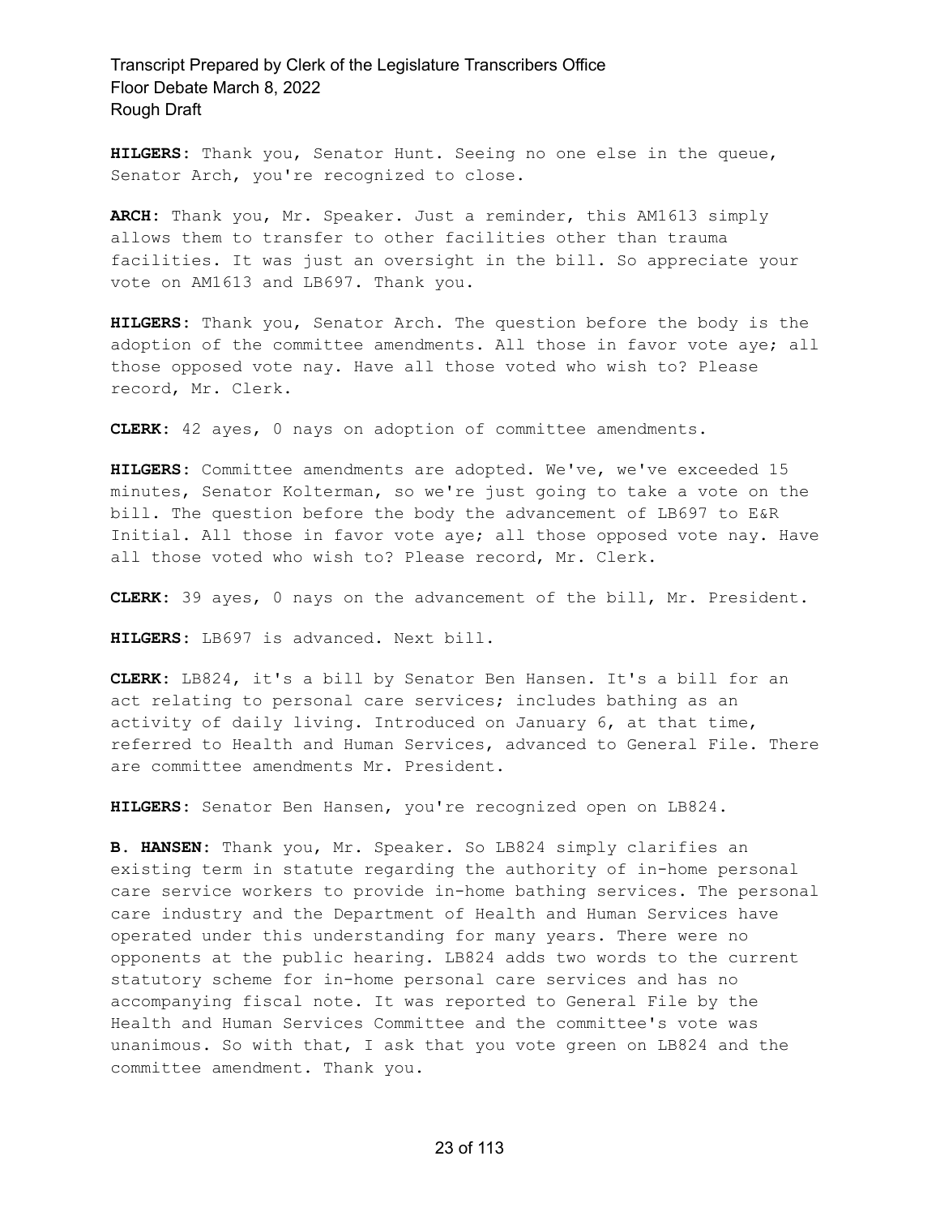**HILGERS:** Thank you, Senator Hunt. Seeing no one else in the queue, Senator Arch, you're recognized to close.

**ARCH:** Thank you, Mr. Speaker. Just a reminder, this AM1613 simply allows them to transfer to other facilities other than trauma facilities. It was just an oversight in the bill. So appreciate your vote on AM1613 and LB697. Thank you.

**HILGERS:** Thank you, Senator Arch. The question before the body is the adoption of the committee amendments. All those in favor vote aye; all those opposed vote nay. Have all those voted who wish to? Please record, Mr. Clerk.

**CLERK:** 42 ayes, 0 nays on adoption of committee amendments.

**HILGERS:** Committee amendments are adopted. We've, we've exceeded 15 minutes, Senator Kolterman, so we're just going to take a vote on the bill. The question before the body the advancement of LB697 to E&R Initial. All those in favor vote aye; all those opposed vote nay. Have all those voted who wish to? Please record, Mr. Clerk.

**CLERK:** 39 ayes, 0 nays on the advancement of the bill, Mr. President.

**HILGERS:** LB697 is advanced. Next bill.

**CLERK:** LB824, it's a bill by Senator Ben Hansen. It's a bill for an act relating to personal care services; includes bathing as an activity of daily living. Introduced on January 6, at that time, referred to Health and Human Services, advanced to General File. There are committee amendments Mr. President.

**HILGERS:** Senator Ben Hansen, you're recognized open on LB824.

**B. HANSEN:** Thank you, Mr. Speaker. So LB824 simply clarifies an existing term in statute regarding the authority of in-home personal care service workers to provide in-home bathing services. The personal care industry and the Department of Health and Human Services have operated under this understanding for many years. There were no opponents at the public hearing. LB824 adds two words to the current statutory scheme for in-home personal care services and has no accompanying fiscal note. It was reported to General File by the Health and Human Services Committee and the committee's vote was unanimous. So with that, I ask that you vote green on LB824 and the committee amendment. Thank you.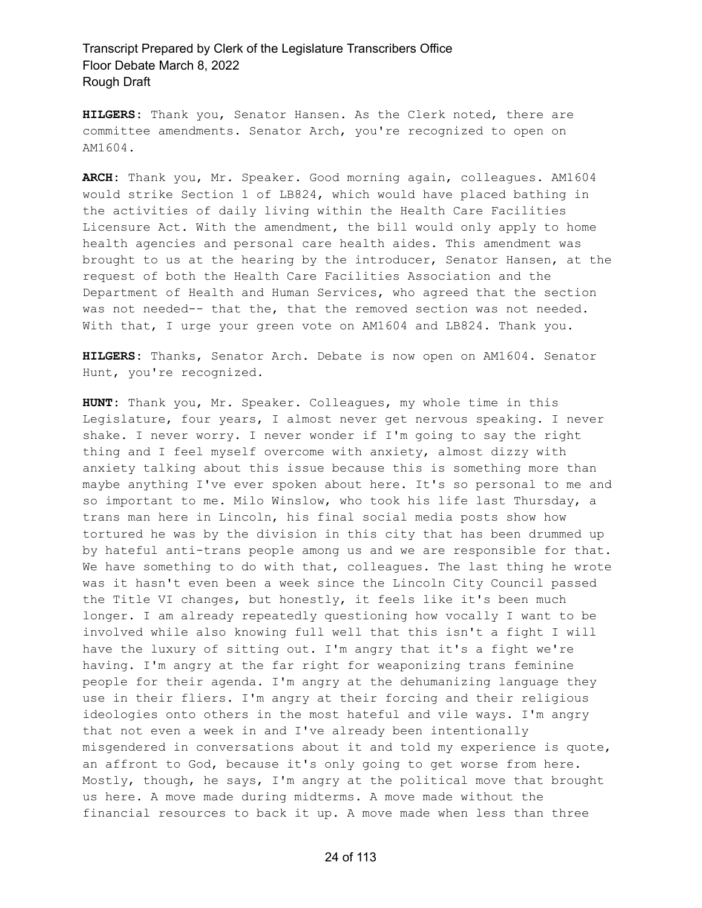**HILGERS:** Thank you, Senator Hansen. As the Clerk noted, there are committee amendments. Senator Arch, you're recognized to open on AM1604.

**ARCH:** Thank you, Mr. Speaker. Good morning again, colleagues. AM1604 would strike Section 1 of LB824, which would have placed bathing in the activities of daily living within the Health Care Facilities Licensure Act. With the amendment, the bill would only apply to home health agencies and personal care health aides. This amendment was brought to us at the hearing by the introducer, Senator Hansen, at the request of both the Health Care Facilities Association and the Department of Health and Human Services, who agreed that the section was not needed-- that the, that the removed section was not needed. With that, I urge your green vote on AM1604 and LB824. Thank you.

**HILGERS:** Thanks, Senator Arch. Debate is now open on AM1604. Senator Hunt, you're recognized.

**HUNT:** Thank you, Mr. Speaker. Colleagues, my whole time in this Legislature, four years, I almost never get nervous speaking. I never shake. I never worry. I never wonder if I'm going to say the right thing and I feel myself overcome with anxiety, almost dizzy with anxiety talking about this issue because this is something more than maybe anything I've ever spoken about here. It's so personal to me and so important to me. Milo Winslow, who took his life last Thursday, a trans man here in Lincoln, his final social media posts show how tortured he was by the division in this city that has been drummed up by hateful anti-trans people among us and we are responsible for that. We have something to do with that, colleagues. The last thing he wrote was it hasn't even been a week since the Lincoln City Council passed the Title VI changes, but honestly, it feels like it's been much longer. I am already repeatedly questioning how vocally I want to be involved while also knowing full well that this isn't a fight I will have the luxury of sitting out. I'm angry that it's a fight we're having. I'm angry at the far right for weaponizing trans feminine people for their agenda. I'm angry at the dehumanizing language they use in their fliers. I'm angry at their forcing and their religious ideologies onto others in the most hateful and vile ways. I'm angry that not even a week in and I've already been intentionally misgendered in conversations about it and told my experience is quote, an affront to God, because it's only going to get worse from here. Mostly, though, he says, I'm angry at the political move that brought us here. A move made during midterms. A move made without the financial resources to back it up. A move made when less than three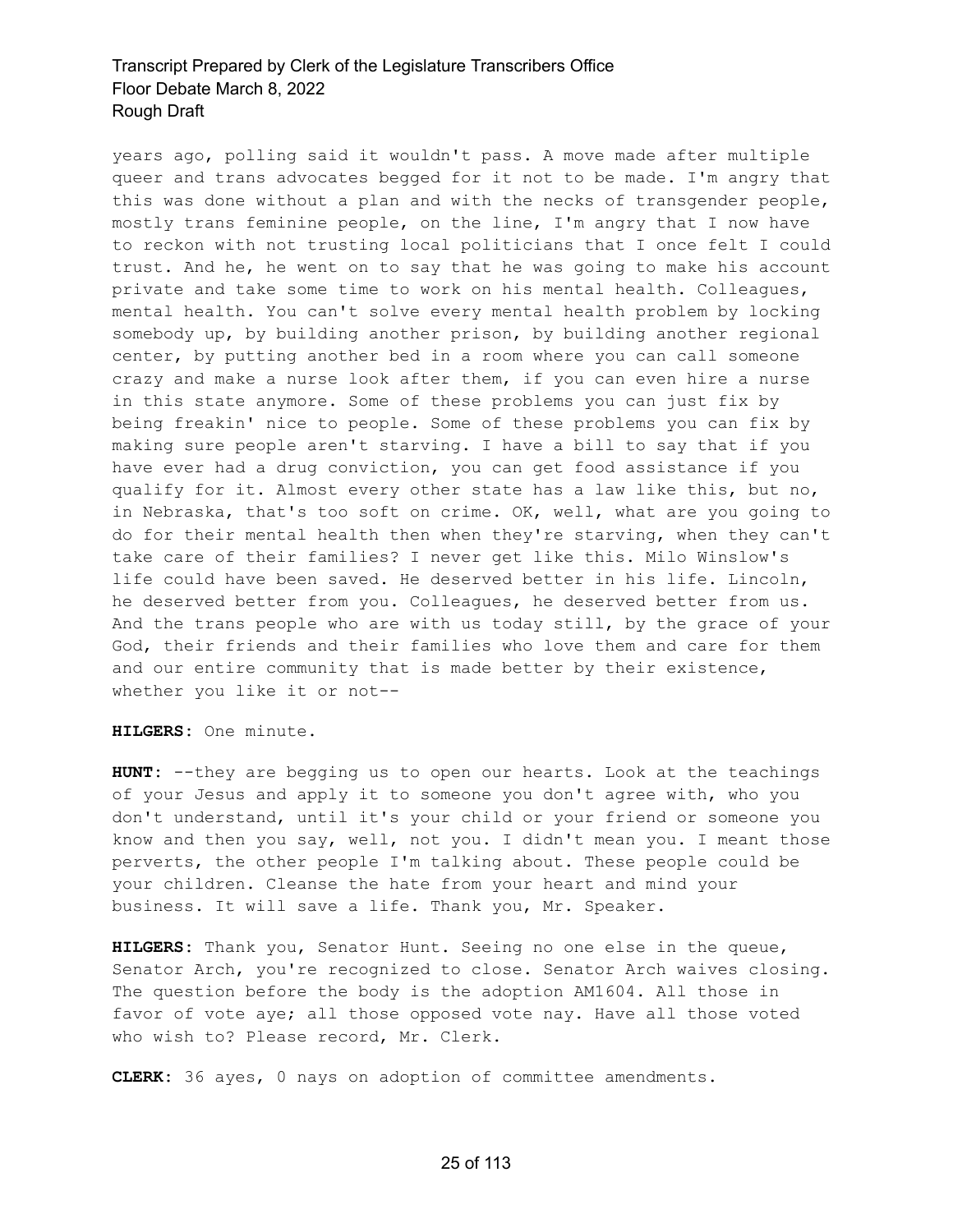years ago, polling said it wouldn't pass. A move made after multiple queer and trans advocates begged for it not to be made. I'm angry that this was done without a plan and with the necks of transgender people, mostly trans feminine people, on the line, I'm angry that I now have to reckon with not trusting local politicians that I once felt I could trust. And he, he went on to say that he was going to make his account private and take some time to work on his mental health. Colleagues, mental health. You can't solve every mental health problem by locking somebody up, by building another prison, by building another regional center, by putting another bed in a room where you can call someone crazy and make a nurse look after them, if you can even hire a nurse in this state anymore. Some of these problems you can just fix by being freakin' nice to people. Some of these problems you can fix by making sure people aren't starving. I have a bill to say that if you have ever had a drug conviction, you can get food assistance if you qualify for it. Almost every other state has a law like this, but no, in Nebraska, that's too soft on crime. OK, well, what are you going to do for their mental health then when they're starving, when they can't take care of their families? I never get like this. Milo Winslow's life could have been saved. He deserved better in his life. Lincoln, he deserved better from you. Colleagues, he deserved better from us. And the trans people who are with us today still, by the grace of your God, their friends and their families who love them and care for them and our entire community that is made better by their existence, whether you like it or not--

**HILGERS:** One minute.

**HUNT:** --they are begging us to open our hearts. Look at the teachings of your Jesus and apply it to someone you don't agree with, who you don't understand, until it's your child or your friend or someone you know and then you say, well, not you. I didn't mean you. I meant those perverts, the other people I'm talking about. These people could be your children. Cleanse the hate from your heart and mind your business. It will save a life. Thank you, Mr. Speaker.

**HILGERS:** Thank you, Senator Hunt. Seeing no one else in the queue, Senator Arch, you're recognized to close. Senator Arch waives closing. The question before the body is the adoption AM1604. All those in favor of vote aye; all those opposed vote nay. Have all those voted who wish to? Please record, Mr. Clerk.

**CLERK:** 36 ayes, 0 nays on adoption of committee amendments.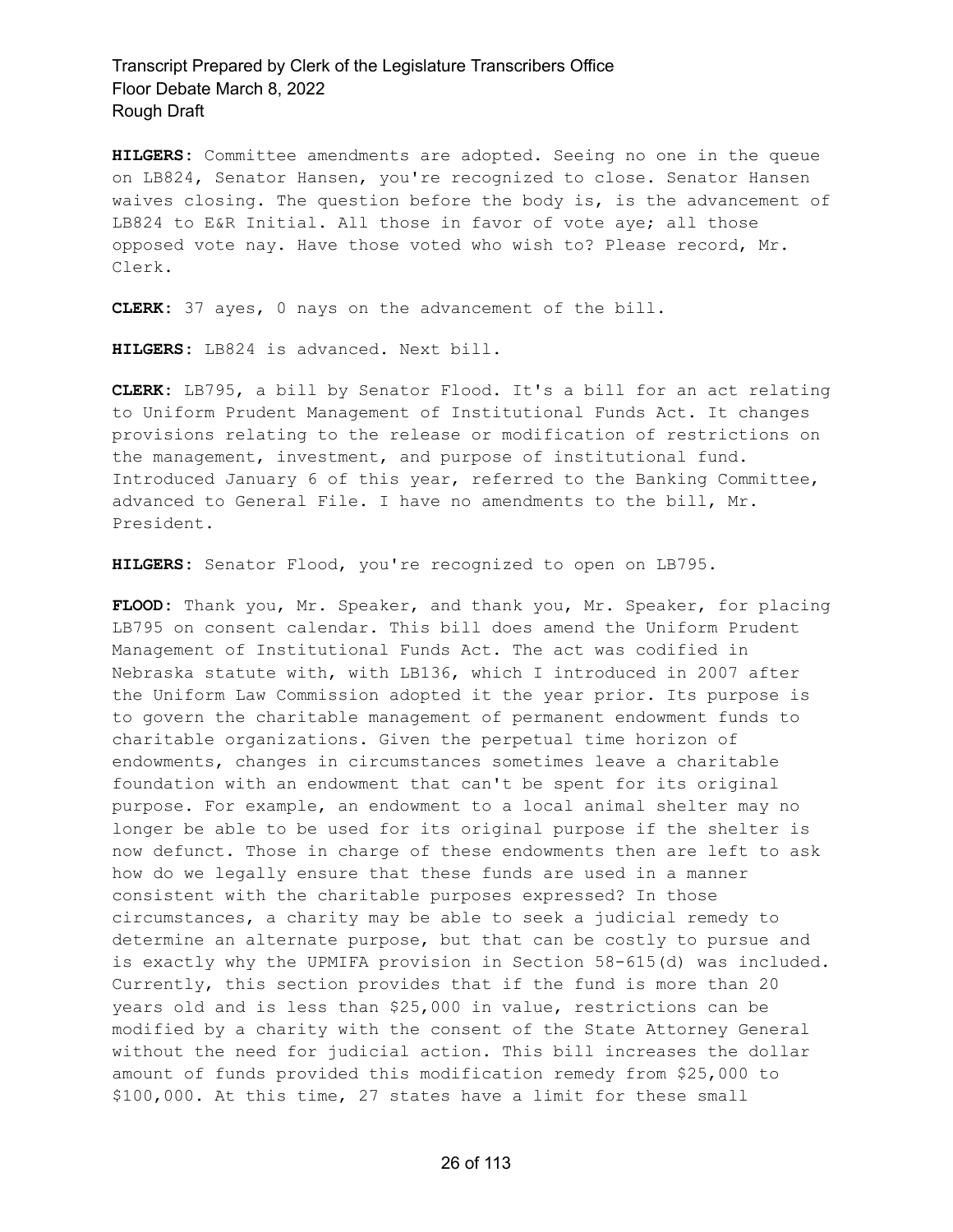**HILGERS:** Committee amendments are adopted. Seeing no one in the queue on LB824, Senator Hansen, you're recognized to close. Senator Hansen waives closing. The question before the body is, is the advancement of LB824 to E&R Initial. All those in favor of vote aye; all those opposed vote nay. Have those voted who wish to? Please record, Mr. Clerk.

**CLERK:** 37 ayes, 0 nays on the advancement of the bill.

**HILGERS:** LB824 is advanced. Next bill.

**CLERK:** LB795, a bill by Senator Flood. It's a bill for an act relating to Uniform Prudent Management of Institutional Funds Act. It changes provisions relating to the release or modification of restrictions on the management, investment, and purpose of institutional fund. Introduced January 6 of this year, referred to the Banking Committee, advanced to General File. I have no amendments to the bill, Mr. President.

**HILGERS:** Senator Flood, you're recognized to open on LB795.

**FLOOD:** Thank you, Mr. Speaker, and thank you, Mr. Speaker, for placing LB795 on consent calendar. This bill does amend the Uniform Prudent Management of Institutional Funds Act. The act was codified in Nebraska statute with, with LB136, which I introduced in 2007 after the Uniform Law Commission adopted it the year prior. Its purpose is to govern the charitable management of permanent endowment funds to charitable organizations. Given the perpetual time horizon of endowments, changes in circumstances sometimes leave a charitable foundation with an endowment that can't be spent for its original purpose. For example, an endowment to a local animal shelter may no longer be able to be used for its original purpose if the shelter is now defunct. Those in charge of these endowments then are left to ask how do we legally ensure that these funds are used in a manner consistent with the charitable purposes expressed? In those circumstances, a charity may be able to seek a judicial remedy to determine an alternate purpose, but that can be costly to pursue and is exactly why the UPMIFA provision in Section 58-615(d) was included. Currently, this section provides that if the fund is more than 20 years old and is less than $25,000 in value, restrictions can be modified by a charity with the consent of the State Attorney General without the need for judicial action. This bill increases the dollar amount of funds provided this modification remedy from $25,000 to $100,000. At this time, 27 states have a limit for these small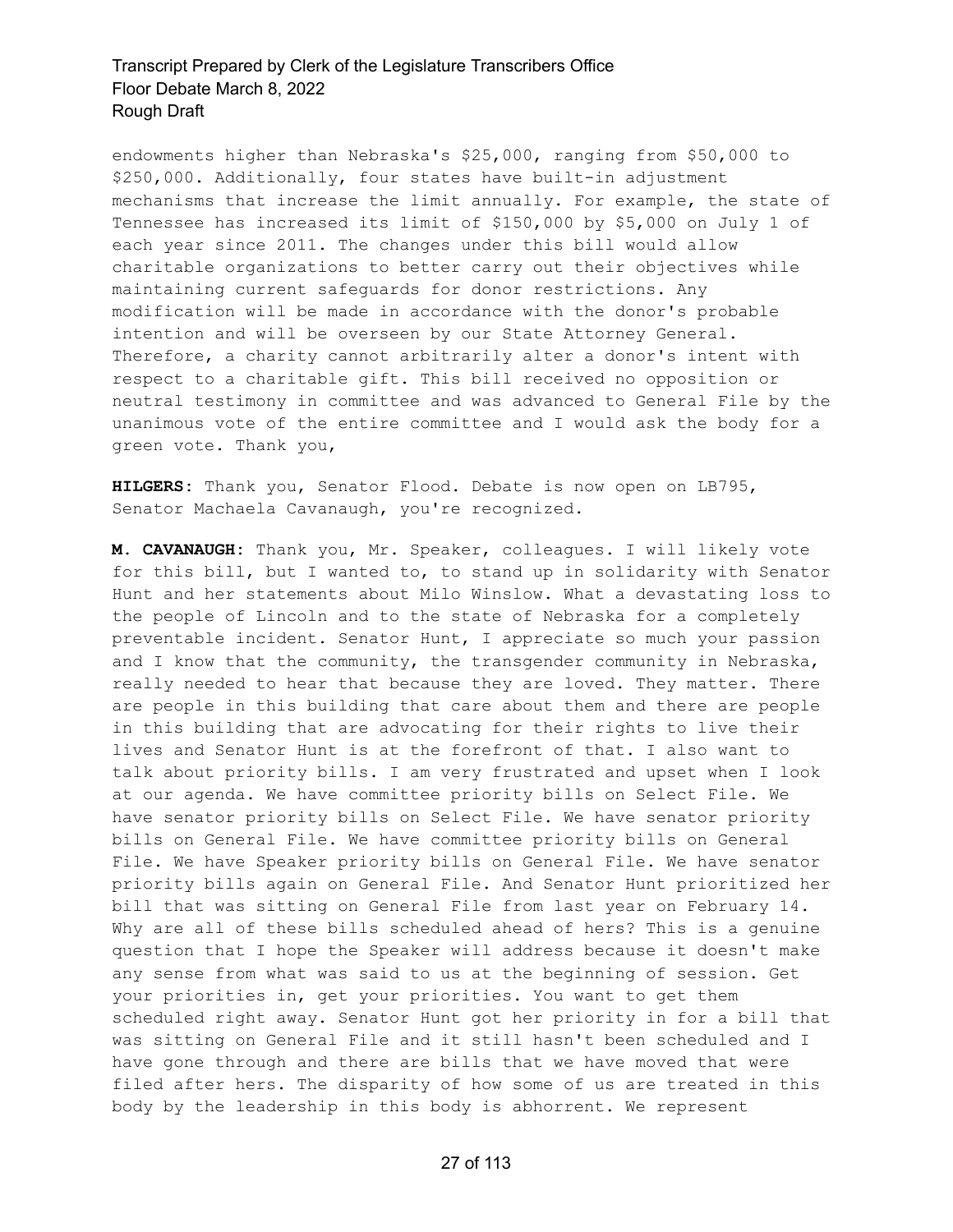endowments higher than Nebraska's $25,000, ranging from $50,000 to $250,000. Additionally, four states have built-in adjustment mechanisms that increase the limit annually. For example, the state of Tennessee has increased its limit of $150,000 by $5,000 on July 1 of each year since 2011. The changes under this bill would allow charitable organizations to better carry out their objectives while maintaining current safeguards for donor restrictions. Any modification will be made in accordance with the donor's probable intention and will be overseen by our State Attorney General. Therefore, a charity cannot arbitrarily alter a donor's intent with respect to a charitable gift. This bill received no opposition or neutral testimony in committee and was advanced to General File by the unanimous vote of the entire committee and I would ask the body for a green vote. Thank you,

**HILGERS:** Thank you, Senator Flood. Debate is now open on LB795, Senator Machaela Cavanaugh, you're recognized.

**M. CAVANAUGH:** Thank you, Mr. Speaker, colleagues. I will likely vote for this bill, but I wanted to, to stand up in solidarity with Senator Hunt and her statements about Milo Winslow. What a devastating loss to the people of Lincoln and to the state of Nebraska for a completely preventable incident. Senator Hunt, I appreciate so much your passion and I know that the community, the transgender community in Nebraska, really needed to hear that because they are loved. They matter. There are people in this building that care about them and there are people in this building that are advocating for their rights to live their lives and Senator Hunt is at the forefront of that. I also want to talk about priority bills. I am very frustrated and upset when I look at our agenda. We have committee priority bills on Select File. We have senator priority bills on Select File. We have senator priority bills on General File. We have committee priority bills on General File. We have Speaker priority bills on General File. We have senator priority bills again on General File. And Senator Hunt prioritized her bill that was sitting on General File from last year on February 14. Why are all of these bills scheduled ahead of hers? This is a genuine question that I hope the Speaker will address because it doesn't make any sense from what was said to us at the beginning of session. Get your priorities in, get your priorities. You want to get them scheduled right away. Senator Hunt got her priority in for a bill that was sitting on General File and it still hasn't been scheduled and I have gone through and there are bills that we have moved that were filed after hers. The disparity of how some of us are treated in this body by the leadership in this body is abhorrent. We represent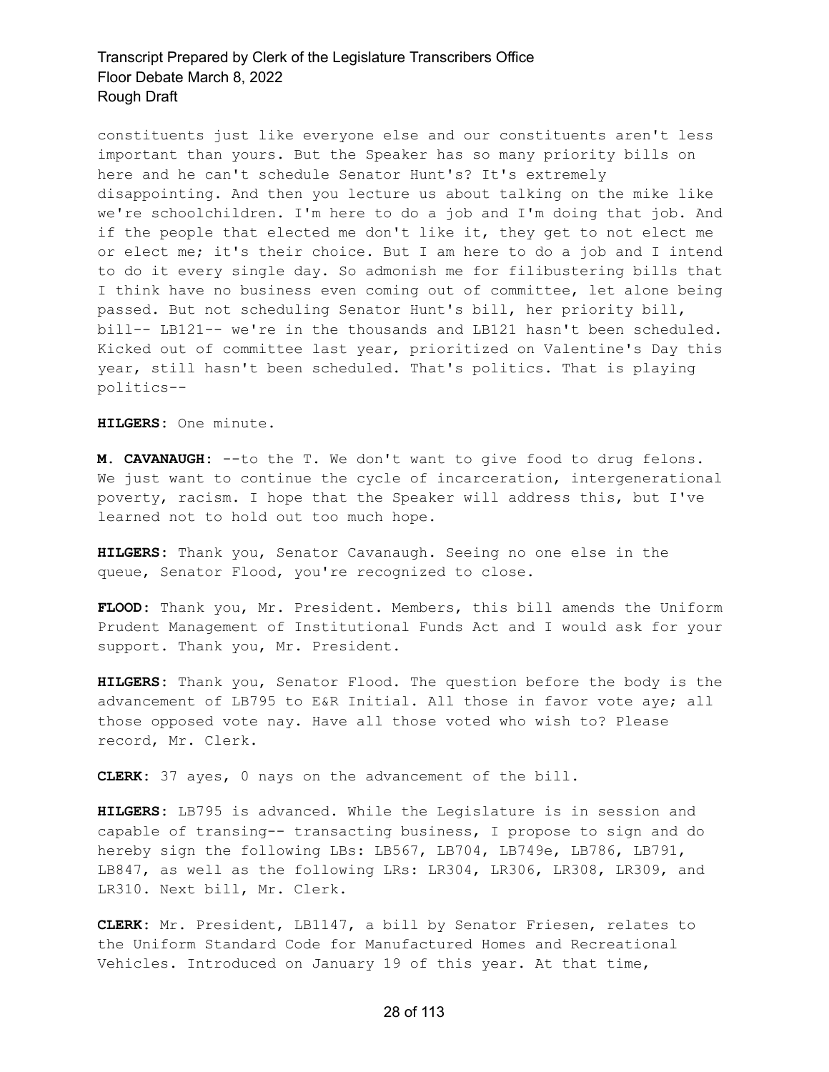constituents just like everyone else and our constituents aren't less important than yours. But the Speaker has so many priority bills on here and he can't schedule Senator Hunt's? It's extremely disappointing. And then you lecture us about talking on the mike like we're schoolchildren. I'm here to do a job and I'm doing that job. And if the people that elected me don't like it, they get to not elect me or elect me; it's their choice. But I am here to do a job and I intend to do it every single day. So admonish me for filibustering bills that I think have no business even coming out of committee, let alone being passed. But not scheduling Senator Hunt's bill, her priority bill, bill-- LB121-- we're in the thousands and LB121 hasn't been scheduled. Kicked out of committee last year, prioritized on Valentine's Day this year, still hasn't been scheduled. That's politics. That is playing politics--

**HILGERS:** One minute.

**M. CAVANAUGH:** --to the T. We don't want to give food to drug felons. We just want to continue the cycle of incarceration, intergenerational poverty, racism. I hope that the Speaker will address this, but I've learned not to hold out too much hope.

**HILGERS:** Thank you, Senator Cavanaugh. Seeing no one else in the queue, Senator Flood, you're recognized to close.

**FLOOD:** Thank you, Mr. President. Members, this bill amends the Uniform Prudent Management of Institutional Funds Act and I would ask for your support. Thank you, Mr. President.

**HILGERS:** Thank you, Senator Flood. The question before the body is the advancement of LB795 to E&R Initial. All those in favor vote aye; all those opposed vote nay. Have all those voted who wish to? Please record, Mr. Clerk.

**CLERK:** 37 ayes, 0 nays on the advancement of the bill.

**HILGERS:** LB795 is advanced. While the Legislature is in session and capable of transing-- transacting business, I propose to sign and do hereby sign the following LBs: LB567, LB704, LB749e, LB786, LB791, LB847, as well as the following LRs: LR304, LR306, LR308, LR309, and LR310. Next bill, Mr. Clerk.

**CLERK:** Mr. President, LB1147, a bill by Senator Friesen, relates to the Uniform Standard Code for Manufactured Homes and Recreational Vehicles. Introduced on January 19 of this year. At that time,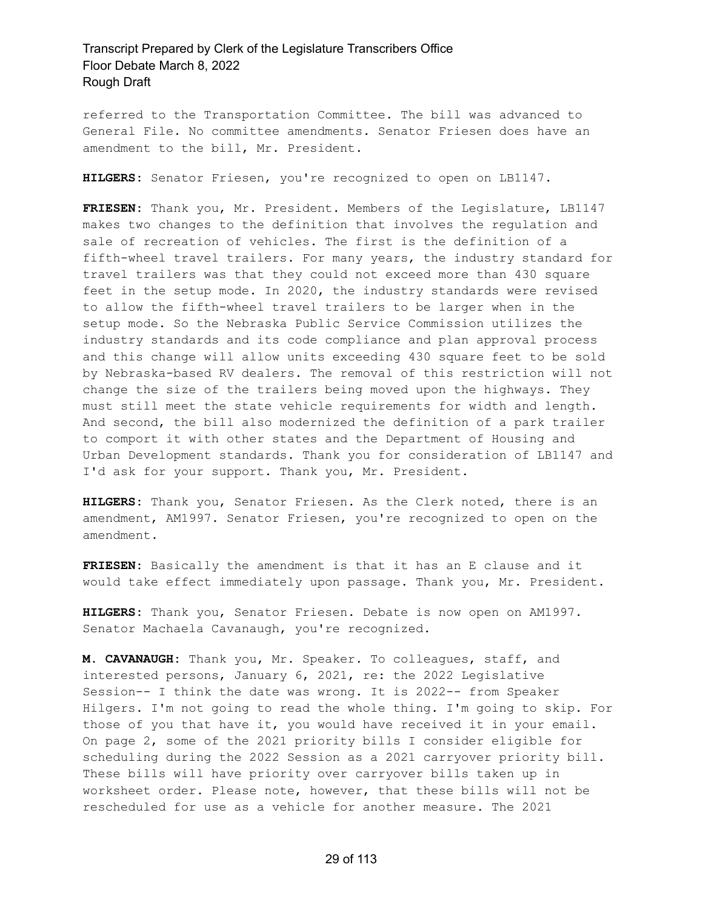referred to the Transportation Committee. The bill was advanced to General File. No committee amendments. Senator Friesen does have an amendment to the bill, Mr. President.

**HILGERS:** Senator Friesen, you're recognized to open on LB1147.

**FRIESEN:** Thank you, Mr. President. Members of the Legislature, LB1147 makes two changes to the definition that involves the regulation and sale of recreation of vehicles. The first is the definition of a fifth-wheel travel trailers. For many years, the industry standard for travel trailers was that they could not exceed more than 430 square feet in the setup mode. In 2020, the industry standards were revised to allow the fifth-wheel travel trailers to be larger when in the setup mode. So the Nebraska Public Service Commission utilizes the industry standards and its code compliance and plan approval process and this change will allow units exceeding 430 square feet to be sold by Nebraska-based RV dealers. The removal of this restriction will not change the size of the trailers being moved upon the highways. They must still meet the state vehicle requirements for width and length. And second, the bill also modernized the definition of a park trailer to comport it with other states and the Department of Housing and Urban Development standards. Thank you for consideration of LB1147 and I'd ask for your support. Thank you, Mr. President.

**HILGERS:** Thank you, Senator Friesen. As the Clerk noted, there is an amendment, AM1997. Senator Friesen, you're recognized to open on the amendment.

**FRIESEN:** Basically the amendment is that it has an E clause and it would take effect immediately upon passage. Thank you, Mr. President.

**HILGERS:** Thank you, Senator Friesen. Debate is now open on AM1997. Senator Machaela Cavanaugh, you're recognized.

**M. CAVANAUGH:** Thank you, Mr. Speaker. To colleagues, staff, and interested persons, January 6, 2021, re: the 2022 Legislative Session-- I think the date was wrong. It is 2022-- from Speaker Hilgers. I'm not going to read the whole thing. I'm going to skip. For those of you that have it, you would have received it in your email. On page 2, some of the 2021 priority bills I consider eligible for scheduling during the 2022 Session as a 2021 carryover priority bill. These bills will have priority over carryover bills taken up in worksheet order. Please note, however, that these bills will not be rescheduled for use as a vehicle for another measure. The 2021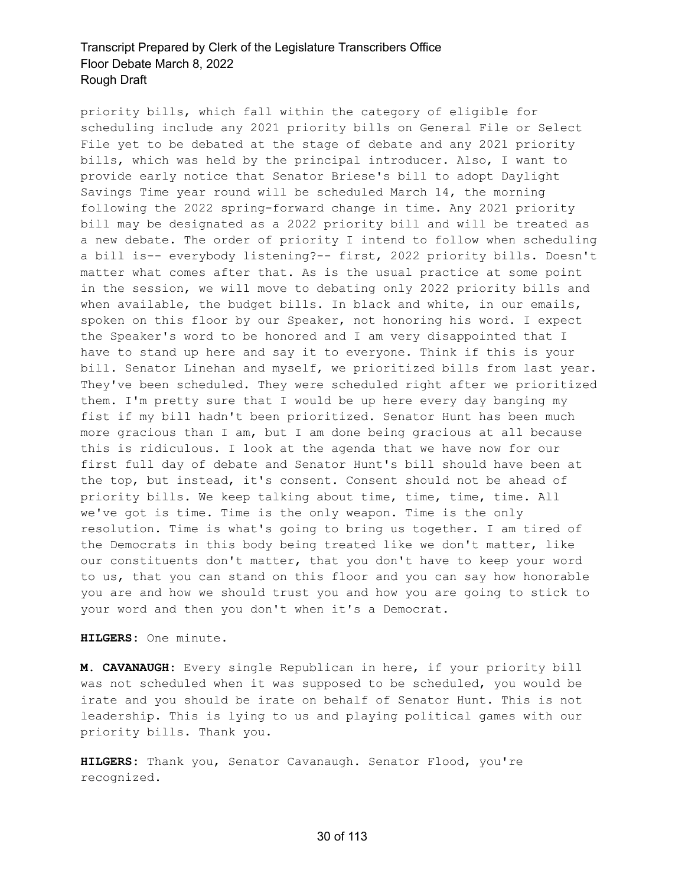priority bills, which fall within the category of eligible for scheduling include any 2021 priority bills on General File or Select File yet to be debated at the stage of debate and any 2021 priority bills, which was held by the principal introducer. Also, I want to provide early notice that Senator Briese's bill to adopt Daylight Savings Time year round will be scheduled March 14, the morning following the 2022 spring-forward change in time. Any 2021 priority bill may be designated as a 2022 priority bill and will be treated as a new debate. The order of priority I intend to follow when scheduling a bill is-- everybody listening?-- first, 2022 priority bills. Doesn't matter what comes after that. As is the usual practice at some point in the session, we will move to debating only 2022 priority bills and when available, the budget bills. In black and white, in our emails, spoken on this floor by our Speaker, not honoring his word. I expect the Speaker's word to be honored and I am very disappointed that I have to stand up here and say it to everyone. Think if this is your bill. Senator Linehan and myself, we prioritized bills from last year. They've been scheduled. They were scheduled right after we prioritized them. I'm pretty sure that I would be up here every day banging my fist if my bill hadn't been prioritized. Senator Hunt has been much more gracious than I am, but I am done being gracious at all because this is ridiculous. I look at the agenda that we have now for our first full day of debate and Senator Hunt's bill should have been at the top, but instead, it's consent. Consent should not be ahead of priority bills. We keep talking about time, time, time, time. All we've got is time. Time is the only weapon. Time is the only resolution. Time is what's going to bring us together. I am tired of the Democrats in this body being treated like we don't matter, like our constituents don't matter, that you don't have to keep your word to us, that you can stand on this floor and you can say how honorable you are and how we should trust you and how you are going to stick to your word and then you don't when it's a Democrat.

**HILGERS:** One minute.

**M. CAVANAUGH:** Every single Republican in here, if your priority bill was not scheduled when it was supposed to be scheduled, you would be irate and you should be irate on behalf of Senator Hunt. This is not leadership. This is lying to us and playing political games with our priority bills. Thank you.

**HILGERS:** Thank you, Senator Cavanaugh. Senator Flood, you're recognized.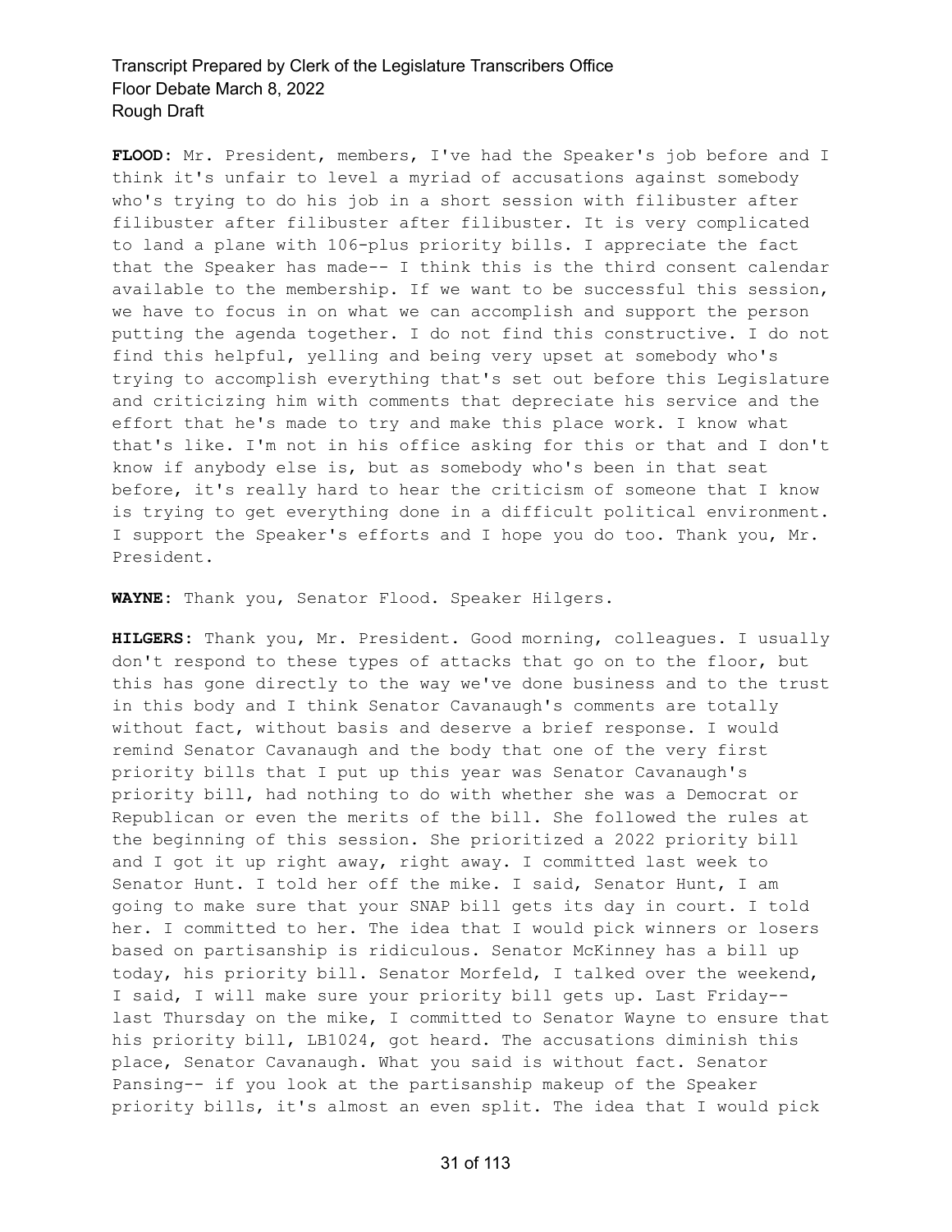**FLOOD:** Mr. President, members, I've had the Speaker's job before and I think it's unfair to level a myriad of accusations against somebody who's trying to do his job in a short session with filibuster after filibuster after filibuster after filibuster. It is very complicated to land a plane with 106-plus priority bills. I appreciate the fact that the Speaker has made-- I think this is the third consent calendar available to the membership. If we want to be successful this session, we have to focus in on what we can accomplish and support the person putting the agenda together. I do not find this constructive. I do not find this helpful, yelling and being very upset at somebody who's trying to accomplish everything that's set out before this Legislature and criticizing him with comments that depreciate his service and the effort that he's made to try and make this place work. I know what that's like. I'm not in his office asking for this or that and I don't know if anybody else is, but as somebody who's been in that seat before, it's really hard to hear the criticism of someone that I know is trying to get everything done in a difficult political environment. I support the Speaker's efforts and I hope you do too. Thank you, Mr. President.

**WAYNE:** Thank you, Senator Flood. Speaker Hilgers.

**HILGERS:** Thank you, Mr. President. Good morning, colleagues. I usually don't respond to these types of attacks that go on to the floor, but this has gone directly to the way we've done business and to the trust in this body and I think Senator Cavanaugh's comments are totally without fact, without basis and deserve a brief response. I would remind Senator Cavanaugh and the body that one of the very first priority bills that I put up this year was Senator Cavanaugh's priority bill, had nothing to do with whether she was a Democrat or Republican or even the merits of the bill. She followed the rules at the beginning of this session. She prioritized a 2022 priority bill and I got it up right away, right away. I committed last week to Senator Hunt. I told her off the mike. I said, Senator Hunt, I am going to make sure that your SNAP bill gets its day in court. I told her. I committed to her. The idea that I would pick winners or losers based on partisanship is ridiculous. Senator McKinney has a bill up today, his priority bill. Senator Morfeld, I talked over the weekend, I said, I will make sure your priority bill gets up. Last Friday-- last Thursday on the mike, I committed to Senator Wayne to ensure that his priority bill, LB1024, got heard. The accusations diminish this place, Senator Cavanaugh. What you said is without fact. Senator Pansing-- if you look at the partisanship makeup of the Speaker priority bills, it's almost an even split. The idea that I would pick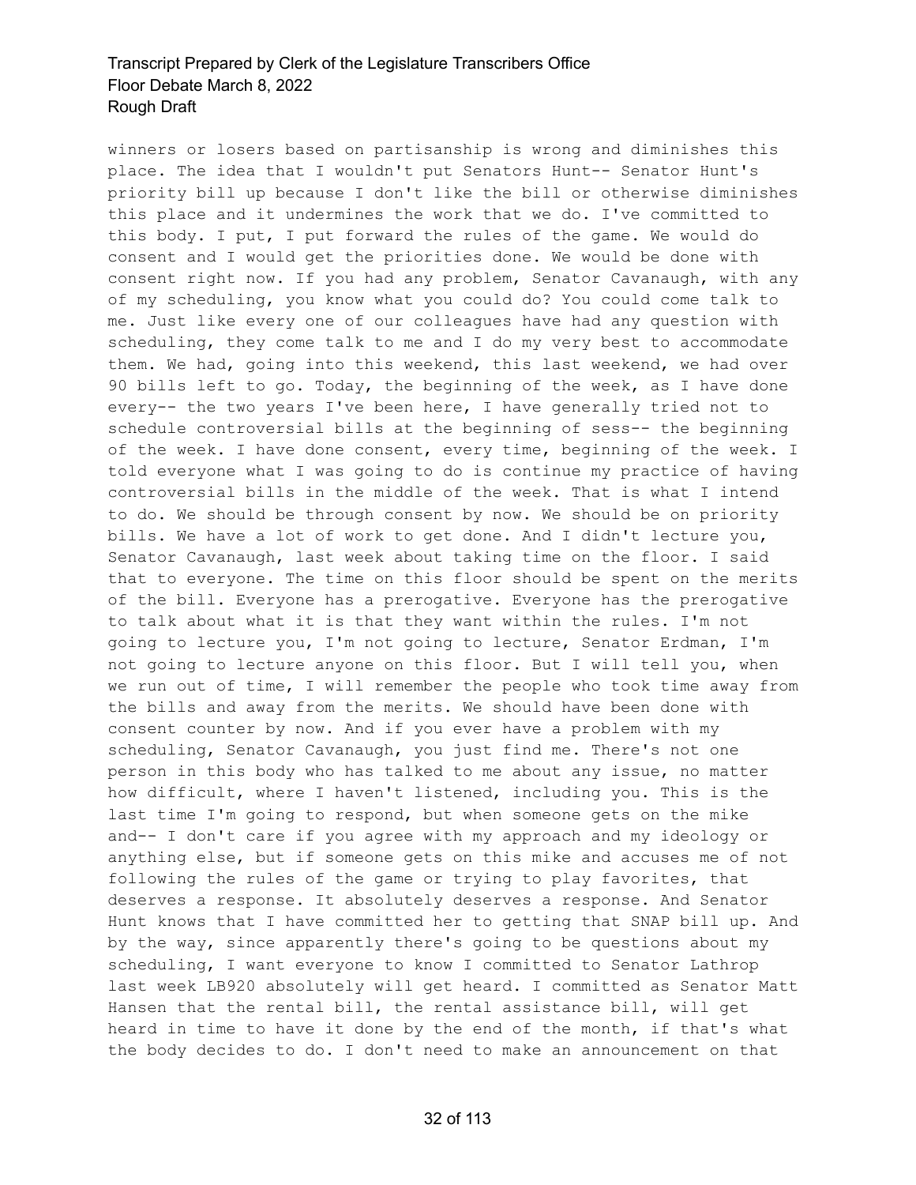winners or losers based on partisanship is wrong and diminishes this place. The idea that I wouldn't put Senators Hunt-- Senator Hunt's priority bill up because I don't like the bill or otherwise diminishes this place and it undermines the work that we do. I've committed to this body. I put, I put forward the rules of the game. We would do consent and I would get the priorities done. We would be done with consent right now. If you had any problem, Senator Cavanaugh, with any of my scheduling, you know what you could do? You could come talk to me. Just like every one of our colleagues have had any question with scheduling, they come talk to me and I do my very best to accommodate them. We had, going into this weekend, this last weekend, we had over 90 bills left to go. Today, the beginning of the week, as I have done every-- the two years I've been here, I have generally tried not to schedule controversial bills at the beginning of sess-- the beginning of the week. I have done consent, every time, beginning of the week. I told everyone what I was going to do is continue my practice of having controversial bills in the middle of the week. That is what I intend to do. We should be through consent by now. We should be on priority bills. We have a lot of work to get done. And I didn't lecture you, Senator Cavanaugh, last week about taking time on the floor. I said that to everyone. The time on this floor should be spent on the merits of the bill. Everyone has a prerogative. Everyone has the prerogative to talk about what it is that they want within the rules. I'm not going to lecture you, I'm not going to lecture, Senator Erdman, I'm not going to lecture anyone on this floor. But I will tell you, when we run out of time, I will remember the people who took time away from the bills and away from the merits. We should have been done with consent counter by now. And if you ever have a problem with my scheduling, Senator Cavanaugh, you just find me. There's not one person in this body who has talked to me about any issue, no matter how difficult, where I haven't listened, including you. This is the last time I'm going to respond, but when someone gets on the mike and-- I don't care if you agree with my approach and my ideology or anything else, but if someone gets on this mike and accuses me of not following the rules of the game or trying to play favorites, that deserves a response. It absolutely deserves a response. And Senator Hunt knows that I have committed her to getting that SNAP bill up. And by the way, since apparently there's going to be questions about my scheduling, I want everyone to know I committed to Senator Lathrop last week LB920 absolutely will get heard. I committed as Senator Matt Hansen that the rental bill, the rental assistance bill, will get heard in time to have it done by the end of the month, if that's what the body decides to do. I don't need to make an announcement on that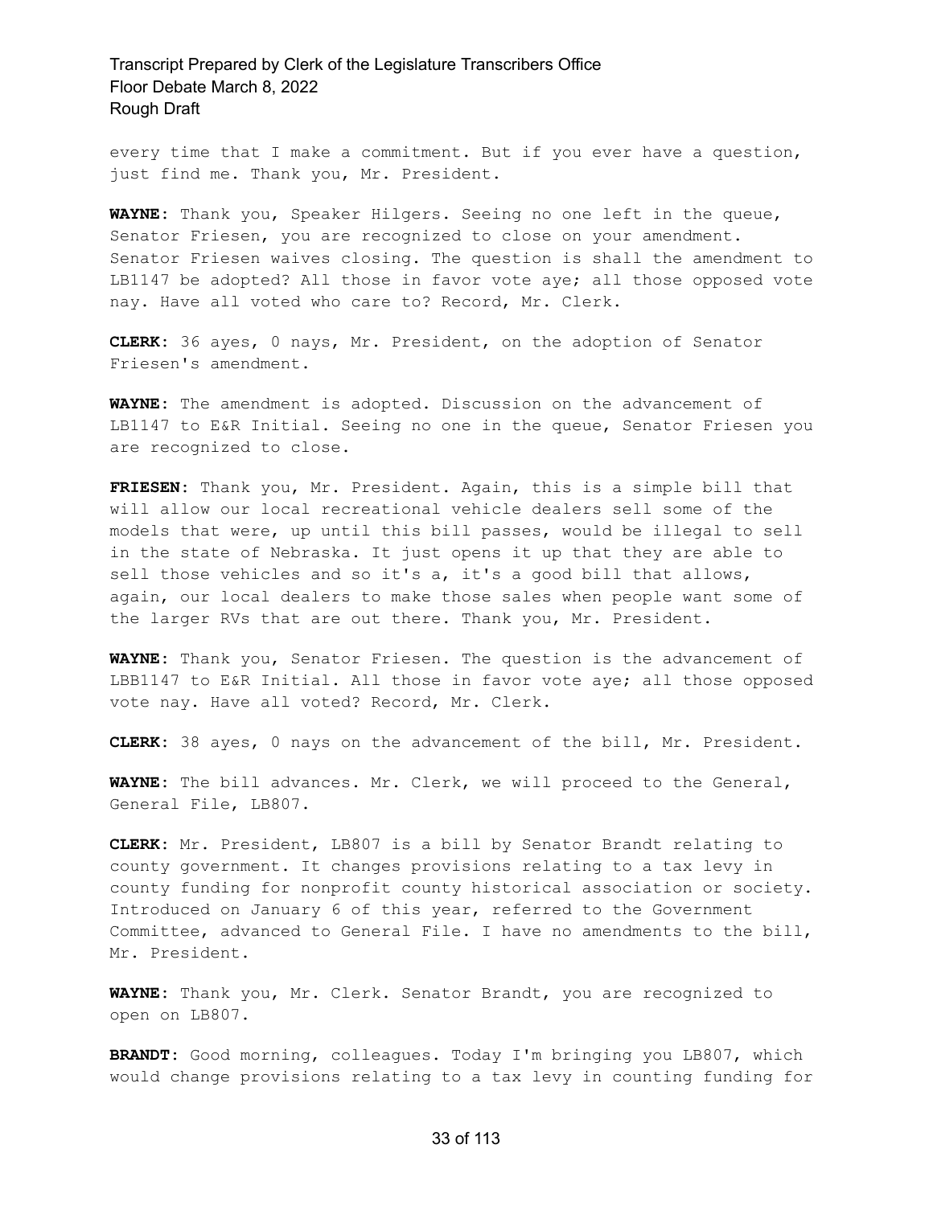every time that I make a commitment. But if you ever have a question, just find me. Thank you, Mr. President.

**WAYNE:** Thank you, Speaker Hilgers. Seeing no one left in the queue, Senator Friesen, you are recognized to close on your amendment. Senator Friesen waives closing. The question is shall the amendment to LB1147 be adopted? All those in favor vote aye; all those opposed vote nay. Have all voted who care to? Record, Mr. Clerk.

**CLERK:** 36 ayes, 0 nays, Mr. President, on the adoption of Senator Friesen's amendment.

**WAYNE:** The amendment is adopted. Discussion on the advancement of LB1147 to E&R Initial. Seeing no one in the queue, Senator Friesen you are recognized to close.

**FRIESEN:** Thank you, Mr. President. Again, this is a simple bill that will allow our local recreational vehicle dealers sell some of the models that were, up until this bill passes, would be illegal to sell in the state of Nebraska. It just opens it up that they are able to sell those vehicles and so it's a, it's a good bill that allows, again, our local dealers to make those sales when people want some of the larger RVs that are out there. Thank you, Mr. President.

**WAYNE:** Thank you, Senator Friesen. The question is the advancement of LBB1147 to E&R Initial. All those in favor vote aye; all those opposed vote nay. Have all voted? Record, Mr. Clerk.

**CLERK:** 38 ayes, 0 nays on the advancement of the bill, Mr. President.

**WAYNE:** The bill advances. Mr. Clerk, we will proceed to the General, General File, LB807.

**CLERK:** Mr. President, LB807 is a bill by Senator Brandt relating to county government. It changes provisions relating to a tax levy in county funding for nonprofit county historical association or society. Introduced on January 6 of this year, referred to the Government Committee, advanced to General File. I have no amendments to the bill, Mr. President.

**WAYNE:** Thank you, Mr. Clerk. Senator Brandt, you are recognized to open on LB807.

**BRANDT:** Good morning, colleagues. Today I'm bringing you LB807, which would change provisions relating to a tax levy in counting funding for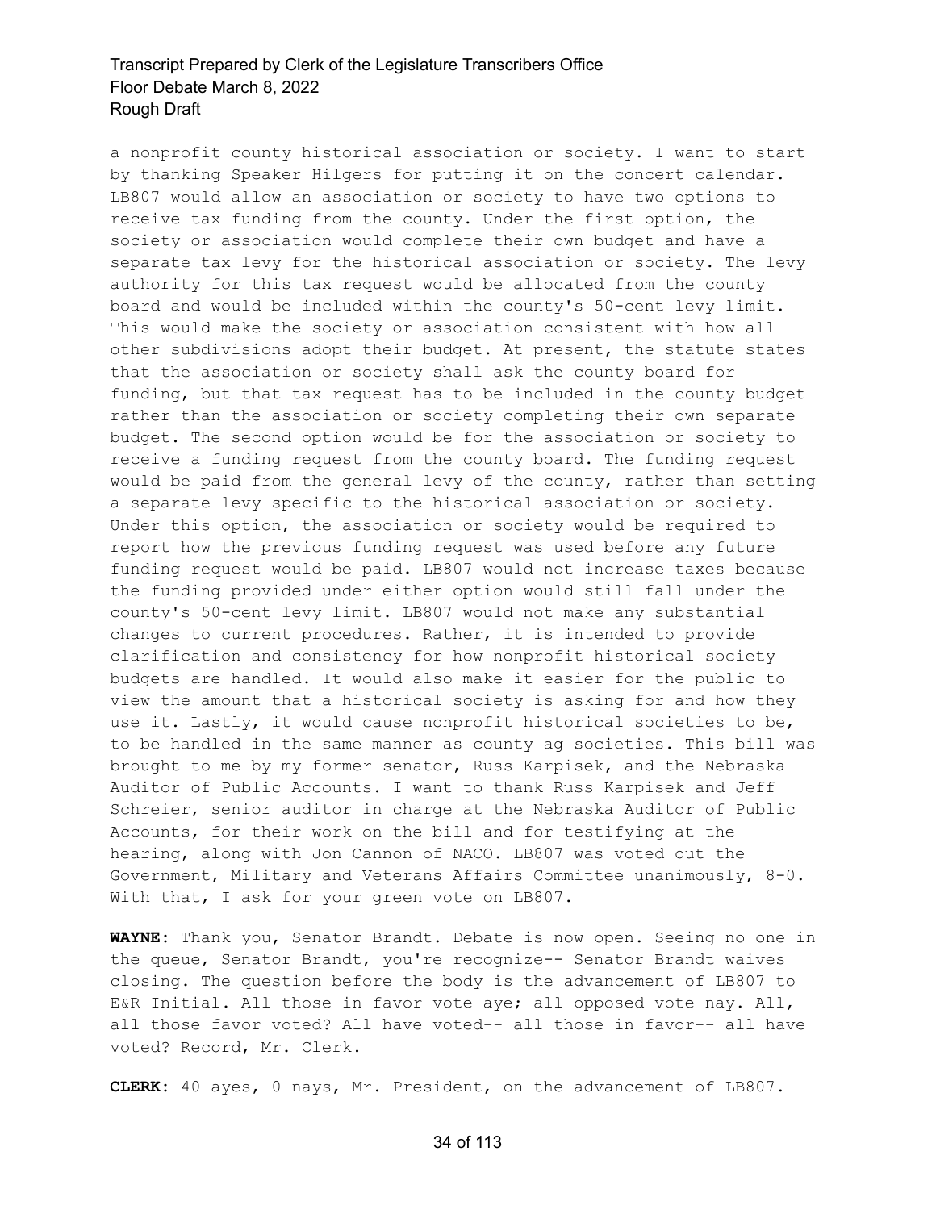a nonprofit county historical association or society. I want to start by thanking Speaker Hilgers for putting it on the concert calendar. LB807 would allow an association or society to have two options to receive tax funding from the county. Under the first option, the society or association would complete their own budget and have a separate tax levy for the historical association or society. The levy authority for this tax request would be allocated from the county board and would be included within the county's 50-cent levy limit. This would make the society or association consistent with how all other subdivisions adopt their budget. At present, the statute states that the association or society shall ask the county board for funding, but that tax request has to be included in the county budget rather than the association or society completing their own separate budget. The second option would be for the association or society to receive a funding request from the county board. The funding request would be paid from the general levy of the county, rather than setting a separate levy specific to the historical association or society. Under this option, the association or society would be required to report how the previous funding request was used before any future funding request would be paid. LB807 would not increase taxes because the funding provided under either option would still fall under the county's 50-cent levy limit. LB807 would not make any substantial changes to current procedures. Rather, it is intended to provide clarification and consistency for how nonprofit historical society budgets are handled. It would also make it easier for the public to view the amount that a historical society is asking for and how they use it. Lastly, it would cause nonprofit historical societies to be, to be handled in the same manner as county ag societies. This bill was brought to me by my former senator, Russ Karpisek, and the Nebraska Auditor of Public Accounts. I want to thank Russ Karpisek and Jeff Schreier, senior auditor in charge at the Nebraska Auditor of Public Accounts, for their work on the bill and for testifying at the hearing, along with Jon Cannon of NACO. LB807 was voted out the Government, Military and Veterans Affairs Committee unanimously, 8-0. With that, I ask for your green vote on LB807.

**WAYNE:** Thank you, Senator Brandt. Debate is now open. Seeing no one in the queue, Senator Brandt, you're recognize-- Senator Brandt waives closing. The question before the body is the advancement of LB807 to E&R Initial. All those in favor vote aye; all opposed vote nay. All, all those favor voted? All have voted-- all those in favor-- all have voted? Record, Mr. Clerk.

**CLERK:** 40 ayes, 0 nays, Mr. President, on the advancement of LB807.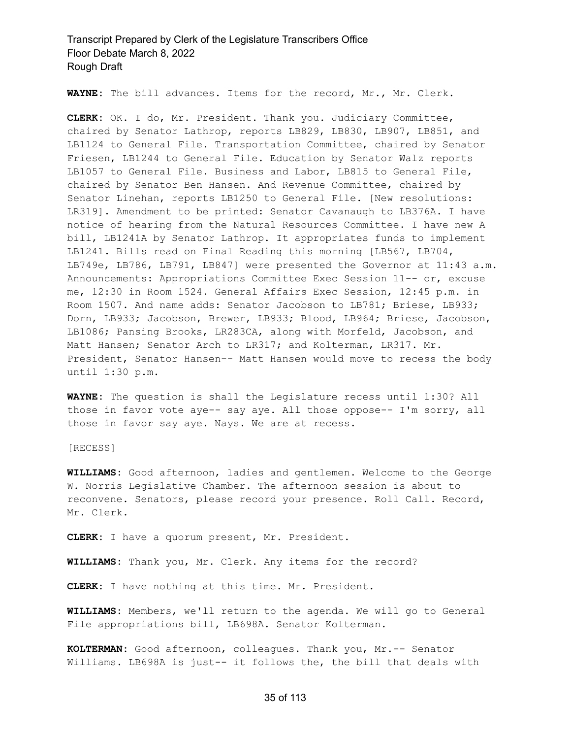**WAYNE:** The bill advances. Items for the record, Mr., Mr. Clerk.

**CLERK:** OK. I do, Mr. President. Thank you. Judiciary Committee, chaired by Senator Lathrop, reports LB829, LB830, LB907, LB851, and LB1124 to General File. Transportation Committee, chaired by Senator Friesen, LB1244 to General File. Education by Senator Walz reports LB1057 to General File. Business and Labor, LB815 to General File, chaired by Senator Ben Hansen. And Revenue Committee, chaired by Senator Linehan, reports LB1250 to General File. [New resolutions: LR319]. Amendment to be printed: Senator Cavanaugh to LB376A. I have notice of hearing from the Natural Resources Committee. I have new A bill, LB1241A by Senator Lathrop. It appropriates funds to implement LB1241. Bills read on Final Reading this morning [LB567, LB704, LB749e, LB786, LB791, LB847] were presented the Governor at 11:43 a.m. Announcements: Appropriations Committee Exec Session 11-- or, excuse me, 12:30 in Room 1524. General Affairs Exec Session, 12:45 p.m. in Room 1507. And name adds: Senator Jacobson to LB781; Briese, LB933; Dorn, LB933; Jacobson, Brewer, LB933; Blood, LB964; Briese, Jacobson, LB1086; Pansing Brooks, LR283CA, along with Morfeld, Jacobson, and Matt Hansen; Senator Arch to LR317; and Kolterman, LR317. Mr. President, Senator Hansen-- Matt Hansen would move to recess the body until 1:30 p.m.

**WAYNE:** The question is shall the Legislature recess until 1:30? All those in favor vote aye-- say aye. All those oppose-- I'm sorry, all those in favor say aye. Nays. We are at recess.

[RECESS]

**WILLIAMS:** Good afternoon, ladies and gentlemen. Welcome to the George W. Norris Legislative Chamber. The afternoon session is about to reconvene. Senators, please record your presence. Roll Call. Record, Mr. Clerk.

**CLERK:** I have a quorum present, Mr. President.

**WILLIAMS:** Thank you, Mr. Clerk. Any items for the record?

**CLERK:** I have nothing at this time. Mr. President.

**WILLIAMS:** Members, we'll return to the agenda. We will go to General File appropriations bill, LB698A. Senator Kolterman.

**KOLTERMAN:** Good afternoon, colleagues. Thank you, Mr.-- Senator Williams. LB698A is just-- it follows the, the bill that deals with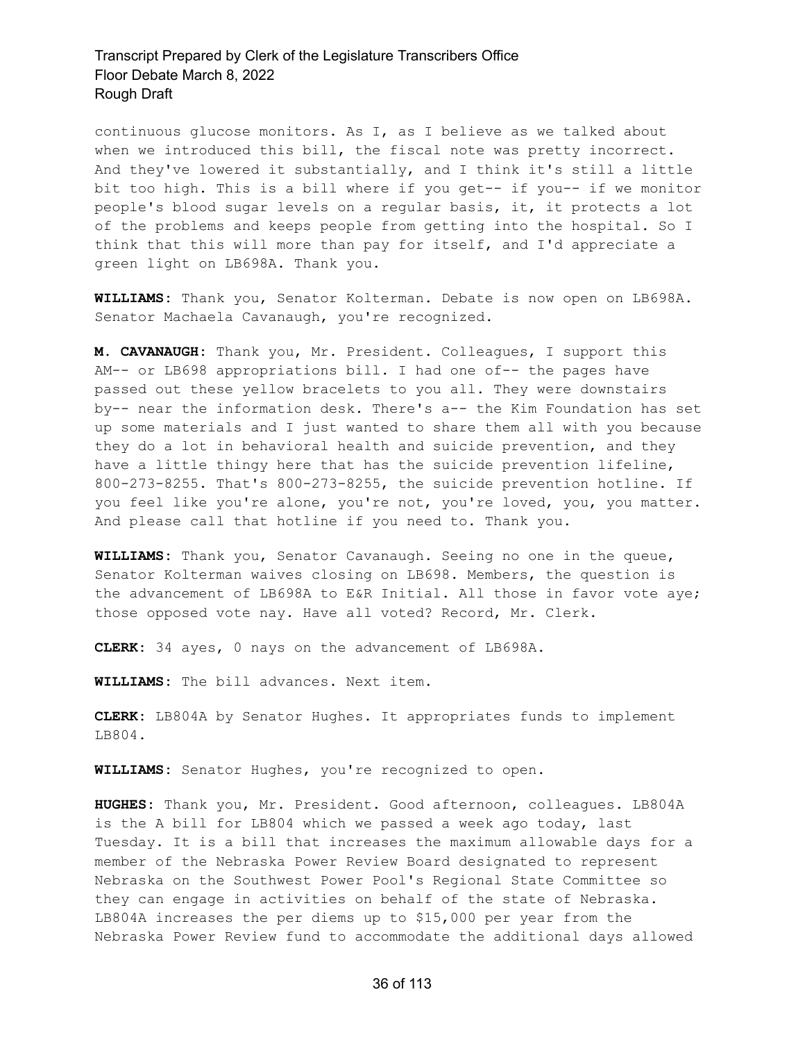continuous glucose monitors. As I, as I believe as we talked about when we introduced this bill, the fiscal note was pretty incorrect. And they've lowered it substantially, and I think it's still a little bit too high. This is a bill where if you get-- if you-- if we monitor people's blood sugar levels on a regular basis, it, it protects a lot of the problems and keeps people from getting into the hospital. So I think that this will more than pay for itself, and I'd appreciate a green light on LB698A. Thank you.

**WILLIAMS:** Thank you, Senator Kolterman. Debate is now open on LB698A. Senator Machaela Cavanaugh, you're recognized.

**M. CAVANAUGH:** Thank you, Mr. President. Colleagues, I support this AM-- or LB698 appropriations bill. I had one of-- the pages have passed out these yellow bracelets to you all. They were downstairs by-- near the information desk. There's a-- the Kim Foundation has set up some materials and I just wanted to share them all with you because they do a lot in behavioral health and suicide prevention, and they have a little thingy here that has the suicide prevention lifeline, 800-273-8255. That's 800-273-8255, the suicide prevention hotline. If you feel like you're alone, you're not, you're loved, you, you matter. And please call that hotline if you need to. Thank you.

**WILLIAMS:** Thank you, Senator Cavanaugh. Seeing no one in the queue, Senator Kolterman waives closing on LB698. Members, the question is the advancement of LB698A to E&R Initial. All those in favor vote aye; those opposed vote nay. Have all voted? Record, Mr. Clerk.

**CLERK:** 34 ayes, 0 nays on the advancement of LB698A.

**WILLIAMS:** The bill advances. Next item.

**CLERK:** LB804A by Senator Hughes. It appropriates funds to implement LB804.

**WILLIAMS:** Senator Hughes, you're recognized to open.

**HUGHES:** Thank you, Mr. President. Good afternoon, colleagues. LB804A is the A bill for LB804 which we passed a week ago today, last Tuesday. It is a bill that increases the maximum allowable days for a member of the Nebraska Power Review Board designated to represent Nebraska on the Southwest Power Pool's Regional State Committee so they can engage in activities on behalf of the state of Nebraska. LB804A increases the per diems up to $15,000 per year from the Nebraska Power Review fund to accommodate the additional days allowed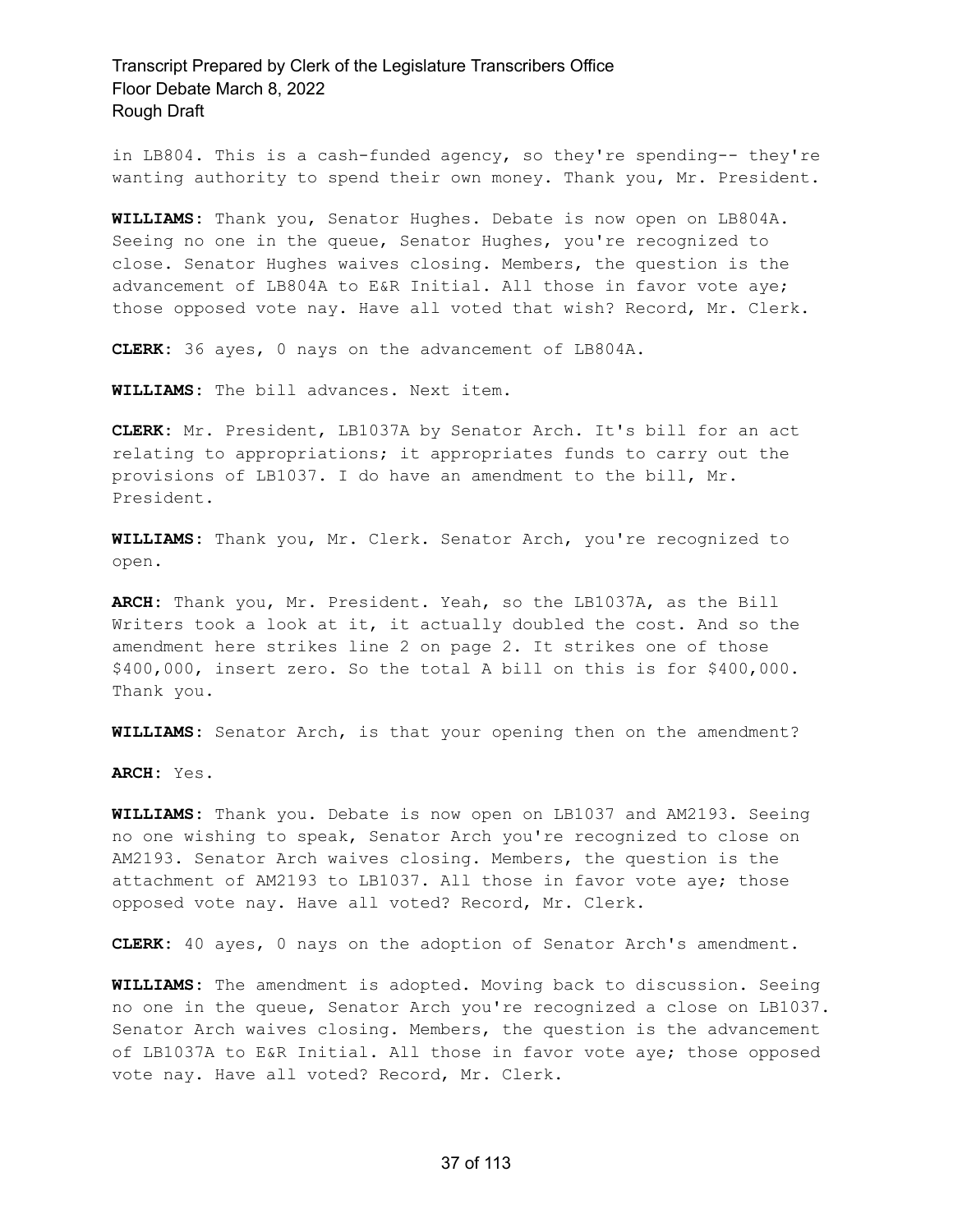in LB804. This is a cash-funded agency, so they're spending-- they're wanting authority to spend their own money. Thank you, Mr. President.

**WILLIAMS**: Thank you, Senator Hughes. Debate is now open on LB804A. Seeing no one in the queue, Senator Hughes, you're recognized to close. Senator Hughes waives closing. Members, the question is the advancement of LB804A to E&R Initial. All those in favor vote aye; those opposed vote nay. Have all voted that wish? Record, Mr. Clerk.

**CLERK**: 36 ayes, 0 nays on the advancement of LB804A.

**WILLIAMS**: The bill advances. Next item.

**CLERK**: Mr. President, LB1037A by Senator Arch. It's bill for an act relating to appropriations; it appropriates funds to carry out the provisions of LB1037. I do have an amendment to the bill, Mr. President.

**WILLIAMS**: Thank you, Mr. Clerk. Senator Arch, you're recognized to open.

**ARCH**: Thank you, Mr. President. Yeah, so the LB1037A, as the Bill Writers took a look at it, it actually doubled the cost. And so the amendment here strikes line 2 on page 2. It strikes one of those $400,000, insert zero. So the total A bill on this is for $400,000. Thank you.

**WILLIAMS**: Senator Arch, is that your opening then on the amendment?

**ARCH**: Yes.

**WILLIAMS**: Thank you. Debate is now open on LB1037 and AM2193. Seeing no one wishing to speak, Senator Arch you're recognized to close on AM2193. Senator Arch waives closing. Members, the question is the attachment of AM2193 to LB1037. All those in favor vote aye; those opposed vote nay. Have all voted? Record, Mr. Clerk.

**CLERK**: 40 ayes, 0 nays on the adoption of Senator Arch's amendment.

**WILLIAMS**: The amendment is adopted. Moving back to discussion. Seeing no one in the queue, Senator Arch you're recognized a close on LB1037. Senator Arch waives closing. Members, the question is the advancement of LB1037A to E&R Initial. All those in favor vote aye; those opposed vote nay. Have all voted? Record, Mr. Clerk.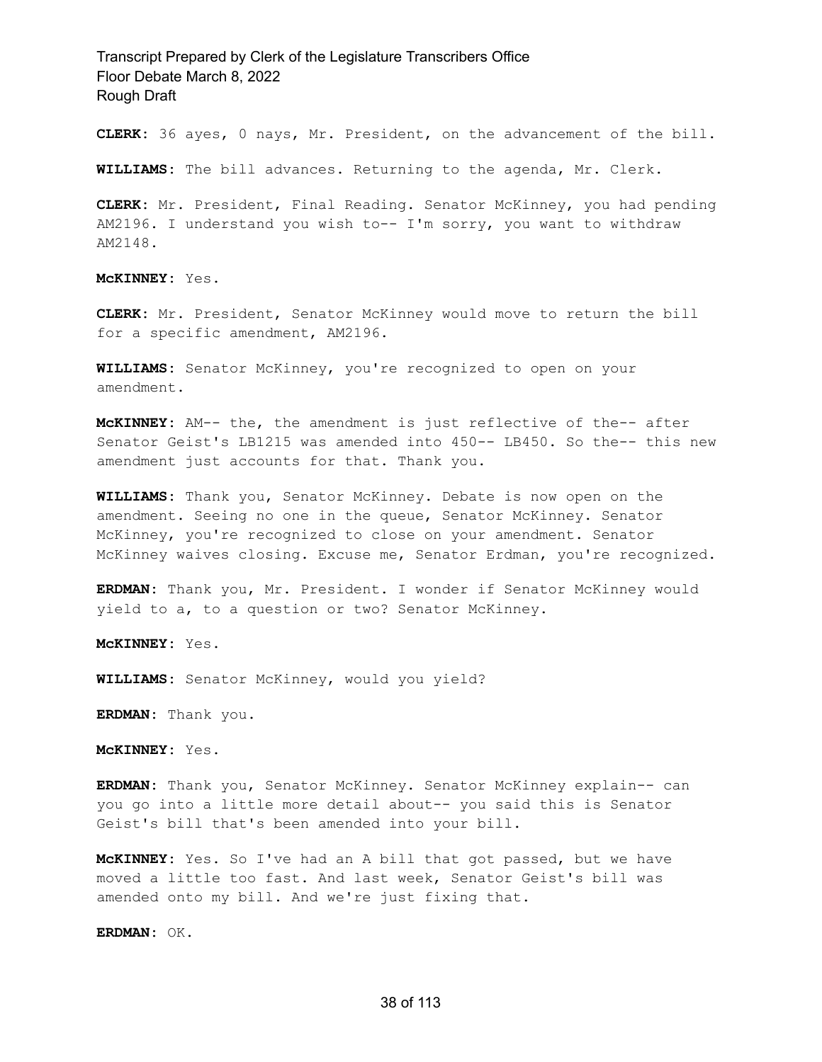**CLERK:** 36 ayes, 0 nays, Mr. President, on the advancement of the bill.

**WILLIAMS:** The bill advances. Returning to the agenda, Mr. Clerk.

**CLERK:** Mr. President, Final Reading. Senator McKinney, you had pending AM2196. I understand you wish to-- I'm sorry, you want to withdraw AM2148.

**McKINNEY:** Yes.

**CLERK:** Mr. President, Senator McKinney would move to return the bill for a specific amendment, AM2196.

**WILLIAMS:** Senator McKinney, you're recognized to open on your amendment.

**McKINNEY:** AM-- the, the amendment is just reflective of the-- after Senator Geist's LB1215 was amended into 450-- LB450. So the-- this new amendment just accounts for that. Thank you.

**WILLIAMS:** Thank you, Senator McKinney. Debate is now open on the amendment. Seeing no one in the queue, Senator McKinney. Senator McKinney, you're recognized to close on your amendment. Senator McKinney waives closing. Excuse me, Senator Erdman, you're recognized.

**ERDMAN:** Thank you, Mr. President. I wonder if Senator McKinney would yield to a, to a question or two? Senator McKinney.

**McKINNEY:** Yes.

**WILLIAMS:** Senator McKinney, would you yield?

**ERDMAN:** Thank you.

**McKINNEY:** Yes.

**ERDMAN:** Thank you, Senator McKinney. Senator McKinney explain-- can you go into a little more detail about-- you said this is Senator Geist's bill that's been amended into your bill.

**McKINNEY:** Yes. So I've had an A bill that got passed, but we have moved a little too fast. And last week, Senator Geist's bill was amended onto my bill. And we're just fixing that.

**ERDMAN:** OK.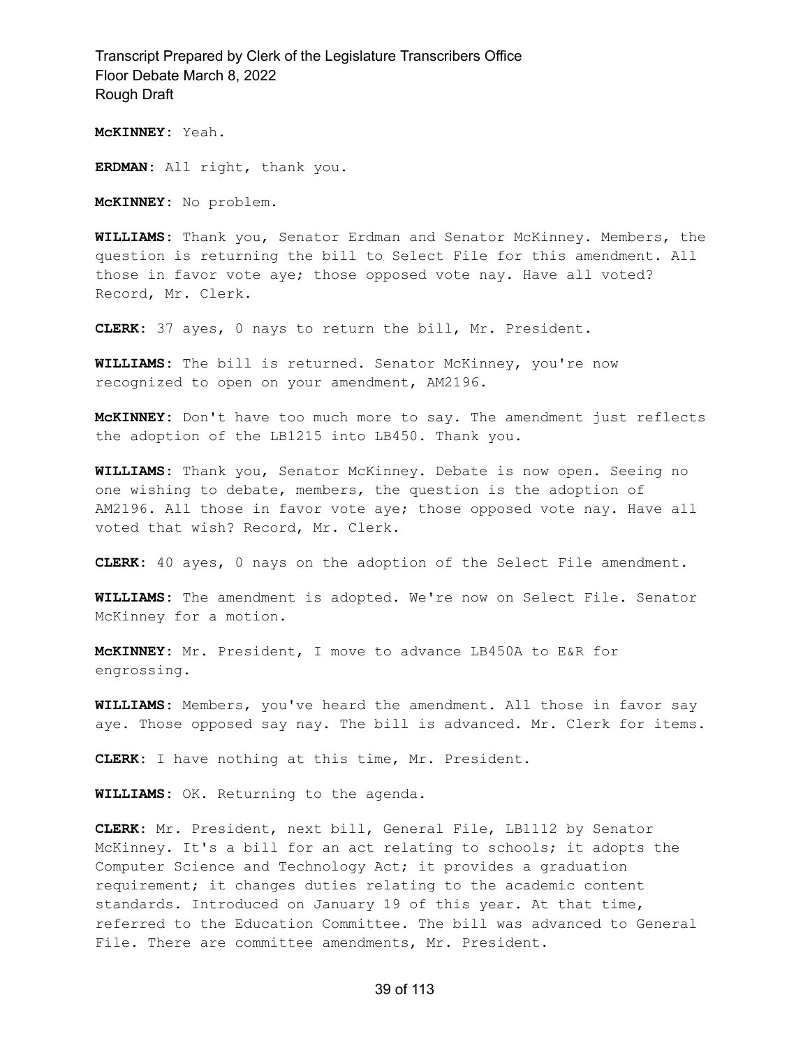**McKINNEY:** Yeah.

**ERDMAN:** All right, thank you.

**McKINNEY:** No problem.

**WILLIAMS:** Thank you, Senator Erdman and Senator McKinney. Members, the question is returning the bill to Select File for this amendment. All those in favor vote aye; those opposed vote nay. Have all voted? Record, Mr. Clerk.

**CLERK:** 37 ayes, 0 nays to return the bill, Mr. President.

**WILLIAMS:** The bill is returned. Senator McKinney, you're now recognized to open on your amendment, AM2196.

**McKINNEY:** Don't have too much more to say. The amendment just reflects the adoption of the LB1215 into LB450. Thank you.

**WILLIAMS:** Thank you, Senator McKinney. Debate is now open. Seeing no one wishing to debate, members, the question is the adoption of AM2196. All those in favor vote aye; those opposed vote nay. Have all voted that wish? Record, Mr. Clerk.

**CLERK:** 40 ayes, 0 nays on the adoption of the Select File amendment.

**WILLIAMS:** The amendment is adopted. We're now on Select File. Senator McKinney for a motion.

**McKINNEY:** Mr. President, I move to advance LB450A to E&R for engrossing.

**WILLIAMS:** Members, you've heard the amendment. All those in favor say aye. Those opposed say nay. The bill is advanced. Mr. Clerk for items.

**CLERK:** I have nothing at this time, Mr. President.

**WILLIAMS:** OK. Returning to the agenda.

**CLERK:** Mr. President, next bill, General File, LB1112 by Senator McKinney. It's a bill for an act relating to schools; it adopts the Computer Science and Technology Act; it provides a graduation requirement; it changes duties relating to the academic content standards. Introduced on January 19 of this year. At that time, referred to the Education Committee. The bill was advanced to General File. There are committee amendments, Mr. President.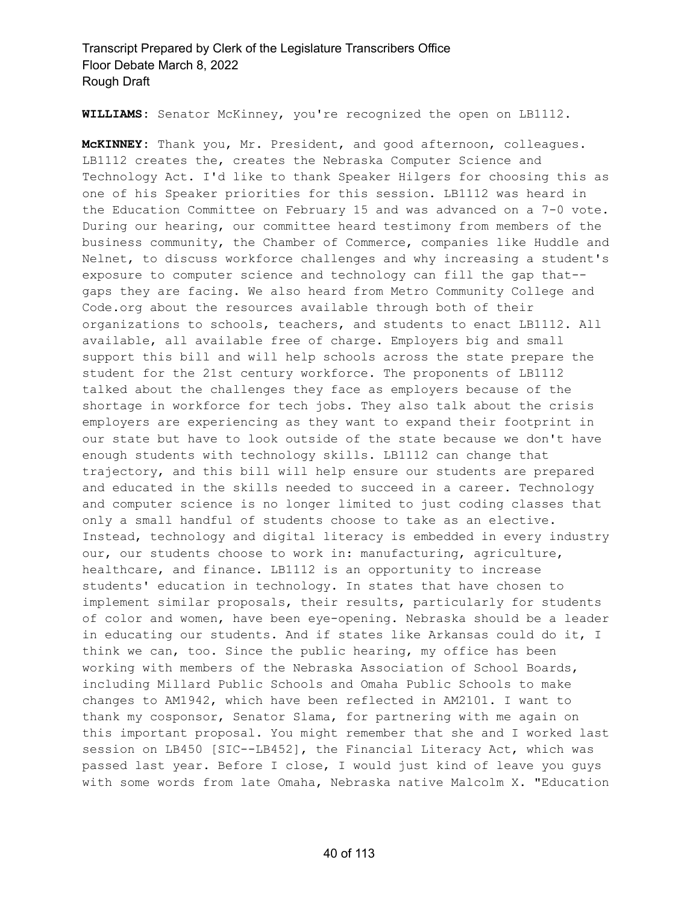**WILLIAMS**: Senator McKinney, you're recognized the open on LB1112.

**McKINNEY**: Thank you, Mr. President, and good afternoon, colleagues. LB1112 creates the, creates the Nebraska Computer Science and Technology Act. I'd like to thank Speaker Hilgers for choosing this as one of his Speaker priorities for this session. LB1112 was heard in the Education Committee on February 15 and was advanced on a 7-0 vote. During our hearing, our committee heard testimony from members of the business community, the Chamber of Commerce, companies like Huddle and Nelnet, to discuss workforce challenges and why increasing a student's exposure to computer science and technology can fill the gap that-- gaps they are facing. We also heard from Metro Community College and Code.org about the resources available through both of their organizations to schools, teachers, and students to enact LB1112. All available, all available free of charge. Employers big and small support this bill and will help schools across the state prepare the student for the 21st century workforce. The proponents of LB1112 talked about the challenges they face as employers because of the shortage in workforce for tech jobs. They also talk about the crisis employers are experiencing as they want to expand their footprint in our state but have to look outside of the state because we don't have enough students with technology skills. LB1112 can change that trajectory, and this bill will help ensure our students are prepared and educated in the skills needed to succeed in a career. Technology and computer science is no longer limited to just coding classes that only a small handful of students choose to take as an elective. Instead, technology and digital literacy is embedded in every industry our, our students choose to work in: manufacturing, agriculture, healthcare, and finance. LB1112 is an opportunity to increase students' education in technology. In states that have chosen to implement similar proposals, their results, particularly for students of color and women, have been eye-opening. Nebraska should be a leader in educating our students. And if states like Arkansas could do it, I think we can, too. Since the public hearing, my office has been working with members of the Nebraska Association of School Boards, including Millard Public Schools and Omaha Public Schools to make changes to AM1942, which have been reflected in AM2101. I want to thank my cosponsor, Senator Slama, for partnering with me again on this important proposal. You might remember that she and I worked last session on LB450 [SIC--LB452], the Financial Literacy Act, which was passed last year. Before I close, I would just kind of leave you guys with some words from late Omaha, Nebraska native Malcolm X. "Education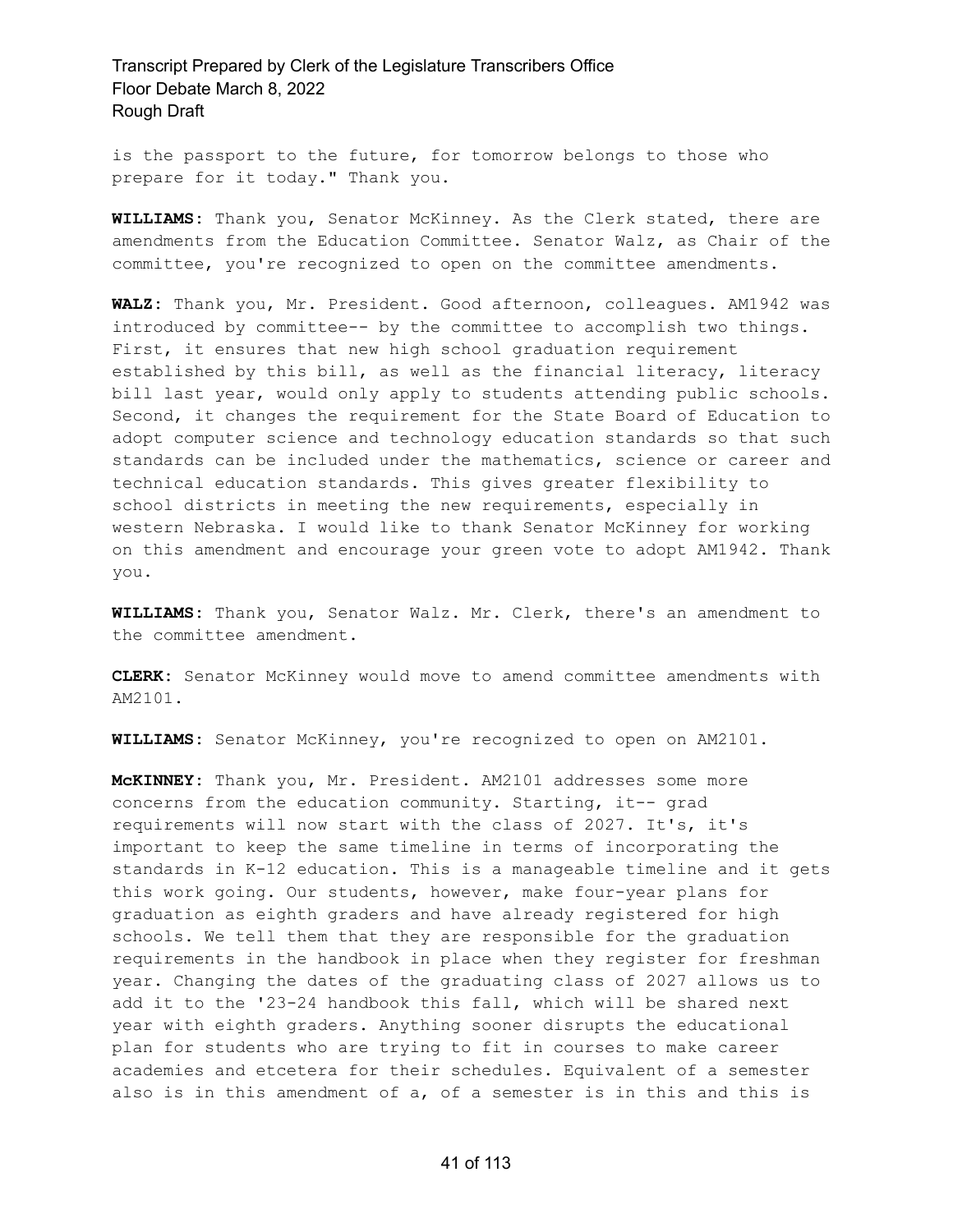is the passport to the future, for tomorrow belongs to those who prepare for it today." Thank you.

**WILLIAMS:** Thank you, Senator McKinney. As the Clerk stated, there are amendments from the Education Committee. Senator Walz, as Chair of the committee, you're recognized to open on the committee amendments.

**WALZ:** Thank you, Mr. President. Good afternoon, colleagues. AM1942 was introduced by committee-- by the committee to accomplish two things. First, it ensures that new high school graduation requirement established by this bill, as well as the financial literacy, literacy bill last year, would only apply to students attending public schools. Second, it changes the requirement for the State Board of Education to adopt computer science and technology education standards so that such standards can be included under the mathematics, science or career and technical education standards. This gives greater flexibility to school districts in meeting the new requirements, especially in western Nebraska. I would like to thank Senator McKinney for working on this amendment and encourage your green vote to adopt AM1942. Thank you.

**WILLIAMS:** Thank you, Senator Walz. Mr. Clerk, there's an amendment to the committee amendment.

**CLERK:** Senator McKinney would move to amend committee amendments with AM2101.

**WILLIAMS:** Senator McKinney, you're recognized to open on AM2101.

**McKINNEY:** Thank you, Mr. President. AM2101 addresses some more concerns from the education community. Starting, it-- grad requirements will now start with the class of 2027. It's, it's important to keep the same timeline in terms of incorporating the standards in K-12 education. This is a manageable timeline and it gets this work going. Our students, however, make four-year plans for graduation as eighth graders and have already registered for high schools. We tell them that they are responsible for the graduation requirements in the handbook in place when they register for freshman year. Changing the dates of the graduating class of 2027 allows us to add it to the '23-24 handbook this fall, which will be shared next year with eighth graders. Anything sooner disrupts the educational plan for students who are trying to fit in courses to make career academies and etcetera for their schedules. Equivalent of a semester also is in this amendment of a, of a semester is in this and this is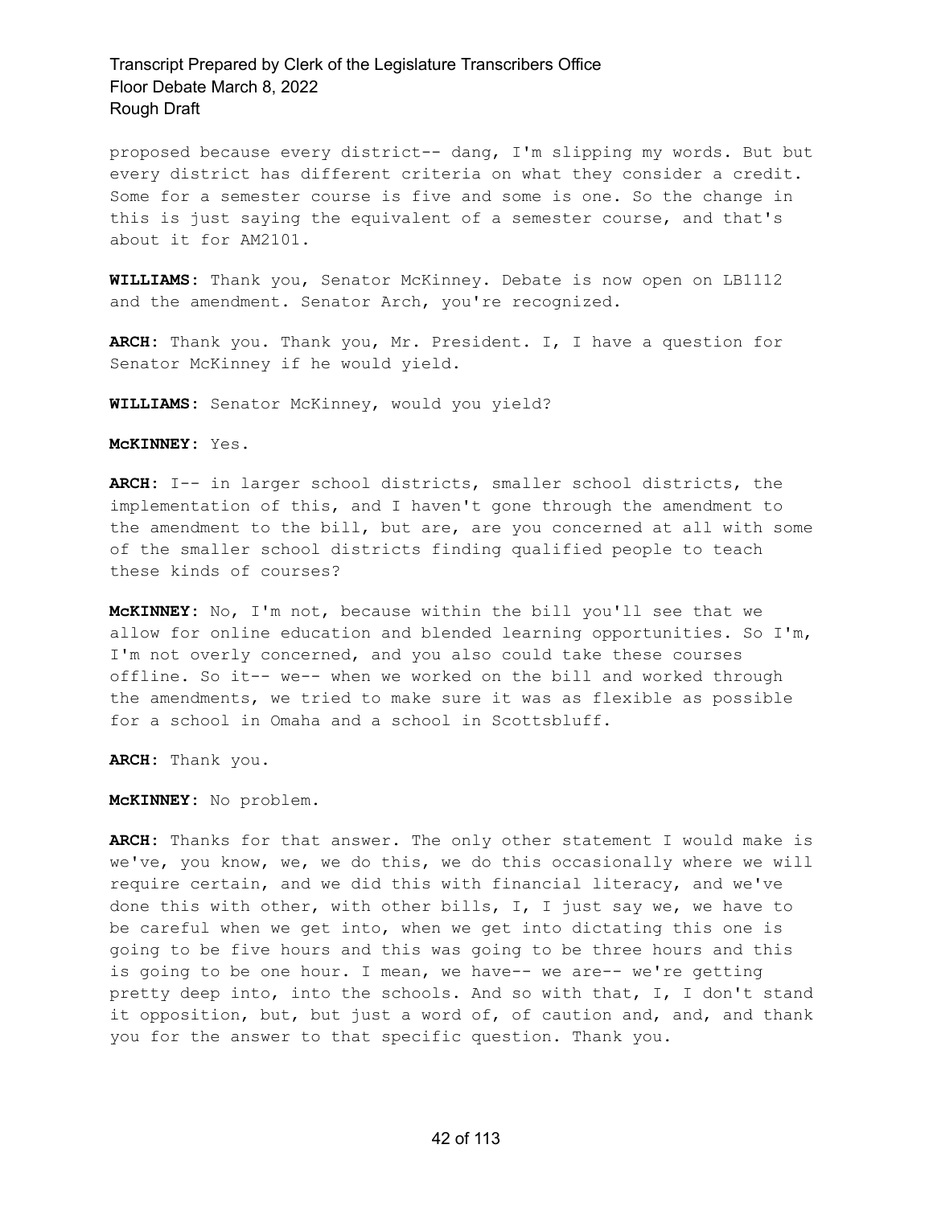proposed because every district-- dang, I'm slipping my words. But but every district has different criteria on what they consider a credit. Some for a semester course is five and some is one. So the change in this is just saying the equivalent of a semester course, and that's about it for AM2101.

**WILLIAMS:** Thank you, Senator McKinney. Debate is now open on LB1112 and the amendment. Senator Arch, you're recognized.

**ARCH:** Thank you. Thank you, Mr. President. I, I have a question for Senator McKinney if he would yield.

**WILLIAMS:** Senator McKinney, would you yield?

**McKINNEY:** Yes.

**ARCH:** I-- in larger school districts, smaller school districts, the implementation of this, and I haven't gone through the amendment to the amendment to the bill, but are, are you concerned at all with some of the smaller school districts finding qualified people to teach these kinds of courses?

**McKINNEY:** No, I'm not, because within the bill you'll see that we allow for online education and blended learning opportunities. So I'm, I'm not overly concerned, and you also could take these courses offline. So it-- we-- when we worked on the bill and worked through the amendments, we tried to make sure it was as flexible as possible for a school in Omaha and a school in Scottsbluff.

**ARCH:** Thank you.

**McKINNEY:** No problem.

**ARCH:** Thanks for that answer. The only other statement I would make is we've, you know, we, we do this, we do this occasionally where we will require certain, and we did this with financial literacy, and we've done this with other, with other bills, I, I just say we, we have to be careful when we get into, when we get into dictating this one is going to be five hours and this was going to be three hours and this is going to be one hour. I mean, we have-- we are-- we're getting pretty deep into, into the schools. And so with that, I, I don't stand it opposition, but, but just a word of, of caution and, and, and thank you for the answer to that specific question. Thank you.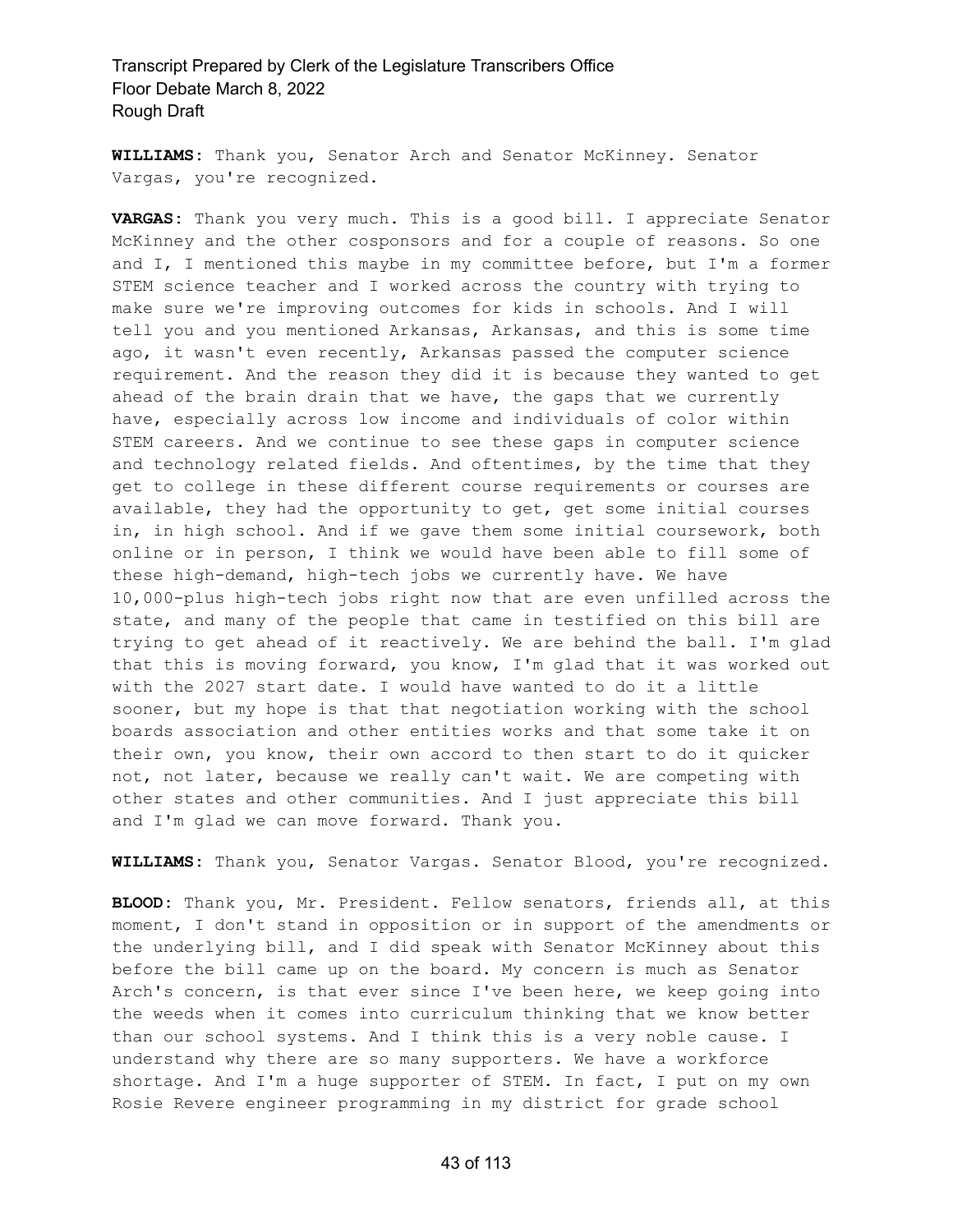**WILLIAMS:** Thank you, Senator Arch and Senator McKinney. Senator Vargas, you're recognized.

**VARGAS:** Thank you very much. This is a good bill. I appreciate Senator McKinney and the other cosponsors and for a couple of reasons. So one and I, I mentioned this maybe in my committee before, but I'm a former STEM science teacher and I worked across the country with trying to make sure we're improving outcomes for kids in schools. And I will tell you and you mentioned Arkansas, Arkansas, and this is some time ago, it wasn't even recently, Arkansas passed the computer science requirement. And the reason they did it is because they wanted to get ahead of the brain drain that we have, the gaps that we currently have, especially across low income and individuals of color within STEM careers. And we continue to see these gaps in computer science and technology related fields. And oftentimes, by the time that they get to college in these different course requirements or courses are available, they had the opportunity to get, get some initial courses in, in high school. And if we gave them some initial coursework, both online or in person, I think we would have been able to fill some of these high-demand, high-tech jobs we currently have. We have 10,000-plus high-tech jobs right now that are even unfilled across the state, and many of the people that came in testified on this bill are trying to get ahead of it reactively. We are behind the ball. I'm glad that this is moving forward, you know, I'm glad that it was worked out with the 2027 start date. I would have wanted to do it a little sooner, but my hope is that that negotiation working with the school boards association and other entities works and that some take it on their own, you know, their own accord to then start to do it quicker not, not later, because we really can't wait. We are competing with other states and other communities. And I just appreciate this bill and I'm glad we can move forward. Thank you.

**WILLIAMS:** Thank you, Senator Vargas. Senator Blood, you're recognized.

**BLOOD:** Thank you, Mr. President. Fellow senators, friends all, at this moment, I don't stand in opposition or in support of the amendments or the underlying bill, and I did speak with Senator McKinney about this before the bill came up on the board. My concern is much as Senator Arch's concern, is that ever since I've been here, we keep going into the weeds when it comes into curriculum thinking that we know better than our school systems. And I think this is a very noble cause. I understand why there are so many supporters. We have a workforce shortage. And I'm a huge supporter of STEM. In fact, I put on my own Rosie Revere engineer programming in my district for grade school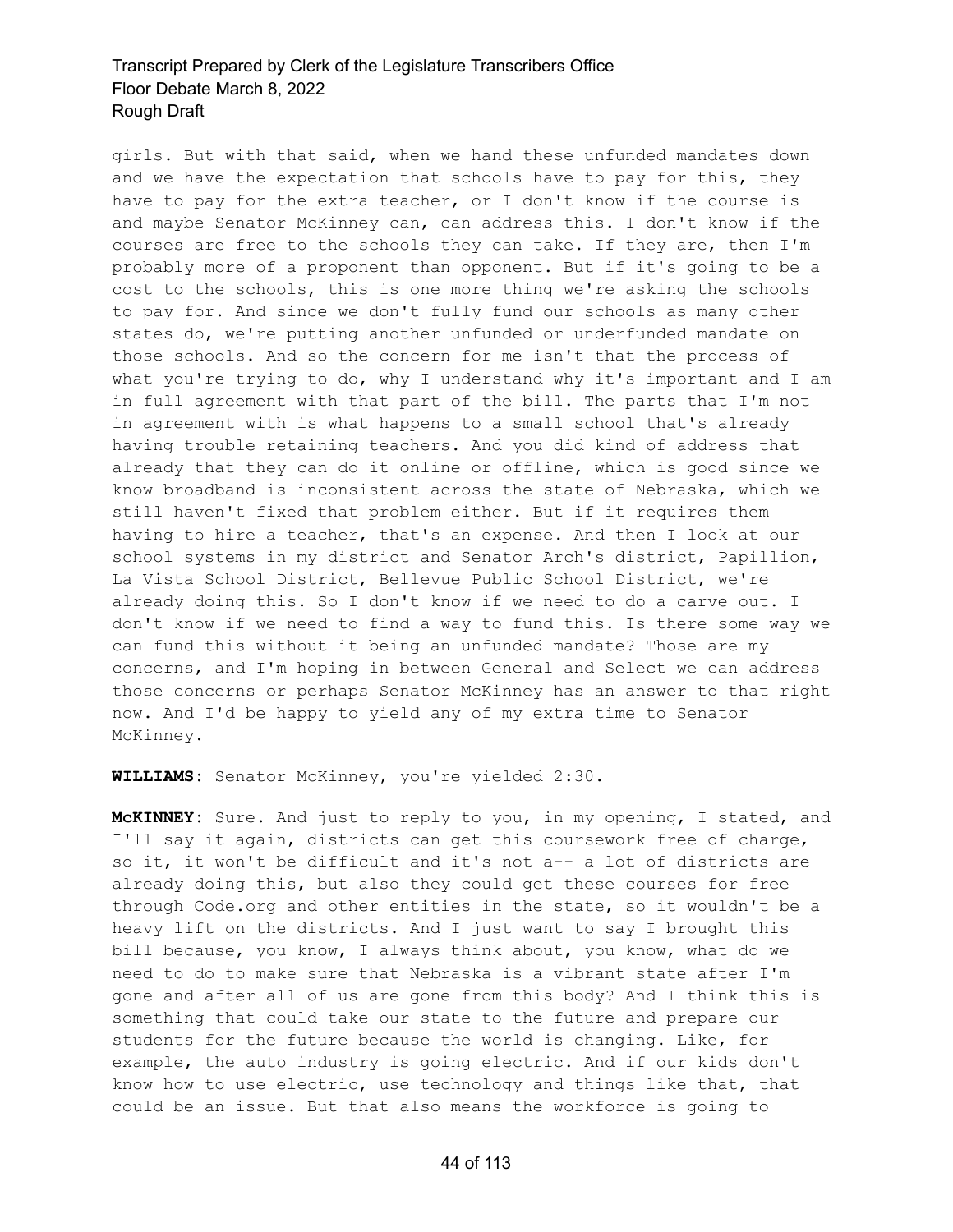girls. But with that said, when we hand these unfunded mandates down and we have the expectation that schools have to pay for this, they have to pay for the extra teacher, or I don't know if the course is and maybe Senator McKinney can, can address this. I don't know if the courses are free to the schools they can take. If they are, then I'm probably more of a proponent than opponent. But if it's going to be a cost to the schools, this is one more thing we're asking the schools to pay for. And since we don't fully fund our schools as many other states do, we're putting another unfunded or underfunded mandate on those schools. And so the concern for me isn't that the process of what you're trying to do, why I understand why it's important and I am in full agreement with that part of the bill. The parts that I'm not in agreement with is what happens to a small school that's already having trouble retaining teachers. And you did kind of address that already that they can do it online or offline, which is good since we know broadband is inconsistent across the state of Nebraska, which we still haven't fixed that problem either. But if it requires them having to hire a teacher, that's an expense. And then I look at our school systems in my district and Senator Arch's district, Papillion, La Vista School District, Bellevue Public School District, we're already doing this. So I don't know if we need to do a carve out. I don't know if we need to find a way to fund this. Is there some way we can fund this without it being an unfunded mandate? Those are my concerns, and I'm hoping in between General and Select we can address those concerns or perhaps Senator McKinney has an answer to that right now. And I'd be happy to yield any of my extra time to Senator McKinney.

**WILLIAMS:** Senator McKinney, you're yielded 2:30.

**McKINNEY:** Sure. And just to reply to you, in my opening, I stated, and I'll say it again, districts can get this coursework free of charge, so it, it won't be difficult and it's not a-- a lot of districts are already doing this, but also they could get these courses for free through Code.org and other entities in the state, so it wouldn't be a heavy lift on the districts. And I just want to say I brought this bill because, you know, I always think about, you know, what do we need to do to make sure that Nebraska is a vibrant state after I'm gone and after all of us are gone from this body? And I think this is something that could take our state to the future and prepare our students for the future because the world is changing. Like, for example, the auto industry is going electric. And if our kids don't know how to use electric, use technology and things like that, that could be an issue. But that also means the workforce is going to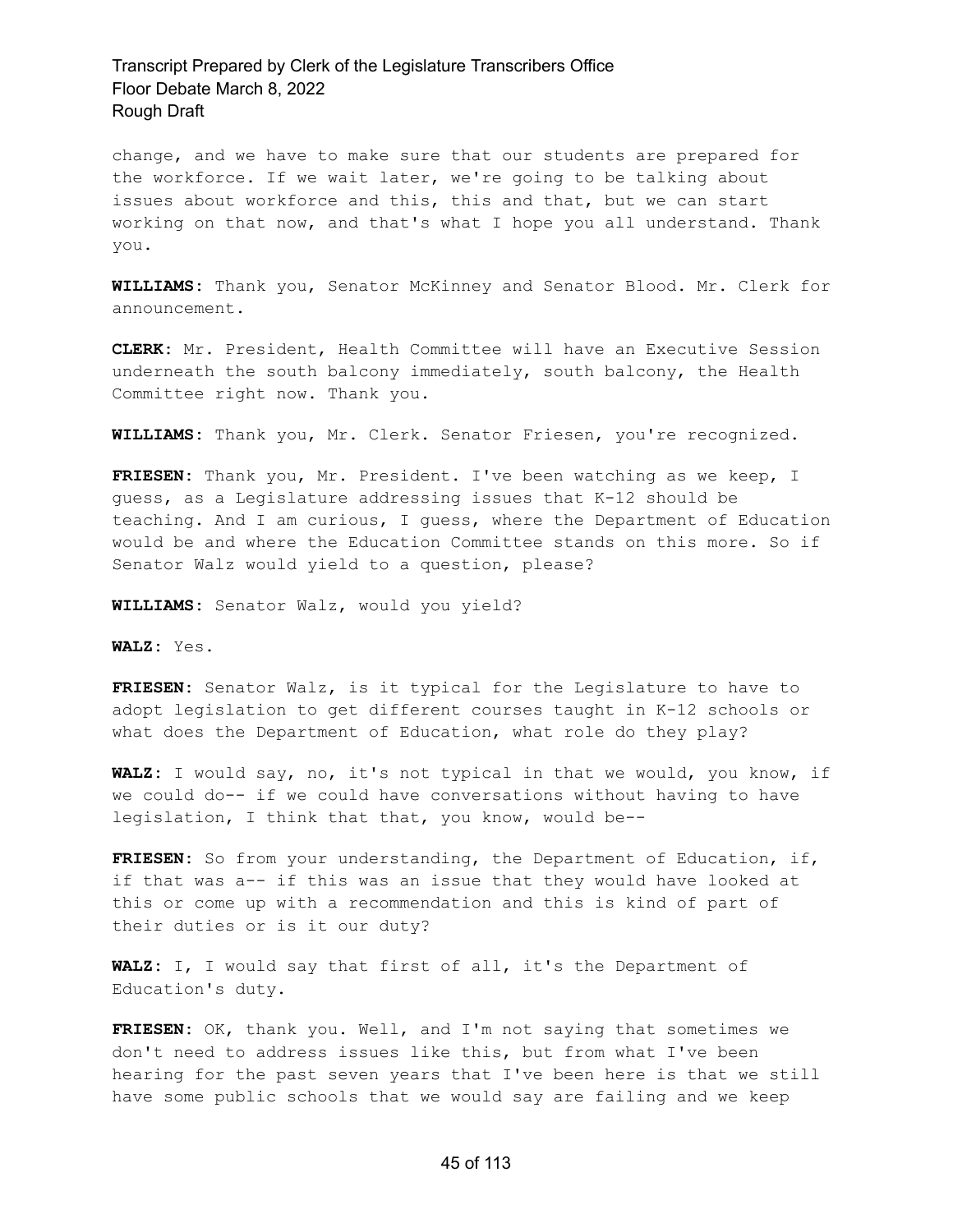change, and we have to make sure that our students are prepared for the workforce. If we wait later, we're going to be talking about issues about workforce and this, this and that, but we can start working on that now, and that's what I hope you all understand. Thank you.

**WILLIAMS:** Thank you, Senator McKinney and Senator Blood. Mr. Clerk for announcement.

**CLERK:** Mr. President, Health Committee will have an Executive Session underneath the south balcony immediately, south balcony, the Health Committee right now. Thank you.

**WILLIAMS:** Thank you, Mr. Clerk. Senator Friesen, you're recognized.

**FRIESEN:** Thank you, Mr. President. I've been watching as we keep, I guess, as a Legislature addressing issues that K-12 should be teaching. And I am curious, I guess, where the Department of Education would be and where the Education Committee stands on this more. So if Senator Walz would yield to a question, please?

**WILLIAMS:** Senator Walz, would you yield?

**WALZ:** Yes.

**FRIESEN:** Senator Walz, is it typical for the Legislature to have to adopt legislation to get different courses taught in K-12 schools or what does the Department of Education, what role do they play?

**WALZ:** I would say, no, it's not typical in that we would, you know, if we could do-- if we could have conversations without having to have legislation, I think that that, you know, would be--

**FRIESEN:** So from your understanding, the Department of Education, if, if that was a-- if this was an issue that they would have looked at this or come up with a recommendation and this is kind of part of their duties or is it our duty?

**WALZ:** I, I would say that first of all, it's the Department of Education's duty.

**FRIESEN:** OK, thank you. Well, and I'm not saying that sometimes we don't need to address issues like this, but from what I've been hearing for the past seven years that I've been here is that we still have some public schools that we would say are failing and we keep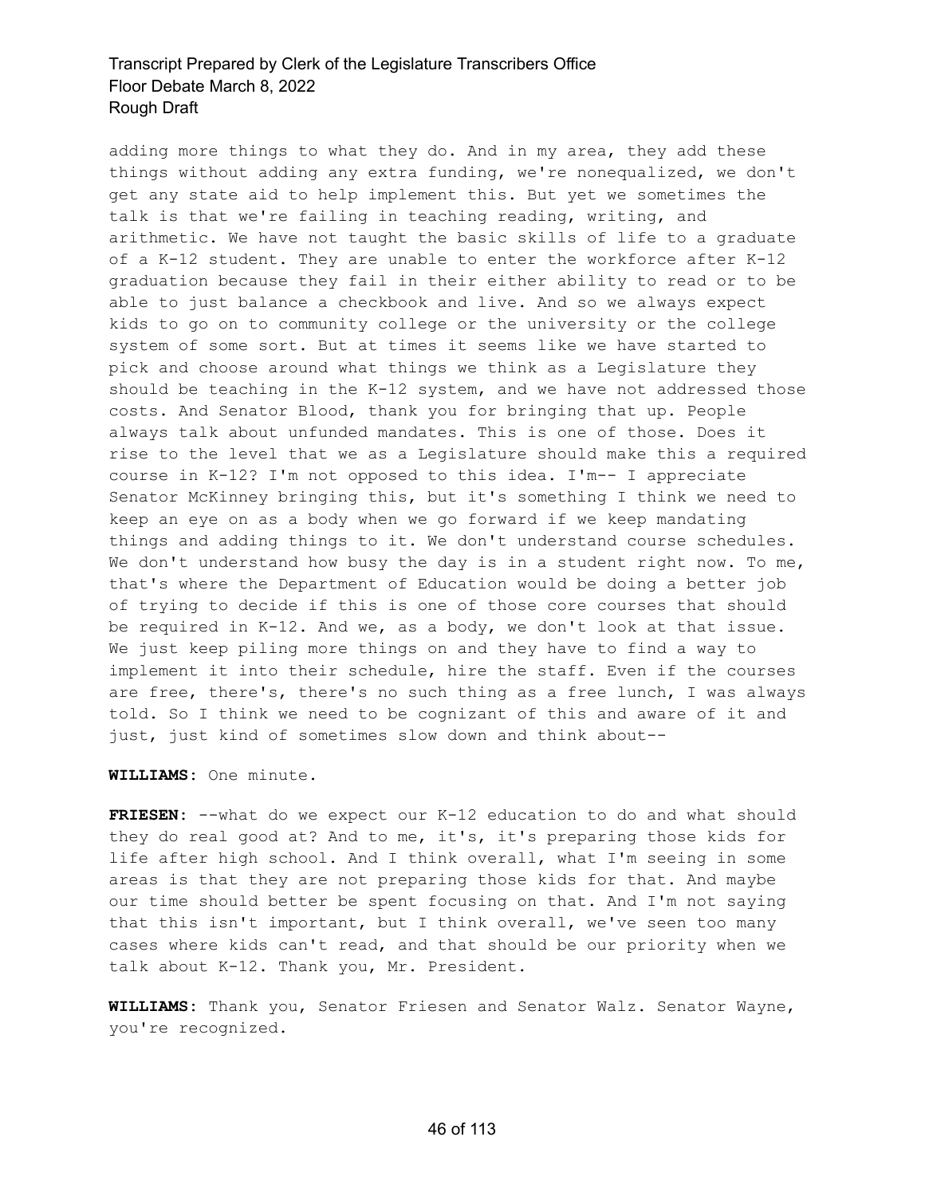adding more things to what they do. And in my area, they add these things without adding any extra funding, we're nonequalized, we don't get any state aid to help implement this. But yet we sometimes the talk is that we're failing in teaching reading, writing, and arithmetic. We have not taught the basic skills of life to a graduate of a K-12 student. They are unable to enter the workforce after K-12 graduation because they fail in their either ability to read or to be able to just balance a checkbook and live. And so we always expect kids to go on to community college or the university or the college system of some sort. But at times it seems like we have started to pick and choose around what things we think as a Legislature they should be teaching in the K-12 system, and we have not addressed those costs. And Senator Blood, thank you for bringing that up. People always talk about unfunded mandates. This is one of those. Does it rise to the level that we as a Legislature should make this a required course in K-12? I'm not opposed to this idea. I'm-- I appreciate Senator McKinney bringing this, but it's something I think we need to keep an eye on as a body when we go forward if we keep mandating things and adding things to it. We don't understand course schedules. We don't understand how busy the day is in a student right now. To me, that's where the Department of Education would be doing a better job of trying to decide if this is one of those core courses that should be required in K-12. And we, as a body, we don't look at that issue. We just keep piling more things on and they have to find a way to implement it into their schedule, hire the staff. Even if the courses are free, there's, there's no such thing as a free lunch, I was always told. So I think we need to be cognizant of this and aware of it and just, just kind of sometimes slow down and think about--

**WILLIAMS:** One minute.

**FRIESEN:** --what do we expect our K-12 education to do and what should they do real good at? And to me, it's, it's preparing those kids for life after high school. And I think overall, what I'm seeing in some areas is that they are not preparing those kids for that. And maybe our time should better be spent focusing on that. And I'm not saying that this isn't important, but I think overall, we've seen too many cases where kids can't read, and that should be our priority when we talk about K-12. Thank you, Mr. President.

**WILLIAMS:** Thank you, Senator Friesen and Senator Walz. Senator Wayne, you're recognized.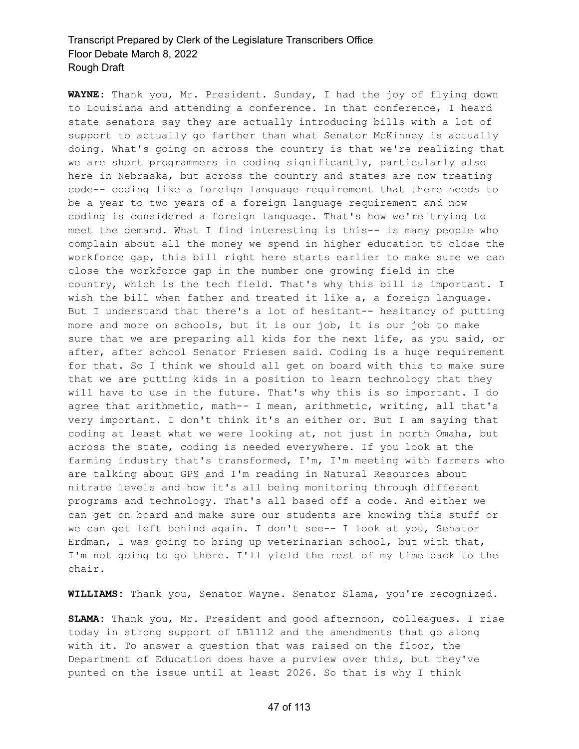**WAYNE:** Thank you, Mr. President. Sunday, I had the joy of flying down to Louisiana and attending a conference. In that conference, I heard state senators say they are actually introducing bills with a lot of support to actually go farther than what Senator McKinney is actually doing. What's going on across the country is that we're realizing that we are short programmers in coding significantly, particularly also here in Nebraska, but across the country and states are now treating code-- coding like a foreign language requirement that there needs to be a year to two years of a foreign language requirement and now coding is considered a foreign language. That's how we're trying to meet the demand. What I find interesting is this-- is many people who complain about all the money we spend in higher education to close the workforce gap, this bill right here starts earlier to make sure we can close the workforce gap in the number one growing field in the country, which is the tech field. That's why this bill is important. I wish the bill when father and treated it like a, a foreign language. But I understand that there's a lot of hesitant-- hesitancy of putting more and more on schools, but it is our job, it is our job to make sure that we are preparing all kids for the next life, as you said, or after, after school Senator Friesen said. Coding is a huge requirement for that. So I think we should all get on board with this to make sure that we are putting kids in a position to learn technology that they will have to use in the future. That's why this is so important. I do agree that arithmetic, math-- I mean, arithmetic, writing, all that's very important. I don't think it's an either or. But I am saying that coding at least what we were looking at, not just in north Omaha, but across the state, coding is needed everywhere. If you look at the farming industry that's transformed, I'm, I'm meeting with farmers who are talking about GPS and I'm reading in Natural Resources about nitrate levels and how it's all being monitoring through different programs and technology. That's all based off a code. And either we can get on board and make sure our students are knowing this stuff or we can get left behind again. I don't see-- I look at you, Senator Erdman, I was going to bring up veterinarian school, but with that, I'm not going to go there. I'll yield the rest of my time back to the chair.

**WILLIAMS:** Thank you, Senator Wayne. Senator Slama, you're recognized.

**SLAMA:** Thank you, Mr. President and good afternoon, colleagues. I rise today in strong support of LB1112 and the amendments that go along with it. To answer a question that was raised on the floor, the Department of Education does have a purview over this, but they've punted on the issue until at least 2026. So that is why I think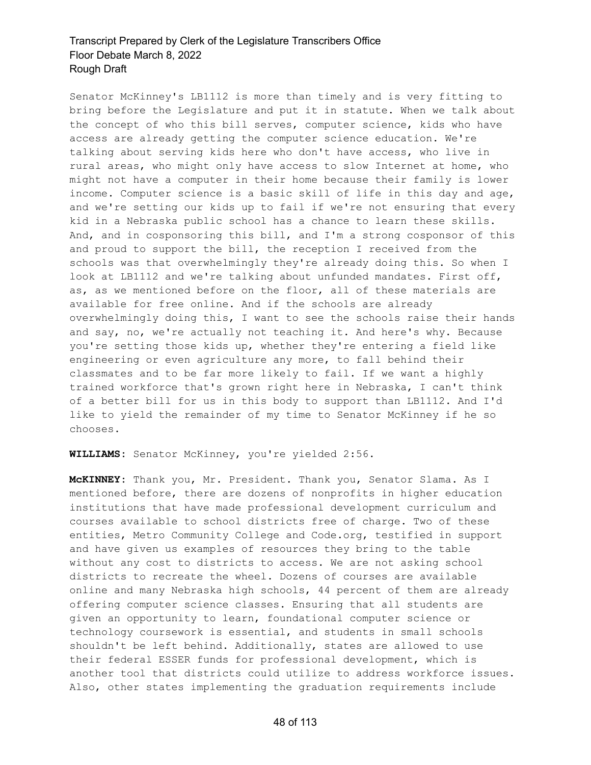Senator McKinney's LB1112 is more than timely and is very fitting to bring before the Legislature and put it in statute. When we talk about the concept of who this bill serves, computer science, kids who have access are already getting the computer science education. We're talking about serving kids here who don't have access, who live in rural areas, who might only have access to slow Internet at home, who might not have a computer in their home because their family is lower income. Computer science is a basic skill of life in this day and age, and we're setting our kids up to fail if we're not ensuring that every kid in a Nebraska public school has a chance to learn these skills. And, and in cosponsoring this bill, and I'm a strong cosponsor of this and proud to support the bill, the reception I received from the schools was that overwhelmingly they're already doing this. So when I look at LB1112 and we're talking about unfunded mandates. First off, as, as we mentioned before on the floor, all of these materials are available for free online. And if the schools are already overwhelmingly doing this, I want to see the schools raise their hands and say, no, we're actually not teaching it. And here's why. Because you're setting those kids up, whether they're entering a field like engineering or even agriculture any more, to fall behind their classmates and to be far more likely to fail. If we want a highly trained workforce that's grown right here in Nebraska, I can't think of a better bill for us in this body to support than LB1112. And I'd like to yield the remainder of my time to Senator McKinney if he so chooses.

**WILLIAMS:** Senator McKinney, you're yielded 2:56.

**McKINNEY:** Thank you, Mr. President. Thank you, Senator Slama. As I mentioned before, there are dozens of nonprofits in higher education institutions that have made professional development curriculum and courses available to school districts free of charge. Two of these entities, Metro Community College and Code.org, testified in support and have given us examples of resources they bring to the table without any cost to districts to access. We are not asking school districts to recreate the wheel. Dozens of courses are available online and many Nebraska high schools, 44 percent of them are already offering computer science classes. Ensuring that all students are given an opportunity to learn, foundational computer science or technology coursework is essential, and students in small schools shouldn't be left behind. Additionally, states are allowed to use their federal ESSER funds for professional development, which is another tool that districts could utilize to address workforce issues. Also, other states implementing the graduation requirements include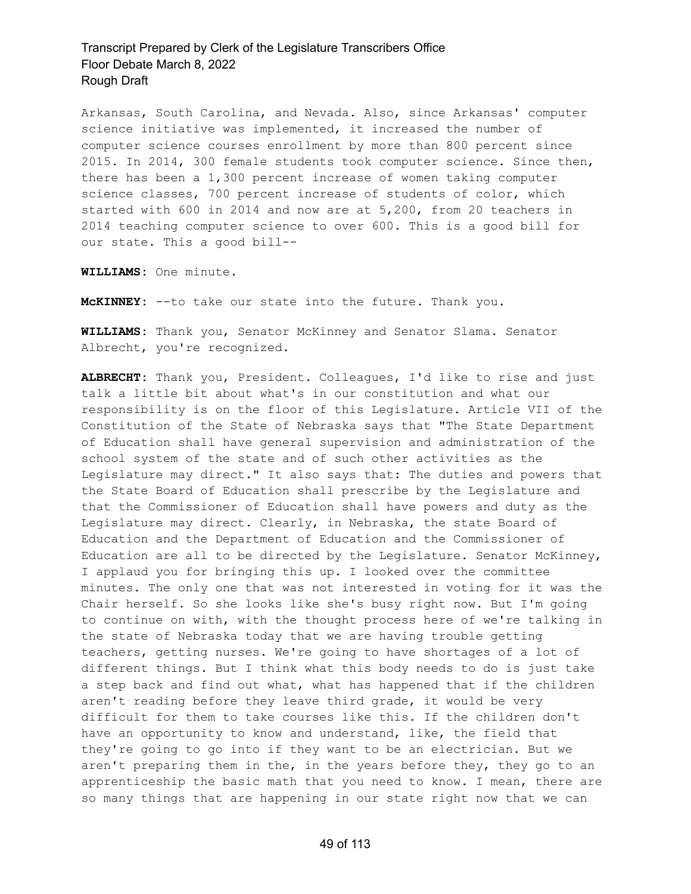Arkansas, South Carolina, and Nevada. Also, since Arkansas' computer science initiative was implemented, it increased the number of computer science courses enrollment by more than 800 percent since 2015. In 2014, 300 female students took computer science. Since then, there has been a 1,300 percent increase of women taking computer science classes, 700 percent increase of students of color, which started with 600 in 2014 and now are at 5,200, from 20 teachers in 2014 teaching computer science to over 600. This is a good bill for our state. This a good bill--

**WILLIAMS:** One minute.

**McKINNEY:** --to take our state into the future. Thank you.

**WILLIAMS:** Thank you, Senator McKinney and Senator Slama. Senator Albrecht, you're recognized.

**ALBRECHT:** Thank you, President. Colleagues, I'd like to rise and just talk a little bit about what's in our constitution and what our responsibility is on the floor of this Legislature. Article VII of the Constitution of the State of Nebraska says that "The State Department of Education shall have general supervision and administration of the school system of the state and of such other activities as the Legislature may direct." It also says that: The duties and powers that the State Board of Education shall prescribe by the Legislature and that the Commissioner of Education shall have powers and duty as the Legislature may direct. Clearly, in Nebraska, the state Board of Education and the Department of Education and the Commissioner of Education are all to be directed by the Legislature. Senator McKinney, I applaud you for bringing this up. I looked over the committee minutes. The only one that was not interested in voting for it was the Chair herself. So she looks like she's busy right now. But I'm going to continue on with, with the thought process here of we're talking in the state of Nebraska today that we are having trouble getting teachers, getting nurses. We're going to have shortages of a lot of different things. But I think what this body needs to do is just take a step back and find out what, what has happened that if the children aren't reading before they leave third grade, it would be very difficult for them to take courses like this. If the children don't have an opportunity to know and understand, like, the field that they're going to go into if they want to be an electrician. But we aren't preparing them in the, in the years before they, they go to an apprenticeship the basic math that you need to know. I mean, there are so many things that are happening in our state right now that we can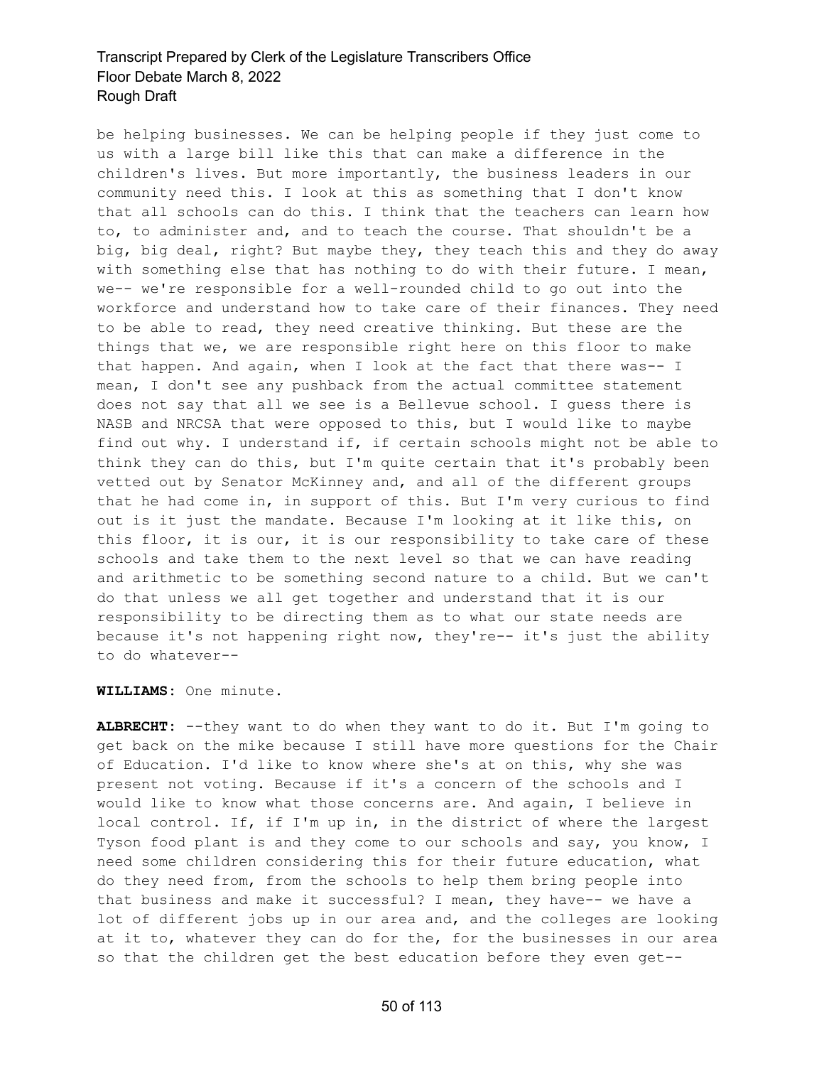be helping businesses. We can be helping people if they just come to us with a large bill like this that can make a difference in the children's lives. But more importantly, the business leaders in our community need this. I look at this as something that I don't know that all schools can do this. I think that the teachers can learn how to, to administer and, and to teach the course. That shouldn't be a big, big deal, right? But maybe they, they teach this and they do away with something else that has nothing to do with their future. I mean, we-- we're responsible for a well-rounded child to go out into the workforce and understand how to take care of their finances. They need to be able to read, they need creative thinking. But these are the things that we, we are responsible right here on this floor to make that happen. And again, when I look at the fact that there was-- I mean, I don't see any pushback from the actual committee statement does not say that all we see is a Bellevue school. I guess there is NASB and NRCSA that were opposed to this, but I would like to maybe find out why. I understand if, if certain schools might not be able to think they can do this, but I'm quite certain that it's probably been vetted out by Senator McKinney and, and all of the different groups that he had come in, in support of this. But I'm very curious to find out is it just the mandate. Because I'm looking at it like this, on this floor, it is our, it is our responsibility to take care of these schools and take them to the next level so that we can have reading and arithmetic to be something second nature to a child. But we can't do that unless we all get together and understand that it is our responsibility to be directing them as to what our state needs are because it's not happening right now, they're-- it's just the ability to do whatever--

**WILLIAMS:** One minute.

**ALBRECHT:** --they want to do when they want to do it. But I'm going to get back on the mike because I still have more questions for the Chair of Education. I'd like to know where she's at on this, why she was present not voting. Because if it's a concern of the schools and I would like to know what those concerns are. And again, I believe in local control. If, if I'm up in, in the district of where the largest Tyson food plant is and they come to our schools and say, you know, I need some children considering this for their future education, what do they need from, from the schools to help them bring people into that business and make it successful? I mean, they have-- we have a lot of different jobs up in our area and, and the colleges are looking at it to, whatever they can do for the, for the businesses in our area so that the children get the best education before they even get--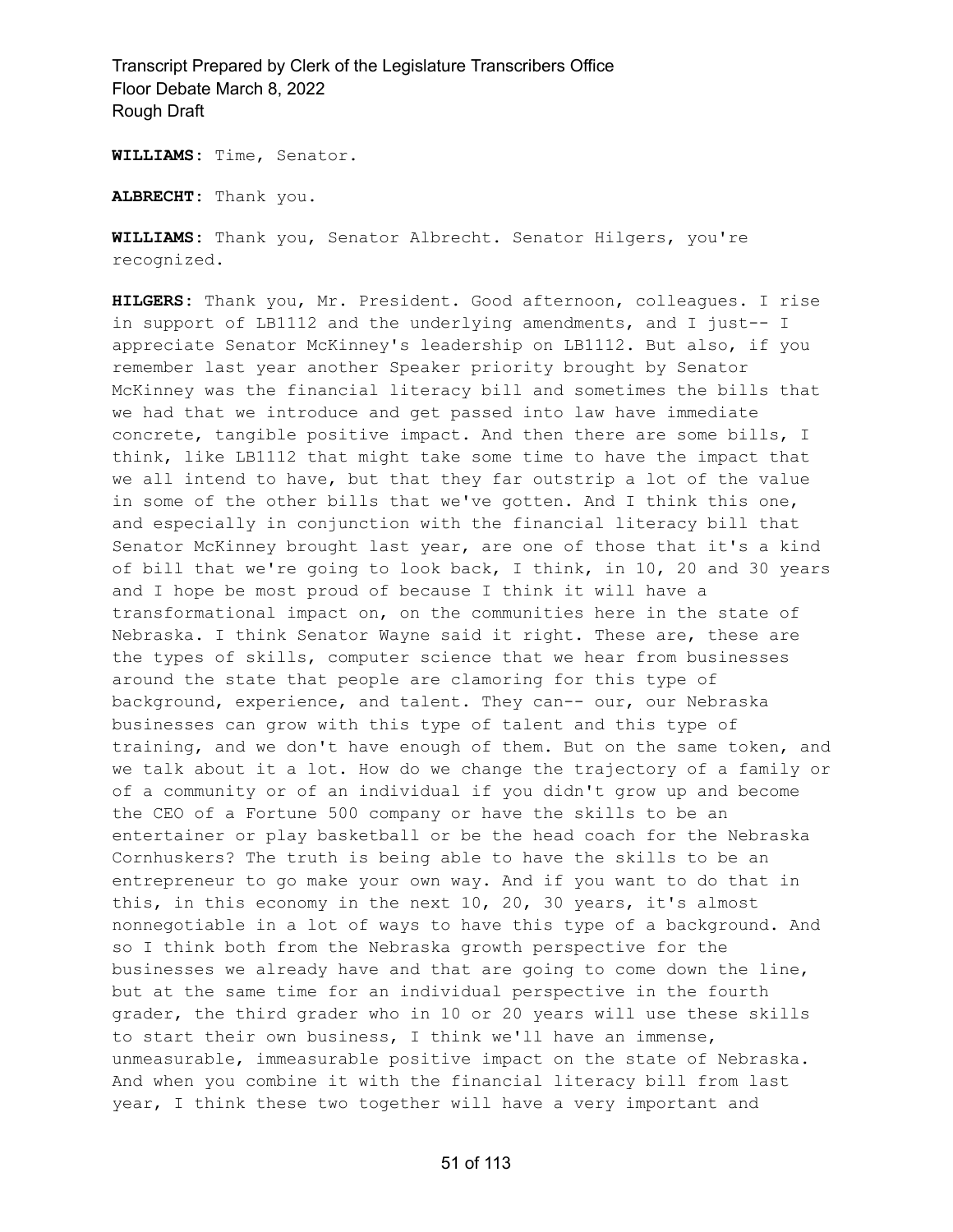**WILLIAMS:** Time, Senator.

**ALBRECHT:** Thank you.

**WILLIAMS:** Thank you, Senator Albrecht. Senator Hilgers, you're recognized.

**HILGERS:** Thank you, Mr. President. Good afternoon, colleagues. I rise in support of LB1112 and the underlying amendments, and I just-- I appreciate Senator McKinney's leadership on LB1112. But also, if you remember last year another Speaker priority brought by Senator McKinney was the financial literacy bill and sometimes the bills that we had that we introduce and get passed into law have immediate concrete, tangible positive impact. And then there are some bills, I think, like LB1112 that might take some time to have the impact that we all intend to have, but that they far outstrip a lot of the value in some of the other bills that we've gotten. And I think this one, and especially in conjunction with the financial literacy bill that Senator McKinney brought last year, are one of those that it's a kind of bill that we're going to look back, I think, in 10, 20 and 30 years and I hope be most proud of because I think it will have a transformational impact on, on the communities here in the state of Nebraska. I think Senator Wayne said it right. These are, these are the types of skills, computer science that we hear from businesses around the state that people are clamoring for this type of background, experience, and talent. They can-- our, our Nebraska businesses can grow with this type of talent and this type of training, and we don't have enough of them. But on the same token, and we talk about it a lot. How do we change the trajectory of a family or of a community or of an individual if you didn't grow up and become the CEO of a Fortune 500 company or have the skills to be an entertainer or play basketball or be the head coach for the Nebraska Cornhuskers? The truth is being able to have the skills to be an entrepreneur to go make your own way. And if you want to do that in this, in this economy in the next 10, 20, 30 years, it's almost nonnegotiable in a lot of ways to have this type of a background. And so I think both from the Nebraska growth perspective for the businesses we already have and that are going to come down the line, but at the same time for an individual perspective in the fourth grader, the third grader who in 10 or 20 years will use these skills to start their own business, I think we'll have an immense, unmeasurable, immeasurable positive impact on the state of Nebraska. And when you combine it with the financial literacy bill from last year, I think these two together will have a very important and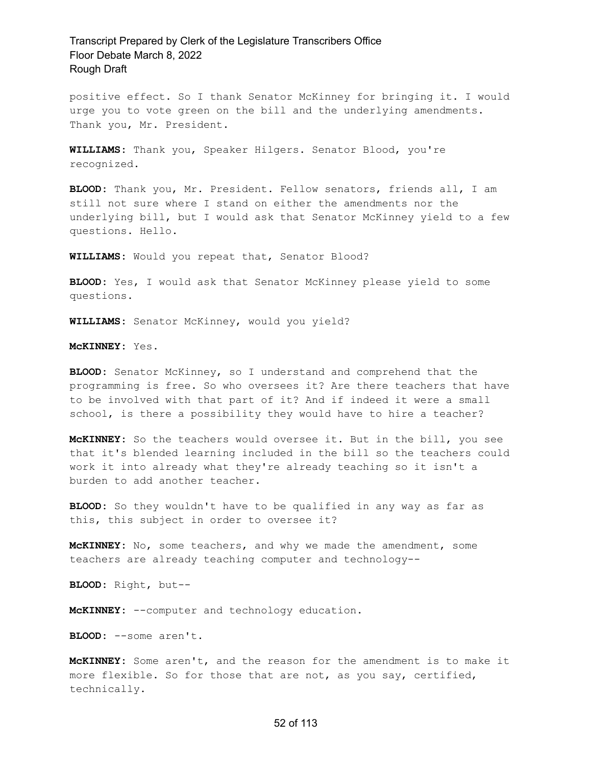positive effect. So I thank Senator McKinney for bringing it. I would urge you to vote green on the bill and the underlying amendments. Thank you, Mr. President.

**WILLIAMS:** Thank you, Speaker Hilgers. Senator Blood, you're recognized.

**BLOOD:** Thank you, Mr. President. Fellow senators, friends all, I am still not sure where I stand on either the amendments nor the underlying bill, but I would ask that Senator McKinney yield to a few questions. Hello.

**WILLIAMS:** Would you repeat that, Senator Blood?

**BLOOD:** Yes, I would ask that Senator McKinney please yield to some questions.

**WILLIAMS:** Senator McKinney, would you yield?

**McKINNEY:** Yes.

**BLOOD:** Senator McKinney, so I understand and comprehend that the programming is free. So who oversees it? Are there teachers that have to be involved with that part of it? And if indeed it were a small school, is there a possibility they would have to hire a teacher?

**McKINNEY:** So the teachers would oversee it. But in the bill, you see that it's blended learning included in the bill so the teachers could work it into already what they're already teaching so it isn't a burden to add another teacher.

**BLOOD:** So they wouldn't have to be qualified in any way as far as this, this subject in order to oversee it?

**McKINNEY:** No, some teachers, and why we made the amendment, some teachers are already teaching computer and technology--

**BLOOD:** Right, but--

**McKINNEY:** --computer and technology education.

**BLOOD:** --some aren't.

**McKINNEY:** Some aren't, and the reason for the amendment is to make it more flexible. So for those that are not, as you say, certified, technically.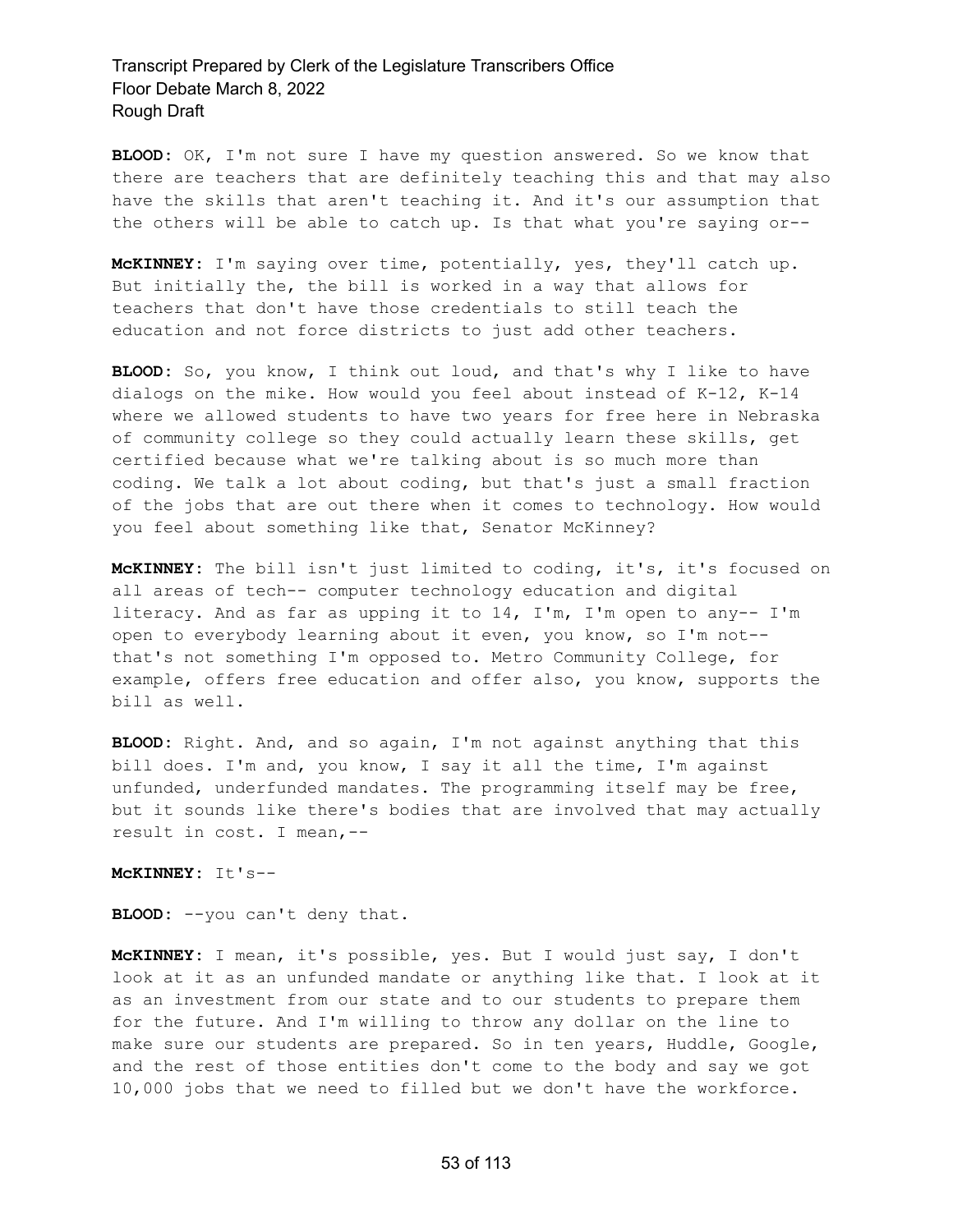**BLOOD:** OK, I'm not sure I have my question answered. So we know that there are teachers that are definitely teaching this and that may also have the skills that aren't teaching it. And it's our assumption that the others will be able to catch up. Is that what you're saying or--

**McKINNEY:** I'm saying over time, potentially, yes, they'll catch up. But initially the, the bill is worked in a way that allows for teachers that don't have those credentials to still teach the education and not force districts to just add other teachers.

**BLOOD:** So, you know, I think out loud, and that's why I like to have dialogs on the mike. How would you feel about instead of K-12, K-14 where we allowed students to have two years for free here in Nebraska of community college so they could actually learn these skills, get certified because what we're talking about is so much more than coding. We talk a lot about coding, but that's just a small fraction of the jobs that are out there when it comes to technology. How would you feel about something like that, Senator McKinney?

**McKINNEY:** The bill isn't just limited to coding, it's, it's focused on all areas of tech-- computer technology education and digital literacy. And as far as upping it to 14, I'm, I'm open to any-- I'm open to everybody learning about it even, you know, so I'm not-- that's not something I'm opposed to. Metro Community College, for example, offers free education and offer also, you know, supports the bill as well.

**BLOOD:** Right. And, and so again, I'm not against anything that this bill does. I'm and, you know, I say it all the time, I'm against unfunded, underfunded mandates. The programming itself may be free, but it sounds like there's bodies that are involved that may actually result in cost. I mean,--

**McKINNEY:** It's--

**BLOOD:** --you can't deny that.

**McKINNEY:** I mean, it's possible, yes. But I would just say, I don't look at it as an unfunded mandate or anything like that. I look at it as an investment from our state and to our students to prepare them for the future. And I'm willing to throw any dollar on the line to make sure our students are prepared. So in ten years, Huddle, Google, and the rest of those entities don't come to the body and say we got 10,000 jobs that we need to filled but we don't have the workforce.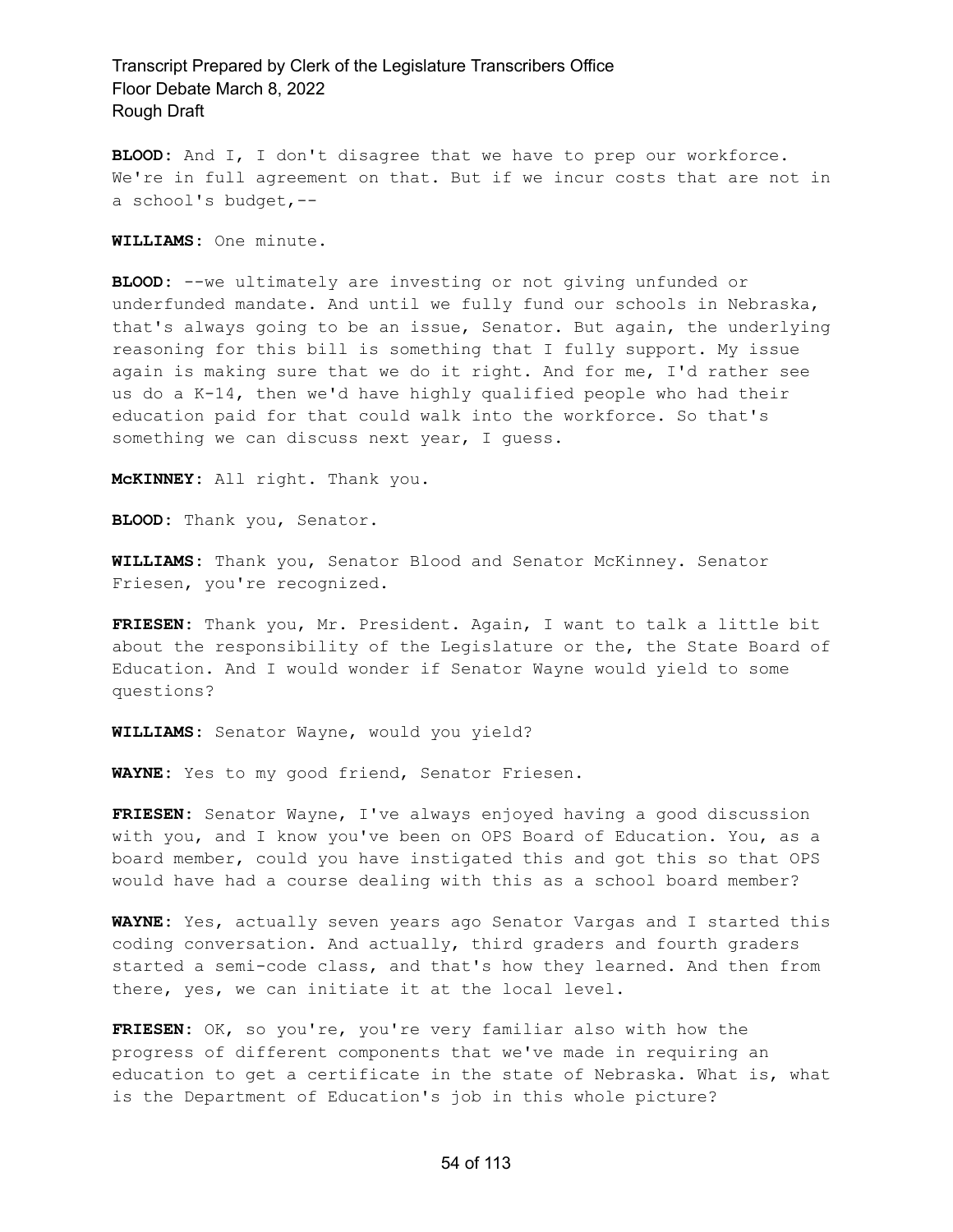**BLOOD:** And I, I don't disagree that we have to prep our workforce. We're in full agreement on that. But if we incur costs that are not in a school's budget,--

**WILLIAMS:** One minute.

**BLOOD:** --we ultimately are investing or not giving unfunded or underfunded mandate. And until we fully fund our schools in Nebraska, that's always going to be an issue, Senator. But again, the underlying reasoning for this bill is something that I fully support. My issue again is making sure that we do it right. And for me, I'd rather see us do a K-14, then we'd have highly qualified people who had their education paid for that could walk into the workforce. So that's something we can discuss next year, I guess.

**McKINNEY:** All right. Thank you.

**BLOOD:** Thank you, Senator.

**WILLIAMS:** Thank you, Senator Blood and Senator McKinney. Senator Friesen, you're recognized.

**FRIESEN:** Thank you, Mr. President. Again, I want to talk a little bit about the responsibility of the Legislature or the, the State Board of Education. And I would wonder if Senator Wayne would yield to some questions?

**WILLIAMS:** Senator Wayne, would you yield?

**WAYNE:** Yes to my good friend, Senator Friesen.

**FRIESEN:** Senator Wayne, I've always enjoyed having a good discussion with you, and I know you've been on OPS Board of Education. You, as a board member, could you have instigated this and got this so that OPS would have had a course dealing with this as a school board member?

**WAYNE:** Yes, actually seven years ago Senator Vargas and I started this coding conversation. And actually, third graders and fourth graders started a semi-code class, and that's how they learned. And then from there, yes, we can initiate it at the local level.

**FRIESEN:** OK, so you're, you're very familiar also with how the progress of different components that we've made in requiring an education to get a certificate in the state of Nebraska. What is, what is the Department of Education's job in this whole picture?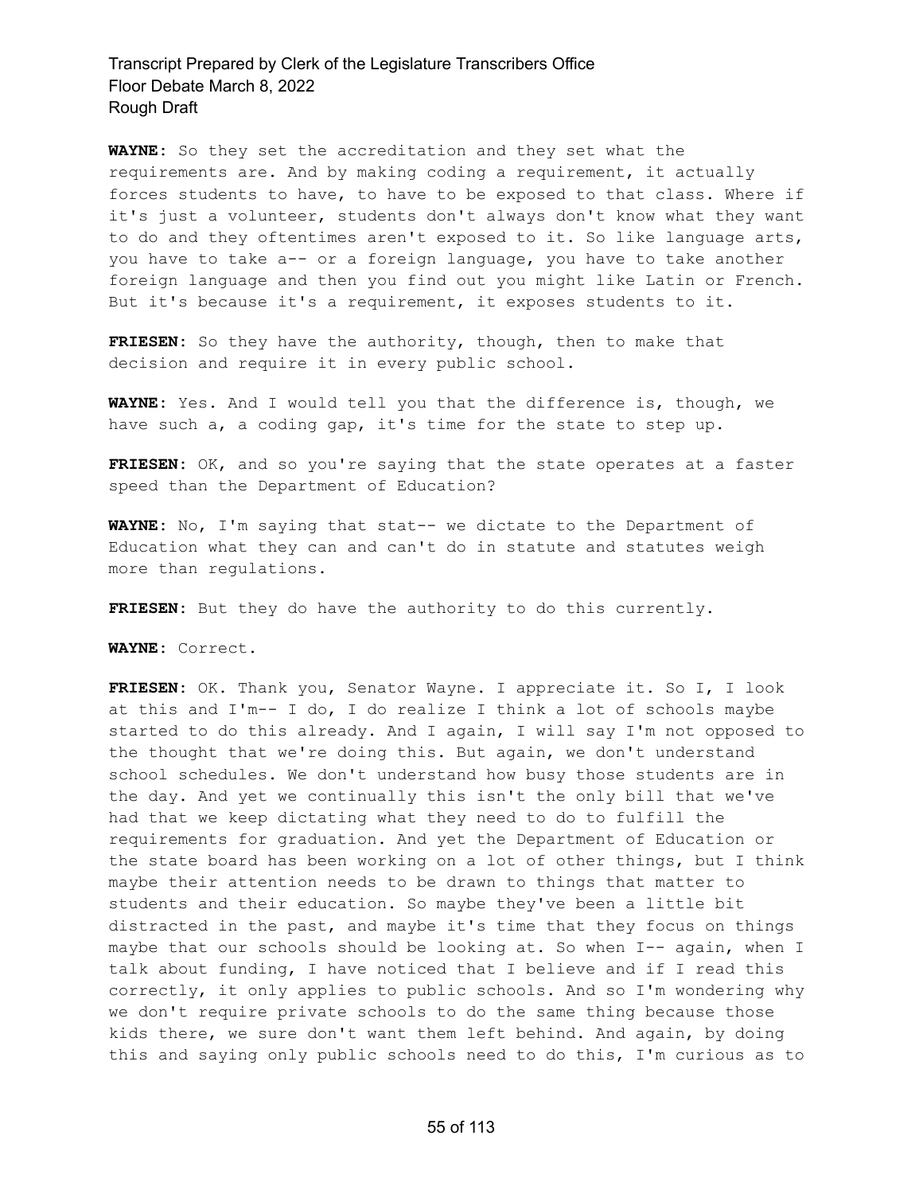**WAYNE:** So they set the accreditation and they set what the requirements are. And by making coding a requirement, it actually forces students to have, to have to be exposed to that class. Where if it's just a volunteer, students don't always don't know what they want to do and they oftentimes aren't exposed to it. So like language arts, you have to take a-- or a foreign language, you have to take another foreign language and then you find out you might like Latin or French. But it's because it's a requirement, it exposes students to it.

**FRIESEN:** So they have the authority, though, then to make that decision and require it in every public school.

**WAYNE:** Yes. And I would tell you that the difference is, though, we have such a, a coding gap, it's time for the state to step up.

**FRIESEN:** OK, and so you're saying that the state operates at a faster speed than the Department of Education?

**WAYNE:** No, I'm saying that stat-- we dictate to the Department of Education what they can and can't do in statute and statutes weigh more than regulations.

**FRIESEN:** But they do have the authority to do this currently.

**WAYNE:** Correct.

**FRIESEN:** OK. Thank you, Senator Wayne. I appreciate it. So I, I look at this and I'm-- I do, I do realize I think a lot of schools maybe started to do this already. And I again, I will say I'm not opposed to the thought that we're doing this. But again, we don't understand school schedules. We don't understand how busy those students are in the day. And yet we continually this isn't the only bill that we've had that we keep dictating what they need to do to fulfill the requirements for graduation. And yet the Department of Education or the state board has been working on a lot of other things, but I think maybe their attention needs to be drawn to things that matter to students and their education. So maybe they've been a little bit distracted in the past, and maybe it's time that they focus on things maybe that our schools should be looking at. So when I-- again, when I talk about funding, I have noticed that I believe and if I read this correctly, it only applies to public schools. And so I'm wondering why we don't require private schools to do the same thing because those kids there, we sure don't want them left behind. And again, by doing this and saying only public schools need to do this, I'm curious as to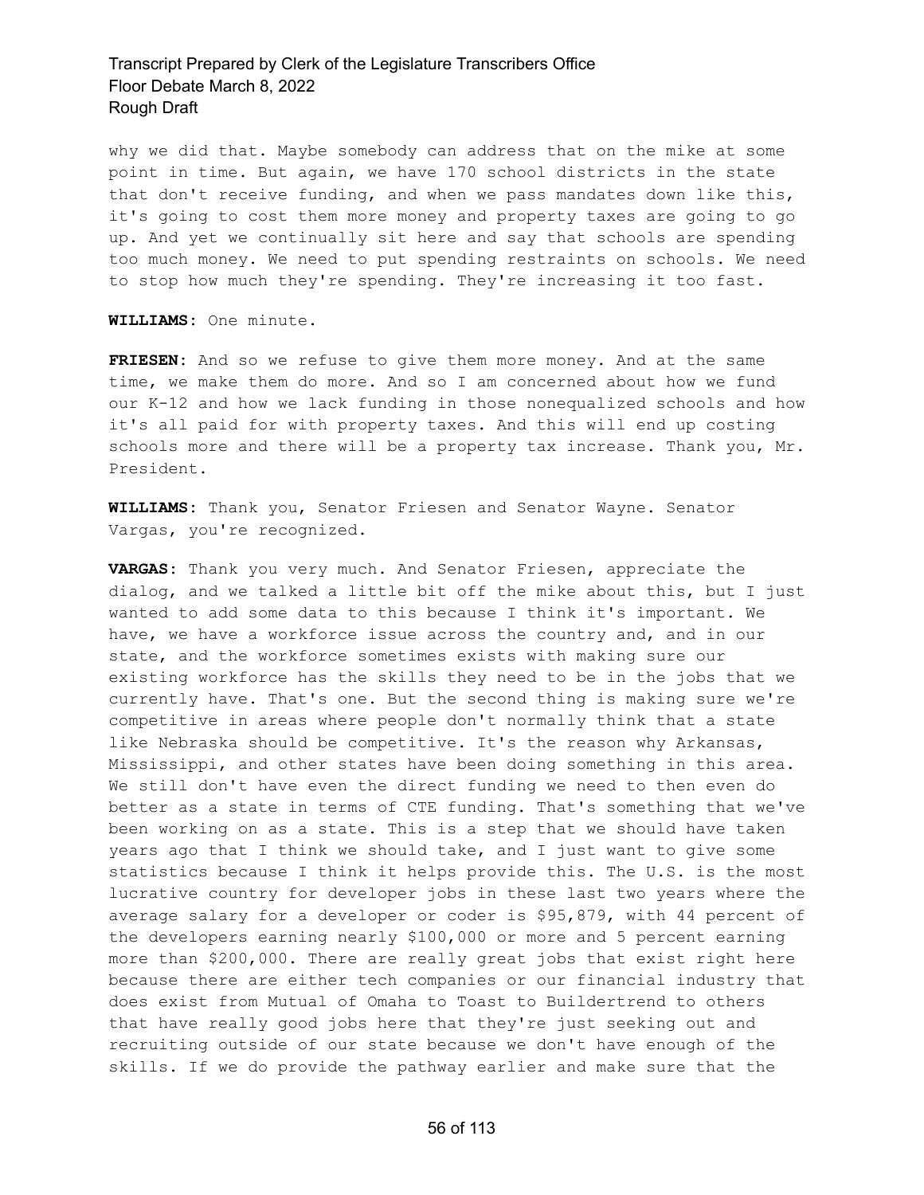why we did that. Maybe somebody can address that on the mike at some point in time. But again, we have 170 school districts in the state that don't receive funding, and when we pass mandates down like this, it's going to cost them more money and property taxes are going to go up. And yet we continually sit here and say that schools are spending too much money. We need to put spending restraints on schools. We need to stop how much they're spending. They're increasing it too fast.

**WILLIAMS:** One minute.

**FRIESEN:** And so we refuse to give them more money. And at the same time, we make them do more. And so I am concerned about how we fund our K-12 and how we lack funding in those nonequalized schools and how it's all paid for with property taxes. And this will end up costing schools more and there will be a property tax increase. Thank you, Mr. President.

**WILLIAMS:** Thank you, Senator Friesen and Senator Wayne. Senator Vargas, you're recognized.

**VARGAS:** Thank you very much. And Senator Friesen, appreciate the dialog, and we talked a little bit off the mike about this, but I just wanted to add some data to this because I think it's important. We have, we have a workforce issue across the country and, and in our state, and the workforce sometimes exists with making sure our existing workforce has the skills they need to be in the jobs that we currently have. That's one. But the second thing is making sure we're competitive in areas where people don't normally think that a state like Nebraska should be competitive. It's the reason why Arkansas, Mississippi, and other states have been doing something in this area. We still don't have even the direct funding we need to then even do better as a state in terms of CTE funding. That's something that we've been working on as a state. This is a step that we should have taken years ago that I think we should take, and I just want to give some statistics because I think it helps provide this. The U.S. is the most lucrative country for developer jobs in these last two years where the average salary for a developer or coder is $95,879, with 44 percent of the developers earning nearly $100,000 or more and 5 percent earning more than $200,000. There are really great jobs that exist right here because there are either tech companies or our financial industry that does exist from Mutual of Omaha to Toast to Buildertrend to others that have really good jobs here that they're just seeking out and recruiting outside of our state because we don't have enough of the skills. If we do provide the pathway earlier and make sure that the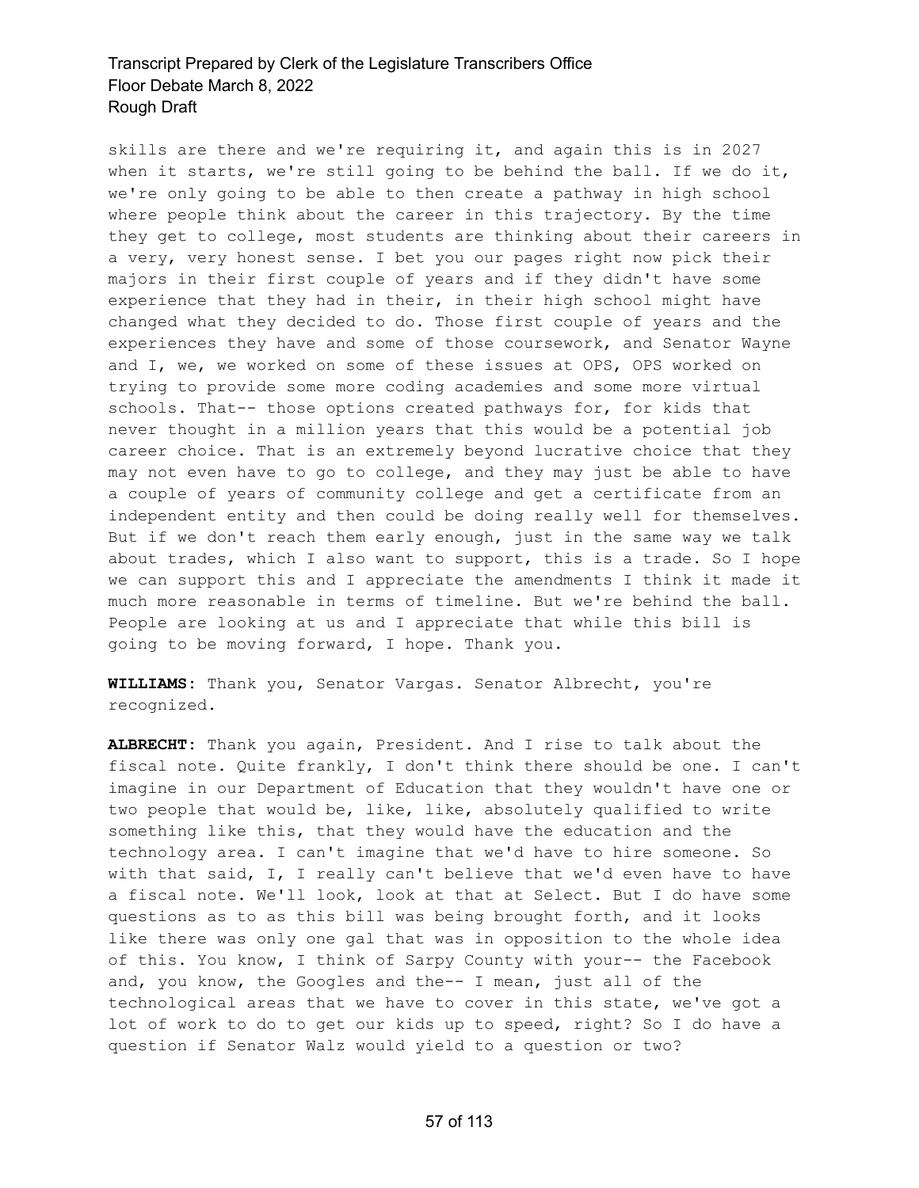skills are there and we're requiring it, and again this is in 2027 when it starts, we're still going to be behind the ball. If we do it, we're only going to be able to then create a pathway in high school where people think about the career in this trajectory. By the time they get to college, most students are thinking about their careers in a very, very honest sense. I bet you our pages right now pick their majors in their first couple of years and if they didn't have some experience that they had in their, in their high school might have changed what they decided to do. Those first couple of years and the experiences they have and some of those coursework, and Senator Wayne and I, we, we worked on some of these issues at OPS, OPS worked on trying to provide some more coding academies and some more virtual schools. That-- those options created pathways for, for kids that never thought in a million years that this would be a potential job career choice. That is an extremely beyond lucrative choice that they may not even have to go to college, and they may just be able to have a couple of years of community college and get a certificate from an independent entity and then could be doing really well for themselves. But if we don't reach them early enough, just in the same way we talk about trades, which I also want to support, this is a trade. So I hope we can support this and I appreciate the amendments I think it made it much more reasonable in terms of timeline. But we're behind the ball. People are looking at us and I appreciate that while this bill is going to be moving forward, I hope. Thank you.

**WILLIAMS:** Thank you, Senator Vargas. Senator Albrecht, you're recognized.

**ALBRECHT:** Thank you again, President. And I rise to talk about the fiscal note. Quite frankly, I don't think there should be one. I can't imagine in our Department of Education that they wouldn't have one or two people that would be, like, like, absolutely qualified to write something like this, that they would have the education and the technology area. I can't imagine that we'd have to hire someone. So with that said, I, I really can't believe that we'd even have to have a fiscal note. We'll look, look at that at Select. But I do have some questions as to as this bill was being brought forth, and it looks like there was only one gal that was in opposition to the whole idea of this. You know, I think of Sarpy County with your-- the Facebook and, you know, the Googles and the-- I mean, just all of the technological areas that we have to cover in this state, we've got a lot of work to do to get our kids up to speed, right? So I do have a question if Senator Walz would yield to a question or two?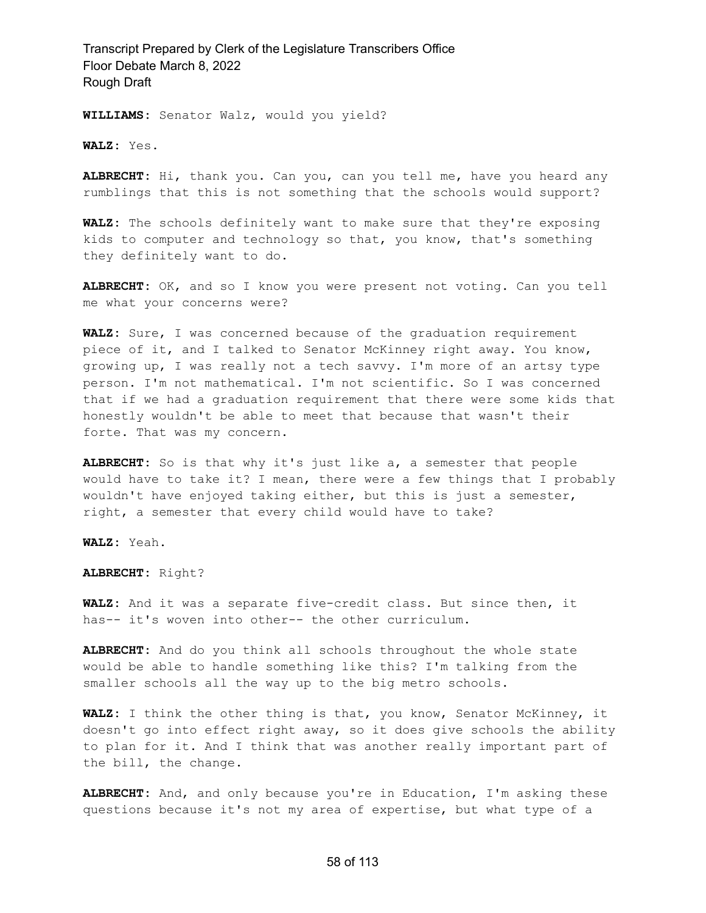**WILLIAMS:** Senator Walz, would you yield?

**WALZ:** Yes.

**ALBRECHT:** Hi, thank you. Can you, can you tell me, have you heard any rumblings that this is not something that the schools would support?

**WALZ:** The schools definitely want to make sure that they're exposing kids to computer and technology so that, you know, that's something they definitely want to do.

**ALBRECHT:** OK, and so I know you were present not voting. Can you tell me what your concerns were?

**WALZ:** Sure, I was concerned because of the graduation requirement piece of it, and I talked to Senator McKinney right away. You know, growing up, I was really not a tech savvy. I'm more of an artsy type person. I'm not mathematical. I'm not scientific. So I was concerned that if we had a graduation requirement that there were some kids that honestly wouldn't be able to meet that because that wasn't their forte. That was my concern.

**ALBRECHT:** So is that why it's just like a, a semester that people would have to take it? I mean, there were a few things that I probably wouldn't have enjoyed taking either, but this is just a semester, right, a semester that every child would have to take?

**WALZ:** Yeah.

**ALBRECHT:** Right?

**WALZ:** And it was a separate five-credit class. But since then, it has-- it's woven into other-- the other curriculum.

**ALBRECHT:** And do you think all schools throughout the whole state would be able to handle something like this? I'm talking from the smaller schools all the way up to the big metro schools.

**WALZ:** I think the other thing is that, you know, Senator McKinney, it doesn't go into effect right away, so it does give schools the ability to plan for it. And I think that was another really important part of the bill, the change.

**ALBRECHT:** And, and only because you're in Education, I'm asking these questions because it's not my area of expertise, but what type of a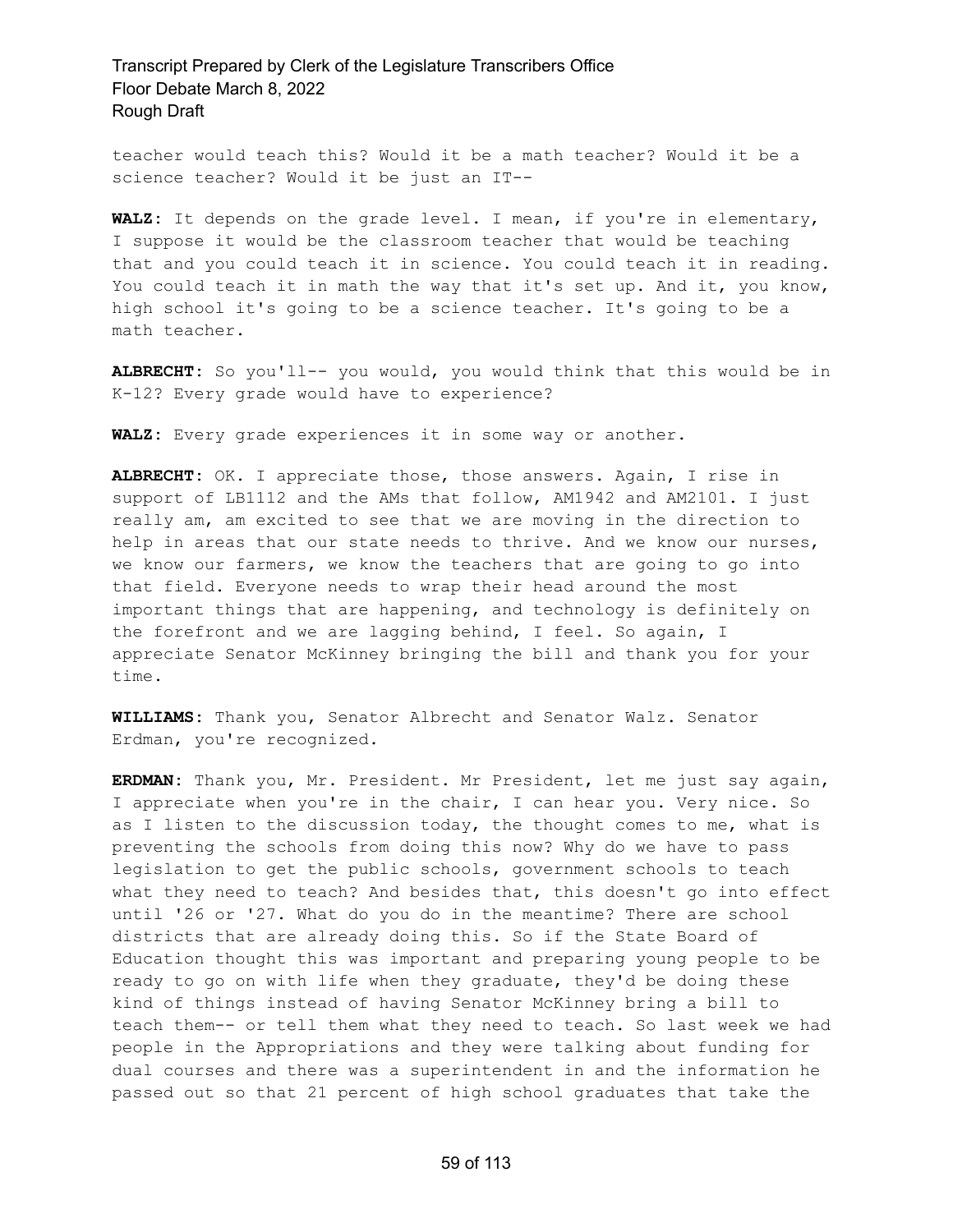teacher would teach this? Would it be a math teacher? Would it be a science teacher? Would it be just an IT--

**WALZ:** It depends on the grade level. I mean, if you're in elementary, I suppose it would be the classroom teacher that would be teaching that and you could teach it in science. You could teach it in reading. You could teach it in math the way that it's set up. And it, you know, high school it's going to be a science teacher. It's going to be a math teacher.

**ALBRECHT:** So you'll-- you would, you would think that this would be in K-12? Every grade would have to experience?

**WALZ:** Every grade experiences it in some way or another.

**ALBRECHT:** OK. I appreciate those, those answers. Again, I rise in support of LB1112 and the AMs that follow, AM1942 and AM2101. I just really am, am excited to see that we are moving in the direction to help in areas that our state needs to thrive. And we know our nurses, we know our farmers, we know the teachers that are going to go into that field. Everyone needs to wrap their head around the most important things that are happening, and technology is definitely on the forefront and we are lagging behind, I feel. So again, I appreciate Senator McKinney bringing the bill and thank you for your time.

**WILLIAMS:** Thank you, Senator Albrecht and Senator Walz. Senator Erdman, you're recognized.

**ERDMAN:** Thank you, Mr. President. Mr President, let me just say again, I appreciate when you're in the chair, I can hear you. Very nice. So as I listen to the discussion today, the thought comes to me, what is preventing the schools from doing this now? Why do we have to pass legislation to get the public schools, government schools to teach what they need to teach? And besides that, this doesn't go into effect until '26 or '27. What do you do in the meantime? There are school districts that are already doing this. So if the State Board of Education thought this was important and preparing young people to be ready to go on with life when they graduate, they'd be doing these kind of things instead of having Senator McKinney bring a bill to teach them-- or tell them what they need to teach. So last week we had people in the Appropriations and they were talking about funding for dual courses and there was a superintendent in and the information he passed out so that 21 percent of high school graduates that take the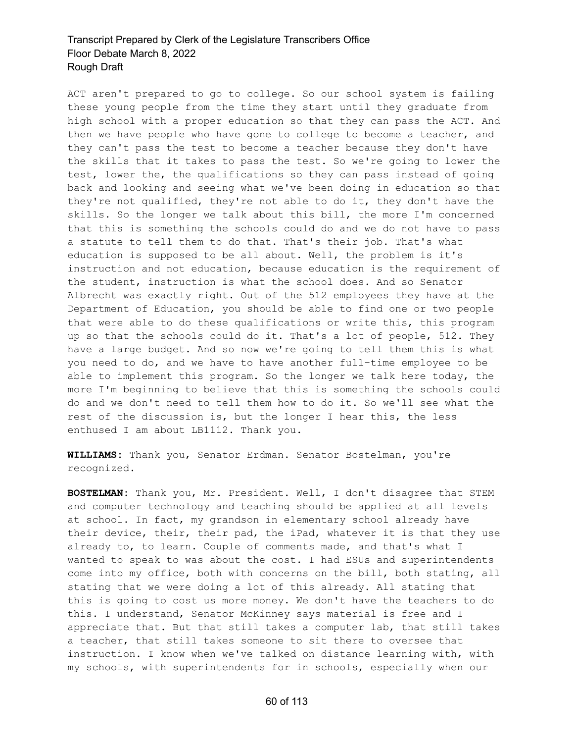ACT aren't prepared to go to college. So our school system is failing these young people from the time they start until they graduate from high school with a proper education so that they can pass the ACT. And then we have people who have gone to college to become a teacher, and they can't pass the test to become a teacher because they don't have the skills that it takes to pass the test. So we're going to lower the test, lower the, the qualifications so they can pass instead of going back and looking and seeing what we've been doing in education so that they're not qualified, they're not able to do it, they don't have the skills. So the longer we talk about this bill, the more I'm concerned that this is something the schools could do and we do not have to pass a statute to tell them to do that. That's their job. That's what education is supposed to be all about. Well, the problem is it's instruction and not education, because education is the requirement of the student, instruction is what the school does. And so Senator Albrecht was exactly right. Out of the 512 employees they have at the Department of Education, you should be able to find one or two people that were able to do these qualifications or write this, this program up so that the schools could do it. That's a lot of people, 512. They have a large budget. And so now we're going to tell them this is what you need to do, and we have to have another full-time employee to be able to implement this program. So the longer we talk here today, the more I'm beginning to believe that this is something the schools could do and we don't need to tell them how to do it. So we'll see what the rest of the discussion is, but the longer I hear this, the less enthused I am about LB1112. Thank you.

**WILLIAMS:** Thank you, Senator Erdman. Senator Bostelman, you're recognized.

**BOSTELMAN:** Thank you, Mr. President. Well, I don't disagree that STEM and computer technology and teaching should be applied at all levels at school. In fact, my grandson in elementary school already have their device, their, their pad, the iPad, whatever it is that they use already to, to learn. Couple of comments made, and that's what I wanted to speak to was about the cost. I had ESUs and superintendents come into my office, both with concerns on the bill, both stating, all stating that we were doing a lot of this already. All stating that this is going to cost us more money. We don't have the teachers to do this. I understand, Senator McKinney says material is free and I appreciate that. But that still takes a computer lab, that still takes a teacher, that still takes someone to sit there to oversee that instruction. I know when we've talked on distance learning with, with my schools, with superintendents for in schools, especially when our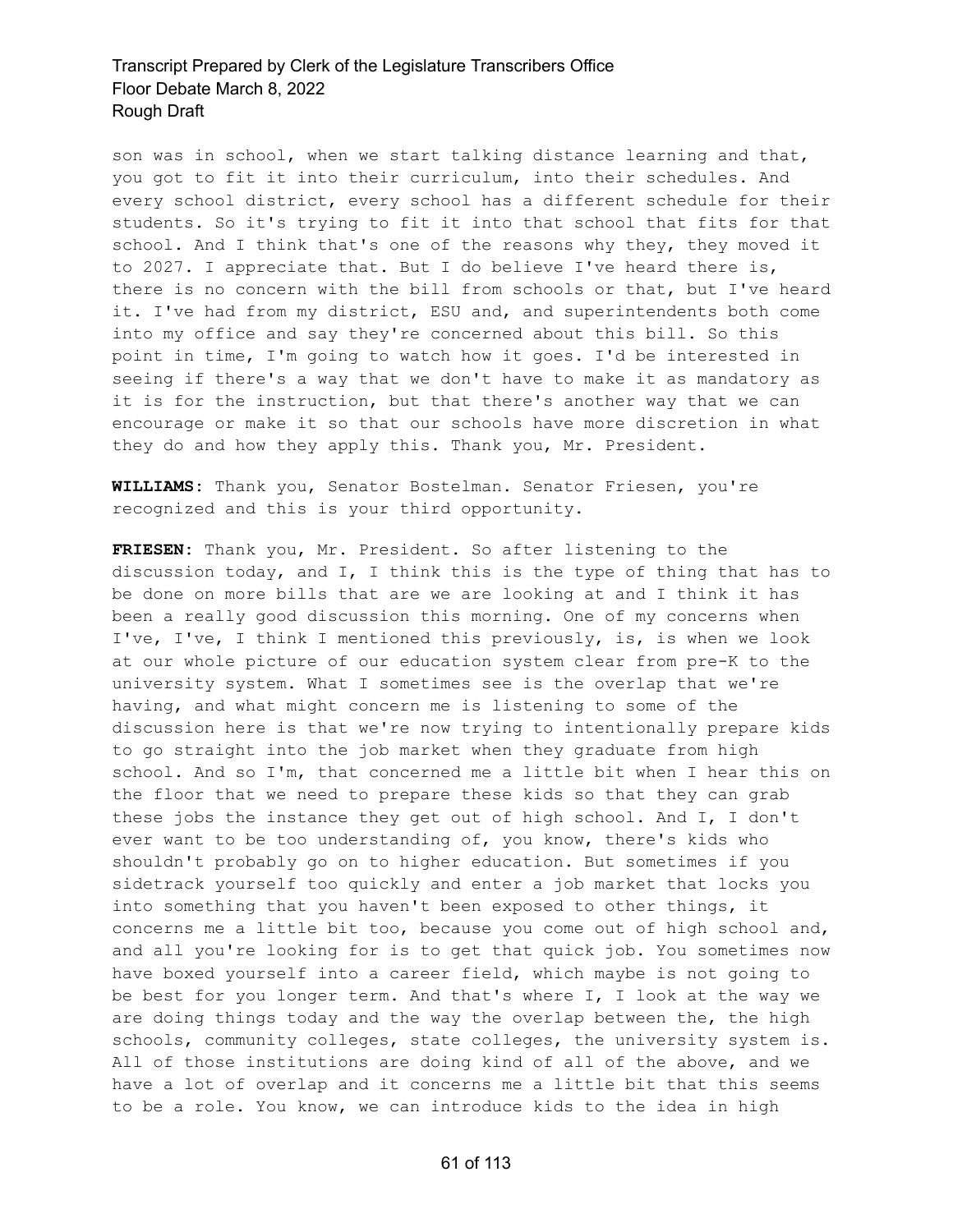son was in school, when we start talking distance learning and that, you got to fit it into their curriculum, into their schedules. And every school district, every school has a different schedule for their students. So it's trying to fit it into that school that fits for that school. And I think that's one of the reasons why they, they moved it to 2027. I appreciate that. But I do believe I've heard there is, there is no concern with the bill from schools or that, but I've heard it. I've had from my district, ESU and, and superintendents both come into my office and say they're concerned about this bill. So this point in time, I'm going to watch how it goes. I'd be interested in seeing if there's a way that we don't have to make it as mandatory as it is for the instruction, but that there's another way that we can encourage or make it so that our schools have more discretion in what they do and how they apply this. Thank you, Mr. President.

**WILLIAMS:** Thank you, Senator Bostelman. Senator Friesen, you're recognized and this is your third opportunity.

**FRIESEN:** Thank you, Mr. President. So after listening to the discussion today, and I, I think this is the type of thing that has to be done on more bills that are we are looking at and I think it has been a really good discussion this morning. One of my concerns when I've, I've, I think I mentioned this previously, is, is when we look at our whole picture of our education system clear from pre-K to the university system. What I sometimes see is the overlap that we're having, and what might concern me is listening to some of the discussion here is that we're now trying to intentionally prepare kids to go straight into the job market when they graduate from high school. And so I'm, that concerned me a little bit when I hear this on the floor that we need to prepare these kids so that they can grab these jobs the instance they get out of high school. And I, I don't ever want to be too understanding of, you know, there's kids who shouldn't probably go on to higher education. But sometimes if you sidetrack yourself too quickly and enter a job market that locks you into something that you haven't been exposed to other things, it concerns me a little bit too, because you come out of high school and, and all you're looking for is to get that quick job. You sometimes now have boxed yourself into a career field, which maybe is not going to be best for you longer term. And that's where I, I look at the way we are doing things today and the way the overlap between the, the high schools, community colleges, state colleges, the university system is. All of those institutions are doing kind of all of the above, and we have a lot of overlap and it concerns me a little bit that this seems to be a role. You know, we can introduce kids to the idea in high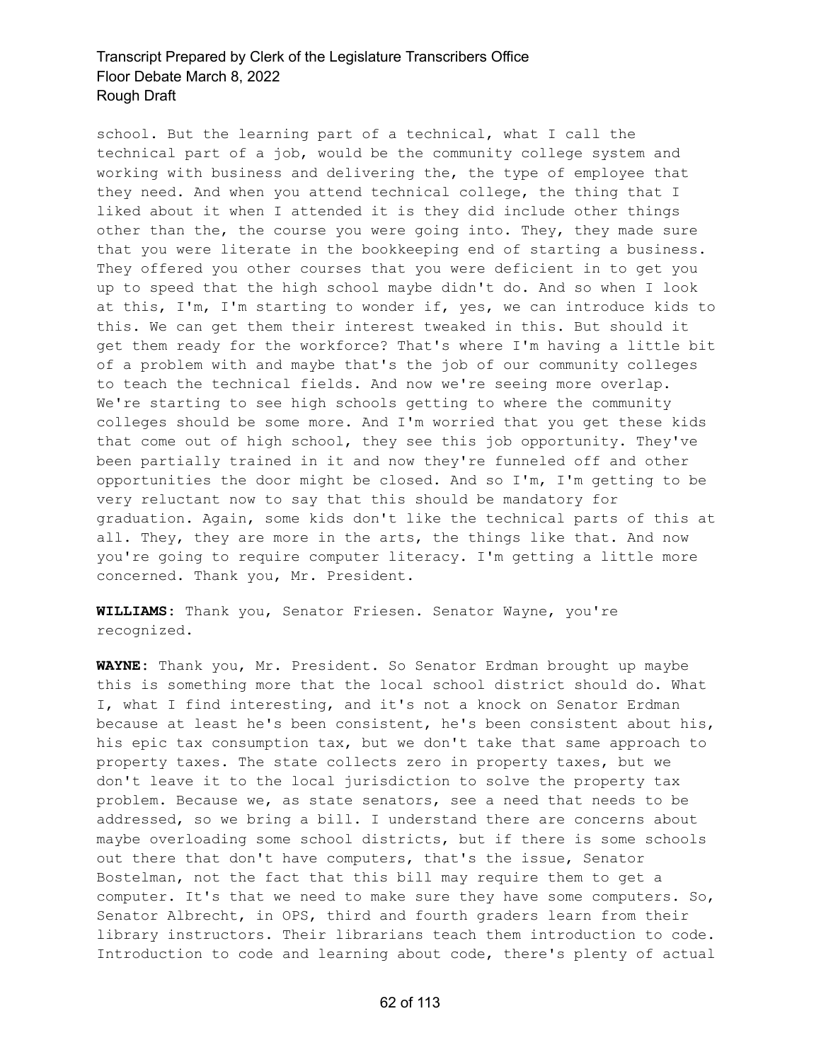school. But the learning part of a technical, what I call the technical part of a job, would be the community college system and working with business and delivering the, the type of employee that they need. And when you attend technical college, the thing that I liked about it when I attended it is they did include other things other than the, the course you were going into. They, they made sure that you were literate in the bookkeeping end of starting a business. They offered you other courses that you were deficient in to get you up to speed that the high school maybe didn't do. And so when I look at this, I'm, I'm starting to wonder if, yes, we can introduce kids to this. We can get them their interest tweaked in this. But should it get them ready for the workforce? That's where I'm having a little bit of a problem with and maybe that's the job of our community colleges to teach the technical fields. And now we're seeing more overlap. We're starting to see high schools getting to where the community colleges should be some more. And I'm worried that you get these kids that come out of high school, they see this job opportunity. They've been partially trained in it and now they're funneled off and other opportunities the door might be closed. And so I'm, I'm getting to be very reluctant now to say that this should be mandatory for graduation. Again, some kids don't like the technical parts of this at all. They, they are more in the arts, the things like that. And now you're going to require computer literacy. I'm getting a little more concerned. Thank you, Mr. President.

**WILLIAMS:** Thank you, Senator Friesen. Senator Wayne, you're recognized.

**WAYNE:** Thank you, Mr. President. So Senator Erdman brought up maybe this is something more that the local school district should do. What I, what I find interesting, and it's not a knock on Senator Erdman because at least he's been consistent, he's been consistent about his, his epic tax consumption tax, but we don't take that same approach to property taxes. The state collects zero in property taxes, but we don't leave it to the local jurisdiction to solve the property tax problem. Because we, as state senators, see a need that needs to be addressed, so we bring a bill. I understand there are concerns about maybe overloading some school districts, but if there is some schools out there that don't have computers, that's the issue, Senator Bostelman, not the fact that this bill may require them to get a computer. It's that we need to make sure they have some computers. So, Senator Albrecht, in OPS, third and fourth graders learn from their library instructors. Their librarians teach them introduction to code. Introduction to code and learning about code, there's plenty of actual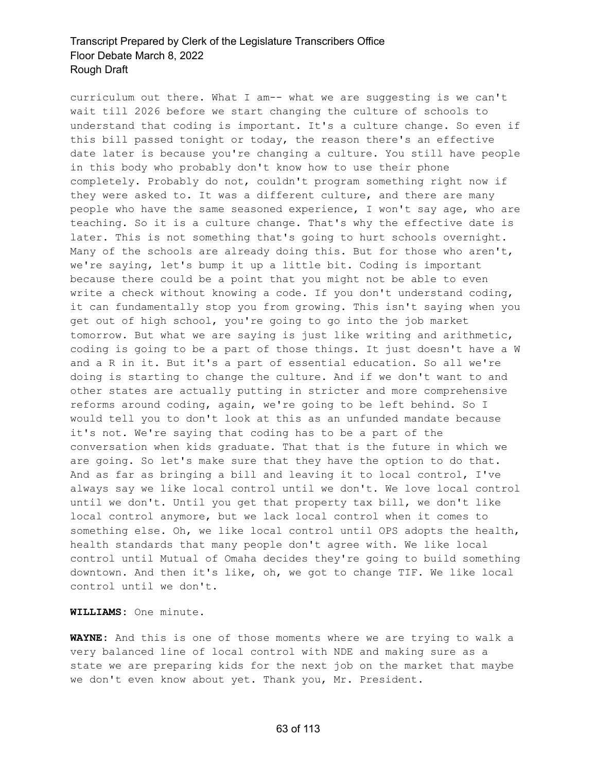curriculum out there. What I am-- what we are suggesting is we can't wait till 2026 before we start changing the culture of schools to understand that coding is important. It's a culture change. So even if this bill passed tonight or today, the reason there's an effective date later is because you're changing a culture. You still have people in this body who probably don't know how to use their phone completely. Probably do not, couldn't program something right now if they were asked to. It was a different culture, and there are many people who have the same seasoned experience, I won't say age, who are teaching. So it is a culture change. That's why the effective date is later. This is not something that's going to hurt schools overnight. Many of the schools are already doing this. But for those who aren't, we're saying, let's bump it up a little bit. Coding is important because there could be a point that you might not be able to even write a check without knowing a code. If you don't understand coding, it can fundamentally stop you from growing. This isn't saying when you get out of high school, you're going to go into the job market tomorrow. But what we are saying is just like writing and arithmetic, coding is going to be a part of those things. It just doesn't have a W and a R in it. But it's a part of essential education. So all we're doing is starting to change the culture. And if we don't want to and other states are actually putting in stricter and more comprehensive reforms around coding, again, we're going to be left behind. So I would tell you to don't look at this as an unfunded mandate because it's not. We're saying that coding has to be a part of the conversation when kids graduate. That that is the future in which we are going. So let's make sure that they have the option to do that. And as far as bringing a bill and leaving it to local control, I've always say we like local control until we don't. We love local control until we don't. Until you get that property tax bill, we don't like local control anymore, but we lack local control when it comes to something else. Oh, we like local control until OPS adopts the health, health standards that many people don't agree with. We like local control until Mutual of Omaha decides they're going to build something downtown. And then it's like, oh, we got to change TIF. We like local control until we don't.

**WILLIAMS:** One minute.

**WAYNE:** And this is one of those moments where we are trying to walk a very balanced line of local control with NDE and making sure as a state we are preparing kids for the next job on the market that maybe we don't even know about yet. Thank you, Mr. President.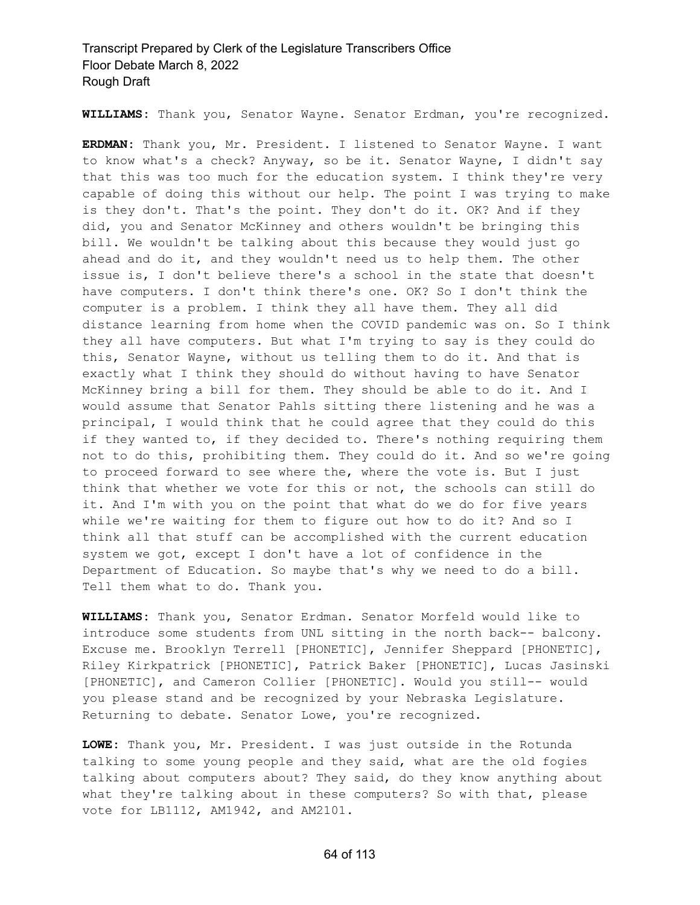**WILLIAMS:** Thank you, Senator Wayne. Senator Erdman, you're recognized.

**ERDMAN:** Thank you, Mr. President. I listened to Senator Wayne. I want to know what's a check? Anyway, so be it. Senator Wayne, I didn't say that this was too much for the education system. I think they're very capable of doing this without our help. The point I was trying to make is they don't. That's the point. They don't do it. OK? And if they did, you and Senator McKinney and others wouldn't be bringing this bill. We wouldn't be talking about this because they would just go ahead and do it, and they wouldn't need us to help them. The other issue is, I don't believe there's a school in the state that doesn't have computers. I don't think there's one. OK? So I don't think the computer is a problem. I think they all have them. They all did distance learning from home when the COVID pandemic was on. So I think they all have computers. But what I'm trying to say is they could do this, Senator Wayne, without us telling them to do it. And that is exactly what I think they should do without having to have Senator McKinney bring a bill for them. They should be able to do it. And I would assume that Senator Pahls sitting there listening and he was a principal, I would think that he could agree that they could do this if they wanted to, if they decided to. There's nothing requiring them not to do this, prohibiting them. They could do it. And so we're going to proceed forward to see where the, where the vote is. But I just think that whether we vote for this or not, the schools can still do it. And I'm with you on the point that what do we do for five years while we're waiting for them to figure out how to do it? And so I think all that stuff can be accomplished with the current education system we got, except I don't have a lot of confidence in the Department of Education. So maybe that's why we need to do a bill. Tell them what to do. Thank you.

**WILLIAMS:** Thank you, Senator Erdman. Senator Morfeld would like to introduce some students from UNL sitting in the north back-- balcony. Excuse me. Brooklyn Terrell [PHONETIC], Jennifer Sheppard [PHONETIC], Riley Kirkpatrick [PHONETIC], Patrick Baker [PHONETIC], Lucas Jasinski [PHONETIC], and Cameron Collier [PHONETIC]. Would you still-- would you please stand and be recognized by your Nebraska Legislature. Returning to debate. Senator Lowe, you're recognized.

**LOWE:** Thank you, Mr. President. I was just outside in the Rotunda talking to some young people and they said, what are the old fogies talking about computers about? They said, do they know anything about what they're talking about in these computers? So with that, please vote for LB1112, AM1942, and AM2101.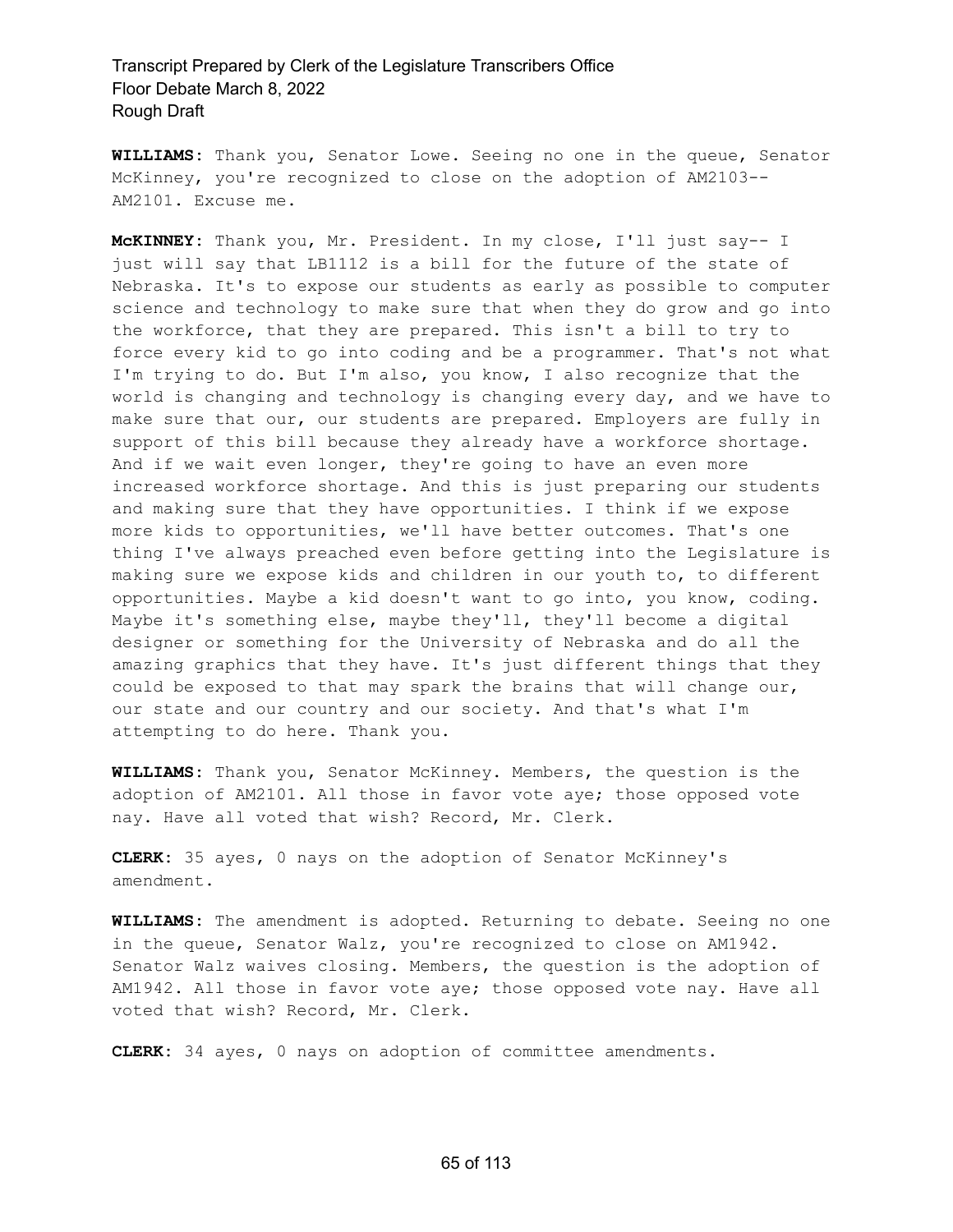**WILLIAMS:** Thank you, Senator Lowe. Seeing no one in the queue, Senator McKinney, you're recognized to close on the adoption of AM2103-- AM2101. Excuse me.

**McKINNEY:** Thank you, Mr. President. In my close, I'll just say-- I just will say that LB1112 is a bill for the future of the state of Nebraska. It's to expose our students as early as possible to computer science and technology to make sure that when they do grow and go into the workforce, that they are prepared. This isn't a bill to try to force every kid to go into coding and be a programmer. That's not what I'm trying to do. But I'm also, you know, I also recognize that the world is changing and technology is changing every day, and we have to make sure that our, our students are prepared. Employers are fully in support of this bill because they already have a workforce shortage. And if we wait even longer, they're going to have an even more increased workforce shortage. And this is just preparing our students and making sure that they have opportunities. I think if we expose more kids to opportunities, we'll have better outcomes. That's one thing I've always preached even before getting into the Legislature is making sure we expose kids and children in our youth to, to different opportunities. Maybe a kid doesn't want to go into, you know, coding. Maybe it's something else, maybe they'll, they'll become a digital designer or something for the University of Nebraska and do all the amazing graphics that they have. It's just different things that they could be exposed to that may spark the brains that will change our, our state and our country and our society. And that's what I'm attempting to do here. Thank you.

**WILLIAMS:** Thank you, Senator McKinney. Members, the question is the adoption of AM2101. All those in favor vote aye; those opposed vote nay. Have all voted that wish? Record, Mr. Clerk.

**CLERK:** 35 ayes, 0 nays on the adoption of Senator McKinney's amendment.

**WILLIAMS:** The amendment is adopted. Returning to debate. Seeing no one in the queue, Senator Walz, you're recognized to close on AM1942. Senator Walz waives closing. Members, the question is the adoption of AM1942. All those in favor vote aye; those opposed vote nay. Have all voted that wish? Record, Mr. Clerk.

**CLERK:** 34 ayes, 0 nays on adoption of committee amendments.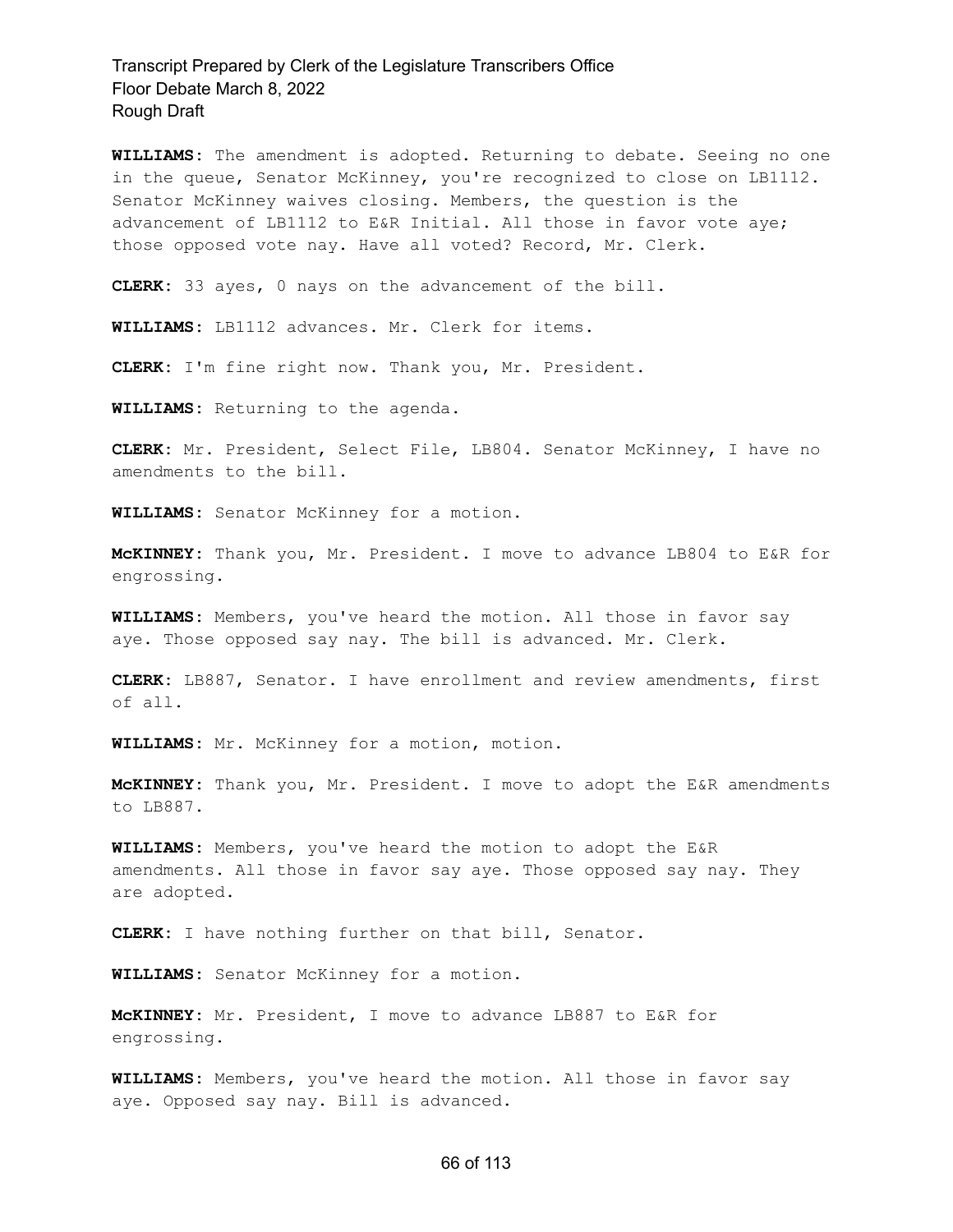**WILLIAMS:** The amendment is adopted. Returning to debate. Seeing no one in the queue, Senator McKinney, you're recognized to close on LB1112. Senator McKinney waives closing. Members, the question is the advancement of LB1112 to E&R Initial. All those in favor vote aye; those opposed vote nay. Have all voted? Record, Mr. Clerk.

**CLERK:** 33 ayes, 0 nays on the advancement of the bill.

**WILLIAMS:** LB1112 advances. Mr. Clerk for items.

**CLERK:** I'm fine right now. Thank you, Mr. President.

**WILLIAMS:** Returning to the agenda.

**CLERK:** Mr. President, Select File, LB804. Senator McKinney, I have no amendments to the bill.

**WILLIAMS:** Senator McKinney for a motion.

**McKINNEY:** Thank you, Mr. President. I move to advance LB804 to E&R for engrossing.

**WILLIAMS:** Members, you've heard the motion. All those in favor say aye. Those opposed say nay. The bill is advanced. Mr. Clerk.

**CLERK:** LB887, Senator. I have enrollment and review amendments, first of all.

**WILLIAMS:** Mr. McKinney for a motion, motion.

**McKINNEY:** Thank you, Mr. President. I move to adopt the E&R amendments to LB887.

**WILLIAMS:** Members, you've heard the motion to adopt the E&R amendments. All those in favor say aye. Those opposed say nay. They are adopted.

**CLERK:** I have nothing further on that bill, Senator.

**WILLIAMS:** Senator McKinney for a motion.

**McKINNEY:** Mr. President, I move to advance LB887 to E&R for engrossing.

**WILLIAMS:** Members, you've heard the motion. All those in favor say aye. Opposed say nay. Bill is advanced.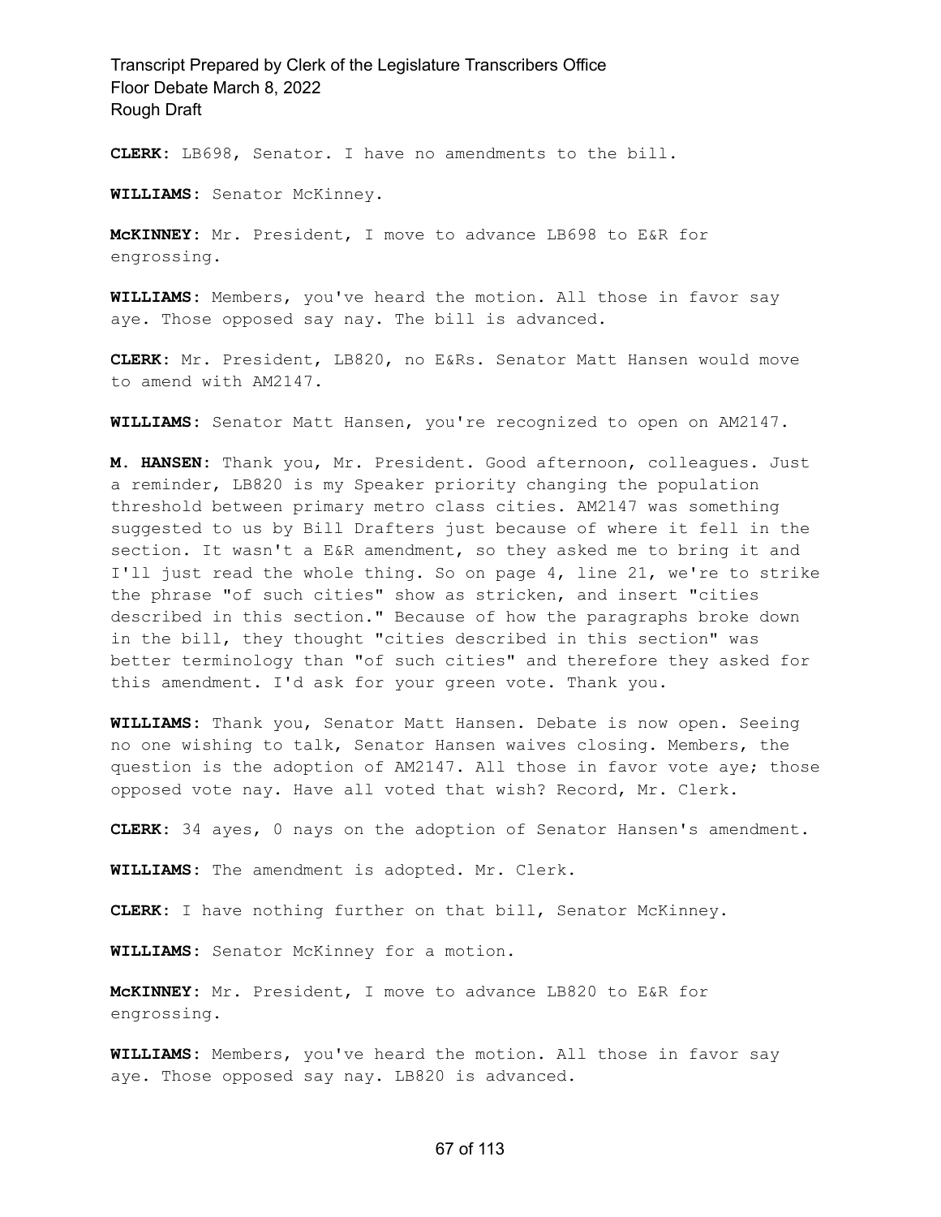**CLERK:** LB698, Senator. I have no amendments to the bill.

**WILLIAMS:** Senator McKinney.

**McKINNEY:** Mr. President, I move to advance LB698 to E&R for engrossing.

**WILLIAMS:** Members, you've heard the motion. All those in favor say aye. Those opposed say nay. The bill is advanced.

**CLERK:** Mr. President, LB820, no E&Rs. Senator Matt Hansen would move to amend with AM2147.

**WILLIAMS:** Senator Matt Hansen, you're recognized to open on AM2147.

**M. HANSEN:** Thank you, Mr. President. Good afternoon, colleagues. Just a reminder, LB820 is my Speaker priority changing the population threshold between primary metro class cities. AM2147 was something suggested to us by Bill Drafters just because of where it fell in the section. It wasn't a E&R amendment, so they asked me to bring it and I'll just read the whole thing. So on page 4, line 21, we're to strike the phrase "of such cities" show as stricken, and insert "cities described in this section." Because of how the paragraphs broke down in the bill, they thought "cities described in this section" was better terminology than "of such cities" and therefore they asked for this amendment. I'd ask for your green vote. Thank you.

**WILLIAMS:** Thank you, Senator Matt Hansen. Debate is now open. Seeing no one wishing to talk, Senator Hansen waives closing. Members, the question is the adoption of AM2147. All those in favor vote aye; those opposed vote nay. Have all voted that wish? Record, Mr. Clerk.

**CLERK:** 34 ayes, 0 nays on the adoption of Senator Hansen's amendment.

**WILLIAMS:** The amendment is adopted. Mr. Clerk.

**CLERK:** I have nothing further on that bill, Senator McKinney.

**WILLIAMS:** Senator McKinney for a motion.

**McKINNEY:** Mr. President, I move to advance LB820 to E&R for engrossing.

**WILLIAMS:** Members, you've heard the motion. All those in favor say aye. Those opposed say nay. LB820 is advanced.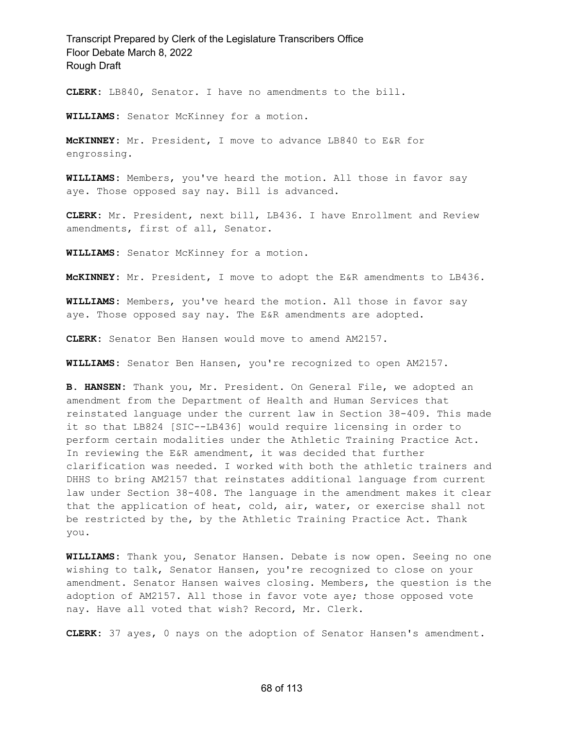**CLERK:** LB840, Senator. I have no amendments to the bill.

**WILLIAMS:** Senator McKinney for a motion.

**McKINNEY:** Mr. President, I move to advance LB840 to E&R for engrossing.

**WILLIAMS:** Members, you've heard the motion. All those in favor say aye. Those opposed say nay. Bill is advanced.

**CLERK:** Mr. President, next bill, LB436. I have Enrollment and Review amendments, first of all, Senator.

**WILLIAMS:** Senator McKinney for a motion.

**McKINNEY:** Mr. President, I move to adopt the E&R amendments to LB436.

**WILLIAMS:** Members, you've heard the motion. All those in favor say aye. Those opposed say nay. The E&R amendments are adopted.

**CLERK:** Senator Ben Hansen would move to amend AM2157.

**WILLIAMS:** Senator Ben Hansen, you're recognized to open AM2157.

**B. HANSEN:** Thank you, Mr. President. On General File, we adopted an amendment from the Department of Health and Human Services that reinstated language under the current law in Section 38-409. This made it so that LB824 [SIC--LB436] would require licensing in order to perform certain modalities under the Athletic Training Practice Act. In reviewing the E&R amendment, it was decided that further clarification was needed. I worked with both the athletic trainers and DHHS to bring AM2157 that reinstates additional language from current law under Section 38-408. The language in the amendment makes it clear that the application of heat, cold, air, water, or exercise shall not be restricted by the, by the Athletic Training Practice Act. Thank you.

**WILLIAMS:** Thank you, Senator Hansen. Debate is now open. Seeing no one wishing to talk, Senator Hansen, you're recognized to close on your amendment. Senator Hansen waives closing. Members, the question is the adoption of AM2157. All those in favor vote aye; those opposed vote nay. Have all voted that wish? Record, Mr. Clerk.

**CLERK:** 37 ayes, 0 nays on the adoption of Senator Hansen's amendment.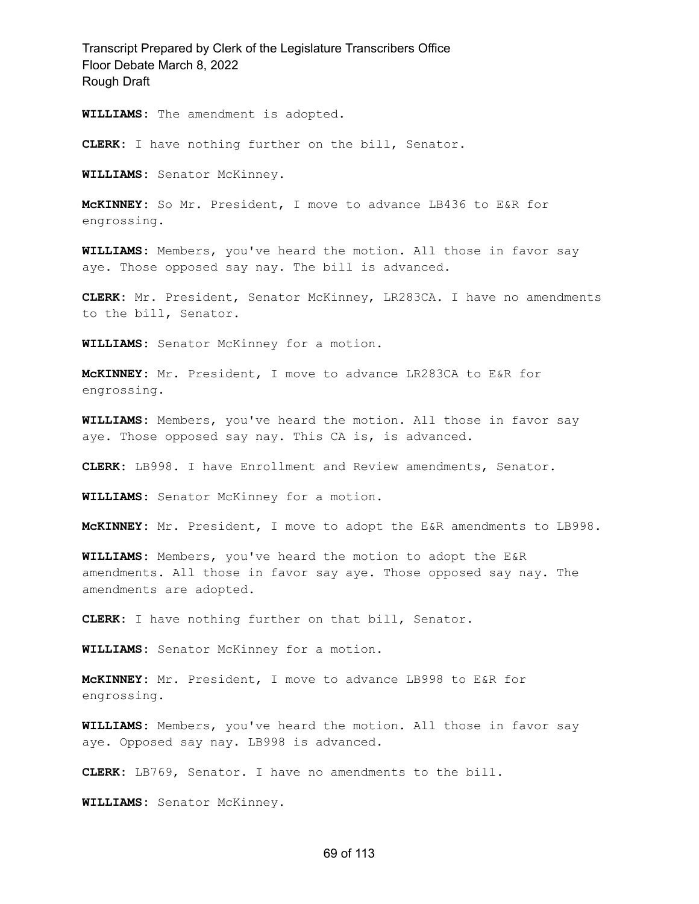**WILLIAMS:** The amendment is adopted.

**CLERK:** I have nothing further on the bill, Senator.

**WILLIAMS:** Senator McKinney.

**McKINNEY:** So Mr. President, I move to advance LB436 to E&R for engrossing.

**WILLIAMS:** Members, you've heard the motion. All those in favor say aye. Those opposed say nay. The bill is advanced.

**CLERK:** Mr. President, Senator McKinney, LR283CA. I have no amendments to the bill, Senator.

**WILLIAMS:** Senator McKinney for a motion.

**McKINNEY:** Mr. President, I move to advance LR283CA to E&R for engrossing.

**WILLIAMS:** Members, you've heard the motion. All those in favor say aye. Those opposed say nay. This CA is, is advanced.

**CLERK:** LB998. I have Enrollment and Review amendments, Senator.

**WILLIAMS:** Senator McKinney for a motion.

**McKINNEY:** Mr. President, I move to adopt the E&R amendments to LB998.

**WILLIAMS:** Members, you've heard the motion to adopt the E&R amendments. All those in favor say aye. Those opposed say nay. The amendments are adopted.

**CLERK:** I have nothing further on that bill, Senator.

**WILLIAMS:** Senator McKinney for a motion.

**McKINNEY:** Mr. President, I move to advance LB998 to E&R for engrossing.

**WILLIAMS:** Members, you've heard the motion. All those in favor say aye. Opposed say nay. LB998 is advanced.

**CLERK:** LB769, Senator. I have no amendments to the bill.

**WILLIAMS:** Senator McKinney.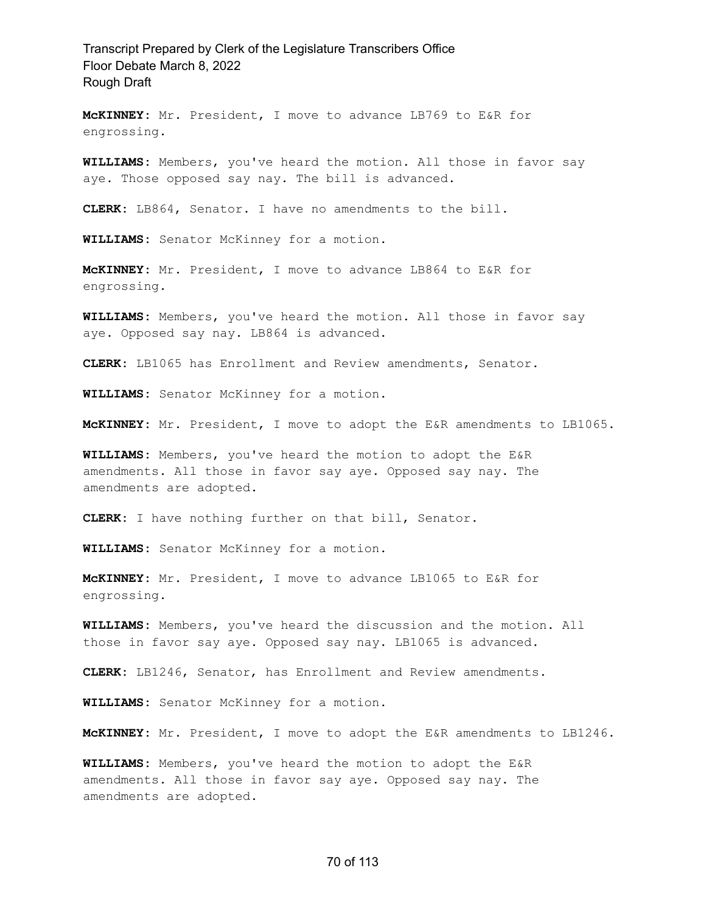**McKINNEY:** Mr. President, I move to advance LB769 to E&R for engrossing.

**WILLIAMS:** Members, you've heard the motion. All those in favor say aye. Those opposed say nay. The bill is advanced.

**CLERK:** LB864, Senator. I have no amendments to the bill.

**WILLIAMS:** Senator McKinney for a motion.

**McKINNEY:** Mr. President, I move to advance LB864 to E&R for engrossing.

**WILLIAMS:** Members, you've heard the motion. All those in favor say aye. Opposed say nay. LB864 is advanced.

**CLERK:** LB1065 has Enrollment and Review amendments, Senator.

**WILLIAMS:** Senator McKinney for a motion.

**McKINNEY:** Mr. President, I move to adopt the E&R amendments to LB1065.

**WILLIAMS:** Members, you've heard the motion to adopt the E&R amendments. All those in favor say aye. Opposed say nay. The amendments are adopted.

**CLERK:** I have nothing further on that bill, Senator.

**WILLIAMS:** Senator McKinney for a motion.

**McKINNEY:** Mr. President, I move to advance LB1065 to E&R for engrossing.

**WILLIAMS:** Members, you've heard the discussion and the motion. All those in favor say aye. Opposed say nay. LB1065 is advanced.

**CLERK:** LB1246, Senator, has Enrollment and Review amendments.

**WILLIAMS:** Senator McKinney for a motion.

**McKINNEY:** Mr. President, I move to adopt the E&R amendments to LB1246.

**WILLIAMS:** Members, you've heard the motion to adopt the E&R amendments. All those in favor say aye. Opposed say nay. The amendments are adopted.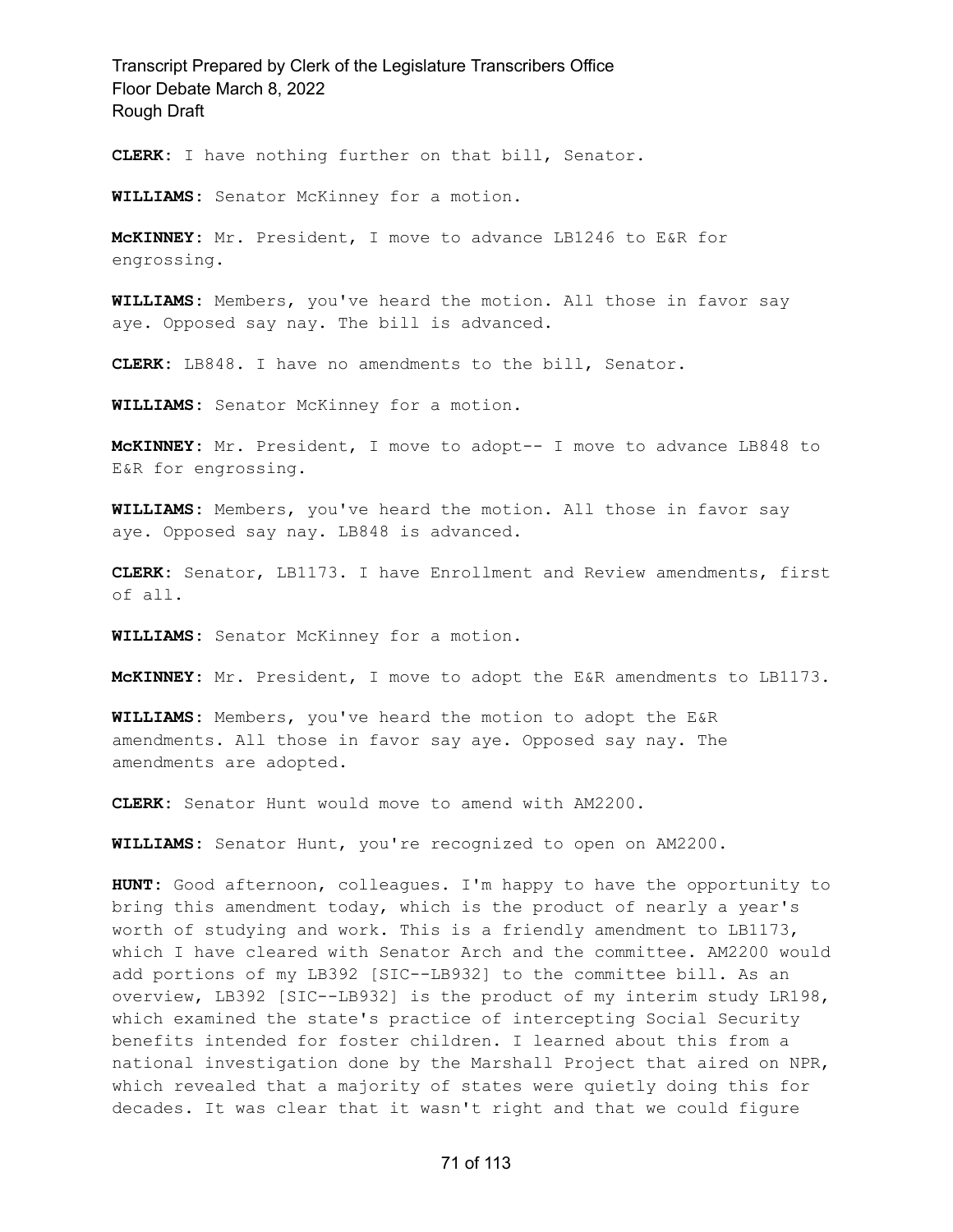**CLERK:** I have nothing further on that bill, Senator.

**WILLIAMS:** Senator McKinney for a motion.

**McKINNEY:** Mr. President, I move to advance LB1246 to E&R for engrossing.

**WILLIAMS:** Members, you've heard the motion. All those in favor say aye. Opposed say nay. The bill is advanced.

**CLERK:** LB848. I have no amendments to the bill, Senator.

**WILLIAMS:** Senator McKinney for a motion.

**McKINNEY:** Mr. President, I move to adopt-- I move to advance LB848 to E&R for engrossing.

**WILLIAMS:** Members, you've heard the motion. All those in favor say aye. Opposed say nay. LB848 is advanced.

**CLERK:** Senator, LB1173. I have Enrollment and Review amendments, first of all.

**WILLIAMS:** Senator McKinney for a motion.

**McKINNEY:** Mr. President, I move to adopt the E&R amendments to LB1173.

**WILLIAMS:** Members, you've heard the motion to adopt the E&R amendments. All those in favor say aye. Opposed say nay. The amendments are adopted.

**CLERK:** Senator Hunt would move to amend with AM2200.

**WILLIAMS:** Senator Hunt, you're recognized to open on AM2200.

**HUNT:** Good afternoon, colleagues. I'm happy to have the opportunity to bring this amendment today, which is the product of nearly a year's worth of studying and work. This is a friendly amendment to LB1173, which I have cleared with Senator Arch and the committee. AM2200 would add portions of my LB392 [SIC--LB932] to the committee bill. As an overview, LB392 [SIC--LB932] is the product of my interim study LR198, which examined the state's practice of intercepting Social Security benefits intended for foster children. I learned about this from a national investigation done by the Marshall Project that aired on NPR, which revealed that a majority of states were quietly doing this for decades. It was clear that it wasn't right and that we could figure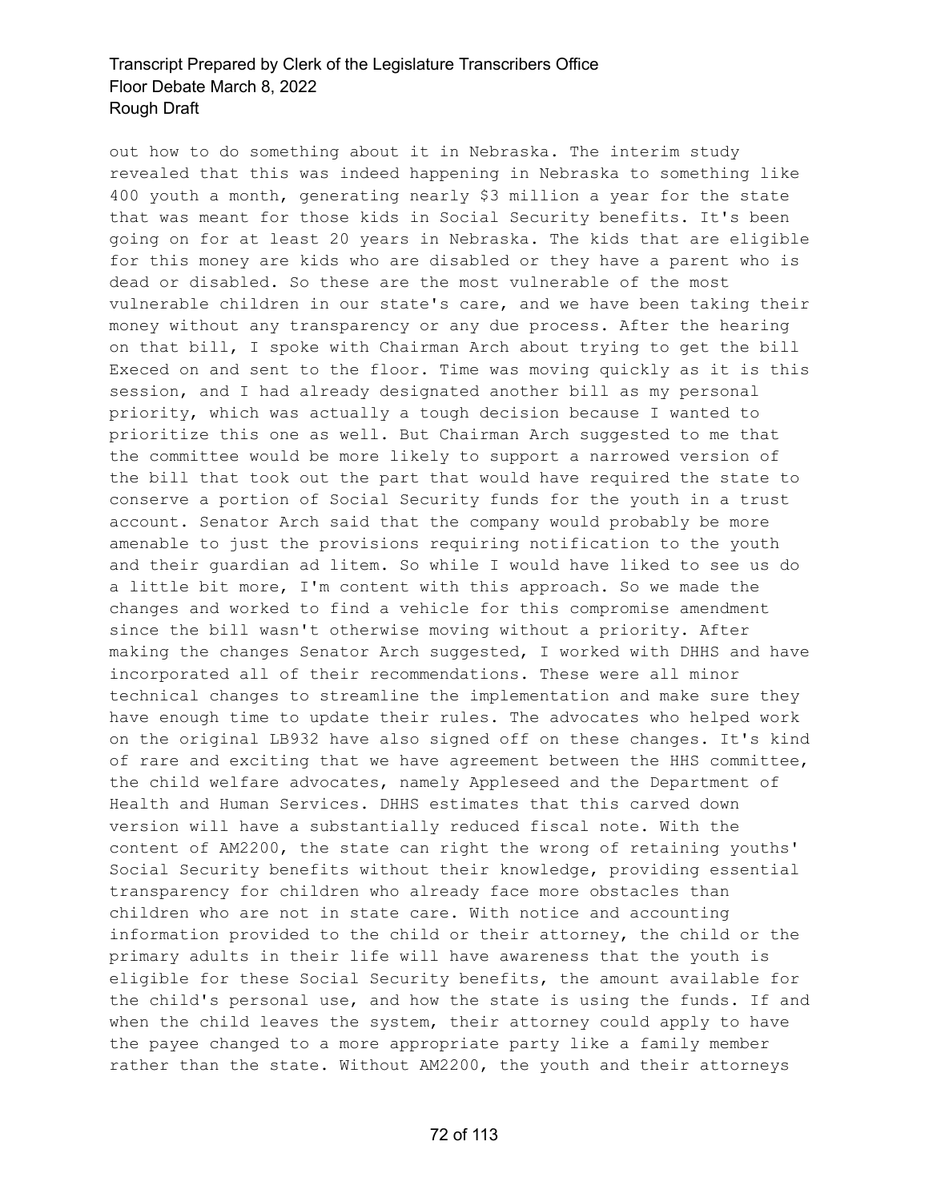out how to do something about it in Nebraska. The interim study revealed that this was indeed happening in Nebraska to something like 400 youth a month, generating nearly $3 million a year for the state that was meant for those kids in Social Security benefits. It's been going on for at least 20 years in Nebraska. The kids that are eligible for this money are kids who are disabled or they have a parent who is dead or disabled. So these are the most vulnerable of the most vulnerable children in our state's care, and we have been taking their money without any transparency or any due process. After the hearing on that bill, I spoke with Chairman Arch about trying to get the bill Execed on and sent to the floor. Time was moving quickly as it is this session, and I had already designated another bill as my personal priority, which was actually a tough decision because I wanted to prioritize this one as well. But Chairman Arch suggested to me that the committee would be more likely to support a narrowed version of the bill that took out the part that would have required the state to conserve a portion of Social Security funds for the youth in a trust account. Senator Arch said that the company would probably be more amenable to just the provisions requiring notification to the youth and their guardian ad litem. So while I would have liked to see us do a little bit more, I'm content with this approach. So we made the changes and worked to find a vehicle for this compromise amendment since the bill wasn't otherwise moving without a priority. After making the changes Senator Arch suggested, I worked with DHHS and have incorporated all of their recommendations. These were all minor technical changes to streamline the implementation and make sure they have enough time to update their rules. The advocates who helped work on the original LB932 have also signed off on these changes. It's kind of rare and exciting that we have agreement between the HHS committee, the child welfare advocates, namely Appleseed and the Department of Health and Human Services. DHHS estimates that this carved down version will have a substantially reduced fiscal note. With the content of AM2200, the state can right the wrong of retaining youths' Social Security benefits without their knowledge, providing essential transparency for children who already face more obstacles than children who are not in state care. With notice and accounting information provided to the child or their attorney, the child or the primary adults in their life will have awareness that the youth is eligible for these Social Security benefits, the amount available for the child's personal use, and how the state is using the funds. If and when the child leaves the system, their attorney could apply to have the payee changed to a more appropriate party like a family member rather than the state. Without AM2200, the youth and their attorneys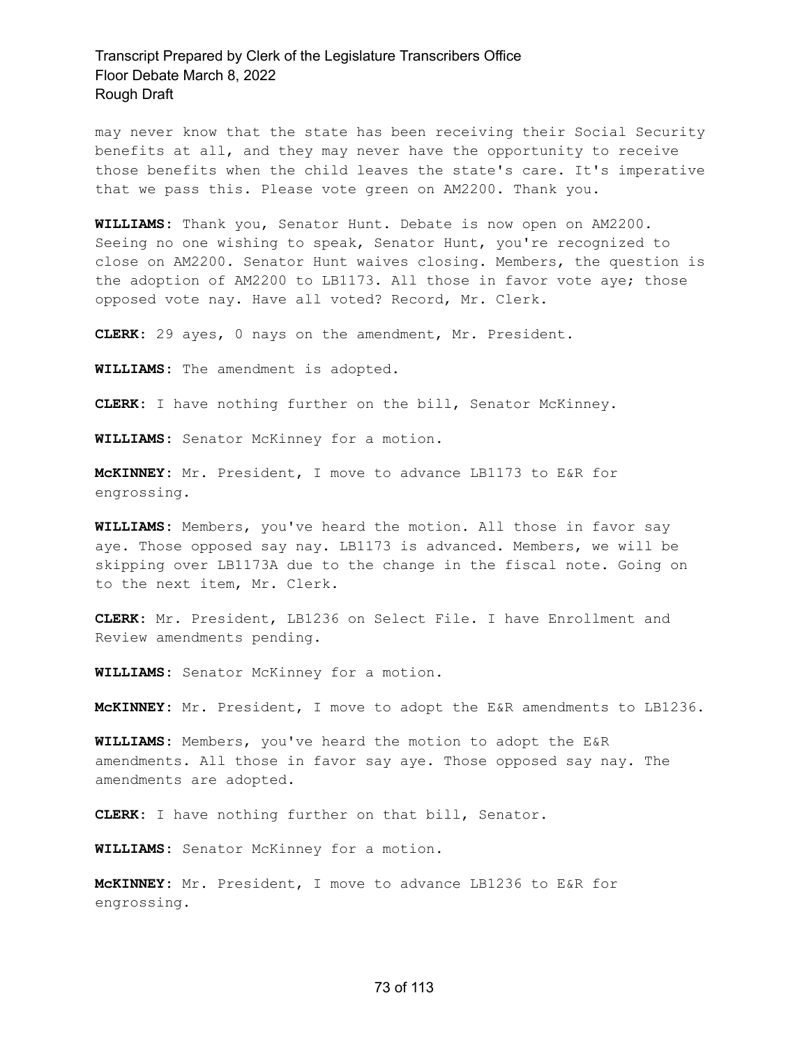may never know that the state has been receiving their Social Security benefits at all, and they may never have the opportunity to receive those benefits when the child leaves the state's care. It's imperative that we pass this. Please vote green on AM2200. Thank you.

**WILLIAMS:** Thank you, Senator Hunt. Debate is now open on AM2200. Seeing no one wishing to speak, Senator Hunt, you're recognized to close on AM2200. Senator Hunt waives closing. Members, the question is the adoption of AM2200 to LB1173. All those in favor vote aye; those opposed vote nay. Have all voted? Record, Mr. Clerk.

**CLERK:** 29 ayes, 0 nays on the amendment, Mr. President.

**WILLIAMS:** The amendment is adopted.

**CLERK:** I have nothing further on the bill, Senator McKinney.

**WILLIAMS:** Senator McKinney for a motion.

**McKINNEY:** Mr. President, I move to advance LB1173 to E&R for engrossing.

**WILLIAMS:** Members, you've heard the motion. All those in favor say aye. Those opposed say nay. LB1173 is advanced. Members, we will be skipping over LB1173A due to the change in the fiscal note. Going on to the next item, Mr. Clerk.

**CLERK:** Mr. President, LB1236 on Select File. I have Enrollment and Review amendments pending.

**WILLIAMS:** Senator McKinney for a motion.

**McKINNEY:** Mr. President, I move to adopt the E&R amendments to LB1236.

**WILLIAMS:** Members, you've heard the motion to adopt the E&R amendments. All those in favor say aye. Those opposed say nay. The amendments are adopted.

**CLERK:** I have nothing further on that bill, Senator.

**WILLIAMS:** Senator McKinney for a motion.

**McKINNEY:** Mr. President, I move to advance LB1236 to E&R for engrossing.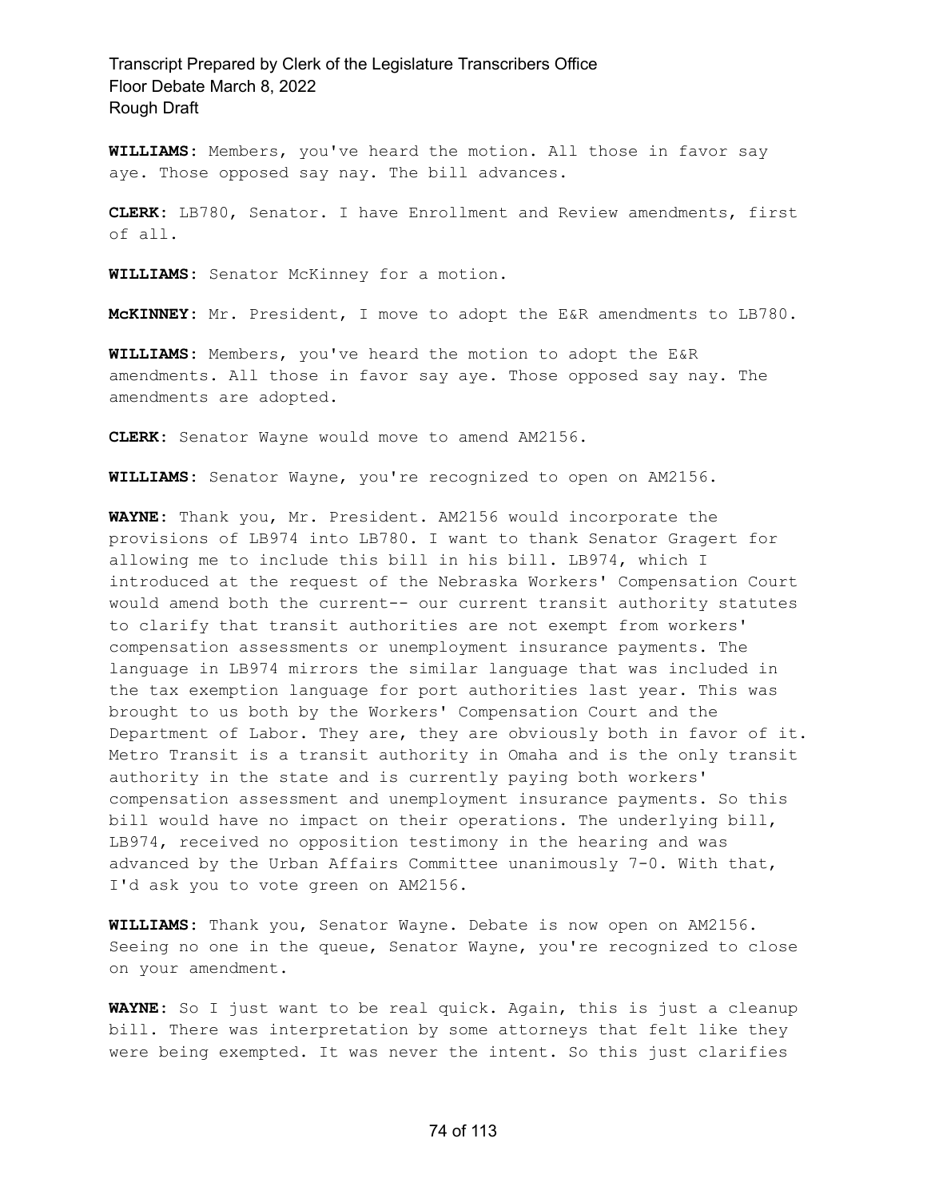**WILLIAMS:** Members, you've heard the motion. All those in favor say aye. Those opposed say nay. The bill advances.

**CLERK:** LB780, Senator. I have Enrollment and Review amendments, first of all.

**WILLIAMS:** Senator McKinney for a motion.

**McKINNEY:** Mr. President, I move to adopt the E&R amendments to LB780.

**WILLIAMS:** Members, you've heard the motion to adopt the E&R amendments. All those in favor say aye. Those opposed say nay. The amendments are adopted.

**CLERK:** Senator Wayne would move to amend AM2156.

**WILLIAMS:** Senator Wayne, you're recognized to open on AM2156.

**WAYNE:** Thank you, Mr. President. AM2156 would incorporate the provisions of LB974 into LB780. I want to thank Senator Gragert for allowing me to include this bill in his bill. LB974, which I introduced at the request of the Nebraska Workers' Compensation Court would amend both the current-- our current transit authority statutes to clarify that transit authorities are not exempt from workers' compensation assessments or unemployment insurance payments. The language in LB974 mirrors the similar language that was included in the tax exemption language for port authorities last year. This was brought to us both by the Workers' Compensation Court and the Department of Labor. They are, they are obviously both in favor of it. Metro Transit is a transit authority in Omaha and is the only transit authority in the state and is currently paying both workers' compensation assessment and unemployment insurance payments. So this bill would have no impact on their operations. The underlying bill, LB974, received no opposition testimony in the hearing and was advanced by the Urban Affairs Committee unanimously 7-0. With that, I'd ask you to vote green on AM2156.

**WILLIAMS:** Thank you, Senator Wayne. Debate is now open on AM2156. Seeing no one in the queue, Senator Wayne, you're recognized to close on your amendment.

**WAYNE:** So I just want to be real quick. Again, this is just a cleanup bill. There was interpretation by some attorneys that felt like they were being exempted. It was never the intent. So this just clarifies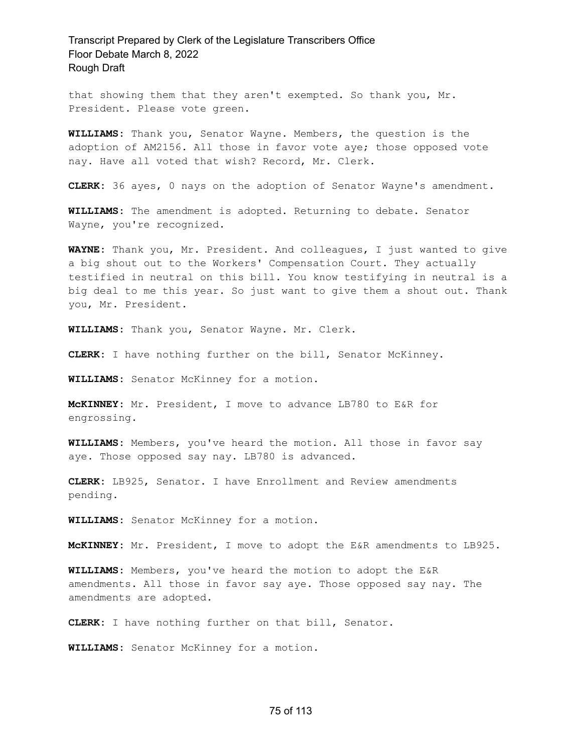that showing them that they aren't exempted. So thank you, Mr. President. Please vote green.

**WILLIAMS:** Thank you, Senator Wayne. Members, the question is the adoption of AM2156. All those in favor vote aye; those opposed vote nay. Have all voted that wish? Record, Mr. Clerk.

**CLERK:** 36 ayes, 0 nays on the adoption of Senator Wayne's amendment.

**WILLIAMS:** The amendment is adopted. Returning to debate. Senator Wayne, you're recognized.

**WAYNE:** Thank you, Mr. President. And colleagues, I just wanted to give a big shout out to the Workers' Compensation Court. They actually testified in neutral on this bill. You know testifying in neutral is a big deal to me this year. So just want to give them a shout out. Thank you, Mr. President.

**WILLIAMS:** Thank you, Senator Wayne. Mr. Clerk.

**CLERK:** I have nothing further on the bill, Senator McKinney.

**WILLIAMS:** Senator McKinney for a motion.

**McKINNEY:** Mr. President, I move to advance LB780 to E&R for engrossing.

**WILLIAMS:** Members, you've heard the motion. All those in favor say aye. Those opposed say nay. LB780 is advanced.

**CLERK:** LB925, Senator. I have Enrollment and Review amendments pending.

**WILLIAMS:** Senator McKinney for a motion.

**McKINNEY:** Mr. President, I move to adopt the E&R amendments to LB925.

**WILLIAMS:** Members, you've heard the motion to adopt the E&R amendments. All those in favor say aye. Those opposed say nay. The amendments are adopted.

**CLERK:** I have nothing further on that bill, Senator.

**WILLIAMS:** Senator McKinney for a motion.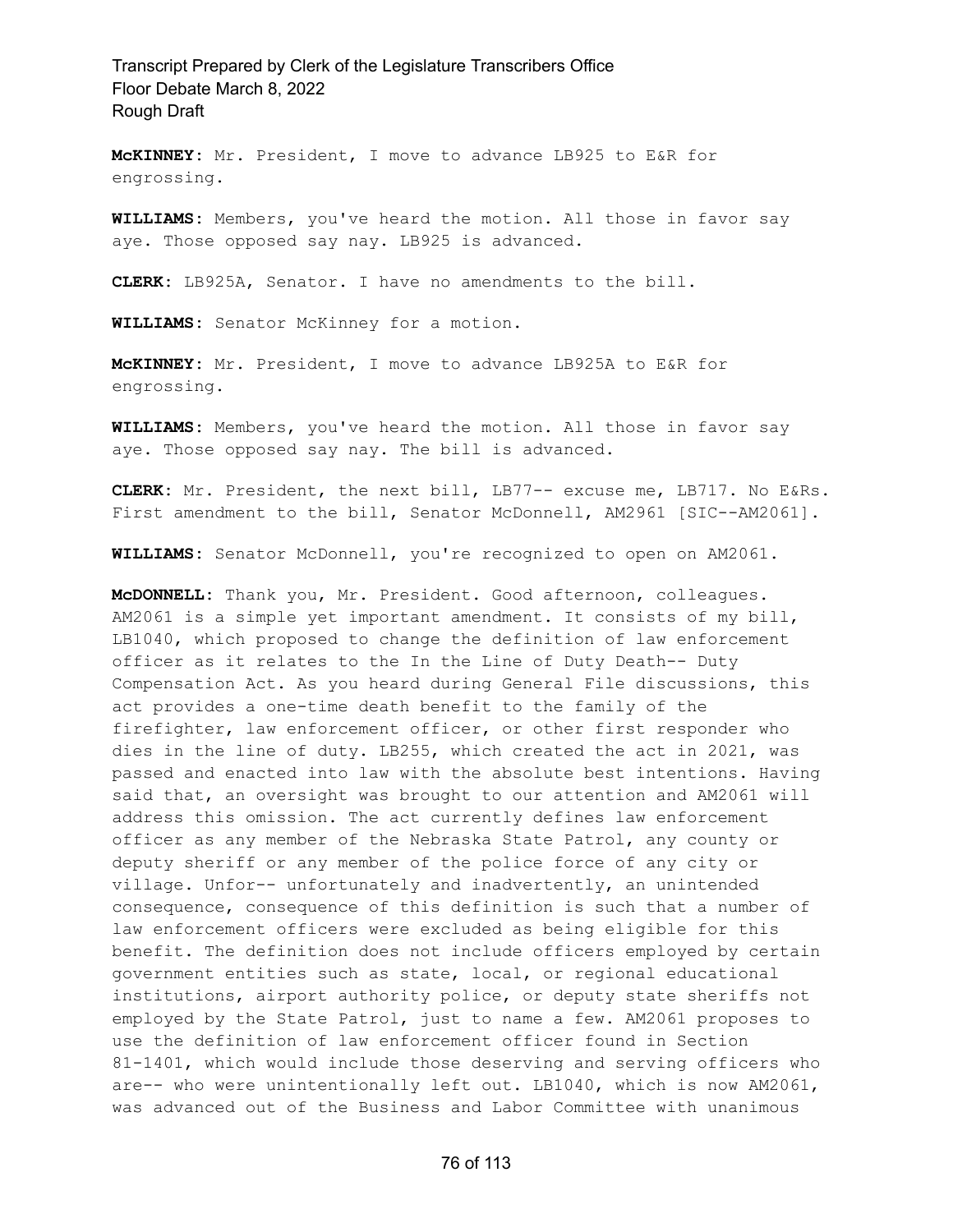**McKINNEY:** Mr. President, I move to advance LB925 to E&R for engrossing.

**WILLIAMS:** Members, you've heard the motion. All those in favor say aye. Those opposed say nay. LB925 is advanced.

**CLERK:** LB925A, Senator. I have no amendments to the bill.

**WILLIAMS:** Senator McKinney for a motion.

**McKINNEY:** Mr. President, I move to advance LB925A to E&R for engrossing.

**WILLIAMS:** Members, you've heard the motion. All those in favor say aye. Those opposed say nay. The bill is advanced.

**CLERK:** Mr. President, the next bill, LB77-- excuse me, LB717. No E&Rs. First amendment to the bill, Senator McDonnell, AM2961 [SIC--AM2061].

**WILLIAMS:** Senator McDonnell, you're recognized to open on AM2061.

**McDONNELL:** Thank you, Mr. President. Good afternoon, colleagues. AM2061 is a simple yet important amendment. It consists of my bill, LB1040, which proposed to change the definition of law enforcement officer as it relates to the In the Line of Duty Death-- Duty Compensation Act. As you heard during General File discussions, this act provides a one-time death benefit to the family of the firefighter, law enforcement officer, or other first responder who dies in the line of duty. LB255, which created the act in 2021, was passed and enacted into law with the absolute best intentions. Having said that, an oversight was brought to our attention and AM2061 will address this omission. The act currently defines law enforcement officer as any member of the Nebraska State Patrol, any county or deputy sheriff or any member of the police force of any city or village. Unfor-- unfortunately and inadvertently, an unintended consequence, consequence of this definition is such that a number of law enforcement officers were excluded as being eligible for this benefit. The definition does not include officers employed by certain government entities such as state, local, or regional educational institutions, airport authority police, or deputy state sheriffs not employed by the State Patrol, just to name a few. AM2061 proposes to use the definition of law enforcement officer found in Section 81-1401, which would include those deserving and serving officers who are-- who were unintentionally left out. LB1040, which is now AM2061, was advanced out of the Business and Labor Committee with unanimous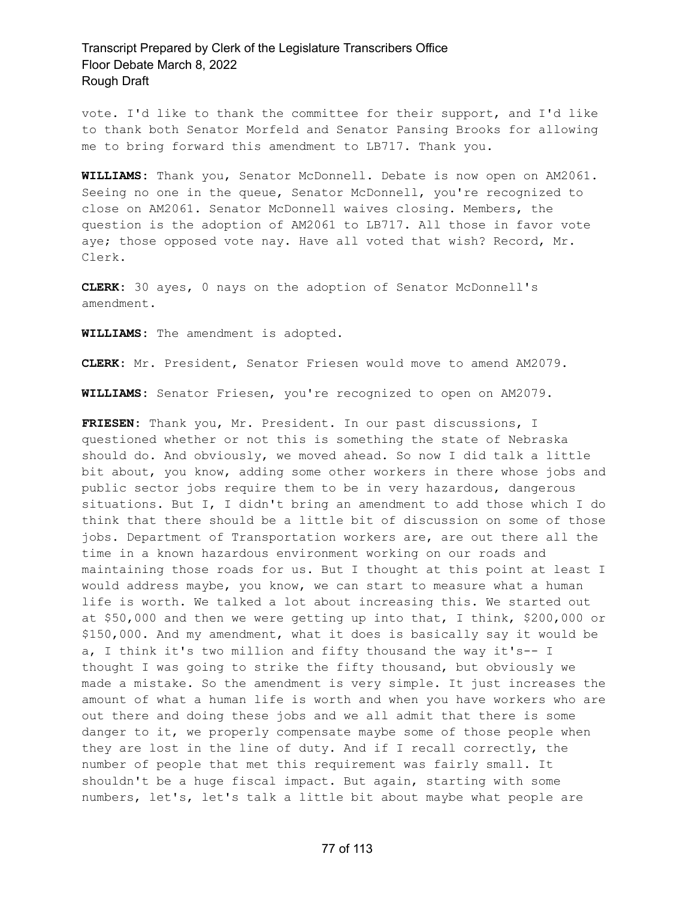vote. I'd like to thank the committee for their support, and I'd like to thank both Senator Morfeld and Senator Pansing Brooks for allowing me to bring forward this amendment to LB717. Thank you.

**WILLIAMS:** Thank you, Senator McDonnell. Debate is now open on AM2061. Seeing no one in the queue, Senator McDonnell, you're recognized to close on AM2061. Senator McDonnell waives closing. Members, the question is the adoption of AM2061 to LB717. All those in favor vote aye; those opposed vote nay. Have all voted that wish? Record, Mr. Clerk.

**CLERK:** 30 ayes, 0 nays on the adoption of Senator McDonnell's amendment.

**WILLIAMS:** The amendment is adopted.

**CLERK:** Mr. President, Senator Friesen would move to amend AM2079.

**WILLIAMS:** Senator Friesen, you're recognized to open on AM2079.

**FRIESEN:** Thank you, Mr. President. In our past discussions, I questioned whether or not this is something the state of Nebraska should do. And obviously, we moved ahead. So now I did talk a little bit about, you know, adding some other workers in there whose jobs and public sector jobs require them to be in very hazardous, dangerous situations. But I, I didn't bring an amendment to add those which I do think that there should be a little bit of discussion on some of those jobs. Department of Transportation workers are, are out there all the time in a known hazardous environment working on our roads and maintaining those roads for us. But I thought at this point at least I would address maybe, you know, we can start to measure what a human life is worth. We talked a lot about increasing this. We started out at $50,000 and then we were getting up into that, I think, $200,000 or $150,000. And my amendment, what it does is basically say it would be a, I think it's two million and fifty thousand the way it's-- I thought I was going to strike the fifty thousand, but obviously we made a mistake. So the amendment is very simple. It just increases the amount of what a human life is worth and when you have workers who are out there and doing these jobs and we all admit that there is some danger to it, we properly compensate maybe some of those people when they are lost in the line of duty. And if I recall correctly, the number of people that met this requirement was fairly small. It shouldn't be a huge fiscal impact. But again, starting with some numbers, let's, let's talk a little bit about maybe what people are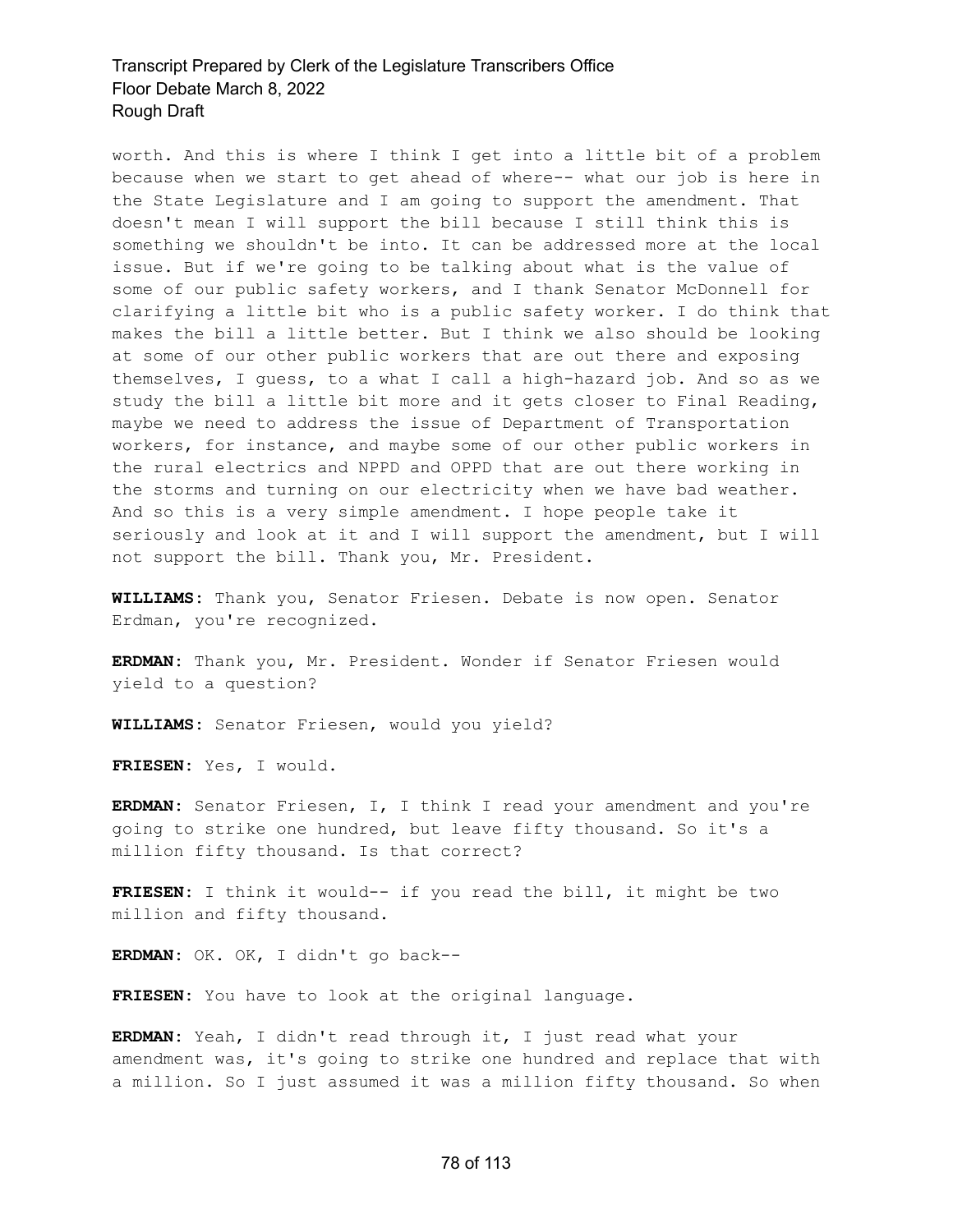worth. And this is where I think I get into a little bit of a problem because when we start to get ahead of where-- what our job is here in the State Legislature and I am going to support the amendment. That doesn't mean I will support the bill because I still think this is something we shouldn't be into. It can be addressed more at the local issue. But if we're going to be talking about what is the value of some of our public safety workers, and I thank Senator McDonnell for clarifying a little bit who is a public safety worker. I do think that makes the bill a little better. But I think we also should be looking at some of our other public workers that are out there and exposing themselves, I guess, to a what I call a high-hazard job. And so as we study the bill a little bit more and it gets closer to Final Reading, maybe we need to address the issue of Department of Transportation workers, for instance, and maybe some of our other public workers in the rural electrics and NPPD and OPPD that are out there working in the storms and turning on our electricity when we have bad weather. And so this is a very simple amendment. I hope people take it seriously and look at it and I will support the amendment, but I will not support the bill. Thank you, Mr. President.

**WILLIAMS:** Thank you, Senator Friesen. Debate is now open. Senator Erdman, you're recognized.

**ERDMAN:** Thank you, Mr. President. Wonder if Senator Friesen would yield to a question?

**WILLIAMS:** Senator Friesen, would you yield?

**FRIESEN:** Yes, I would.

**ERDMAN:** Senator Friesen, I, I think I read your amendment and you're going to strike one hundred, but leave fifty thousand. So it's a million fifty thousand. Is that correct?

**FRIESEN:** I think it would-- if you read the bill, it might be two million and fifty thousand.

**ERDMAN:** OK. OK, I didn't go back--

**FRIESEN:** You have to look at the original language.

**ERDMAN:** Yeah, I didn't read through it, I just read what your amendment was, it's going to strike one hundred and replace that with a million. So I just assumed it was a million fifty thousand. So when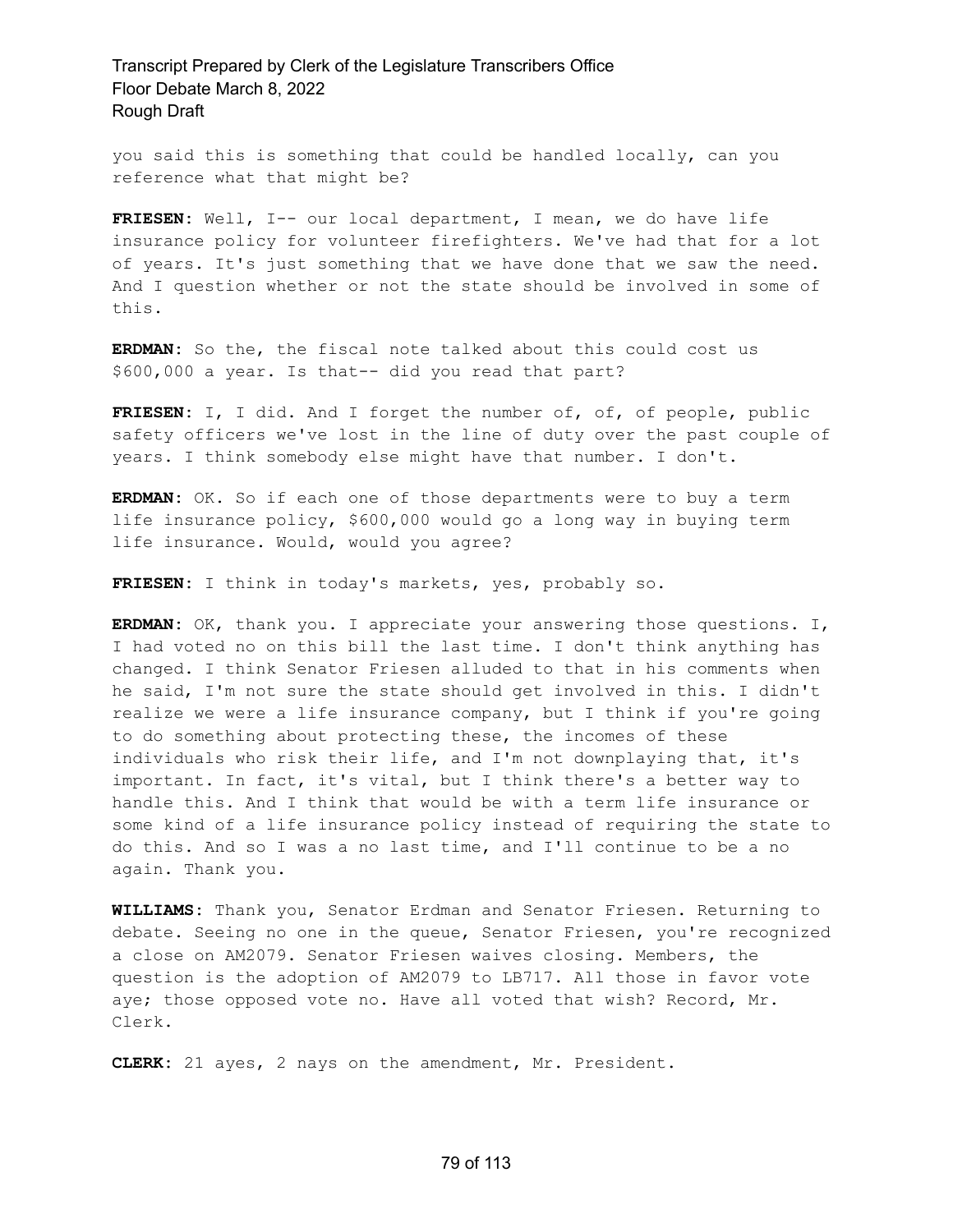you said this is something that could be handled locally, can you reference what that might be?

**FRIESEN:** Well, I-- our local department, I mean, we do have life insurance policy for volunteer firefighters. We've had that for a lot of years. It's just something that we have done that we saw the need. And I question whether or not the state should be involved in some of this.

**ERDMAN:** So the, the fiscal note talked about this could cost us $600,000 a year. Is that-- did you read that part?

**FRIESEN:** I, I did. And I forget the number of, of, of people, public safety officers we've lost in the line of duty over the past couple of years. I think somebody else might have that number. I don't.

**ERDMAN:** OK. So if each one of those departments were to buy a term life insurance policy, $600,000 would go a long way in buying term life insurance. Would, would you agree?

**FRIESEN:** I think in today's markets, yes, probably so.

**ERDMAN:** OK, thank you. I appreciate your answering those questions. I, I had voted no on this bill the last time. I don't think anything has changed. I think Senator Friesen alluded to that in his comments when he said, I'm not sure the state should get involved in this. I didn't realize we were a life insurance company, but I think if you're going to do something about protecting these, the incomes of these individuals who risk their life, and I'm not downplaying that, it's important. In fact, it's vital, but I think there's a better way to handle this. And I think that would be with a term life insurance or some kind of a life insurance policy instead of requiring the state to do this. And so I was a no last time, and I'll continue to be a no again. Thank you.

**WILLIAMS:** Thank you, Senator Erdman and Senator Friesen. Returning to debate. Seeing no one in the queue, Senator Friesen, you're recognized a close on AM2079. Senator Friesen waives closing. Members, the question is the adoption of AM2079 to LB717. All those in favor vote aye; those opposed vote no. Have all voted that wish? Record, Mr. Clerk.

**CLERK:** 21 ayes, 2 nays on the amendment, Mr. President.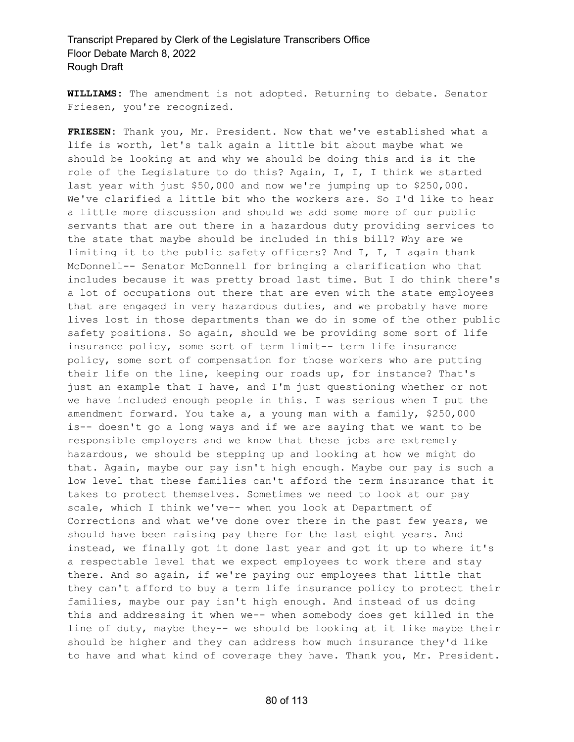**WILLIAMS:** The amendment is not adopted. Returning to debate. Senator Friesen, you're recognized.

**FRIESEN:** Thank you, Mr. President. Now that we've established what a life is worth, let's talk again a little bit about maybe what we should be looking at and why we should be doing this and is it the role of the Legislature to do this? Again, I, I, I think we started last year with just $50,000 and now we're jumping up to $250,000. We've clarified a little bit who the workers are. So I'd like to hear a little more discussion and should we add some more of our public servants that are out there in a hazardous duty providing services to the state that maybe should be included in this bill? Why are we limiting it to the public safety officers? And I, I, I again thank McDonnell-- Senator McDonnell for bringing a clarification who that includes because it was pretty broad last time. But I do think there's a lot of occupations out there that are even with the state employees that are engaged in very hazardous duties, and we probably have more lives lost in those departments than we do in some of the other public safety positions. So again, should we be providing some sort of life insurance policy, some sort of term limit-- term life insurance policy, some sort of compensation for those workers who are putting their life on the line, keeping our roads up, for instance? That's just an example that I have, and I'm just questioning whether or not we have included enough people in this. I was serious when I put the amendment forward. You take a, a young man with a family, $250,000 is-- doesn't go a long ways and if we are saying that we want to be responsible employers and we know that these jobs are extremely hazardous, we should be stepping up and looking at how we might do that. Again, maybe our pay isn't high enough. Maybe our pay is such a low level that these families can't afford the term insurance that it takes to protect themselves. Sometimes we need to look at our pay scale, which I think we've-- when you look at Department of Corrections and what we've done over there in the past few years, we should have been raising pay there for the last eight years. And instead, we finally got it done last year and got it up to where it's a respectable level that we expect employees to work there and stay there. And so again, if we're paying our employees that little that they can't afford to buy a term life insurance policy to protect their families, maybe our pay isn't high enough. And instead of us doing this and addressing it when we-- when somebody does get killed in the line of duty, maybe they-- we should be looking at it like maybe their should be higher and they can address how much insurance they'd like to have and what kind of coverage they have. Thank you, Mr. President.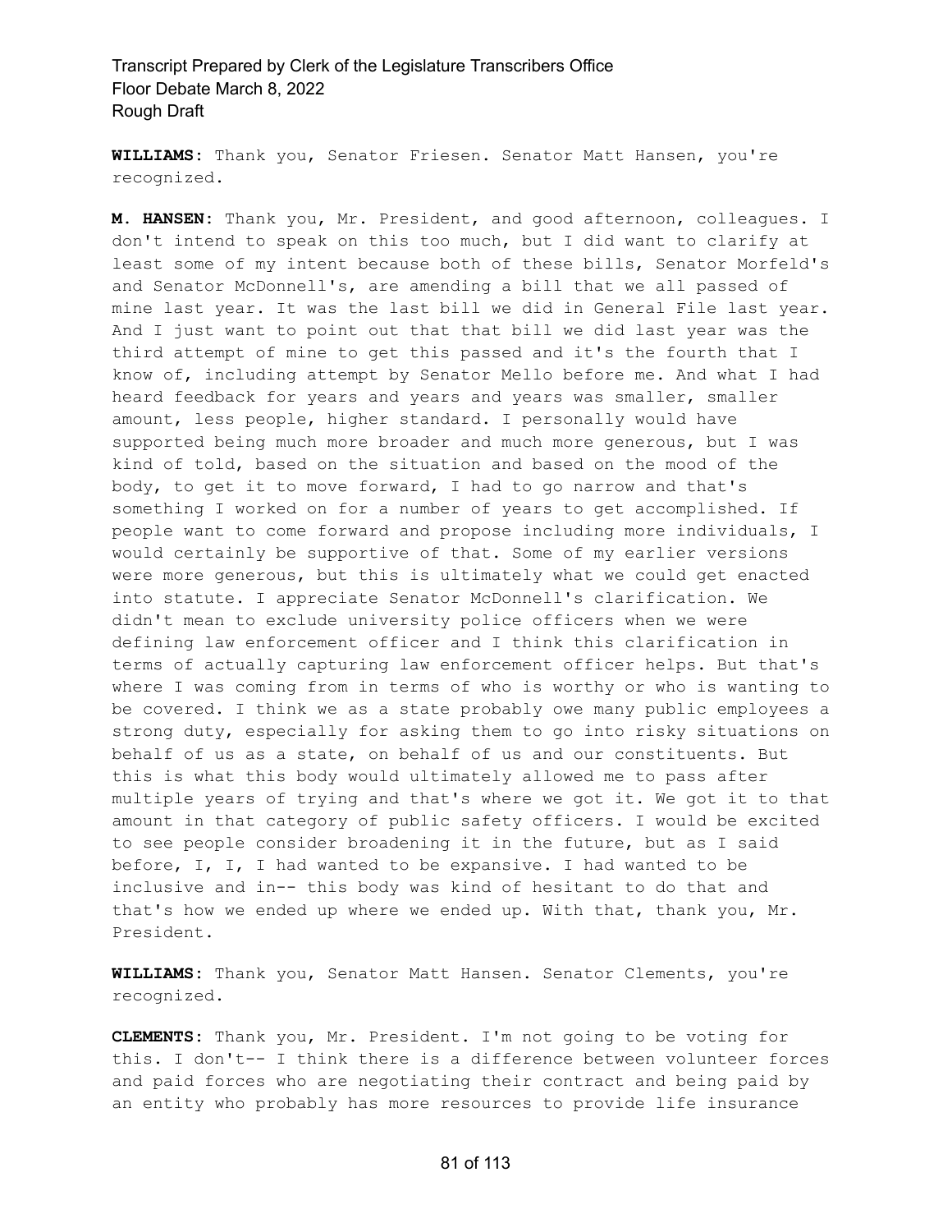**WILLIAMS:** Thank you, Senator Friesen. Senator Matt Hansen, you're recognized.

**M. HANSEN:** Thank you, Mr. President, and good afternoon, colleagues. I don't intend to speak on this too much, but I did want to clarify at least some of my intent because both of these bills, Senator Morfeld's and Senator McDonnell's, are amending a bill that we all passed of mine last year. It was the last bill we did in General File last year. And I just want to point out that that bill we did last year was the third attempt of mine to get this passed and it's the fourth that I know of, including attempt by Senator Mello before me. And what I had heard feedback for years and years and years was smaller, smaller amount, less people, higher standard. I personally would have supported being much more broader and much more generous, but I was kind of told, based on the situation and based on the mood of the body, to get it to move forward, I had to go narrow and that's something I worked on for a number of years to get accomplished. If people want to come forward and propose including more individuals, I would certainly be supportive of that. Some of my earlier versions were more generous, but this is ultimately what we could get enacted into statute. I appreciate Senator McDonnell's clarification. We didn't mean to exclude university police officers when we were defining law enforcement officer and I think this clarification in terms of actually capturing law enforcement officer helps. But that's where I was coming from in terms of who is worthy or who is wanting to be covered. I think we as a state probably owe many public employees a strong duty, especially for asking them to go into risky situations on behalf of us as a state, on behalf of us and our constituents. But this is what this body would ultimately allowed me to pass after multiple years of trying and that's where we got it. We got it to that amount in that category of public safety officers. I would be excited to see people consider broadening it in the future, but as I said before, I, I, I had wanted to be expansive. I had wanted to be inclusive and in-- this body was kind of hesitant to do that and that's how we ended up where we ended up. With that, thank you, Mr. President.

**WILLIAMS:** Thank you, Senator Matt Hansen. Senator Clements, you're recognized.

**CLEMENTS:** Thank you, Mr. President. I'm not going to be voting for this. I don't-- I think there is a difference between volunteer forces and paid forces who are negotiating their contract and being paid by an entity who probably has more resources to provide life insurance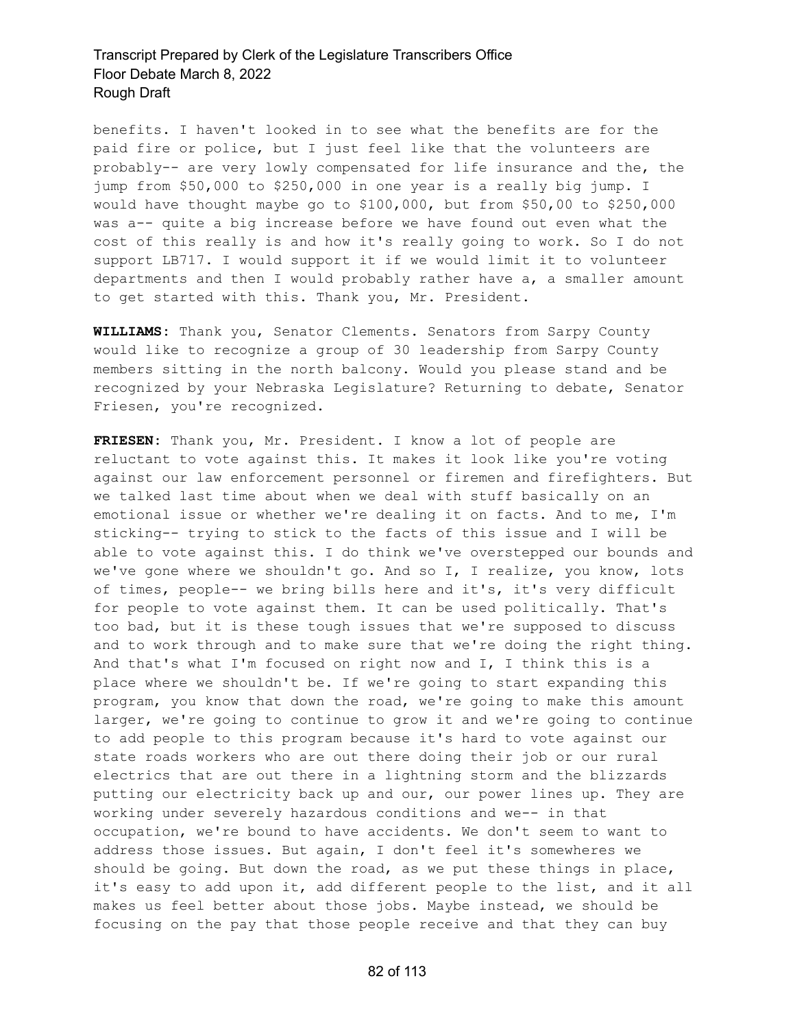benefits. I haven't looked in to see what the benefits are for the paid fire or police, but I just feel like that the volunteers are probably-- are very lowly compensated for life insurance and the, the jump from $50,000 to $250,000 in one year is a really big jump. I would have thought maybe go to $100,000, but from $50,00 to $250,000 was a-- quite a big increase before we have found out even what the cost of this really is and how it's really going to work. So I do not support LB717. I would support it if we would limit it to volunteer departments and then I would probably rather have a, a smaller amount to get started with this. Thank you, Mr. President.

**WILLIAMS:** Thank you, Senator Clements. Senators from Sarpy County would like to recognize a group of 30 leadership from Sarpy County members sitting in the north balcony. Would you please stand and be recognized by your Nebraska Legislature? Returning to debate, Senator Friesen, you're recognized.

**FRIESEN:** Thank you, Mr. President. I know a lot of people are reluctant to vote against this. It makes it look like you're voting against our law enforcement personnel or firemen and firefighters. But we talked last time about when we deal with stuff basically on an emotional issue or whether we're dealing it on facts. And to me, I'm sticking-- trying to stick to the facts of this issue and I will be able to vote against this. I do think we've overstepped our bounds and we've gone where we shouldn't go. And so I, I realize, you know, lots of times, people-- we bring bills here and it's, it's very difficult for people to vote against them. It can be used politically. That's too bad, but it is these tough issues that we're supposed to discuss and to work through and to make sure that we're doing the right thing. And that's what I'm focused on right now and I, I think this is a place where we shouldn't be. If we're going to start expanding this program, you know that down the road, we're going to make this amount larger, we're going to continue to grow it and we're going to continue to add people to this program because it's hard to vote against our state roads workers who are out there doing their job or our rural electrics that are out there in a lightning storm and the blizzards putting our electricity back up and our, our power lines up. They are working under severely hazardous conditions and we-- in that occupation, we're bound to have accidents. We don't seem to want to address those issues. But again, I don't feel it's somewheres we should be going. But down the road, as we put these things in place, it's easy to add upon it, add different people to the list, and it all makes us feel better about those jobs. Maybe instead, we should be focusing on the pay that those people receive and that they can buy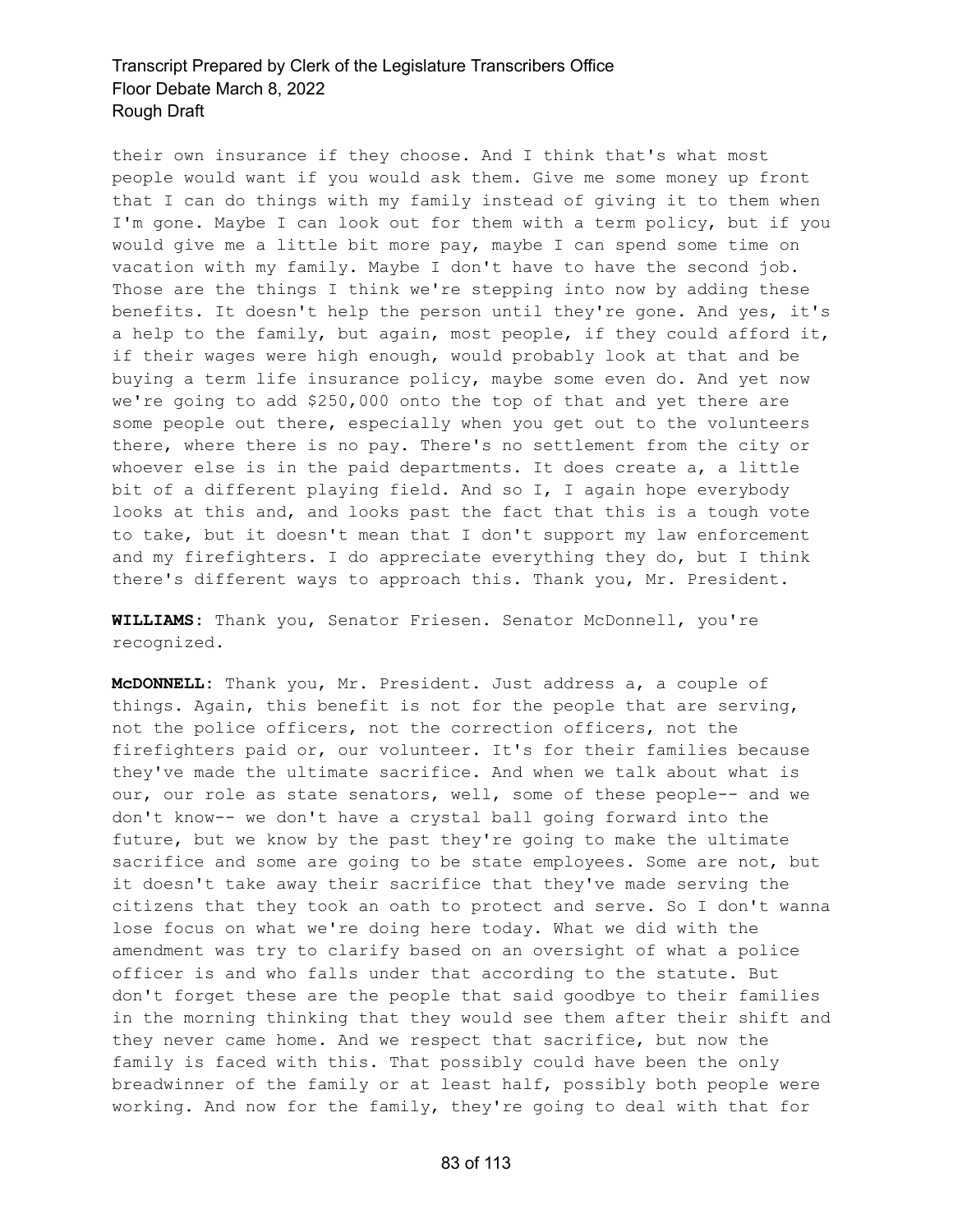their own insurance if they choose. And I think that's what most people would want if you would ask them. Give me some money up front that I can do things with my family instead of giving it to them when I'm gone. Maybe I can look out for them with a term policy, but if you would give me a little bit more pay, maybe I can spend some time on vacation with my family. Maybe I don't have to have the second job. Those are the things I think we're stepping into now by adding these benefits. It doesn't help the person until they're gone. And yes, it's a help to the family, but again, most people, if they could afford it, if their wages were high enough, would probably look at that and be buying a term life insurance policy, maybe some even do. And yet now we're going to add $250,000 onto the top of that and yet there are some people out there, especially when you get out to the volunteers there, where there is no pay. There's no settlement from the city or whoever else is in the paid departments. It does create a, a little bit of a different playing field. And so I, I again hope everybody looks at this and, and looks past the fact that this is a tough vote to take, but it doesn't mean that I don't support my law enforcement and my firefighters. I do appreciate everything they do, but I think there's different ways to approach this. Thank you, Mr. President.

**WILLIAMS:** Thank you, Senator Friesen. Senator McDonnell, you're recognized.

**McDONNELL:** Thank you, Mr. President. Just address a, a couple of things. Again, this benefit is not for the people that are serving, not the police officers, not the correction officers, not the firefighters paid or, our volunteer. It's for their families because they've made the ultimate sacrifice. And when we talk about what is our, our role as state senators, well, some of these people-- and we don't know-- we don't have a crystal ball going forward into the future, but we know by the past they're going to make the ultimate sacrifice and some are going to be state employees. Some are not, but it doesn't take away their sacrifice that they've made serving the citizens that they took an oath to protect and serve. So I don't wanna lose focus on what we're doing here today. What we did with the amendment was try to clarify based on an oversight of what a police officer is and who falls under that according to the statute. But don't forget these are the people that said goodbye to their families in the morning thinking that they would see them after their shift and they never came home. And we respect that sacrifice, but now the family is faced with this. That possibly could have been the only breadwinner of the family or at least half, possibly both people were working. And now for the family, they're going to deal with that for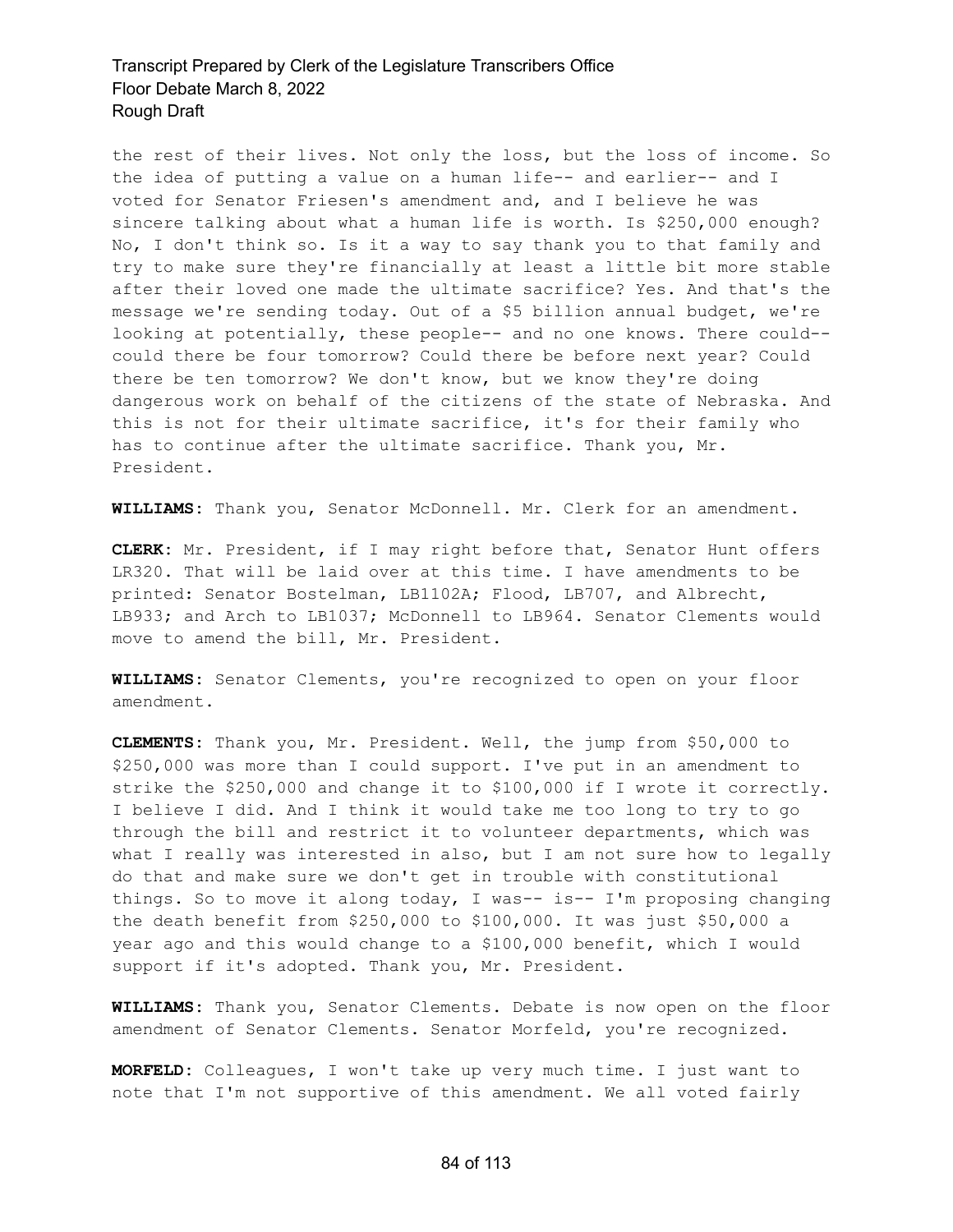the rest of their lives. Not only the loss, but the loss of income. So the idea of putting a value on a human life-- and earlier-- and I voted for Senator Friesen's amendment and, and I believe he was sincere talking about what a human life is worth. Is $250,000 enough? No, I don't think so. Is it a way to say thank you to that family and try to make sure they're financially at least a little bit more stable after their loved one made the ultimate sacrifice? Yes. And that's the message we're sending today. Out of a $5 billion annual budget, we're looking at potentially, these people-- and no one knows. There could-- could there be four tomorrow? Could there be before next year? Could there be ten tomorrow? We don't know, but we know they're doing dangerous work on behalf of the citizens of the state of Nebraska. And this is not for their ultimate sacrifice, it's for their family who has to continue after the ultimate sacrifice. Thank you, Mr. President.

**WILLIAMS:** Thank you, Senator McDonnell. Mr. Clerk for an amendment.

**CLERK:** Mr. President, if I may right before that, Senator Hunt offers LR320. That will be laid over at this time. I have amendments to be printed: Senator Bostelman, LB1102A; Flood, LB707, and Albrecht, LB933; and Arch to LB1037; McDonnell to LB964. Senator Clements would move to amend the bill, Mr. President.

**WILLIAMS:** Senator Clements, you're recognized to open on your floor amendment.

**CLEMENTS:** Thank you, Mr. President. Well, the jump from $50,000 to $250,000 was more than I could support. I've put in an amendment to strike the $250,000 and change it to $100,000 if I wrote it correctly. I believe I did. And I think it would take me too long to try to go through the bill and restrict it to volunteer departments, which was what I really was interested in also, but I am not sure how to legally do that and make sure we don't get in trouble with constitutional things. So to move it along today, I was-- is-- I'm proposing changing the death benefit from $250,000 to $100,000. It was just $50,000 a year ago and this would change to a $100,000 benefit, which I would support if it's adopted. Thank you, Mr. President.

**WILLIAMS:** Thank you, Senator Clements. Debate is now open on the floor amendment of Senator Clements. Senator Morfeld, you're recognized.

**MORFELD:** Colleagues, I won't take up very much time. I just want to note that I'm not supportive of this amendment. We all voted fairly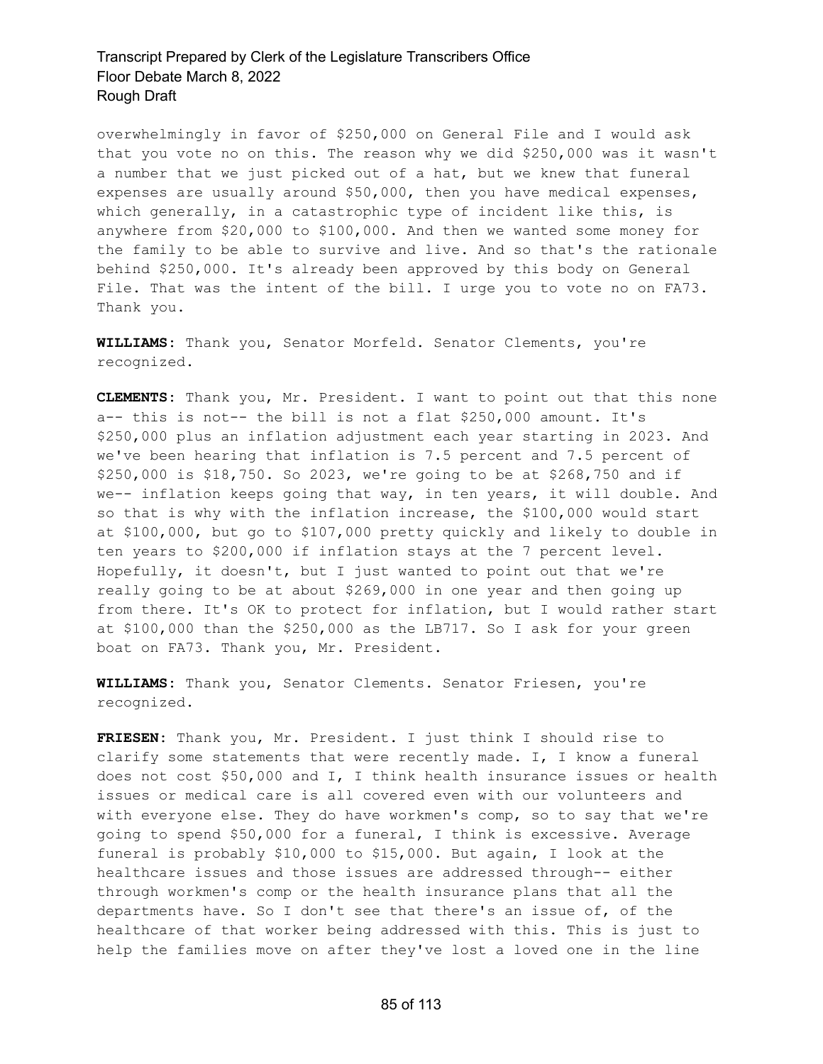overwhelmingly in favor of $250,000 on General File and I would ask that you vote no on this. The reason why we did $250,000 was it wasn't a number that we just picked out of a hat, but we knew that funeral expenses are usually around $50,000, then you have medical expenses, which generally, in a catastrophic type of incident like this, is anywhere from $20,000 to $100,000. And then we wanted some money for the family to be able to survive and live. And so that's the rationale behind $250,000. It's already been approved by this body on General File. That was the intent of the bill. I urge you to vote no on FA73. Thank you.

**WILLIAMS:** Thank you, Senator Morfeld. Senator Clements, you're recognized.

**CLEMENTS:** Thank you, Mr. President. I want to point out that this none a-- this is not-- the bill is not a flat $250,000 amount. It's $250,000 plus an inflation adjustment each year starting in 2023. And we've been hearing that inflation is 7.5 percent and 7.5 percent of $250,000 is $18,750. So 2023, we're going to be at $268,750 and if we-- inflation keeps going that way, in ten years, it will double. And so that is why with the inflation increase, the $100,000 would start at $100,000, but go to $107,000 pretty quickly and likely to double in ten years to $200,000 if inflation stays at the 7 percent level. Hopefully, it doesn't, but I just wanted to point out that we're really going to be at about $269,000 in one year and then going up from there. It's OK to protect for inflation, but I would rather start at $100,000 than the $250,000 as the LB717. So I ask for your green boat on FA73. Thank you, Mr. President.

**WILLIAMS:** Thank you, Senator Clements. Senator Friesen, you're recognized.

**FRIESEN:** Thank you, Mr. President. I just think I should rise to clarify some statements that were recently made. I, I know a funeral does not cost $50,000 and I, I think health insurance issues or health issues or medical care is all covered even with our volunteers and with everyone else. They do have workmen's comp, so to say that we're going to spend $50,000 for a funeral, I think is excessive. Average funeral is probably $10,000 to $15,000. But again, I look at the healthcare issues and those issues are addressed through-- either through workmen's comp or the health insurance plans that all the departments have. So I don't see that there's an issue of, of the healthcare of that worker being addressed with this. This is just to help the families move on after they've lost a loved one in the line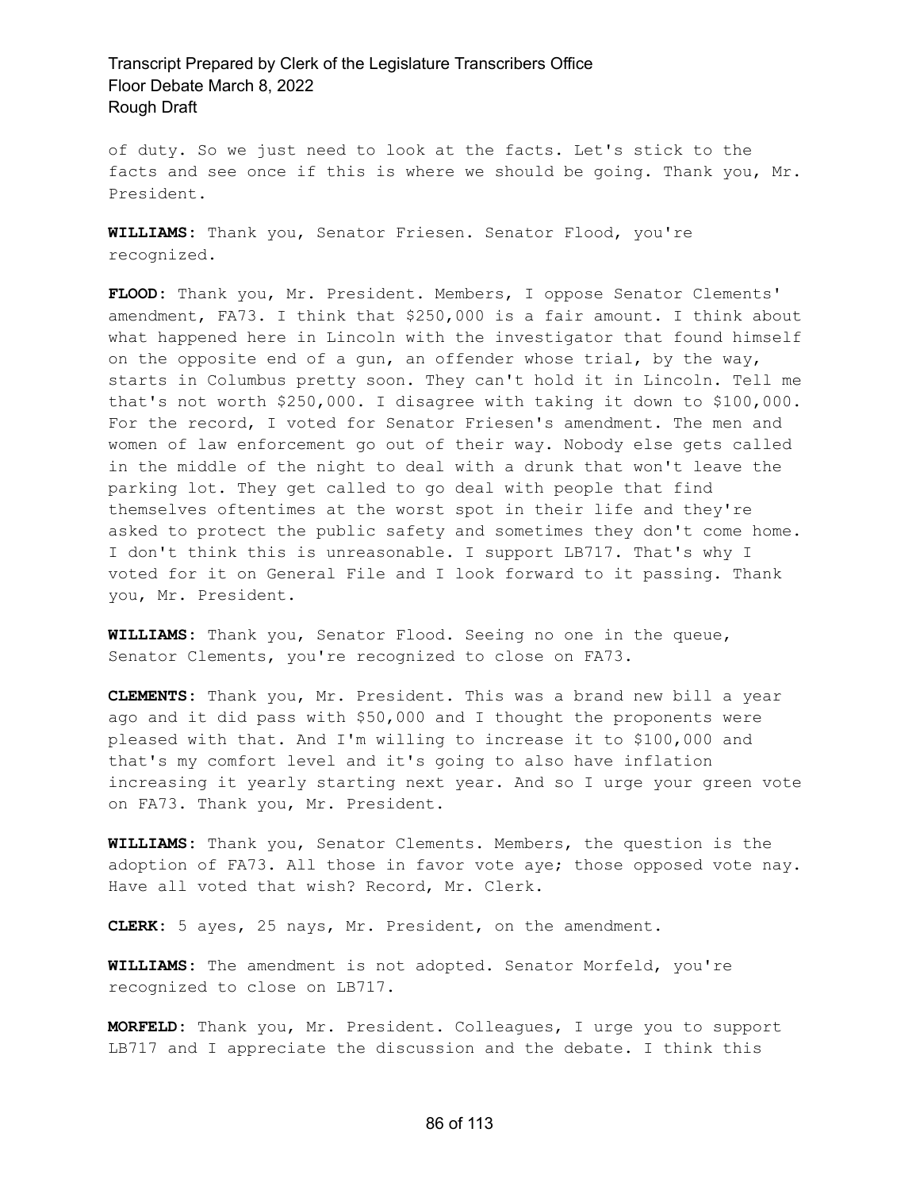of duty. So we just need to look at the facts. Let's stick to the facts and see once if this is where we should be going. Thank you, Mr. President.

**WILLIAMS:** Thank you, Senator Friesen. Senator Flood, you're recognized.

**FLOOD:** Thank you, Mr. President. Members, I oppose Senator Clements' amendment, FA73. I think that $250,000 is a fair amount. I think about what happened here in Lincoln with the investigator that found himself on the opposite end of a gun, an offender whose trial, by the way, starts in Columbus pretty soon. They can't hold it in Lincoln. Tell me that's not worth $250,000. I disagree with taking it down to $100,000. For the record, I voted for Senator Friesen's amendment. The men and women of law enforcement go out of their way. Nobody else gets called in the middle of the night to deal with a drunk that won't leave the parking lot. They get called to go deal with people that find themselves oftentimes at the worst spot in their life and they're asked to protect the public safety and sometimes they don't come home. I don't think this is unreasonable. I support LB717. That's why I voted for it on General File and I look forward to it passing. Thank you, Mr. President.

**WILLIAMS:** Thank you, Senator Flood. Seeing no one in the queue, Senator Clements, you're recognized to close on FA73.

**CLEMENTS:** Thank you, Mr. President. This was a brand new bill a year ago and it did pass with $50,000 and I thought the proponents were pleased with that. And I'm willing to increase it to $100,000 and that's my comfort level and it's going to also have inflation increasing it yearly starting next year. And so I urge your green vote on FA73. Thank you, Mr. President.

**WILLIAMS:** Thank you, Senator Clements. Members, the question is the adoption of FA73. All those in favor vote aye; those opposed vote nay. Have all voted that wish? Record, Mr. Clerk.

**CLERK:** 5 ayes, 25 nays, Mr. President, on the amendment.

**WILLIAMS:** The amendment is not adopted. Senator Morfeld, you're recognized to close on LB717.

**MORFELD:** Thank you, Mr. President. Colleagues, I urge you to support LB717 and I appreciate the discussion and the debate. I think this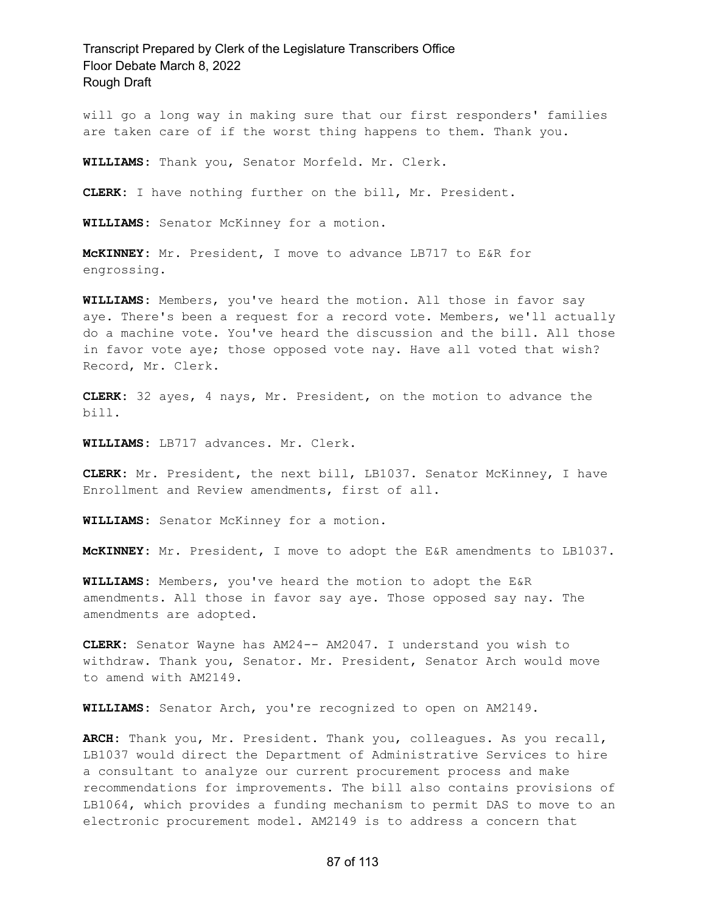will go a long way in making sure that our first responders' families are taken care of if the worst thing happens to them. Thank you.

**WILLIAMS:** Thank you, Senator Morfeld. Mr. Clerk.

**CLERK:** I have nothing further on the bill, Mr. President.

**WILLIAMS:** Senator McKinney for a motion.

**McKINNEY:** Mr. President, I move to advance LB717 to E&R for engrossing.

**WILLIAMS:** Members, you've heard the motion. All those in favor say aye. There's been a request for a record vote. Members, we'll actually do a machine vote. You've heard the discussion and the bill. All those in favor vote aye; those opposed vote nay. Have all voted that wish? Record, Mr. Clerk.

**CLERK:** 32 ayes, 4 nays, Mr. President, on the motion to advance the bill.

**WILLIAMS:** LB717 advances. Mr. Clerk.

**CLERK:** Mr. President, the next bill, LB1037. Senator McKinney, I have Enrollment and Review amendments, first of all.

**WILLIAMS:** Senator McKinney for a motion.

**McKINNEY:** Mr. President, I move to adopt the E&R amendments to LB1037.

**WILLIAMS:** Members, you've heard the motion to adopt the E&R amendments. All those in favor say aye. Those opposed say nay. The amendments are adopted.

**CLERK:** Senator Wayne has AM24-- AM2047. I understand you wish to withdraw. Thank you, Senator. Mr. President, Senator Arch would move to amend with AM2149.

**WILLIAMS:** Senator Arch, you're recognized to open on AM2149.

**ARCH:** Thank you, Mr. President. Thank you, colleagues. As you recall, LB1037 would direct the Department of Administrative Services to hire a consultant to analyze our current procurement process and make recommendations for improvements. The bill also contains provisions of LB1064, which provides a funding mechanism to permit DAS to move to an electronic procurement model. AM2149 is to address a concern that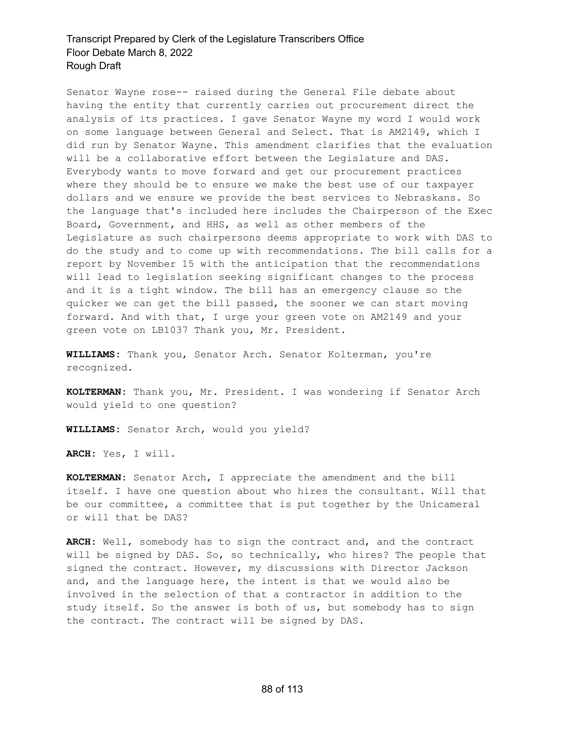Senator Wayne rose-- raised during the General File debate about having the entity that currently carries out procurement direct the analysis of its practices. I gave Senator Wayne my word I would work on some language between General and Select. That is AM2149, which I did run by Senator Wayne. This amendment clarifies that the evaluation will be a collaborative effort between the Legislature and DAS. Everybody wants to move forward and get our procurement practices where they should be to ensure we make the best use of our taxpayer dollars and we ensure we provide the best services to Nebraskans. So the language that's included here includes the Chairperson of the Exec Board, Government, and HHS, as well as other members of the Legislature as such chairpersons deems appropriate to work with DAS to do the study and to come up with recommendations. The bill calls for a report by November 15 with the anticipation that the recommendations will lead to legislation seeking significant changes to the process and it is a tight window. The bill has an emergency clause so the quicker we can get the bill passed, the sooner we can start moving forward. And with that, I urge your green vote on AM2149 and your green vote on LB1037 Thank you, Mr. President.

**WILLIAMS:** Thank you, Senator Arch. Senator Kolterman, you're recognized.

**KOLTERMAN:** Thank you, Mr. President. I was wondering if Senator Arch would yield to one question?

**WILLIAMS:** Senator Arch, would you yield?

**ARCH:** Yes, I will.

**KOLTERMAN:** Senator Arch, I appreciate the amendment and the bill itself. I have one question about who hires the consultant. Will that be our committee, a committee that is put together by the Unicameral or will that be DAS?

**ARCH:** Well, somebody has to sign the contract and, and the contract will be signed by DAS. So, so technically, who hires? The people that signed the contract. However, my discussions with Director Jackson and, and the language here, the intent is that we would also be involved in the selection of that a contractor in addition to the study itself. So the answer is both of us, but somebody has to sign the contract. The contract will be signed by DAS.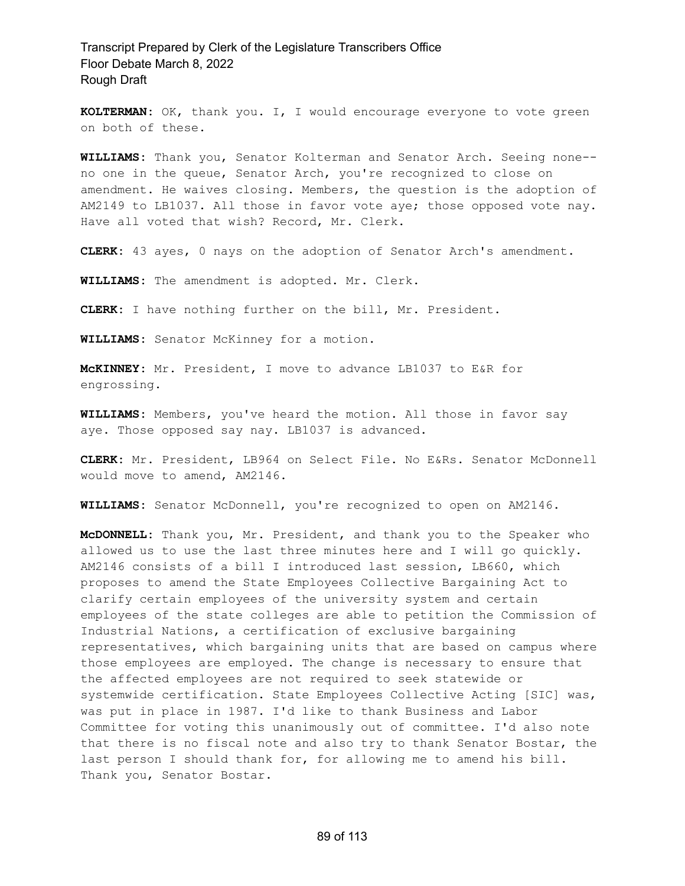**KOLTERMAN:** OK, thank you. I, I would encourage everyone to vote green on both of these.

**WILLIAMS:** Thank you, Senator Kolterman and Senator Arch. Seeing none-- no one in the queue, Senator Arch, you're recognized to close on amendment. He waives closing. Members, the question is the adoption of AM2149 to LB1037. All those in favor vote aye; those opposed vote nay. Have all voted that wish? Record, Mr. Clerk.

**CLERK:** 43 ayes, 0 nays on the adoption of Senator Arch's amendment.

**WILLIAMS:** The amendment is adopted. Mr. Clerk.

**CLERK:** I have nothing further on the bill, Mr. President.

**WILLIAMS:** Senator McKinney for a motion.

**McKINNEY:** Mr. President, I move to advance LB1037 to E&R for engrossing.

**WILLIAMS:** Members, you've heard the motion. All those in favor say aye. Those opposed say nay. LB1037 is advanced.

**CLERK:** Mr. President, LB964 on Select File. No E&Rs. Senator McDonnell would move to amend, AM2146.

**WILLIAMS:** Senator McDonnell, you're recognized to open on AM2146.

**McDONNELL:** Thank you, Mr. President, and thank you to the Speaker who allowed us to use the last three minutes here and I will go quickly. AM2146 consists of a bill I introduced last session, LB660, which proposes to amend the State Employees Collective Bargaining Act to clarify certain employees of the university system and certain employees of the state colleges are able to petition the Commission of Industrial Nations, a certification of exclusive bargaining representatives, which bargaining units that are based on campus where those employees are employed. The change is necessary to ensure that the affected employees are not required to seek statewide or systemwide certification. State Employees Collective Acting [SIC] was, was put in place in 1987. I'd like to thank Business and Labor Committee for voting this unanimously out of committee. I'd also note that there is no fiscal note and also try to thank Senator Bostar, the last person I should thank for, for allowing me to amend his bill. Thank you, Senator Bostar.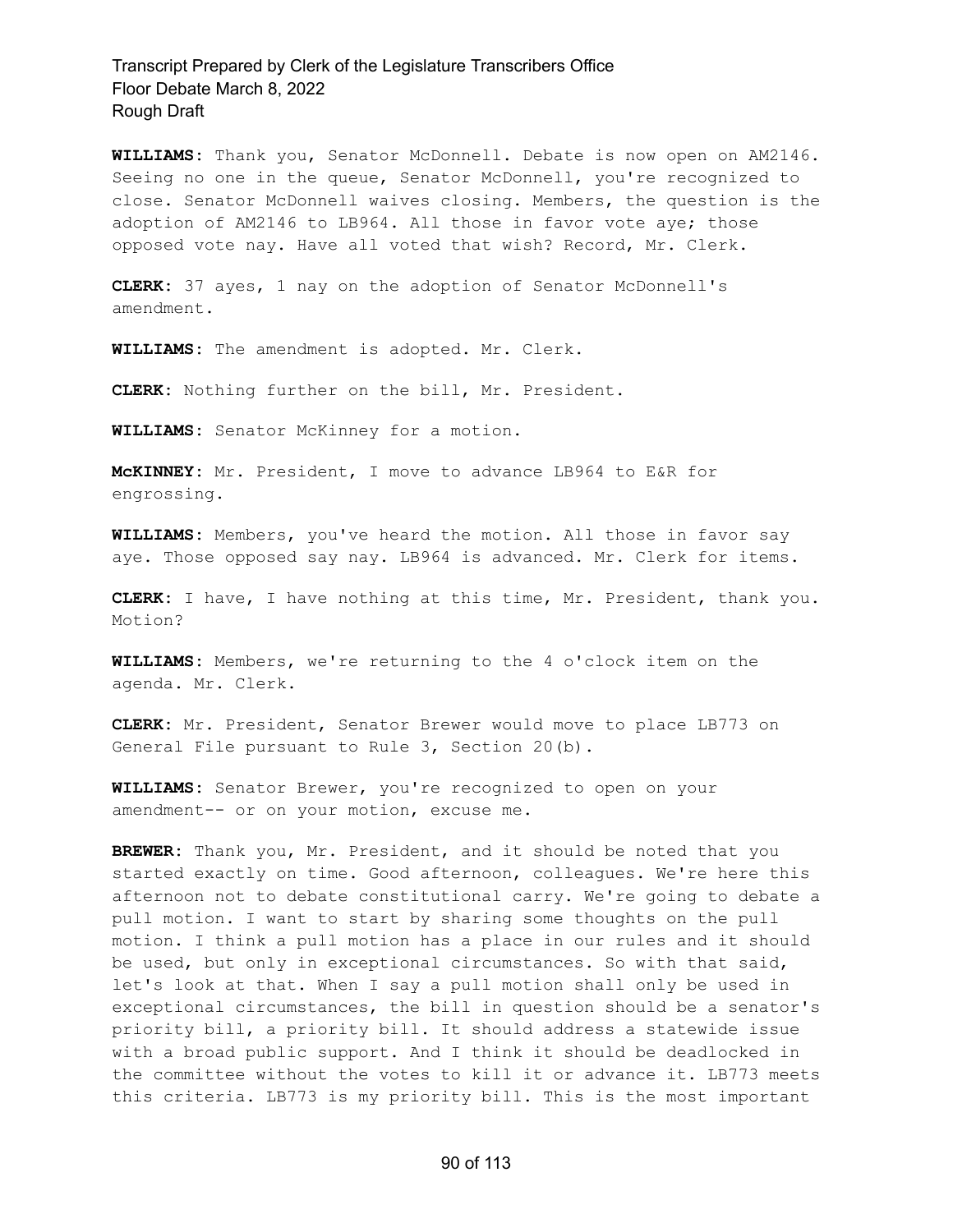**WILLIAMS:** Thank you, Senator McDonnell. Debate is now open on AM2146. Seeing no one in the queue, Senator McDonnell, you're recognized to close. Senator McDonnell waives closing. Members, the question is the adoption of AM2146 to LB964. All those in favor vote aye; those opposed vote nay. Have all voted that wish? Record, Mr. Clerk.

**CLERK:** 37 ayes, 1 nay on the adoption of Senator McDonnell's amendment.

**WILLIAMS:** The amendment is adopted. Mr. Clerk.

**CLERK:** Nothing further on the bill, Mr. President.

**WILLIAMS:** Senator McKinney for a motion.

**McKINNEY:** Mr. President, I move to advance LB964 to E&R for engrossing.

**WILLIAMS:** Members, you've heard the motion. All those in favor say aye. Those opposed say nay. LB964 is advanced. Mr. Clerk for items.

**CLERK:** I have, I have nothing at this time, Mr. President, thank you. Motion?

**WILLIAMS:** Members, we're returning to the 4 o'clock item on the agenda. Mr. Clerk.

**CLERK:** Mr. President, Senator Brewer would move to place LB773 on General File pursuant to Rule 3, Section 20(b).

**WILLIAMS:** Senator Brewer, you're recognized to open on your amendment-- or on your motion, excuse me.

**BREWER:** Thank you, Mr. President, and it should be noted that you started exactly on time. Good afternoon, colleagues. We're here this afternoon not to debate constitutional carry. We're going to debate a pull motion. I want to start by sharing some thoughts on the pull motion. I think a pull motion has a place in our rules and it should be used, but only in exceptional circumstances. So with that said, let's look at that. When I say a pull motion shall only be used in exceptional circumstances, the bill in question should be a senator's priority bill, a priority bill. It should address a statewide issue with a broad public support. And I think it should be deadlocked in the committee without the votes to kill it or advance it. LB773 meets this criteria. LB773 is my priority bill. This is the most important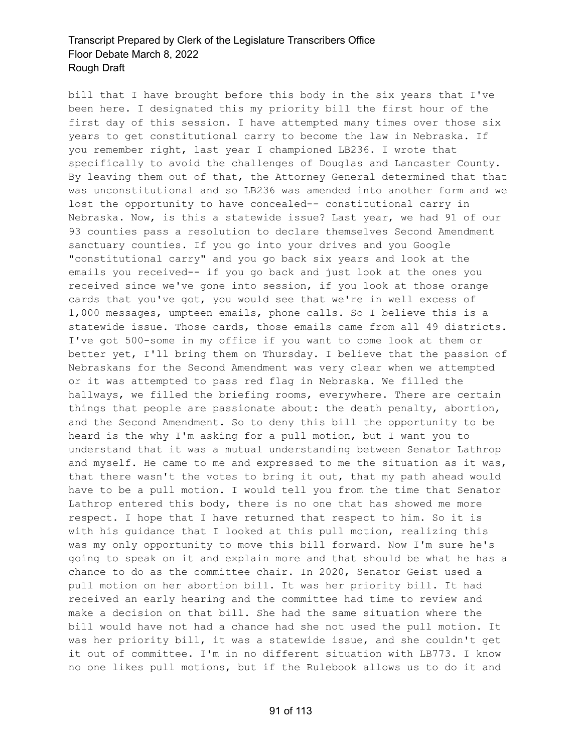bill that I have brought before this body in the six years that I've been here. I designated this my priority bill the first hour of the first day of this session. I have attempted many times over those six years to get constitutional carry to become the law in Nebraska. If you remember right, last year I championed LB236. I wrote that specifically to avoid the challenges of Douglas and Lancaster County. By leaving them out of that, the Attorney General determined that that was unconstitutional and so LB236 was amended into another form and we lost the opportunity to have concealed-- constitutional carry in Nebraska. Now, is this a statewide issue? Last year, we had 91 of our 93 counties pass a resolution to declare themselves Second Amendment sanctuary counties. If you go into your drives and you Google "constitutional carry" and you go back six years and look at the emails you received-- if you go back and just look at the ones you received since we've gone into session, if you look at those orange cards that you've got, you would see that we're in well excess of 1,000 messages, umpteen emails, phone calls. So I believe this is a statewide issue. Those cards, those emails came from all 49 districts. I've got 500-some in my office if you want to come look at them or better yet, I'll bring them on Thursday. I believe that the passion of Nebraskans for the Second Amendment was very clear when we attempted or it was attempted to pass red flag in Nebraska. We filled the hallways, we filled the briefing rooms, everywhere. There are certain things that people are passionate about: the death penalty, abortion, and the Second Amendment. So to deny this bill the opportunity to be heard is the why I'm asking for a pull motion, but I want you to understand that it was a mutual understanding between Senator Lathrop and myself. He came to me and expressed to me the situation as it was, that there wasn't the votes to bring it out, that my path ahead would have to be a pull motion. I would tell you from the time that Senator Lathrop entered this body, there is no one that has showed me more respect. I hope that I have returned that respect to him. So it is with his guidance that I looked at this pull motion, realizing this was my only opportunity to move this bill forward. Now I'm sure he's going to speak on it and explain more and that should be what he has a chance to do as the committee chair. In 2020, Senator Geist used a pull motion on her abortion bill. It was her priority bill. It had received an early hearing and the committee had time to review and make a decision on that bill. She had the same situation where the bill would have not had a chance had she not used the pull motion. It was her priority bill, it was a statewide issue, and she couldn't get it out of committee. I'm in no different situation with LB773. I know no one likes pull motions, but if the Rulebook allows us to do it and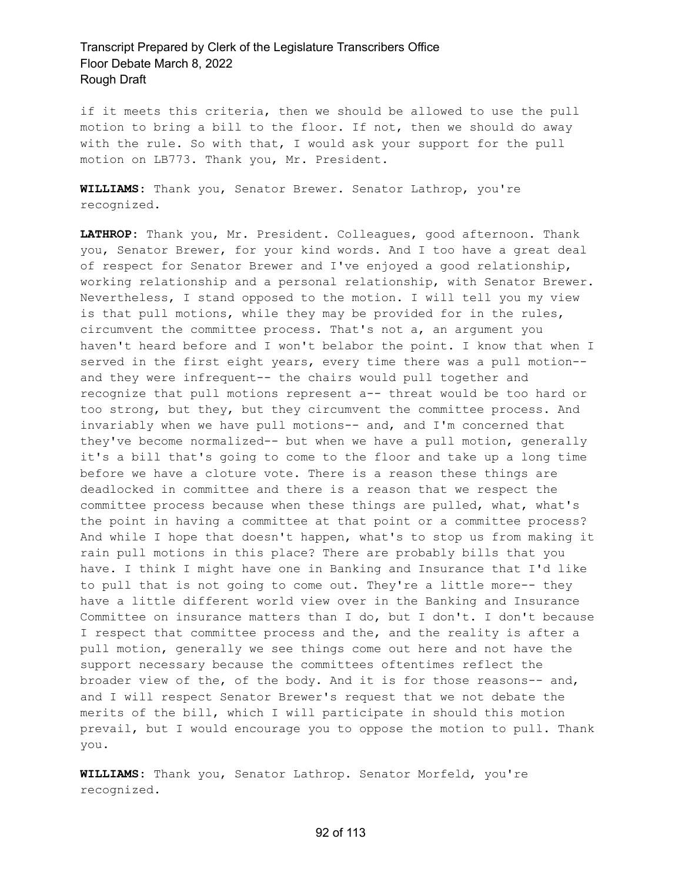if it meets this criteria, then we should be allowed to use the pull motion to bring a bill to the floor. If not, then we should do away with the rule. So with that, I would ask your support for the pull motion on LB773. Thank you, Mr. President.

**WILLIAMS:** Thank you, Senator Brewer. Senator Lathrop, you're recognized.

**LATHROP:** Thank you, Mr. President. Colleagues, good afternoon. Thank you, Senator Brewer, for your kind words. And I too have a great deal of respect for Senator Brewer and I've enjoyed a good relationship, working relationship and a personal relationship, with Senator Brewer. Nevertheless, I stand opposed to the motion. I will tell you my view is that pull motions, while they may be provided for in the rules, circumvent the committee process. That's not a, an argument you haven't heard before and I won't belabor the point. I know that when I served in the first eight years, every time there was a pull motion-- and they were infrequent-- the chairs would pull together and recognize that pull motions represent a-- threat would be too hard or too strong, but they, but they circumvent the committee process. And invariably when we have pull motions-- and, and I'm concerned that they've become normalized-- but when we have a pull motion, generally it's a bill that's going to come to the floor and take up a long time before we have a cloture vote. There is a reason these things are deadlocked in committee and there is a reason that we respect the committee process because when these things are pulled, what, what's the point in having a committee at that point or a committee process? And while I hope that doesn't happen, what's to stop us from making it rain pull motions in this place? There are probably bills that you have. I think I might have one in Banking and Insurance that I'd like to pull that is not going to come out. They're a little more-- they have a little different world view over in the Banking and Insurance Committee on insurance matters than I do, but I don't. I don't because I respect that committee process and the, and the reality is after a pull motion, generally we see things come out here and not have the support necessary because the committees oftentimes reflect the broader view of the, of the body. And it is for those reasons-- and, and I will respect Senator Brewer's request that we not debate the merits of the bill, which I will participate in should this motion prevail, but I would encourage you to oppose the motion to pull. Thank you.

**WILLIAMS:** Thank you, Senator Lathrop. Senator Morfeld, you're recognized.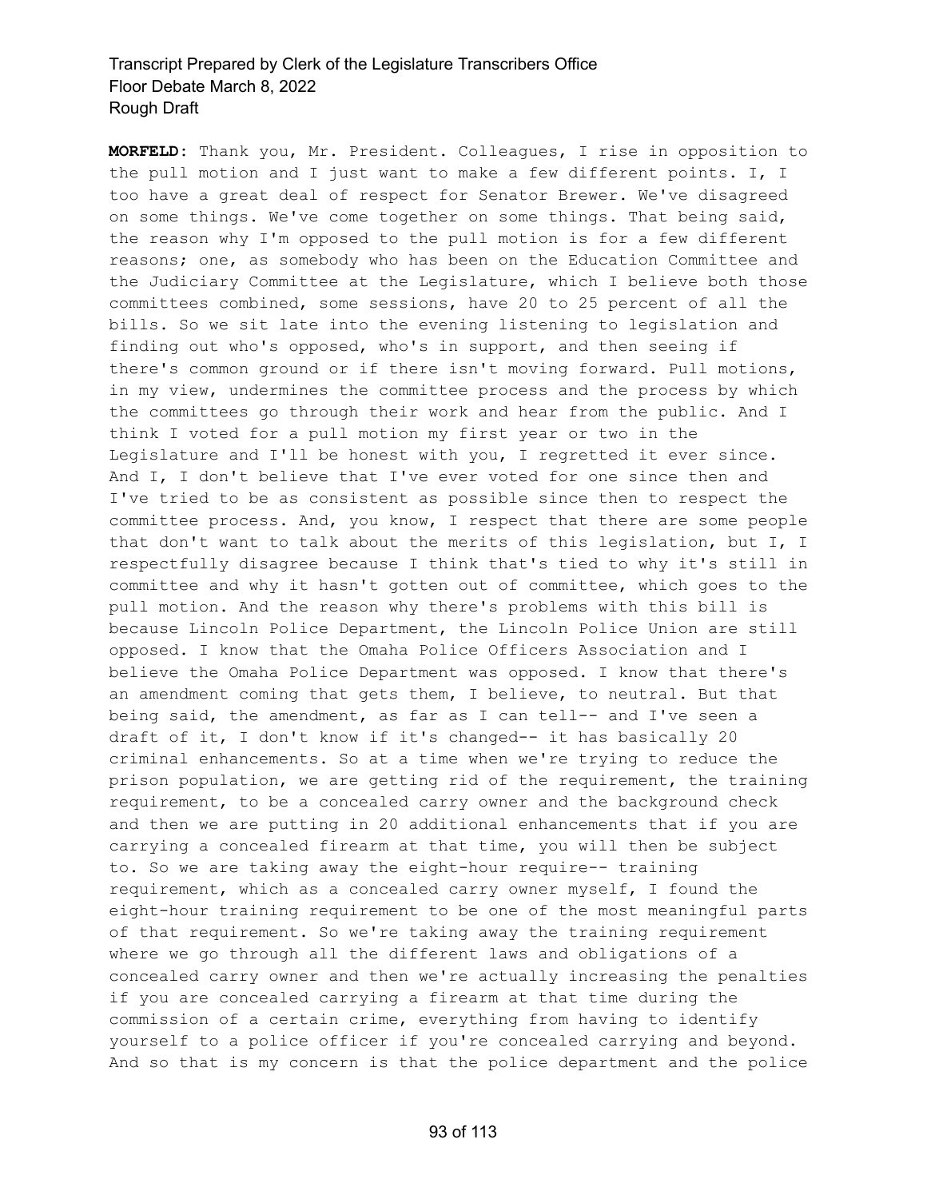**MORFELD:** Thank you, Mr. President. Colleagues, I rise in opposition to the pull motion and I just want to make a few different points. I, I too have a great deal of respect for Senator Brewer. We've disagreed on some things. We've come together on some things. That being said, the reason why I'm opposed to the pull motion is for a few different reasons; one, as somebody who has been on the Education Committee and the Judiciary Committee at the Legislature, which I believe both those committees combined, some sessions, have 20 to 25 percent of all the bills. So we sit late into the evening listening to legislation and finding out who's opposed, who's in support, and then seeing if there's common ground or if there isn't moving forward. Pull motions, in my view, undermines the committee process and the process by which the committees go through their work and hear from the public. And I think I voted for a pull motion my first year or two in the Legislature and I'll be honest with you, I regretted it ever since. And I, I don't believe that I've ever voted for one since then and I've tried to be as consistent as possible since then to respect the committee process. And, you know, I respect that there are some people that don't want to talk about the merits of this legislation, but I, I respectfully disagree because I think that's tied to why it's still in committee and why it hasn't gotten out of committee, which goes to the pull motion. And the reason why there's problems with this bill is because Lincoln Police Department, the Lincoln Police Union are still opposed. I know that the Omaha Police Officers Association and I believe the Omaha Police Department was opposed. I know that there's an amendment coming that gets them, I believe, to neutral. But that being said, the amendment, as far as I can tell-- and I've seen a draft of it, I don't know if it's changed-- it has basically 20 criminal enhancements. So at a time when we're trying to reduce the prison population, we are getting rid of the requirement, the training requirement, to be a concealed carry owner and the background check and then we are putting in 20 additional enhancements that if you are carrying a concealed firearm at that time, you will then be subject to. So we are taking away the eight-hour require-- training requirement, which as a concealed carry owner myself, I found the eight-hour training requirement to be one of the most meaningful parts of that requirement. So we're taking away the training requirement where we go through all the different laws and obligations of a concealed carry owner and then we're actually increasing the penalties if you are concealed carrying a firearm at that time during the commission of a certain crime, everything from having to identify yourself to a police officer if you're concealed carrying and beyond. And so that is my concern is that the police department and the police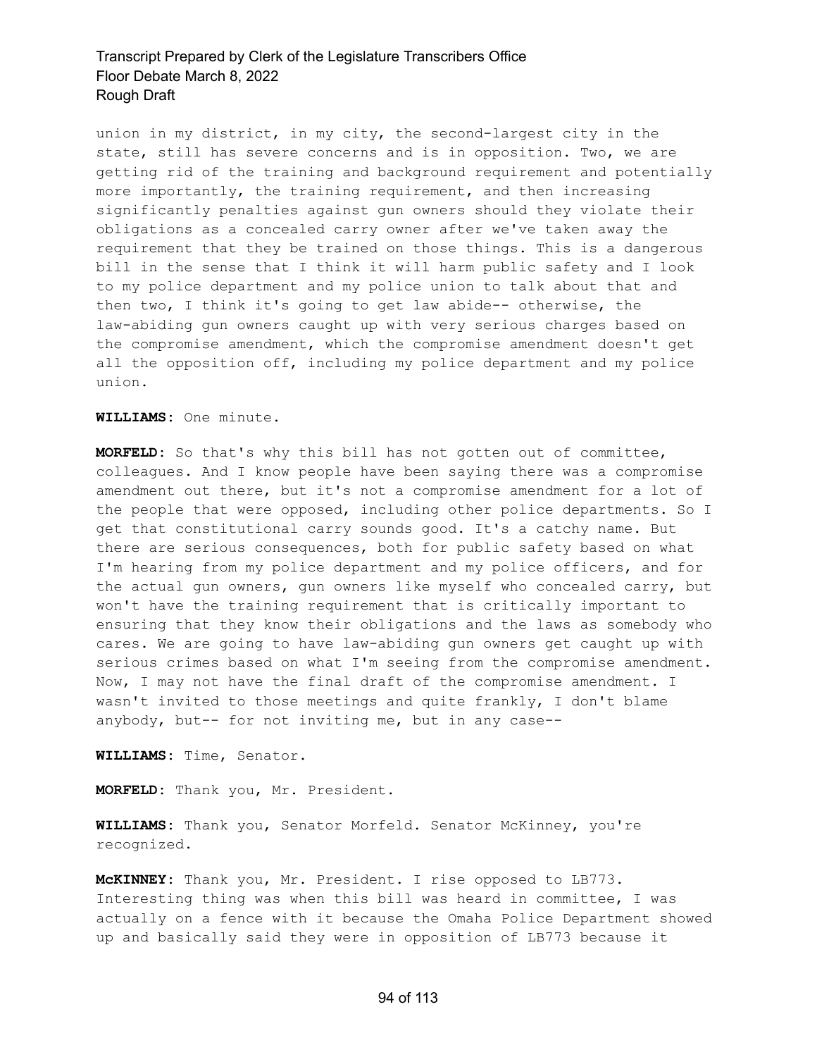union in my district, in my city, the second-largest city in the state, still has severe concerns and is in opposition. Two, we are getting rid of the training and background requirement and potentially more importantly, the training requirement, and then increasing significantly penalties against gun owners should they violate their obligations as a concealed carry owner after we've taken away the requirement that they be trained on those things. This is a dangerous bill in the sense that I think it will harm public safety and I look to my police department and my police union to talk about that and then two, I think it's going to get law abide-- otherwise, the law-abiding gun owners caught up with very serious charges based on the compromise amendment, which the compromise amendment doesn't get all the opposition off, including my police department and my police union.

**WILLIAMS:** One minute.

**MORFELD:** So that's why this bill has not gotten out of committee, colleagues. And I know people have been saying there was a compromise amendment out there, but it's not a compromise amendment for a lot of the people that were opposed, including other police departments. So I get that constitutional carry sounds good. It's a catchy name. But there are serious consequences, both for public safety based on what I'm hearing from my police department and my police officers, and for the actual gun owners, gun owners like myself who concealed carry, but won't have the training requirement that is critically important to ensuring that they know their obligations and the laws as somebody who cares. We are going to have law-abiding gun owners get caught up with serious crimes based on what I'm seeing from the compromise amendment. Now, I may not have the final draft of the compromise amendment. I wasn't invited to those meetings and quite frankly, I don't blame anybody, but-- for not inviting me, but in any case--

**WILLIAMS:** Time, Senator.

**MORFELD:** Thank you, Mr. President.

**WILLIAMS:** Thank you, Senator Morfeld. Senator McKinney, you're recognized.

**McKINNEY:** Thank you, Mr. President. I rise opposed to LB773. Interesting thing was when this bill was heard in committee, I was actually on a fence with it because the Omaha Police Department showed up and basically said they were in opposition of LB773 because it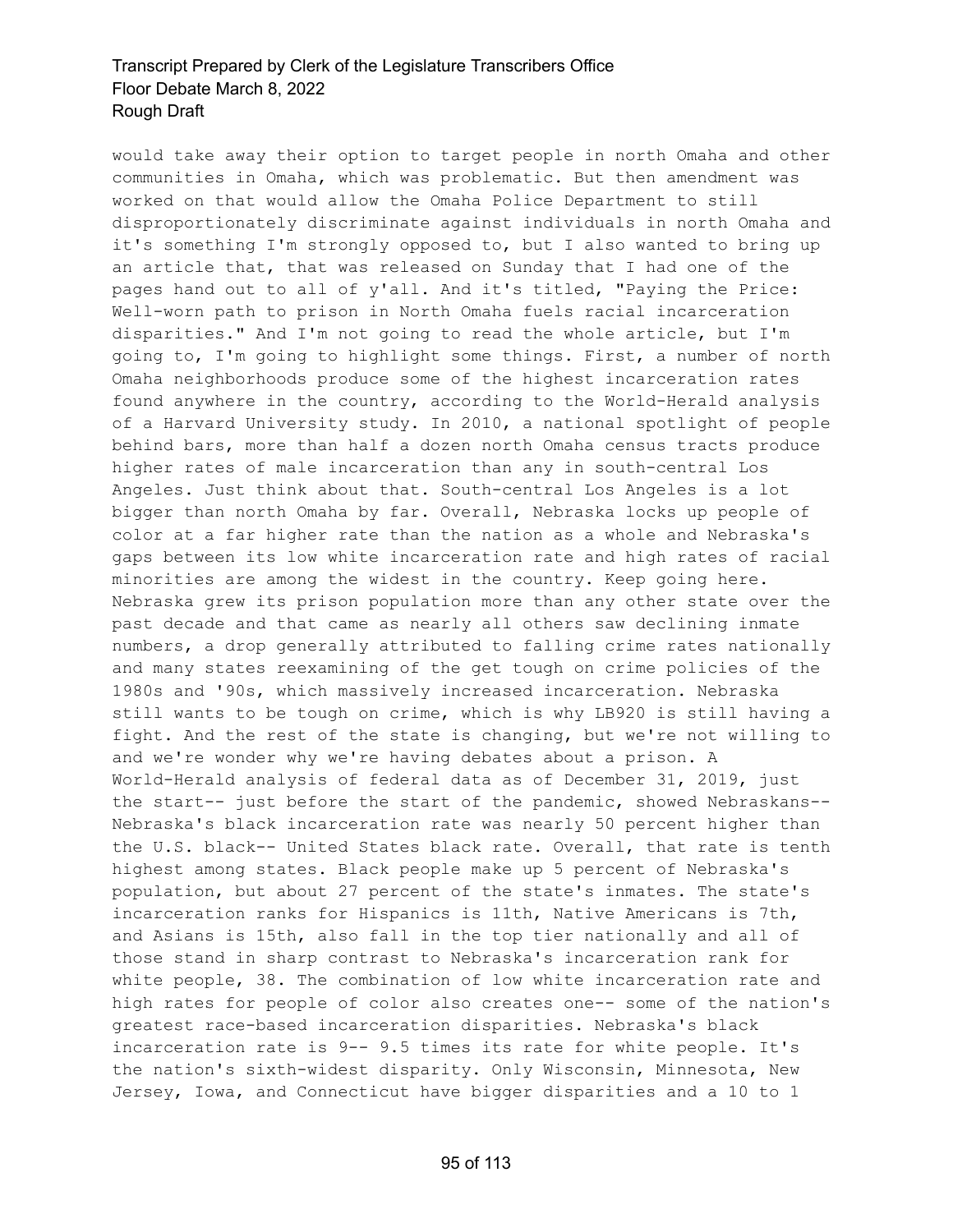would take away their option to target people in north Omaha and other communities in Omaha, which was problematic. But then amendment was worked on that would allow the Omaha Police Department to still disproportionately discriminate against individuals in north Omaha and it's something I'm strongly opposed to, but I also wanted to bring up an article that, that was released on Sunday that I had one of the pages hand out to all of y'all. And it's titled, "Paying the Price: Well-worn path to prison in North Omaha fuels racial incarceration disparities." And I'm not going to read the whole article, but I'm going to, I'm going to highlight some things. First, a number of north Omaha neighborhoods produce some of the highest incarceration rates found anywhere in the country, according to the World-Herald analysis of a Harvard University study. In 2010, a national spotlight of people behind bars, more than half a dozen north Omaha census tracts produce higher rates of male incarceration than any in south-central Los Angeles. Just think about that. South-central Los Angeles is a lot bigger than north Omaha by far. Overall, Nebraska locks up people of color at a far higher rate than the nation as a whole and Nebraska's gaps between its low white incarceration rate and high rates of racial minorities are among the widest in the country. Keep going here. Nebraska grew its prison population more than any other state over the past decade and that came as nearly all others saw declining inmate numbers, a drop generally attributed to falling crime rates nationally and many states reexamining of the get tough on crime policies of the 1980s and '90s, which massively increased incarceration. Nebraska still wants to be tough on crime, which is why LB920 is still having a fight. And the rest of the state is changing, but we're not willing to and we're wonder why we're having debates about a prison. A World-Herald analysis of federal data as of December 31, 2019, just the start-- just before the start of the pandemic, showed Nebraskans-- Nebraska's black incarceration rate was nearly 50 percent higher than the U.S. black-- United States black rate. Overall, that rate is tenth highest among states. Black people make up 5 percent of Nebraska's population, but about 27 percent of the state's inmates. The state's incarceration ranks for Hispanics is 11th, Native Americans is 7th, and Asians is 15th, also fall in the top tier nationally and all of those stand in sharp contrast to Nebraska's incarceration rank for white people, 38. The combination of low white incarceration rate and high rates for people of color also creates one-- some of the nation's greatest race-based incarceration disparities. Nebraska's black incarceration rate is 9-- 9.5 times its rate for white people. It's the nation's sixth-widest disparity. Only Wisconsin, Minnesota, New Jersey, Iowa, and Connecticut have bigger disparities and a 10 to 1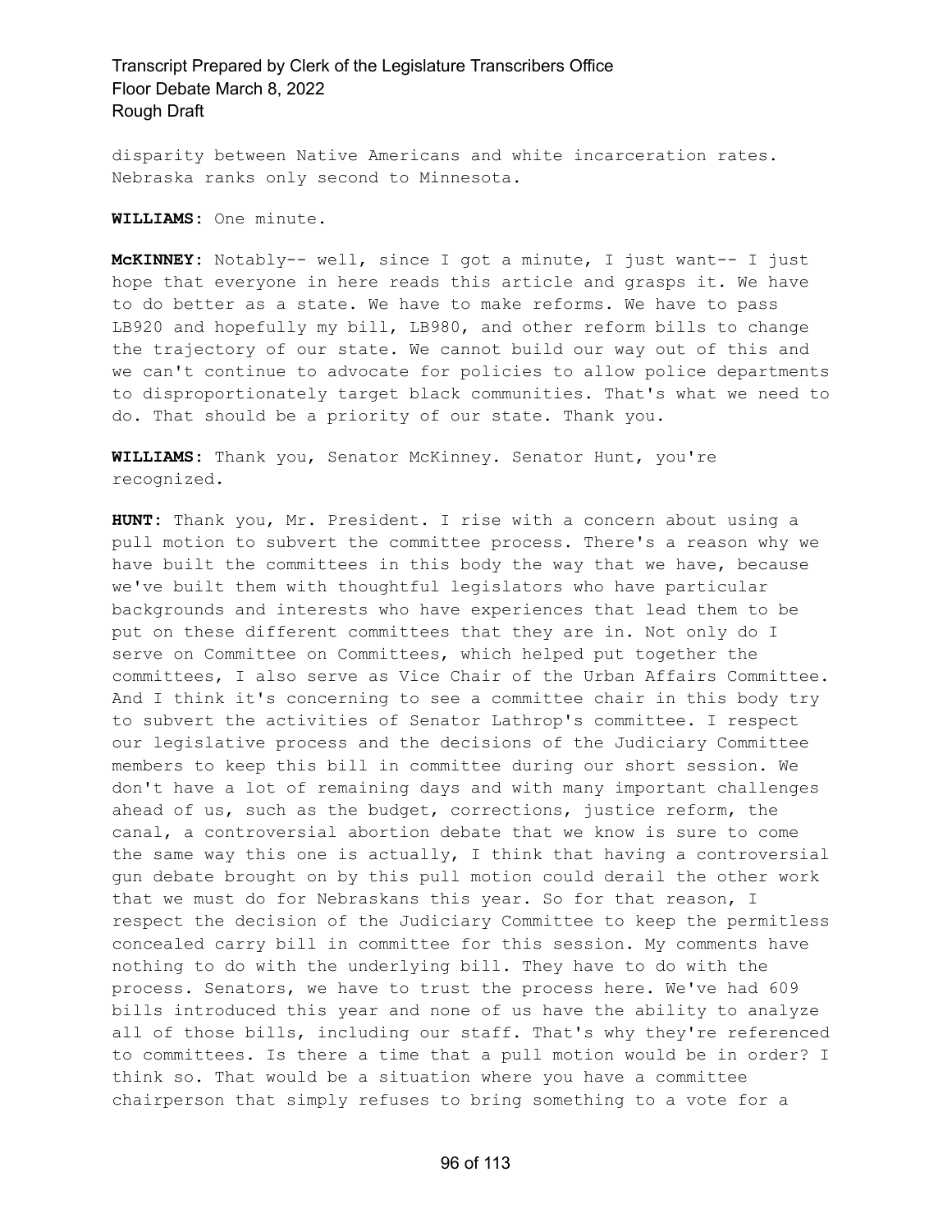disparity between Native Americans and white incarceration rates. Nebraska ranks only second to Minnesota.

**WILLIAMS:** One minute.

**McKINNEY:** Notably-- well, since I got a minute, I just want-- I just hope that everyone in here reads this article and grasps it. We have to do better as a state. We have to make reforms. We have to pass LB920 and hopefully my bill, LB980, and other reform bills to change the trajectory of our state. We cannot build our way out of this and we can't continue to advocate for policies to allow police departments to disproportionately target black communities. That's what we need to do. That should be a priority of our state. Thank you.

**WILLIAMS:** Thank you, Senator McKinney. Senator Hunt, you're recognized.

**HUNT:** Thank you, Mr. President. I rise with a concern about using a pull motion to subvert the committee process. There's a reason why we have built the committees in this body the way that we have, because we've built them with thoughtful legislators who have particular backgrounds and interests who have experiences that lead them to be put on these different committees that they are in. Not only do I serve on Committee on Committees, which helped put together the committees, I also serve as Vice Chair of the Urban Affairs Committee. And I think it's concerning to see a committee chair in this body try to subvert the activities of Senator Lathrop's committee. I respect our legislative process and the decisions of the Judiciary Committee members to keep this bill in committee during our short session. We don't have a lot of remaining days and with many important challenges ahead of us, such as the budget, corrections, justice reform, the canal, a controversial abortion debate that we know is sure to come the same way this one is actually, I think that having a controversial gun debate brought on by this pull motion could derail the other work that we must do for Nebraskans this year. So for that reason, I respect the decision of the Judiciary Committee to keep the permitless concealed carry bill in committee for this session. My comments have nothing to do with the underlying bill. They have to do with the process. Senators, we have to trust the process here. We've had 609 bills introduced this year and none of us have the ability to analyze all of those bills, including our staff. That's why they're referenced to committees. Is there a time that a pull motion would be in order? I think so. That would be a situation where you have a committee chairperson that simply refuses to bring something to a vote for a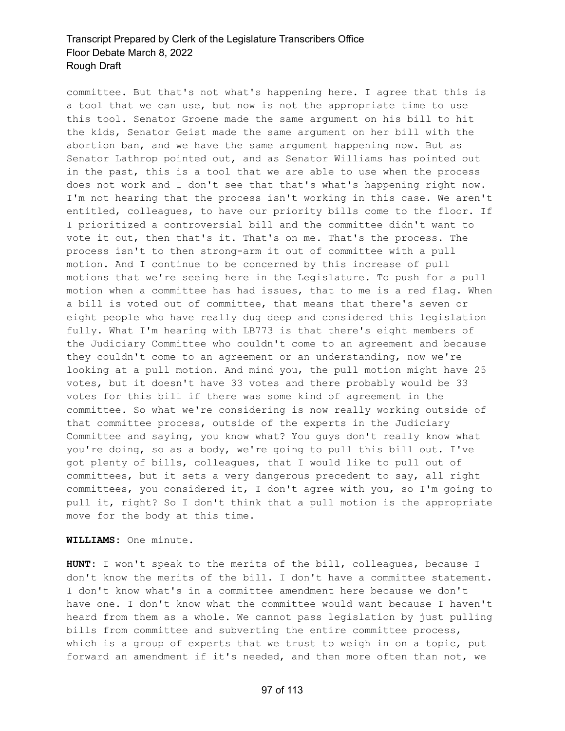committee. But that's not what's happening here. I agree that this is a tool that we can use, but now is not the appropriate time to use this tool. Senator Groene made the same argument on his bill to hit the kids, Senator Geist made the same argument on her bill with the abortion ban, and we have the same argument happening now. But as Senator Lathrop pointed out, and as Senator Williams has pointed out in the past, this is a tool that we are able to use when the process does not work and I don't see that that's what's happening right now. I'm not hearing that the process isn't working in this case. We aren't entitled, colleagues, to have our priority bills come to the floor. If I prioritized a controversial bill and the committee didn't want to vote it out, then that's it. That's on me. That's the process. The process isn't to then strong-arm it out of committee with a pull motion. And I continue to be concerned by this increase of pull motions that we're seeing here in the Legislature. To push for a pull motion when a committee has had issues, that to me is a red flag. When a bill is voted out of committee, that means that there's seven or eight people who have really dug deep and considered this legislation fully. What I'm hearing with LB773 is that there's eight members of the Judiciary Committee who couldn't come to an agreement and because they couldn't come to an agreement or an understanding, now we're looking at a pull motion. And mind you, the pull motion might have 25 votes, but it doesn't have 33 votes and there probably would be 33 votes for this bill if there was some kind of agreement in the committee. So what we're considering is now really working outside of that committee process, outside of the experts in the Judiciary Committee and saying, you know what? You guys don't really know what you're doing, so as a body, we're going to pull this bill out. I've got plenty of bills, colleagues, that I would like to pull out of committees, but it sets a very dangerous precedent to say, all right committees, you considered it, I don't agree with you, so I'm going to pull it, right? So I don't think that a pull motion is the appropriate move for the body at this time.

**WILLIAMS:** One minute.

**HUNT:** I won't speak to the merits of the bill, colleagues, because I don't know the merits of the bill. I don't have a committee statement. I don't know what's in a committee amendment here because we don't have one. I don't know what the committee would want because I haven't heard from them as a whole. We cannot pass legislation by just pulling bills from committee and subverting the entire committee process, which is a group of experts that we trust to weigh in on a topic, put forward an amendment if it's needed, and then more often than not, we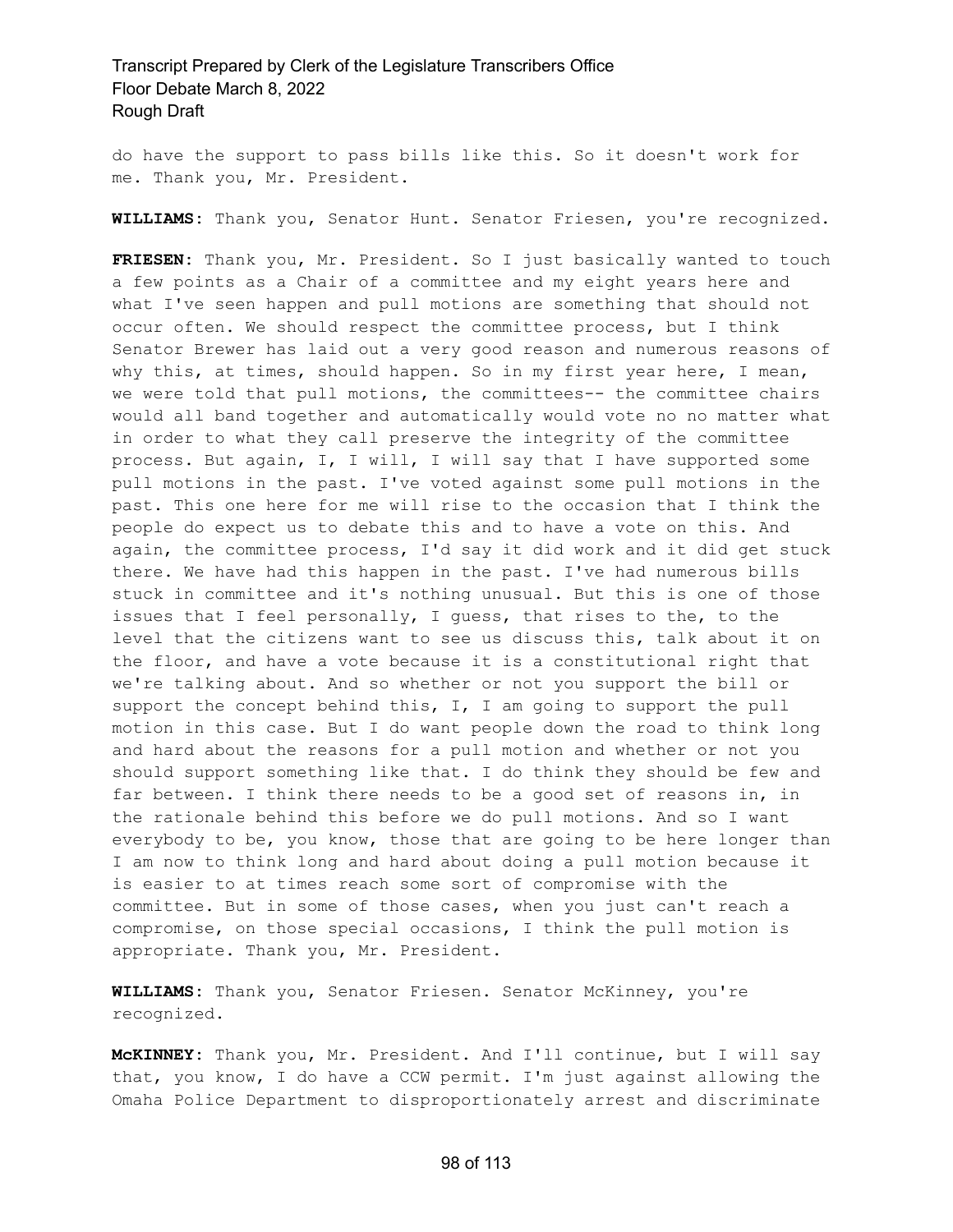do have the support to pass bills like this. So it doesn't work for me. Thank you, Mr. President.

**WILLIAMS**: Thank you, Senator Hunt. Senator Friesen, you're recognized.

**FRIESEN**: Thank you, Mr. President. So I just basically wanted to touch a few points as a Chair of a committee and my eight years here and what I've seen happen and pull motions are something that should not occur often. We should respect the committee process, but I think Senator Brewer has laid out a very good reason and numerous reasons of why this, at times, should happen. So in my first year here, I mean, we were told that pull motions, the committees-- the committee chairs would all band together and automatically would vote no no matter what in order to what they call preserve the integrity of the committee process. But again, I, I will, I will say that I have supported some pull motions in the past. I've voted against some pull motions in the past. This one here for me will rise to the occasion that I think the people do expect us to debate this and to have a vote on this. And again, the committee process, I'd say it did work and it did get stuck there. We have had this happen in the past. I've had numerous bills stuck in committee and it's nothing unusual. But this is one of those issues that I feel personally, I guess, that rises to the, to the level that the citizens want to see us discuss this, talk about it on the floor, and have a vote because it is a constitutional right that we're talking about. And so whether or not you support the bill or support the concept behind this, I, I am going to support the pull motion in this case. But I do want people down the road to think long and hard about the reasons for a pull motion and whether or not you should support something like that. I do think they should be few and far between. I think there needs to be a good set of reasons in, in the rationale behind this before we do pull motions. And so I want everybody to be, you know, those that are going to be here longer than I am now to think long and hard about doing a pull motion because it is easier to at times reach some sort of compromise with the committee. But in some of those cases, when you just can't reach a compromise, on those special occasions, I think the pull motion is appropriate. Thank you, Mr. President.

**WILLIAMS**: Thank you, Senator Friesen. Senator McKinney, you're recognized.

**McKINNEY**: Thank you, Mr. President. And I'll continue, but I will say that, you know, I do have a CCW permit. I'm just against allowing the Omaha Police Department to disproportionately arrest and discriminate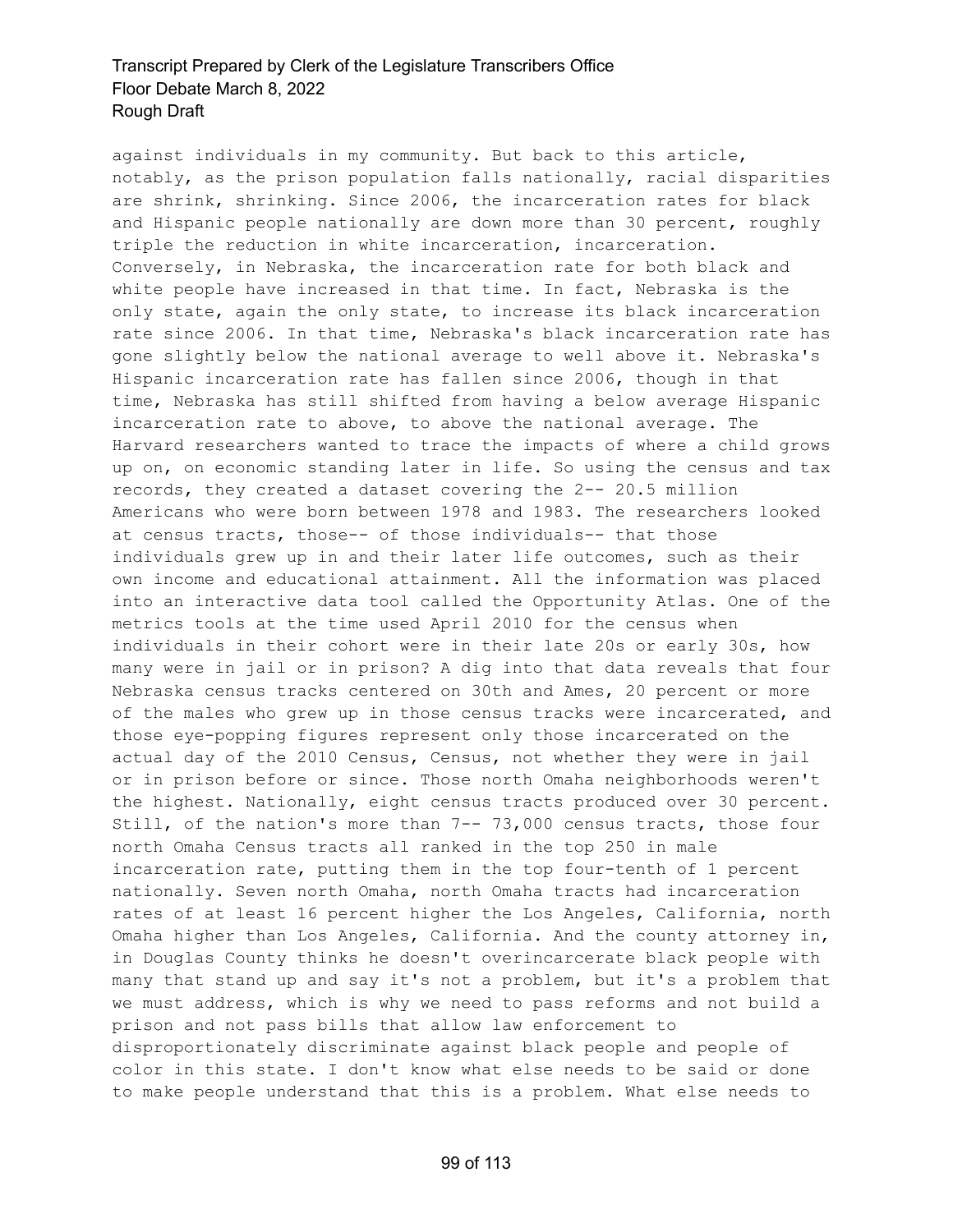against individuals in my community. But back to this article, notably, as the prison population falls nationally, racial disparities are shrink, shrinking. Since 2006, the incarceration rates for black and Hispanic people nationally are down more than 30 percent, roughly triple the reduction in white incarceration, incarceration. Conversely, in Nebraska, the incarceration rate for both black and white people have increased in that time. In fact, Nebraska is the only state, again the only state, to increase its black incarceration rate since 2006. In that time, Nebraska's black incarceration rate has gone slightly below the national average to well above it. Nebraska's Hispanic incarceration rate has fallen since 2006, though in that time, Nebraska has still shifted from having a below average Hispanic incarceration rate to above, to above the national average. The Harvard researchers wanted to trace the impacts of where a child grows up on, on economic standing later in life. So using the census and tax records, they created a dataset covering the 2-- 20.5 million Americans who were born between 1978 and 1983. The researchers looked at census tracts, those-- of those individuals-- that those individuals grew up in and their later life outcomes, such as their own income and educational attainment. All the information was placed into an interactive data tool called the Opportunity Atlas. One of the metrics tools at the time used April 2010 for the census when individuals in their cohort were in their late 20s or early 30s, how many were in jail or in prison? A dig into that data reveals that four Nebraska census tracks centered on 30th and Ames, 20 percent or more of the males who grew up in those census tracks were incarcerated, and those eye-popping figures represent only those incarcerated on the actual day of the 2010 Census, Census, not whether they were in jail or in prison before or since. Those north Omaha neighborhoods weren't the highest. Nationally, eight census tracts produced over 30 percent. Still, of the nation's more than 7-- 73,000 census tracts, those four north Omaha Census tracts all ranked in the top 250 in male incarceration rate, putting them in the top four-tenth of 1 percent nationally. Seven north Omaha, north Omaha tracts had incarceration rates of at least 16 percent higher the Los Angeles, California, north Omaha higher than Los Angeles, California. And the county attorney in, in Douglas County thinks he doesn't overincarcerate black people with many that stand up and say it's not a problem, but it's a problem that we must address, which is why we need to pass reforms and not build a prison and not pass bills that allow law enforcement to disproportionately discriminate against black people and people of color in this state. I don't know what else needs to be said or done to make people understand that this is a problem. What else needs to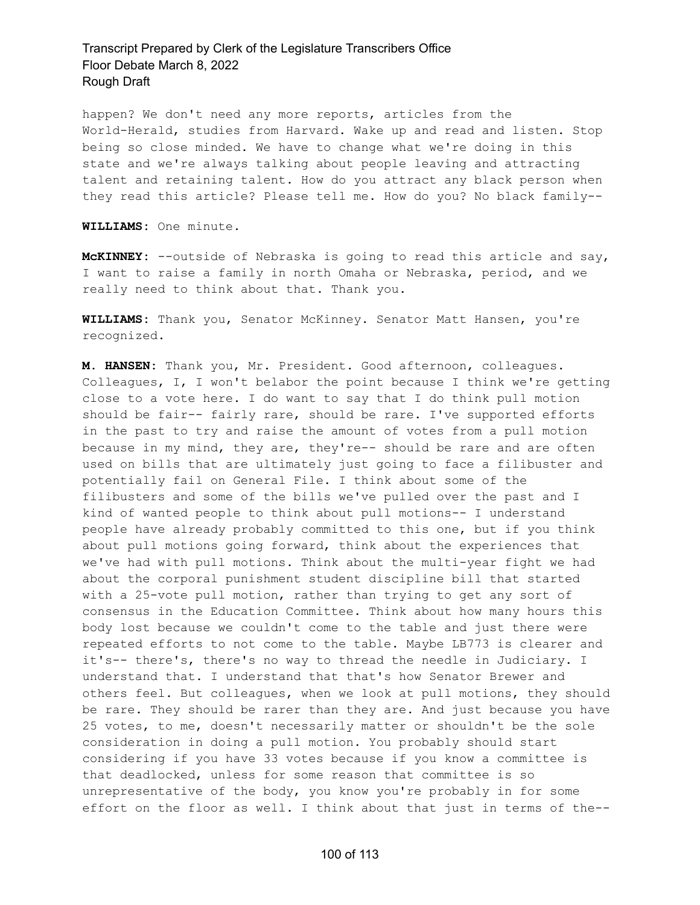happen? We don't need any more reports, articles from the World-Herald, studies from Harvard. Wake up and read and listen. Stop being so close minded. We have to change what we're doing in this state and we're always talking about people leaving and attracting talent and retaining talent. How do you attract any black person when they read this article? Please tell me. How do you? No black family--

**WILLIAMS:** One minute.

**McKINNEY:** --outside of Nebraska is going to read this article and say, I want to raise a family in north Omaha or Nebraska, period, and we really need to think about that. Thank you.

**WILLIAMS:** Thank you, Senator McKinney. Senator Matt Hansen, you're recognized.

**M. HANSEN:** Thank you, Mr. President. Good afternoon, colleagues. Colleagues, I, I won't belabor the point because I think we're getting close to a vote here. I do want to say that I do think pull motion should be fair-- fairly rare, should be rare. I've supported efforts in the past to try and raise the amount of votes from a pull motion because in my mind, they are, they're-- should be rare and are often used on bills that are ultimately just going to face a filibuster and potentially fail on General File. I think about some of the filibusters and some of the bills we've pulled over the past and I kind of wanted people to think about pull motions-- I understand people have already probably committed to this one, but if you think about pull motions going forward, think about the experiences that we've had with pull motions. Think about the multi-year fight we had about the corporal punishment student discipline bill that started with a 25-vote pull motion, rather than trying to get any sort of consensus in the Education Committee. Think about how many hours this body lost because we couldn't come to the table and just there were repeated efforts to not come to the table. Maybe LB773 is clearer and it's-- there's, there's no way to thread the needle in Judiciary. I understand that. I understand that that's how Senator Brewer and others feel. But colleagues, when we look at pull motions, they should be rare. They should be rarer than they are. And just because you have 25 votes, to me, doesn't necessarily matter or shouldn't be the sole consideration in doing a pull motion. You probably should start considering if you have 33 votes because if you know a committee is that deadlocked, unless for some reason that committee is so unrepresentative of the body, you know you're probably in for some effort on the floor as well. I think about that just in terms of the--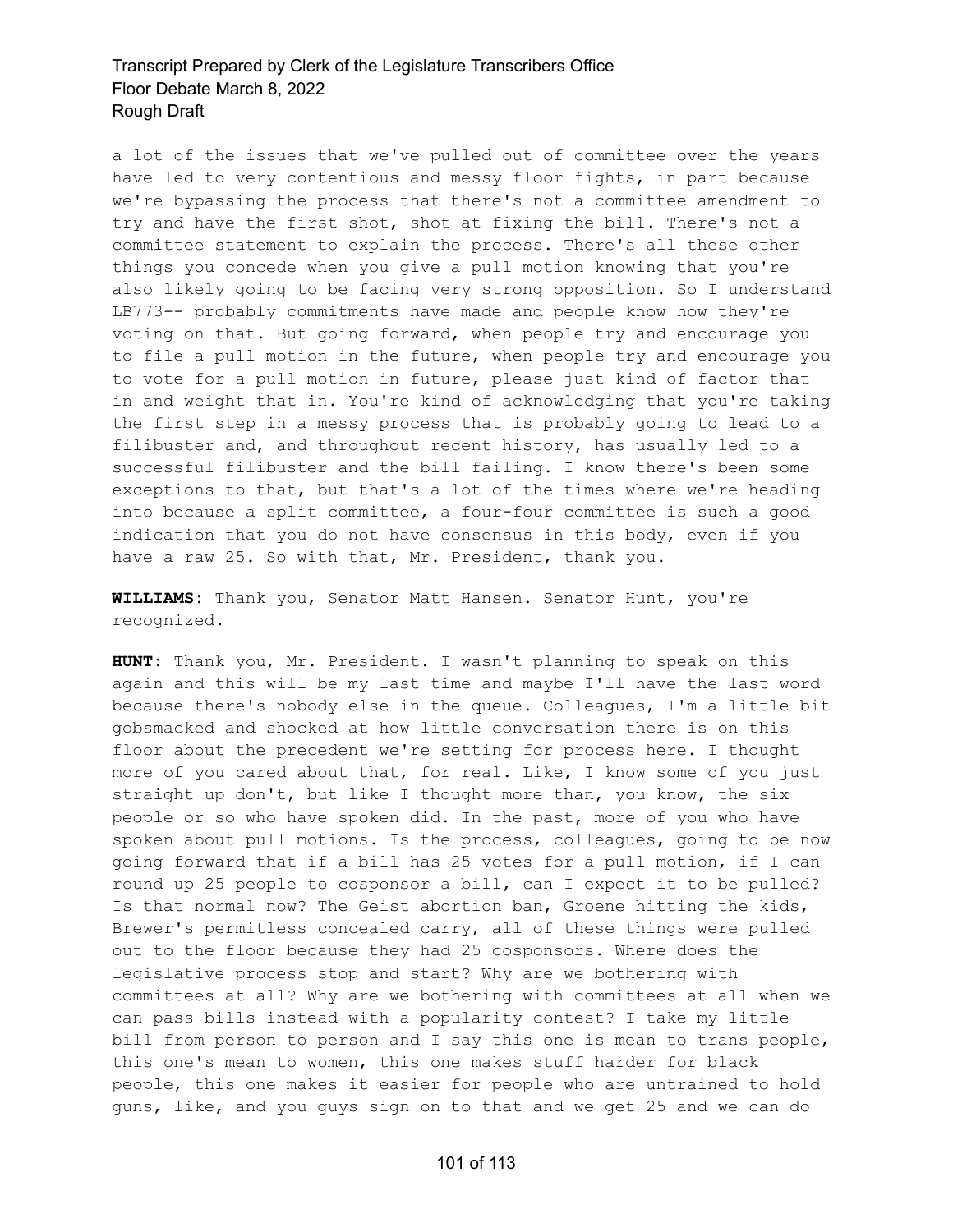a lot of the issues that we've pulled out of committee over the years have led to very contentious and messy floor fights, in part because we're bypassing the process that there's not a committee amendment to try and have the first shot, shot at fixing the bill. There's not a committee statement to explain the process. There's all these other things you concede when you give a pull motion knowing that you're also likely going to be facing very strong opposition. So I understand LB773-- probably commitments have made and people know how they're voting on that. But going forward, when people try and encourage you to file a pull motion in the future, when people try and encourage you to vote for a pull motion in future, please just kind of factor that in and weight that in. You're kind of acknowledging that you're taking the first step in a messy process that is probably going to lead to a filibuster and, and throughout recent history, has usually led to a successful filibuster and the bill failing. I know there's been some exceptions to that, but that's a lot of the times where we're heading into because a split committee, a four-four committee is such a good indication that you do not have consensus in this body, even if you have a raw 25. So with that, Mr. President, thank you.

**WILLIAMS**: Thank you, Senator Matt Hansen. Senator Hunt, you're recognized.

**HUNT**: Thank you, Mr. President. I wasn't planning to speak on this again and this will be my last time and maybe I'll have the last word because there's nobody else in the queue. Colleagues, I'm a little bit gobsmacked and shocked at how little conversation there is on this floor about the precedent we're setting for process here. I thought more of you cared about that, for real. Like, I know some of you just straight up don't, but like I thought more than, you know, the six people or so who have spoken did. In the past, more of you who have spoken about pull motions. Is the process, colleagues, going to be now going forward that if a bill has 25 votes for a pull motion, if I can round up 25 people to cosponsor a bill, can I expect it to be pulled? Is that normal now? The Geist abortion ban, Groene hitting the kids, Brewer's permitless concealed carry, all of these things were pulled out to the floor because they had 25 cosponsors. Where does the legislative process stop and start? Why are we bothering with committees at all? Why are we bothering with committees at all when we can pass bills instead with a popularity contest? I take my little bill from person to person and I say this one is mean to trans people, this one's mean to women, this one makes stuff harder for black people, this one makes it easier for people who are untrained to hold guns, like, and you guys sign on to that and we get 25 and we can do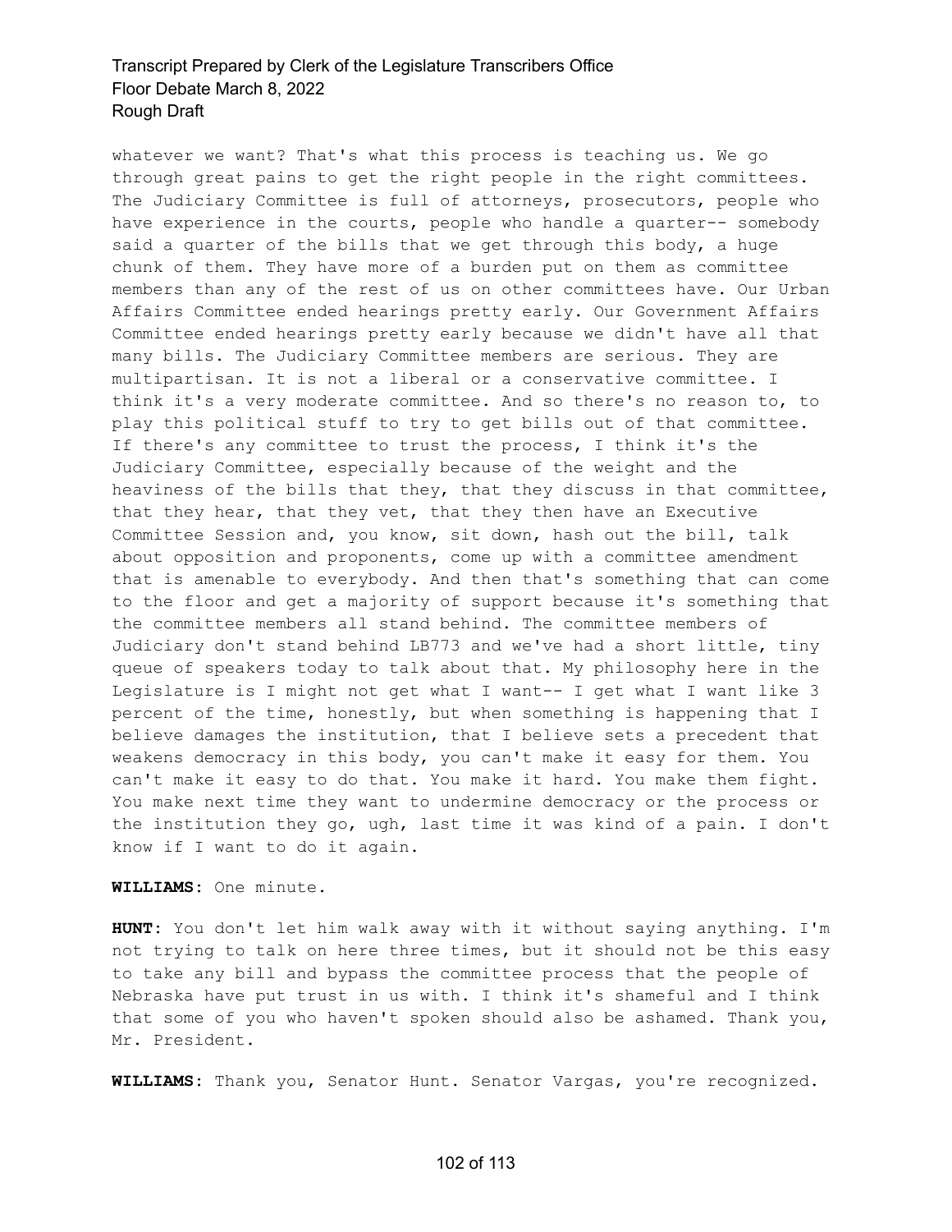whatever we want? That's what this process is teaching us. We go through great pains to get the right people in the right committees. The Judiciary Committee is full of attorneys, prosecutors, people who have experience in the courts, people who handle a quarter-- somebody said a quarter of the bills that we get through this body, a huge chunk of them. They have more of a burden put on them as committee members than any of the rest of us on other committees have. Our Urban Affairs Committee ended hearings pretty early. Our Government Affairs Committee ended hearings pretty early because we didn't have all that many bills. The Judiciary Committee members are serious. They are multipartisan. It is not a liberal or a conservative committee. I think it's a very moderate committee. And so there's no reason to, to play this political stuff to try to get bills out of that committee. If there's any committee to trust the process, I think it's the Judiciary Committee, especially because of the weight and the heaviness of the bills that they, that they discuss in that committee, that they hear, that they vet, that they then have an Executive Committee Session and, you know, sit down, hash out the bill, talk about opposition and proponents, come up with a committee amendment that is amenable to everybody. And then that's something that can come to the floor and get a majority of support because it's something that the committee members all stand behind. The committee members of Judiciary don't stand behind LB773 and we've had a short little, tiny queue of speakers today to talk about that. My philosophy here in the Legislature is I might not get what I want-- I get what I want like 3 percent of the time, honestly, but when something is happening that I believe damages the institution, that I believe sets a precedent that weakens democracy in this body, you can't make it easy for them. You can't make it easy to do that. You make it hard. You make them fight. You make next time they want to undermine democracy or the process or the institution they go, ugh, last time it was kind of a pain. I don't know if I want to do it again.

**WILLIAMS:** One minute.

**HUNT:** You don't let him walk away with it without saying anything. I'm not trying to talk on here three times, but it should not be this easy to take any bill and bypass the committee process that the people of Nebraska have put trust in us with. I think it's shameful and I think that some of you who haven't spoken should also be ashamed. Thank you, Mr. President.

**WILLIAMS:** Thank you, Senator Hunt. Senator Vargas, you're recognized.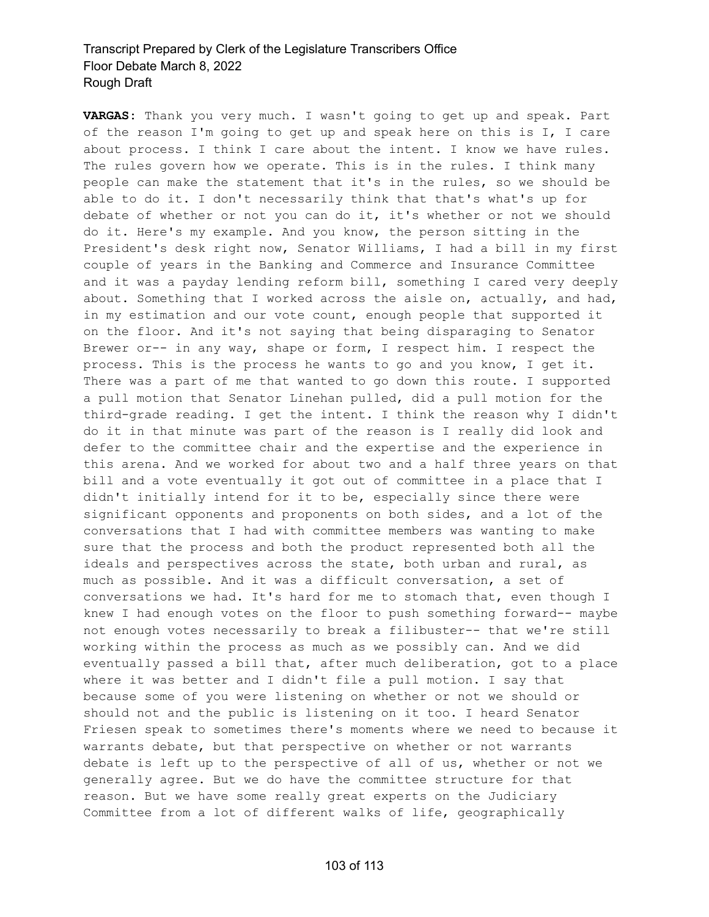**VARGAS:** Thank you very much. I wasn't going to get up and speak. Part of the reason I'm going to get up and speak here on this is I, I care about process. I think I care about the intent. I know we have rules. The rules govern how we operate. This is in the rules. I think many people can make the statement that it's in the rules, so we should be able to do it. I don't necessarily think that that's what's up for debate of whether or not you can do it, it's whether or not we should do it. Here's my example. And you know, the person sitting in the President's desk right now, Senator Williams, I had a bill in my first couple of years in the Banking and Commerce and Insurance Committee and it was a payday lending reform bill, something I cared very deeply about. Something that I worked across the aisle on, actually, and had, in my estimation and our vote count, enough people that supported it on the floor. And it's not saying that being disparaging to Senator Brewer or-- in any way, shape or form, I respect him. I respect the process. This is the process he wants to go and you know, I get it. There was a part of me that wanted to go down this route. I supported a pull motion that Senator Linehan pulled, did a pull motion for the third-grade reading. I get the intent. I think the reason why I didn't do it in that minute was part of the reason is I really did look and defer to the committee chair and the expertise and the experience in this arena. And we worked for about two and a half three years on that bill and a vote eventually it got out of committee in a place that I didn't initially intend for it to be, especially since there were significant opponents and proponents on both sides, and a lot of the conversations that I had with committee members was wanting to make sure that the process and both the product represented both all the ideals and perspectives across the state, both urban and rural, as much as possible. And it was a difficult conversation, a set of conversations we had. It's hard for me to stomach that, even though I knew I had enough votes on the floor to push something forward-- maybe not enough votes necessarily to break a filibuster-- that we're still working within the process as much as we possibly can. And we did eventually passed a bill that, after much deliberation, got to a place where it was better and I didn't file a pull motion. I say that because some of you were listening on whether or not we should or should not and the public is listening on it too. I heard Senator Friesen speak to sometimes there's moments where we need to because it warrants debate, but that perspective on whether or not warrants debate is left up to the perspective of all of us, whether or not we generally agree. But we do have the committee structure for that reason. But we have some really great experts on the Judiciary Committee from a lot of different walks of life, geographically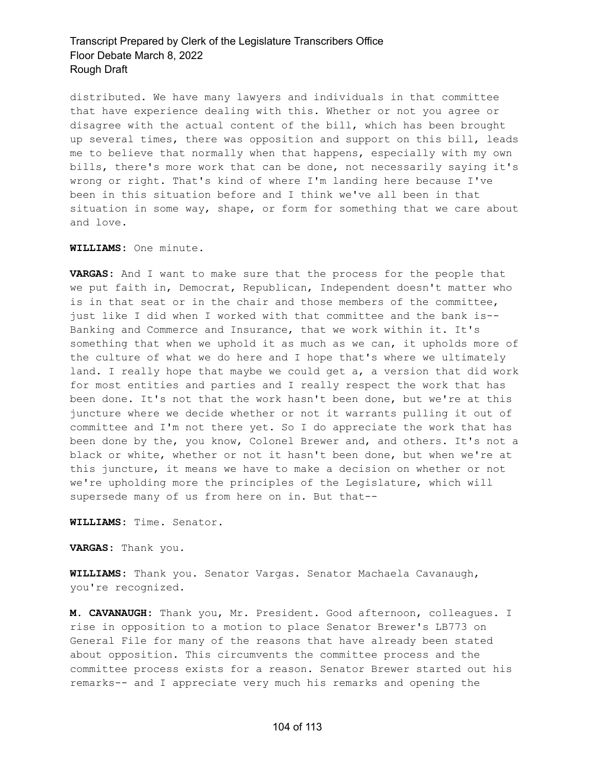distributed. We have many lawyers and individuals in that committee that have experience dealing with this. Whether or not you agree or disagree with the actual content of the bill, which has been brought up several times, there was opposition and support on this bill, leads me to believe that normally when that happens, especially with my own bills, there's more work that can be done, not necessarily saying it's wrong or right. That's kind of where I'm landing here because I've been in this situation before and I think we've all been in that situation in some way, shape, or form for something that we care about and love.

**WILLIAMS:** One minute.

**VARGAS:** And I want to make sure that the process for the people that we put faith in, Democrat, Republican, Independent doesn't matter who is in that seat or in the chair and those members of the committee, just like I did when I worked with that committee and the bank is-- Banking and Commerce and Insurance, that we work within it. It's something that when we uphold it as much as we can, it upholds more of the culture of what we do here and I hope that's where we ultimately land. I really hope that maybe we could get a, a version that did work for most entities and parties and I really respect the work that has been done. It's not that the work hasn't been done, but we're at this juncture where we decide whether or not it warrants pulling it out of committee and I'm not there yet. So I do appreciate the work that has been done by the, you know, Colonel Brewer and, and others. It's not a black or white, whether or not it hasn't been done, but when we're at this juncture, it means we have to make a decision on whether or not we're upholding more the principles of the Legislature, which will supersede many of us from here on in. But that--

**WILLIAMS:** Time. Senator.

**VARGAS:** Thank you.

**WILLIAMS:** Thank you. Senator Vargas. Senator Machaela Cavanaugh, you're recognized.

**M. CAVANAUGH:** Thank you, Mr. President. Good afternoon, colleagues. I rise in opposition to a motion to place Senator Brewer's LB773 on General File for many of the reasons that have already been stated about opposition. This circumvents the committee process and the committee process exists for a reason. Senator Brewer started out his remarks-- and I appreciate very much his remarks and opening the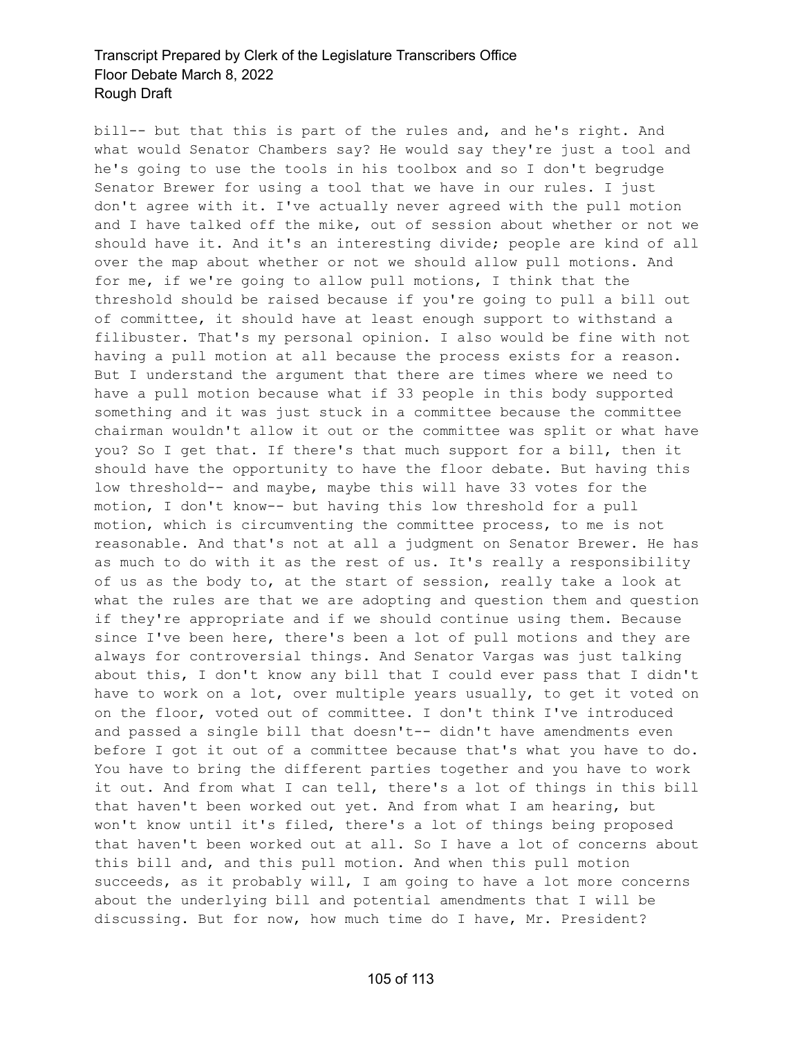bill-- but that this is part of the rules and, and he's right. And what would Senator Chambers say? He would say they're just a tool and he's going to use the tools in his toolbox and so I don't begrudge Senator Brewer for using a tool that we have in our rules. I just don't agree with it. I've actually never agreed with the pull motion and I have talked off the mike, out of session about whether or not we should have it. And it's an interesting divide; people are kind of all over the map about whether or not we should allow pull motions. And for me, if we're going to allow pull motions, I think that the threshold should be raised because if you're going to pull a bill out of committee, it should have at least enough support to withstand a filibuster. That's my personal opinion. I also would be fine with not having a pull motion at all because the process exists for a reason. But I understand the argument that there are times where we need to have a pull motion because what if 33 people in this body supported something and it was just stuck in a committee because the committee chairman wouldn't allow it out or the committee was split or what have you? So I get that. If there's that much support for a bill, then it should have the opportunity to have the floor debate. But having this low threshold-- and maybe, maybe this will have 33 votes for the motion, I don't know-- but having this low threshold for a pull motion, which is circumventing the committee process, to me is not reasonable. And that's not at all a judgment on Senator Brewer. He has as much to do with it as the rest of us. It's really a responsibility of us as the body to, at the start of session, really take a look at what the rules are that we are adopting and question them and question if they're appropriate and if we should continue using them. Because since I've been here, there's been a lot of pull motions and they are always for controversial things. And Senator Vargas was just talking about this, I don't know any bill that I could ever pass that I didn't have to work on a lot, over multiple years usually, to get it voted on on the floor, voted out of committee. I don't think I've introduced and passed a single bill that doesn't-- didn't have amendments even before I got it out of a committee because that's what you have to do. You have to bring the different parties together and you have to work it out. And from what I can tell, there's a lot of things in this bill that haven't been worked out yet. And from what I am hearing, but won't know until it's filed, there's a lot of things being proposed that haven't been worked out at all. So I have a lot of concerns about this bill and, and this pull motion. And when this pull motion succeeds, as it probably will, I am going to have a lot more concerns about the underlying bill and potential amendments that I will be discussing. But for now, how much time do I have, Mr. President?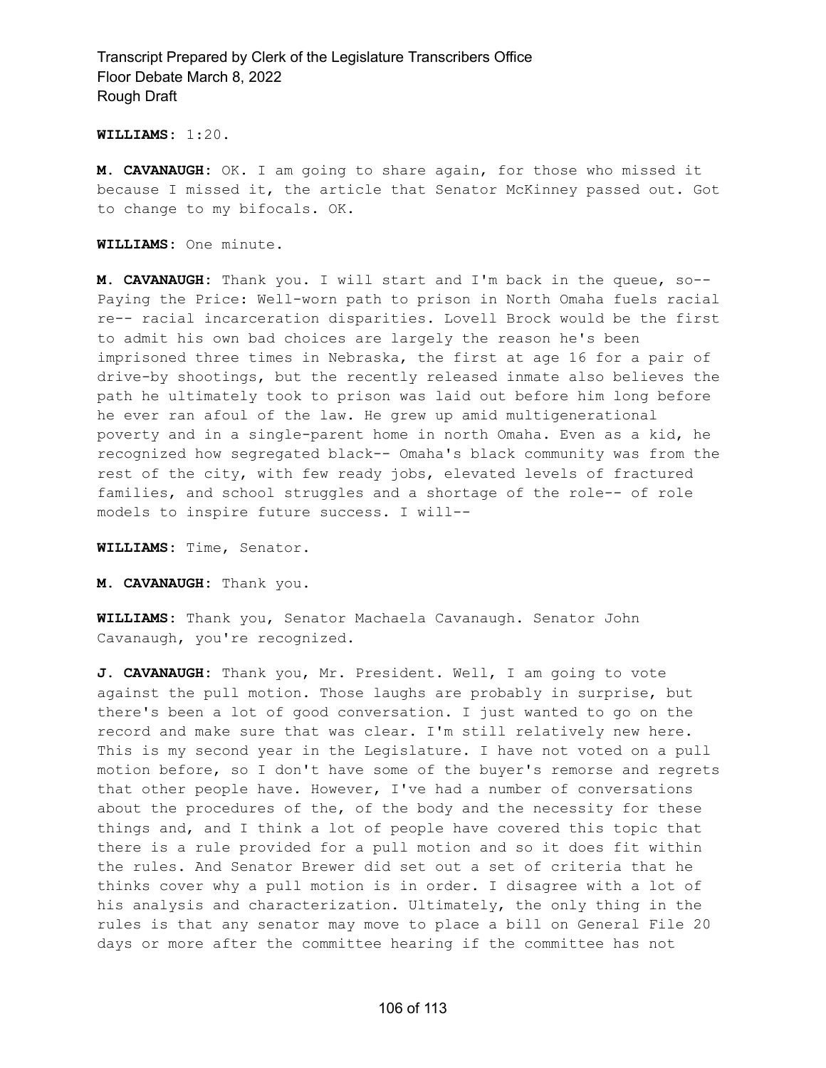**WILLIAMS:** 1:20.

**M. CAVANAUGH:** OK. I am going to share again, for those who missed it because I missed it, the article that Senator McKinney passed out. Got to change to my bifocals. OK.

**WILLIAMS:** One minute.

**M. CAVANAUGH:** Thank you. I will start and I'm back in the queue, so-- Paying the Price: Well-worn path to prison in North Omaha fuels racial re-- racial incarceration disparities. Lovell Brock would be the first to admit his own bad choices are largely the reason he's been imprisoned three times in Nebraska, the first at age 16 for a pair of drive-by shootings, but the recently released inmate also believes the path he ultimately took to prison was laid out before him long before he ever ran afoul of the law. He grew up amid multigenerational poverty and in a single-parent home in north Omaha. Even as a kid, he recognized how segregated black-- Omaha's black community was from the rest of the city, with few ready jobs, elevated levels of fractured families, and school struggles and a shortage of the role-- of role models to inspire future success. I will--

**WILLIAMS:** Time, Senator.

**M. CAVANAUGH:** Thank you.

**WILLIAMS:** Thank you, Senator Machaela Cavanaugh. Senator John Cavanaugh, you're recognized.

**J. CAVANAUGH:** Thank you, Mr. President. Well, I am going to vote against the pull motion. Those laughs are probably in surprise, but there's been a lot of good conversation. I just wanted to go on the record and make sure that was clear. I'm still relatively new here. This is my second year in the Legislature. I have not voted on a pull motion before, so I don't have some of the buyer's remorse and regrets that other people have. However, I've had a number of conversations about the procedures of the, of the body and the necessity for these things and, and I think a lot of people have covered this topic that there is a rule provided for a pull motion and so it does fit within the rules. And Senator Brewer did set out a set of criteria that he thinks cover why a pull motion is in order. I disagree with a lot of his analysis and characterization. Ultimately, the only thing in the rules is that any senator may move to place a bill on General File 20 days or more after the committee hearing if the committee has not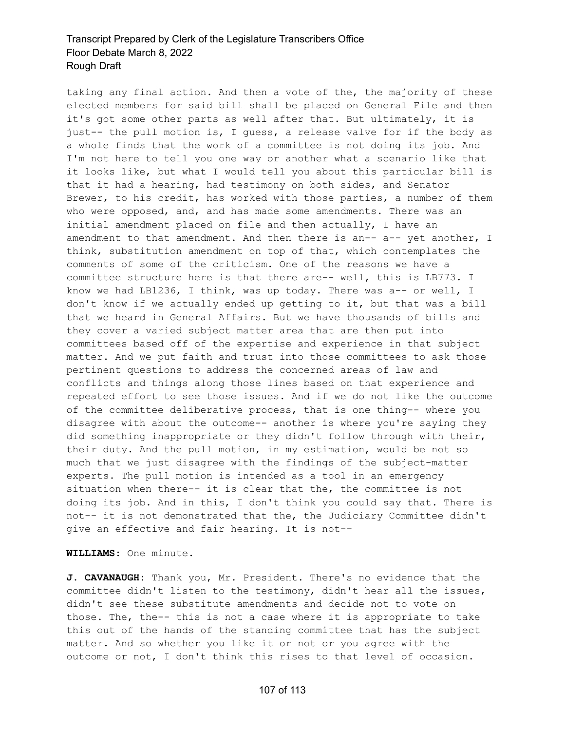taking any final action. And then a vote of the, the majority of these elected members for said bill shall be placed on General File and then it's got some other parts as well after that. But ultimately, it is just-- the pull motion is, I guess, a release valve for if the body as a whole finds that the work of a committee is not doing its job. And I'm not here to tell you one way or another what a scenario like that it looks like, but what I would tell you about this particular bill is that it had a hearing, had testimony on both sides, and Senator Brewer, to his credit, has worked with those parties, a number of them who were opposed, and, and has made some amendments. There was an initial amendment placed on file and then actually, I have an amendment to that amendment. And then there is an-- a-- yet another, I think, substitution amendment on top of that, which contemplates the comments of some of the criticism. One of the reasons we have a committee structure here is that there are-- well, this is LB773. I know we had LB1236, I think, was up today. There was a-- or well, I don't know if we actually ended up getting to it, but that was a bill that we heard in General Affairs. But we have thousands of bills and they cover a varied subject matter area that are then put into committees based off of the expertise and experience in that subject matter. And we put faith and trust into those committees to ask those pertinent questions to address the concerned areas of law and conflicts and things along those lines based on that experience and repeated effort to see those issues. And if we do not like the outcome of the committee deliberative process, that is one thing-- where you disagree with about the outcome-- another is where you're saying they did something inappropriate or they didn't follow through with their, their duty. And the pull motion, in my estimation, would be not so much that we just disagree with the findings of the subject-matter experts. The pull motion is intended as a tool in an emergency situation when there-- it is clear that the, the committee is not doing its job. And in this, I don't think you could say that. There is not-- it is not demonstrated that the, the Judiciary Committee didn't give an effective and fair hearing. It is not--

**WILLIAMS:** One minute.

**J. CAVANAUGH:** Thank you, Mr. President. There's no evidence that the committee didn't listen to the testimony, didn't hear all the issues, didn't see these substitute amendments and decide not to vote on those. The, the-- this is not a case where it is appropriate to take this out of the hands of the standing committee that has the subject matter. And so whether you like it or not or you agree with the outcome or not, I don't think this rises to that level of occasion.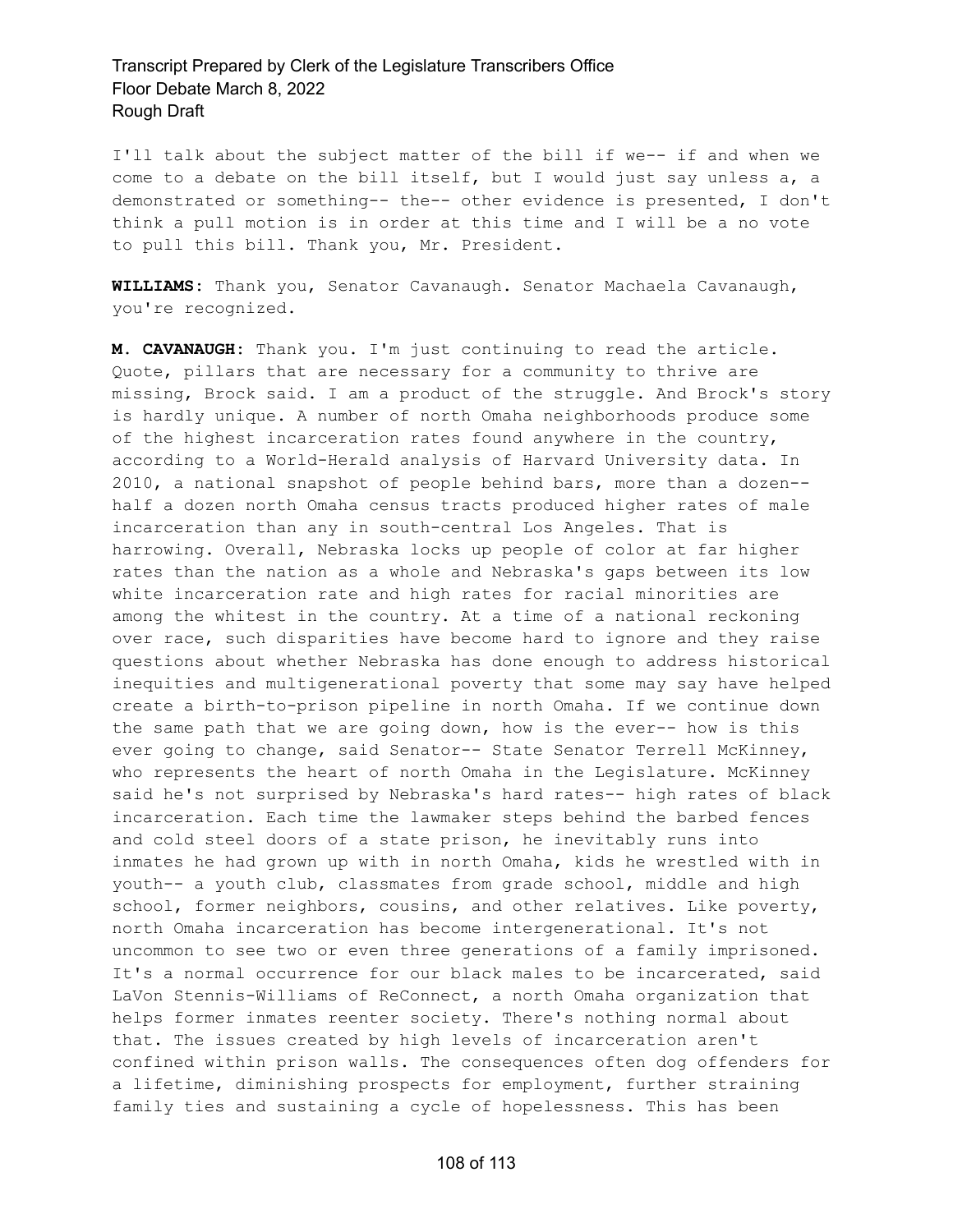I'll talk about the subject matter of the bill if we-- if and when we come to a debate on the bill itself, but I would just say unless a, a demonstrated or something-- the-- other evidence is presented, I don't think a pull motion is in order at this time and I will be a no vote to pull this bill. Thank you, Mr. President.

**WILLIAMS:** Thank you, Senator Cavanaugh. Senator Machaela Cavanaugh, you're recognized.

**M. CAVANAUGH:** Thank you. I'm just continuing to read the article. Quote, pillars that are necessary for a community to thrive are missing, Brock said. I am a product of the struggle. And Brock's story is hardly unique. A number of north Omaha neighborhoods produce some of the highest incarceration rates found anywhere in the country, according to a World-Herald analysis of Harvard University data. In 2010, a national snapshot of people behind bars, more than a dozen-- half a dozen north Omaha census tracts produced higher rates of male incarceration than any in south-central Los Angeles. That is harrowing. Overall, Nebraska locks up people of color at far higher rates than the nation as a whole and Nebraska's gaps between its low white incarceration rate and high rates for racial minorities are among the whitest in the country. At a time of a national reckoning over race, such disparities have become hard to ignore and they raise questions about whether Nebraska has done enough to address historical inequities and multigenerational poverty that some may say have helped create a birth-to-prison pipeline in north Omaha. If we continue down the same path that we are going down, how is the ever-- how is this ever going to change, said Senator-- State Senator Terrell McKinney, who represents the heart of north Omaha in the Legislature. McKinney said he's not surprised by Nebraska's hard rates-- high rates of black incarceration. Each time the lawmaker steps behind the barbed fences and cold steel doors of a state prison, he inevitably runs into inmates he had grown up with in north Omaha, kids he wrestled with in youth-- a youth club, classmates from grade school, middle and high school, former neighbors, cousins, and other relatives. Like poverty, north Omaha incarceration has become intergenerational. It's not uncommon to see two or even three generations of a family imprisoned. It's a normal occurrence for our black males to be incarcerated, said LaVon Stennis-Williams of ReConnect, a north Omaha organization that helps former inmates reenter society. There's nothing normal about that. The issues created by high levels of incarceration aren't confined within prison walls. The consequences often dog offenders for a lifetime, diminishing prospects for employment, further straining family ties and sustaining a cycle of hopelessness. This has been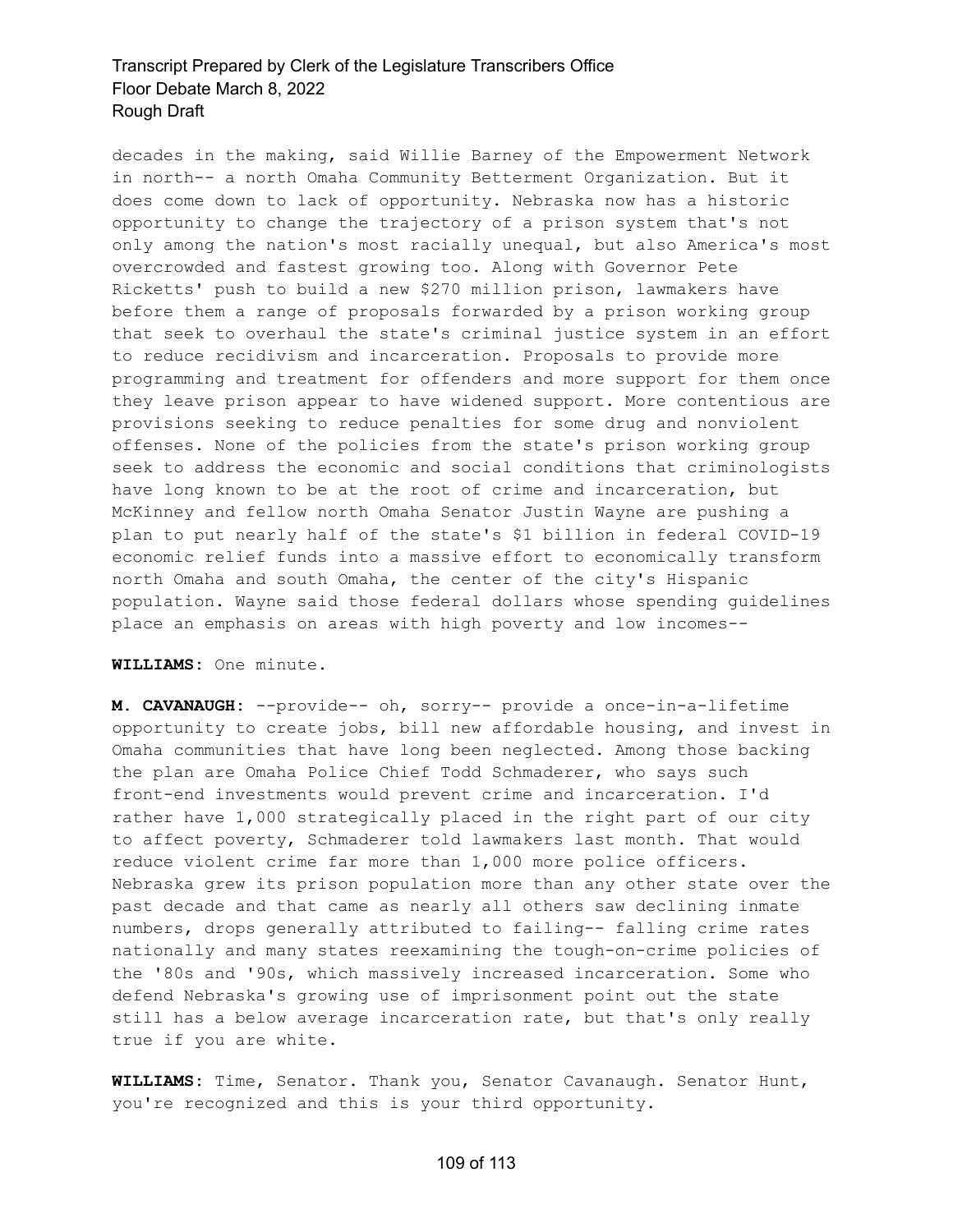decades in the making, said Willie Barney of the Empowerment Network in north-- a north Omaha Community Betterment Organization. But it does come down to lack of opportunity. Nebraska now has a historic opportunity to change the trajectory of a prison system that's not only among the nation's most racially unequal, but also America's most overcrowded and fastest growing too. Along with Governor Pete Ricketts' push to build a new $270 million prison, lawmakers have before them a range of proposals forwarded by a prison working group that seek to overhaul the state's criminal justice system in an effort to reduce recidivism and incarceration. Proposals to provide more programming and treatment for offenders and more support for them once they leave prison appear to have widened support. More contentious are provisions seeking to reduce penalties for some drug and nonviolent offenses. None of the policies from the state's prison working group seek to address the economic and social conditions that criminologists have long known to be at the root of crime and incarceration, but McKinney and fellow north Omaha Senator Justin Wayne are pushing a plan to put nearly half of the state's $1 billion in federal COVID-19 economic relief funds into a massive effort to economically transform north Omaha and south Omaha, the center of the city's Hispanic population. Wayne said those federal dollars whose spending guidelines place an emphasis on areas with high poverty and low incomes--

**WILLIAMS:** One minute.

**M. CAVANAUGH:** --provide-- oh, sorry-- provide a once-in-a-lifetime opportunity to create jobs, bill new affordable housing, and invest in Omaha communities that have long been neglected. Among those backing the plan are Omaha Police Chief Todd Schmaderer, who says such front-end investments would prevent crime and incarceration. I'd rather have 1,000 strategically placed in the right part of our city to affect poverty, Schmaderer told lawmakers last month. That would reduce violent crime far more than 1,000 more police officers. Nebraska grew its prison population more than any other state over the past decade and that came as nearly all others saw declining inmate numbers, drops generally attributed to failing-- falling crime rates nationally and many states reexamining the tough-on-crime policies of the '80s and '90s, which massively increased incarceration. Some who defend Nebraska's growing use of imprisonment point out the state still has a below average incarceration rate, but that's only really true if you are white.

**WILLIAMS:** Time, Senator. Thank you, Senator Cavanaugh. Senator Hunt, you're recognized and this is your third opportunity.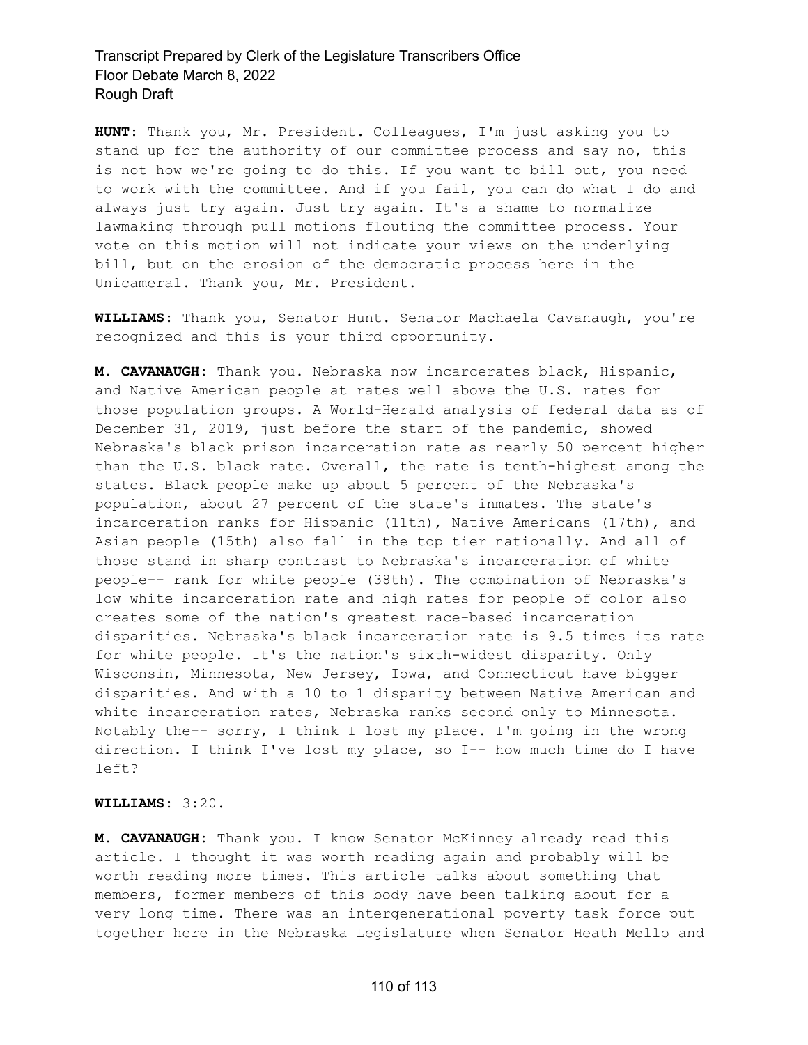**HUNT:** Thank you, Mr. President. Colleagues, I'm just asking you to stand up for the authority of our committee process and say no, this is not how we're going to do this. If you want to bill out, you need to work with the committee. And if you fail, you can do what I do and always just try again. Just try again. It's a shame to normalize lawmaking through pull motions flouting the committee process. Your vote on this motion will not indicate your views on the underlying bill, but on the erosion of the democratic process here in the Unicameral. Thank you, Mr. President.

**WILLIAMS:** Thank you, Senator Hunt. Senator Machaela Cavanaugh, you're recognized and this is your third opportunity.

**M. CAVANAUGH:** Thank you. Nebraska now incarcerates black, Hispanic, and Native American people at rates well above the U.S. rates for those population groups. A World-Herald analysis of federal data as of December 31, 2019, just before the start of the pandemic, showed Nebraska's black prison incarceration rate as nearly 50 percent higher than the U.S. black rate. Overall, the rate is tenth-highest among the states. Black people make up about 5 percent of the Nebraska's population, about 27 percent of the state's inmates. The state's incarceration ranks for Hispanic (11th), Native Americans (17th), and Asian people (15th) also fall in the top tier nationally. And all of those stand in sharp contrast to Nebraska's incarceration of white people-- rank for white people (38th). The combination of Nebraska's low white incarceration rate and high rates for people of color also creates some of the nation's greatest race-based incarceration disparities. Nebraska's black incarceration rate is 9.5 times its rate for white people. It's the nation's sixth-widest disparity. Only Wisconsin, Minnesota, New Jersey, Iowa, and Connecticut have bigger disparities. And with a 10 to 1 disparity between Native American and white incarceration rates, Nebraska ranks second only to Minnesota. Notably the-- sorry, I think I lost my place. I'm going in the wrong direction. I think I've lost my place, so I-- how much time do I have left?

**WILLIAMS:** 3:20.

**M. CAVANAUGH:** Thank you. I know Senator McKinney already read this article. I thought it was worth reading again and probably will be worth reading more times. This article talks about something that members, former members of this body have been talking about for a very long time. There was an intergenerational poverty task force put together here in the Nebraska Legislature when Senator Heath Mello and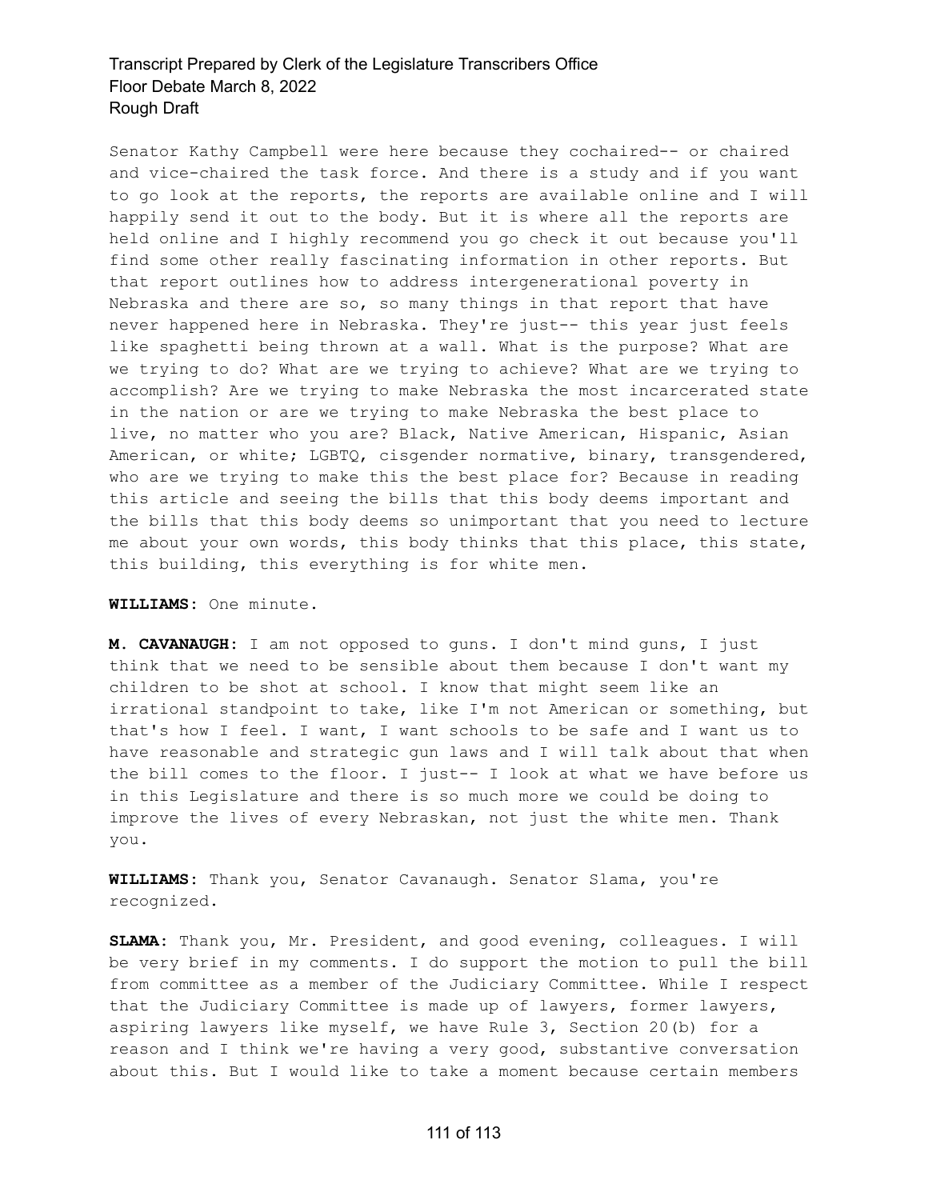Senator Kathy Campbell were here because they cochaired-- or chaired and vice-chaired the task force. And there is a study and if you want to go look at the reports, the reports are available online and I will happily send it out to the body. But it is where all the reports are held online and I highly recommend you go check it out because you'll find some other really fascinating information in other reports. But that report outlines how to address intergenerational poverty in Nebraska and there are so, so many things in that report that have never happened here in Nebraska. They're just-- this year just feels like spaghetti being thrown at a wall. What is the purpose? What are we trying to do? What are we trying to achieve? What are we trying to accomplish? Are we trying to make Nebraska the most incarcerated state in the nation or are we trying to make Nebraska the best place to live, no matter who you are? Black, Native American, Hispanic, Asian American, or white; LGBTQ, cisgender normative, binary, transgendered, who are we trying to make this the best place for? Because in reading this article and seeing the bills that this body deems important and the bills that this body deems so unimportant that you need to lecture me about your own words, this body thinks that this place, this state, this building, this everything is for white men.

**WILLIAMS:** One minute.

**M. CAVANAUGH:** I am not opposed to guns. I don't mind guns, I just think that we need to be sensible about them because I don't want my children to be shot at school. I know that might seem like an irrational standpoint to take, like I'm not American or something, but that's how I feel. I want, I want schools to be safe and I want us to have reasonable and strategic gun laws and I will talk about that when the bill comes to the floor. I just-- I look at what we have before us in this Legislature and there is so much more we could be doing to improve the lives of every Nebraskan, not just the white men. Thank you.

**WILLIAMS:** Thank you, Senator Cavanaugh. Senator Slama, you're recognized.

**SLAMA:** Thank you, Mr. President, and good evening, colleagues. I will be very brief in my comments. I do support the motion to pull the bill from committee as a member of the Judiciary Committee. While I respect that the Judiciary Committee is made up of lawyers, former lawyers, aspiring lawyers like myself, we have Rule 3, Section 20(b) for a reason and I think we're having a very good, substantive conversation about this. But I would like to take a moment because certain members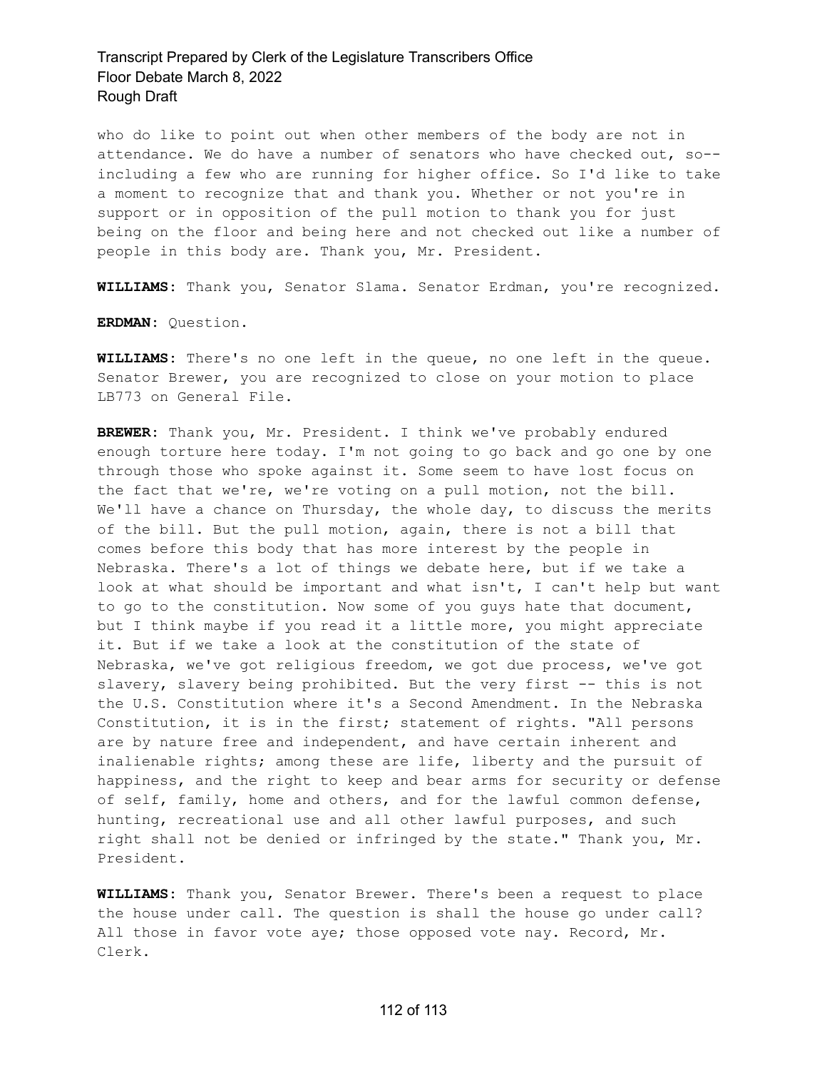who do like to point out when other members of the body are not in attendance. We do have a number of senators who have checked out, so-- including a few who are running for higher office. So I'd like to take a moment to recognize that and thank you. Whether or not you're in support or in opposition of the pull motion to thank you for just being on the floor and being here and not checked out like a number of people in this body are. Thank you, Mr. President.

**WILLIAMS:** Thank you, Senator Slama. Senator Erdman, you're recognized.

**ERDMAN:** Question.

**WILLIAMS:** There's no one left in the queue, no one left in the queue. Senator Brewer, you are recognized to close on your motion to place LB773 on General File.

**BREWER:** Thank you, Mr. President. I think we've probably endured enough torture here today. I'm not going to go back and go one by one through those who spoke against it. Some seem to have lost focus on the fact that we're, we're voting on a pull motion, not the bill. We'll have a chance on Thursday, the whole day, to discuss the merits of the bill. But the pull motion, again, there is not a bill that comes before this body that has more interest by the people in Nebraska. There's a lot of things we debate here, but if we take a look at what should be important and what isn't, I can't help but want to go to the constitution. Now some of you guys hate that document, but I think maybe if you read it a little more, you might appreciate it. But if we take a look at the constitution of the state of Nebraska, we've got religious freedom, we got due process, we've got slavery, slavery being prohibited. But the very first -- this is not the U.S. Constitution where it's a Second Amendment. In the Nebraska Constitution, it is in the first; statement of rights. "All persons are by nature free and independent, and have certain inherent and inalienable rights; among these are life, liberty and the pursuit of happiness, and the right to keep and bear arms for security or defense of self, family, home and others, and for the lawful common defense, hunting, recreational use and all other lawful purposes, and such right shall not be denied or infringed by the state." Thank you, Mr. President.

**WILLIAMS:** Thank you, Senator Brewer. There's been a request to place the house under call. The question is shall the house go under call? All those in favor vote aye; those opposed vote nay. Record, Mr. Clerk.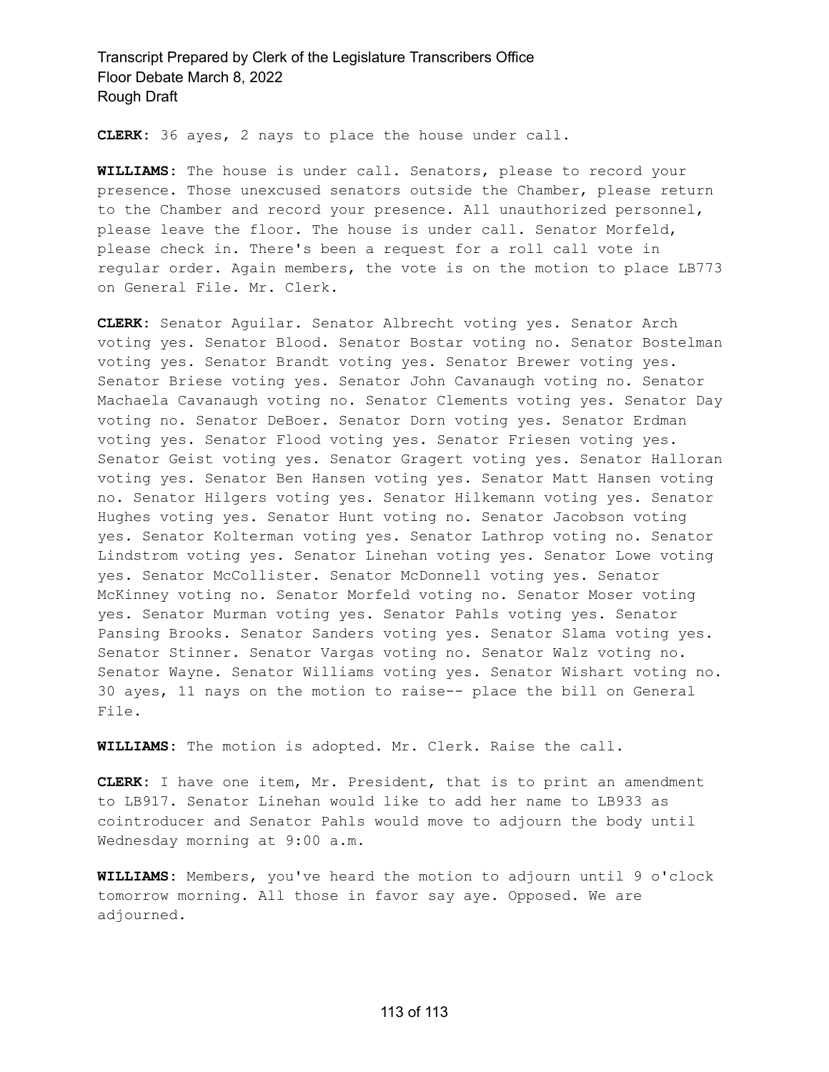**CLERK:** 36 ayes, 2 nays to place the house under call.

**WILLIAMS:** The house is under call. Senators, please to record your presence. Those unexcused senators outside the Chamber, please return to the Chamber and record your presence. All unauthorized personnel, please leave the floor. The house is under call. Senator Morfeld, please check in. There's been a request for a roll call vote in regular order. Again members, the vote is on the motion to place LB773 on General File. Mr. Clerk.

**CLERK:** Senator Aguilar. Senator Albrecht voting yes. Senator Arch voting yes. Senator Blood. Senator Bostar voting no. Senator Bostelman voting yes. Senator Brandt voting yes. Senator Brewer voting yes. Senator Briese voting yes. Senator John Cavanaugh voting no. Senator Machaela Cavanaugh voting no. Senator Clements voting yes. Senator Day voting no. Senator DeBoer. Senator Dorn voting yes. Senator Erdman voting yes. Senator Flood voting yes. Senator Friesen voting yes. Senator Geist voting yes. Senator Gragert voting yes. Senator Halloran voting yes. Senator Ben Hansen voting yes. Senator Matt Hansen voting no. Senator Hilgers voting yes. Senator Hilkemann voting yes. Senator Hughes voting yes. Senator Hunt voting no. Senator Jacobson voting yes. Senator Kolterman voting yes. Senator Lathrop voting no. Senator Lindstrom voting yes. Senator Linehan voting yes. Senator Lowe voting yes. Senator McCollister. Senator McDonnell voting yes. Senator McKinney voting no. Senator Morfeld voting no. Senator Moser voting yes. Senator Murman voting yes. Senator Pahls voting yes. Senator Pansing Brooks. Senator Sanders voting yes. Senator Slama voting yes. Senator Stinner. Senator Vargas voting no. Senator Walz voting no. Senator Wayne. Senator Williams voting yes. Senator Wishart voting no. 30 ayes, 11 nays on the motion to raise-- place the bill on General File.

**WILLIAMS:** The motion is adopted. Mr. Clerk. Raise the call.

**CLERK:** I have one item, Mr. President, that is to print an amendment to LB917. Senator Linehan would like to add her name to LB933 as cointroducer and Senator Pahls would move to adjourn the body until Wednesday morning at 9:00 a.m.

**WILLIAMS:** Members, you've heard the motion to adjourn until 9 o'clock tomorrow morning. All those in favor say aye. Opposed. We are adjourned.